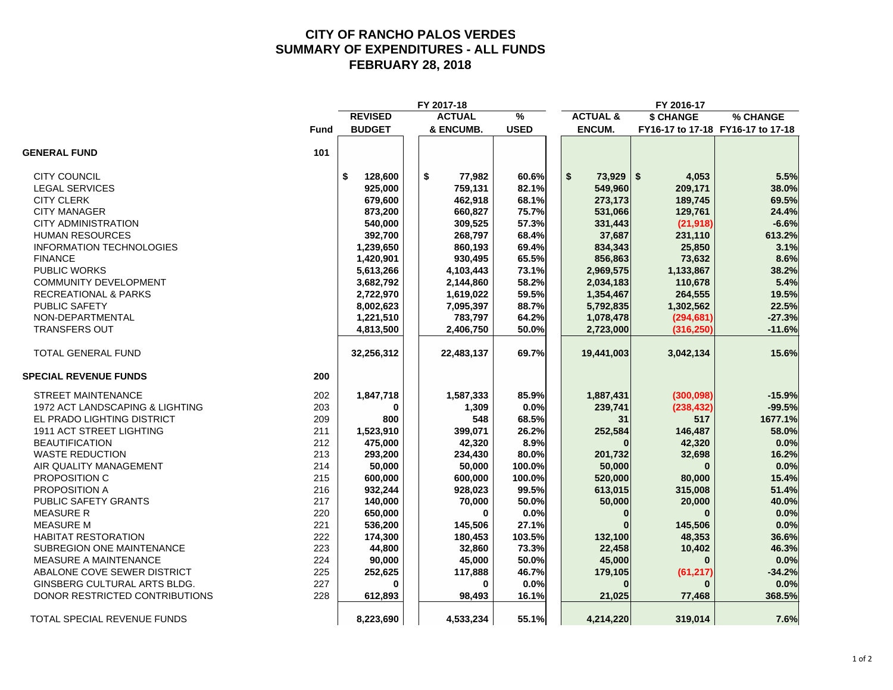# CITY OF RANCHO PALOS VERDES
## SUMMARY OF EXPENDITURES - ALL FUNDS
## FEBRUARY 28, 2018

| | | FY 2017-18 | | | FY 2016-17 | | |
|---|---|---|---|---|---|---|---|
| | Fund | REVISED BUDGET | ACTUAL & ENCUMB. | % USED | ACTUAL & ENCUM. | $ CHANGE FY16-17 to 17-18 | % CHANGE FY16-17 to 17-18 |
| **GENERAL FUND** | **101** | | | | | | |
| CITY COUNCIL | | $ 128,600 | $ 77,982 | 60.6% | $ 73,929 | $ 4,053 | 5.5% |
| LEGAL SERVICES | | 925,000 | 759,131 | 82.1% | 549,960 | 209,171 | 38.0% |
| CITY CLERK | | 679,600 | 462,918 | 68.1% | 273,173 | 189,745 | 69.5% |
| CITY MANAGER | | 873,200 | 660,827 | 75.7% | 531,066 | 129,761 | 24.4% |
| CITY ADMINISTRATION | | 540,000 | 309,525 | 57.3% | 331,443 | (21,918) | -6.6% |
| HUMAN RESOURCES | | 392,700 | 268,797 | 68.4% | 37,687 | 231,110 | 613.2% |
| INFORMATION TECHNOLOGIES | | 1,239,650 | 860,193 | 69.4% | 834,343 | 25,850 | 3.1% |
| FINANCE | | 1,420,901 | 930,495 | 65.5% | 856,863 | 73,632 | 8.6% |
| PUBLIC WORKS | | 5,613,266 | 4,103,443 | 73.1% | 2,969,575 | 1,133,867 | 38.2% |
| COMMUNITY DEVELOPMENT | | 3,682,792 | 2,144,860 | 58.2% | 2,034,183 | 110,678 | 5.4% |
| RECREATIONAL & PARKS | | 2,722,970 | 1,619,022 | 59.5% | 1,354,467 | 264,555 | 19.5% |
| PUBLIC SAFETY | | 8,002,623 | 7,095,397 | 88.7% | 5,792,835 | 1,302,562 | 22.5% |
| NON-DEPARTMENTAL | | 1,221,510 | 783,797 | 64.2% | 1,078,478 | (294,681) | -27.3% |
| TRANSFERS OUT | | 4,813,500 | 2,406,750 | 50.0% | 2,723,000 | (316,250) | -11.6% |
| TOTAL GENERAL FUND | | 32,256,312 | 22,483,137 | 69.7% | 19,441,003 | 3,042,134 | 15.6% |
| **SPECIAL REVENUE FUNDS** | **200** | | | | | | |
| STREET MAINTENANCE | 202 | 1,847,718 | 1,587,333 | 85.9% | 1,887,431 | (300,098) | -15.9% |
| 1972 ACT LANDSCAPING & LIGHTING | 203 | 0 | 1,309 | 0.0% | 239,741 | (238,432) | -99.5% |
| EL PRADO LIGHTING DISTRICT | 209 | 800 | 548 | 68.5% | 31 | 517 | 1677.1% |
| 1911 ACT STREET LIGHTING | 211 | 1,523,910 | 399,071 | 26.2% | 252,584 | 146,487 | 58.0% |
| BEAUTIFICATION | 212 | 475,000 | 42,320 | 8.9% | 0 | 42,320 | 0.0% |
| WASTE REDUCTION | 213 | 293,200 | 234,430 | 80.0% | 201,732 | 32,698 | 16.2% |
| AIR QUALITY MANAGEMENT | 214 | 50,000 | 50,000 | 100.0% | 50,000 | 0 | 0.0% |
| PROPOSITION C | 215 | 600,000 | 600,000 | 100.0% | 520,000 | 80,000 | 15.4% |
| PROPOSITION A | 216 | 932,244 | 928,023 | 99.5% | 613,015 | 315,008 | 51.4% |
| PUBLIC SAFETY GRANTS | 217 | 140,000 | 70,000 | 50.0% | 50,000 | 20,000 | 40.0% |
| MEASURE R | 220 | 650,000 | 0 | 0.0% | 0 | 0 | 0.0% |
| MEASURE M | 221 | 536,200 | 145,506 | 27.1% | 0 | 145,506 | 0.0% |
| HABITAT RESTORATION | 222 | 174,300 | 180,453 | 103.5% | 132,100 | 48,353 | 36.6% |
| SUBREGION ONE MAINTENANCE | 223 | 44,800 | 32,860 | 73.3% | 22,458 | 10,402 | 46.3% |
| MEASURE A MAINTENANCE | 224 | 90,000 | 45,000 | 50.0% | 45,000 | 0 | 0.0% |
| ABALONE COVE SEWER DISTRICT | 225 | 252,625 | 117,888 | 46.7% | 179,105 | (61,217) | -34.2% |
| GINSBERG CULTURAL ARTS BLDG. | 227 | 0 | 0 | 0.0% | 0 | 0 | 0.0% |
| DONOR RESTRICTED CONTRIBUTIONS | 228 | 612,893 | 98,493 | 16.1% | 21,025 | 77,468 | 368.5% |
| TOTAL SPECIAL REVENUE FUNDS | | 8,223,690 | 4,533,234 | 55.1% | 4,214,220 | 319,014 | 7.6% |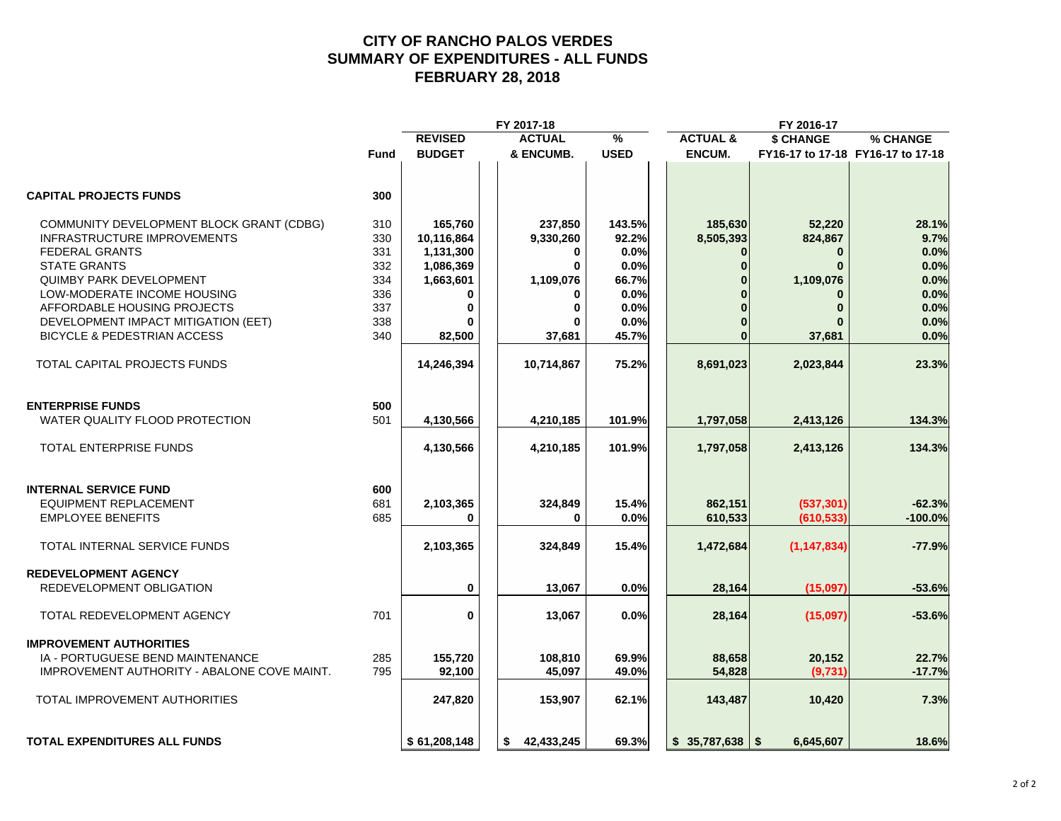# CITY OF RANCHO PALOS VERDES
## SUMMARY OF EXPENDITURES - ALL FUNDS
## FEBRUARY 28, 2018

| | Fund | FY 2017-18 REVISED BUDGET | FY 2017-18 ACTUAL & ENCUMB. | FY 2017-18 % USED | FY 2016-17 ACTUAL & ENCUM. | FY 2016-17 $ CHANGE FY16-17 to 17-18 | FY 2016-17 % CHANGE FY16-17 to 17-18 |
|---|---|---|---|---|---|---|---|
| **CAPITAL PROJECTS FUNDS** | **300** | | | | | | |
| COMMUNITY DEVELOPMENT BLOCK GRANT (CDBG) | 310 | 165,760 | 237,850 | 143.5% | 185,630 | 52,220 | 28.1% |
| INFRASTRUCTURE IMPROVEMENTS | 330 | 10,116,864 | 9,330,260 | 92.2% | 8,505,393 | 824,867 | 9.7% |
| FEDERAL GRANTS | 331 | 1,131,300 | 0 | 0.0% | 0 | 0 | 0.0% |
| STATE GRANTS | 332 | 1,086,369 | 0 | 0.0% | 0 | 0 | 0.0% |
| QUIMBY PARK DEVELOPMENT | 334 | 1,663,601 | 1,109,076 | 66.7% | 0 | 1,109,076 | 0.0% |
| LOW-MODERATE INCOME HOUSING | 336 | 0 | 0 | 0.0% | 0 | 0 | 0.0% |
| AFFORDABLE HOUSING PROJECTS | 337 | 0 | 0 | 0.0% | 0 | 0 | 0.0% |
| DEVELOPMENT IMPACT MITIGATION (EET) | 338 | 0 | 0 | 0.0% | 0 | 0 | 0.0% |
| BICYCLE & PEDESTRIAN ACCESS | 340 | 82,500 | 37,681 | 45.7% | 0 | 37,681 | 0.0% |
| TOTAL CAPITAL PROJECTS FUNDS | | 14,246,394 | 10,714,867 | 75.2% | 8,691,023 | 2,023,844 | 23.3% |
| **ENTERPRISE FUNDS** | **500** | | | | | | |
| WATER QUALITY FLOOD PROTECTION | 501 | 4,130,566 | 4,210,185 | 101.9% | 1,797,058 | 2,413,126 | 134.3% |
| TOTAL ENTERPRISE FUNDS | | 4,130,566 | 4,210,185 | 101.9% | 1,797,058 | 2,413,126 | 134.3% |
| **INTERNAL SERVICE FUND** | **600** | | | | | | |
| EQUIPMENT REPLACEMENT | 681 | 2,103,365 | 324,849 | 15.4% | 862,151 | (537,301) | -62.3% |
| EMPLOYEE BENEFITS | 685 | 0 | 0 | 0.0% | 610,533 | (610,533) | -100.0% |
| TOTAL INTERNAL SERVICE FUNDS | | 2,103,365 | 324,849 | 15.4% | 1,472,684 | (1,147,834) | -77.9% |
| **REDEVELOPMENT AGENCY** | | | | | | | |
| REDEVELOPMENT OBLIGATION | | 0 | 13,067 | 0.0% | 28,164 | (15,097) | -53.6% |
| TOTAL REDEVELOPMENT AGENCY | 701 | 0 | 13,067 | 0.0% | 28,164 | (15,097) | -53.6% |
| **IMPROVEMENT AUTHORITIES** | | | | | | | |
| IA - PORTUGUESE BEND MAINTENANCE | 285 | 155,720 | 108,810 | 69.9% | 88,658 | 20,152 | 22.7% |
| IMPROVEMENT AUTHORITY - ABALONE COVE MAINT. | 795 | 92,100 | 45,097 | 49.0% | 54,828 | (9,731) | -17.7% |
| TOTAL IMPROVEMENT AUTHORITIES | | 247,820 | 153,907 | 62.1% | 143,487 | 10,420 | 7.3% |
| **TOTAL EXPENDITURES ALL FUNDS** | | $ 61,208,148 | $ 42,433,245 | 69.3% | $ 35,787,638 | $ 6,645,607 | 18.6% |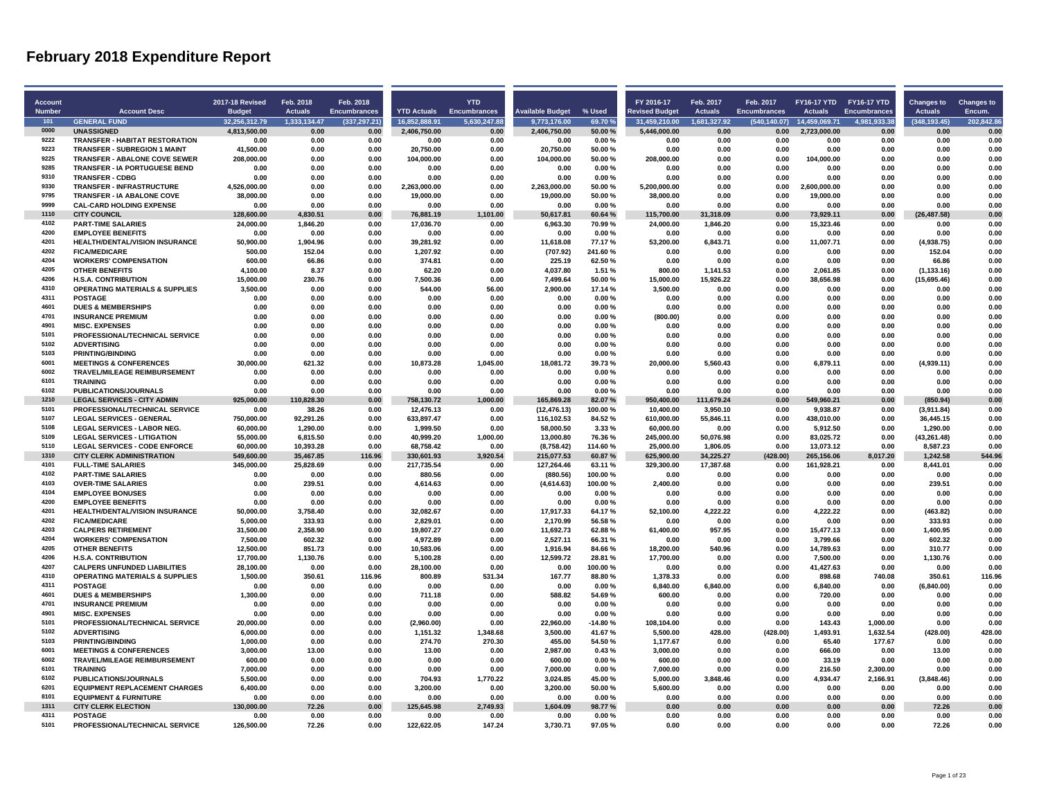# February 2018 Expenditure Report

| Account Number | Account Desc | 2017-18 Revised Budget | Feb. 2018 Actuals | Feb. 2018 Encumbrances | YTD Actuals | YTD Encumbrances | Available Budget | % Used | FY 2016-17 Revised Budget | Feb. 2017 Actuals | Feb. 2017 Encumbrances | FY16-17 YTD Actuals | FY16-17 YTD Encumbrances | Changes to Actuals | Changes to Encum. |
|---|---|---|---|---|---|---|---|---|---|---|---|---|---|---|---|
| 101 | GENERAL FUND | 32,256,312.79 | 1,333,134.47 | (337,297.21) | 16,852,888.91 | 5,630,247.88 | 9,773,176.00 | 69.70 % | 31,459,210.00 | 1,681,327.92 | (540,140.07) | 14,459,069.71 | 4,981,933.38 | (348,193.45) | 202,842.86 |
| 0000 | UNASSIGNED | 4,813,500.00 | 0.00 | 0.00 | 2,406,750.00 | 0.00 | 2,406,750.00 | 50.00 % | 5,446,000.00 | 0.00 | 0.00 | 2,723,000.00 | 0.00 | 0.00 | 0.00 |
| 9222 | TRANSFER - HABITAT RESTORATION | 0.00 | 0.00 | 0.00 | 0.00 | 0.00 | 0.00 | 0.00 % | 0.00 | 0.00 | 0.00 | 0.00 | 0.00 | 0.00 | 0.00 |
| 9223 | TRANSFER - SUBREGION 1 MAINT | 41,500.00 | 0.00 | 0.00 | 20,750.00 | 0.00 | 20,750.00 | 50.00 % | 0.00 | 0.00 | 0.00 | 0.00 | 0.00 | 0.00 | 0.00 |
| 9225 | TRANSFER - ABALONE COVE SEWER | 208,000.00 | 0.00 | 0.00 | 104,000.00 | 0.00 | 104,000.00 | 50.00 % | 208,000.00 | 0.00 | 0.00 | 104,000.00 | 0.00 | 0.00 | 0.00 |
| 9285 | TRANSFER - IA PORTUGUESE BEND | 0.00 | 0.00 | 0.00 | 0.00 | 0.00 | 0.00 | 0.00 % | 0.00 | 0.00 | 0.00 | 0.00 | 0.00 | 0.00 | 0.00 |
| 9310 | TRANSFER - CDBG | 0.00 | 0.00 | 0.00 | 0.00 | 0.00 | 0.00 | 0.00 % | 0.00 | 0.00 | 0.00 | 0.00 | 0.00 | 0.00 | 0.00 |
| 9330 | TRANSFER - INFRASTRUCTURE | 4,526,000.00 | 0.00 | 0.00 | 2,263,000.00 | 0.00 | 2,263,000.00 | 50.00 % | 5,200,000.00 | 0.00 | 0.00 | 2,600,000.00 | 0.00 | 0.00 | 0.00 |
| 9795 | TRANSFER - IA ABALONE COVE | 38,000.00 | 0.00 | 0.00 | 19,000.00 | 0.00 | 19,000.00 | 50.00 % | 38,000.00 | 0.00 | 0.00 | 19,000.00 | 0.00 | 0.00 | 0.00 |
| 9999 | CAL-CARD HOLDING EXPENSE | 0.00 | 0.00 | 0.00 | 0.00 | 0.00 | 0.00 | 0.00 % | 0.00 | 0.00 | 0.00 | 0.00 | 0.00 | 0.00 | 0.00 |
| 1110 | CITY COUNCIL | 128,600.00 | 4,830.51 | 0.00 | 76,881.19 | 1,101.00 | 50,617.81 | 60.64 % | 115,700.00 | 31,318.09 | 0.00 | 73,929.11 | 0.00 | (26,487.58) | 0.00 |
| 4102 | PART-TIME SALARIES | 24,000.00 | 1,846.20 | 0.00 | 17,036.70 | 0.00 | 6,963.30 | 70.99 % | 24,000.00 | 1,846.20 | 0.00 | 15,323.46 | 0.00 | 0.00 | 0.00 |
| 4200 | EMPLOYEE BENEFITS | 0.00 | 0.00 | 0.00 | 0.00 | 0.00 | 0.00 | 0.00 % | 0.00 | 0.00 | 0.00 | 0.00 | 0.00 | 0.00 | 0.00 |
| 4201 | HEALTH/DENTAL/VISION INSURANCE | 50,900.00 | 1,904.96 | 0.00 | 39,281.92 | 0.00 | 11,618.08 | 77.17 % | 53,200.00 | 6,843.71 | 0.00 | 11,007.71 | 0.00 | (4,938.75) | 0.00 |
| 4202 | FICA/MEDICARE | 500.00 | 152.04 | 0.00 | 1,207.92 | 0.00 | (707.92) | 241.60 % | 0.00 | 0.00 | 0.00 | 0.00 | 0.00 | 152.04 | 0.00 |
| 4204 | WORKERS' COMPENSATION | 600.00 | 66.86 | 0.00 | 374.81 | 0.00 | 225.19 | 62.50 % | 0.00 | 0.00 | 0.00 | 0.00 | 0.00 | 66.86 | 0.00 |
| 4205 | OTHER BENEFITS | 4,100.00 | 8.37 | 0.00 | 62.20 | 0.00 | 4,037.80 | 1.51 % | 800.00 | 1,141.53 | 0.00 | 2,061.85 | 0.00 | (1,133.16) | 0.00 |
| 4206 | H.S.A. CONTRIBUTION | 15,000.00 | 230.76 | 0.00 | 7,500.36 | 0.00 | 7,499.64 | 50.00 % | 15,000.00 | 15,926.22 | 0.00 | 38,656.98 | 0.00 | (15,695.46) | 0.00 |
| 4310 | OPERATING MATERIALS & SUPPLIES | 3,500.00 | 0.00 | 0.00 | 544.00 | 56.00 | 2,900.00 | 17.14 % | 3,500.00 | 0.00 | 0.00 | 0.00 | 0.00 | 0.00 | 0.00 |
| 4311 | POSTAGE | 0.00 | 0.00 | 0.00 | 0.00 | 0.00 | 0.00 | 0.00 % | 0.00 | 0.00 | 0.00 | 0.00 | 0.00 | 0.00 | 0.00 |
| 4601 | DUES & MEMBERSHIPS | 0.00 | 0.00 | 0.00 | 0.00 | 0.00 | 0.00 | 0.00 % | 0.00 | 0.00 | 0.00 | 0.00 | 0.00 | 0.00 | 0.00 |
| 4701 | INSURANCE PREMIUM | 0.00 | 0.00 | 0.00 | 0.00 | 0.00 | 0.00 | 0.00 % | (800.00) | 0.00 | 0.00 | 0.00 | 0.00 | 0.00 | 0.00 |
| 4901 | MISC. EXPENSES | 0.00 | 0.00 | 0.00 | 0.00 | 0.00 | 0.00 | 0.00 % | 0.00 | 0.00 | 0.00 | 0.00 | 0.00 | 0.00 | 0.00 |
| 5101 | PROFESSIONAL/TECHNICAL SERVICE | 0.00 | 0.00 | 0.00 | 0.00 | 0.00 | 0.00 | 0.00 % | 0.00 | 0.00 | 0.00 | 0.00 | 0.00 | 0.00 | 0.00 |
| 5102 | ADVERTISING | 0.00 | 0.00 | 0.00 | 0.00 | 0.00 | 0.00 | 0.00 % | 0.00 | 0.00 | 0.00 | 0.00 | 0.00 | 0.00 | 0.00 |
| 5103 | PRINTING/BINDING | 0.00 | 0.00 | 0.00 | 0.00 | 0.00 | 0.00 | 0.00 % | 0.00 | 0.00 | 0.00 | 0.00 | 0.00 | 0.00 | 0.00 |
| 6001 | MEETINGS & CONFERENCES | 30,000.00 | 621.32 | 0.00 | 10,873.28 | 1,045.00 | 18,081.72 | 39.73 % | 20,000.00 | 5,560.43 | 0.00 | 6,879.11 | 0.00 | (4,939.11) | 0.00 |
| 6002 | TRAVEL/MILEAGE REIMBURSEMENT | 0.00 | 0.00 | 0.00 | 0.00 | 0.00 | 0.00 | 0.00 % | 0.00 | 0.00 | 0.00 | 0.00 | 0.00 | 0.00 | 0.00 |
| 6101 | TRAINING | 0.00 | 0.00 | 0.00 | 0.00 | 0.00 | 0.00 | 0.00 % | 0.00 | 0.00 | 0.00 | 0.00 | 0.00 | 0.00 | 0.00 |
| 6102 | PUBLICATIONS/JOURNALS | 0.00 | 0.00 | 0.00 | 0.00 | 0.00 | 0.00 | 0.00 % | 0.00 | 0.00 | 0.00 | 0.00 | 0.00 | 0.00 | 0.00 |
| 1210 | LEGAL SERVICES - CITY ADMIN | 925,000.00 | 110,828.30 | 0.00 | 758,130.72 | 1,000.00 | 165,869.28 | 82.07 % | 950,400.00 | 111,679.24 | 0.00 | 549,960.21 | 0.00 | (850.94) | 0.00 |
| 5101 | PROFESSIONAL/TECHNICAL SERVICE | 0.00 | 38.26 | 0.00 | 12,476.13 | 0.00 | (12,476.13) | 100.00 % | 10,400.00 | 3,950.10 | 0.00 | 9,938.87 | 0.00 | (3,911.84) | 0.00 |
| 5107 | LEGAL SERVICES - GENERAL | 750,000.00 | 92,291.26 | 0.00 | 633,897.47 | 0.00 | 116,102.53 | 84.52 % | 610,000.00 | 55,846.11 | 0.00 | 438,010.00 | 0.00 | 36,445.15 | 0.00 |
| 5108 | LEGAL SERVICES - LABOR NEG. | 60,000.00 | 1,290.00 | 0.00 | 1,999.50 | 0.00 | 58,000.50 | 3.33 % | 60,000.00 | 0.00 | 0.00 | 5,912.50 | 0.00 | 1,290.00 | 0.00 |
| 5109 | LEGAL SERVICES - LITIGATION | 55,000.00 | 6,815.50 | 0.00 | 40,999.20 | 1,000.00 | 13,000.80 | 76.36 % | 245,000.00 | 50,076.98 | 0.00 | 83,025.72 | 0.00 | (43,261.48) | 0.00 |
| 5110 | LEGAL SERVICES - CODE ENFORCE | 60,000.00 | 10,393.28 | 0.00 | 68,758.42 | 0.00 | (8,758.42) | 114.60 % | 25,000.00 | 1,806.05 | 0.00 | 13,073.12 | 0.00 | 8,587.23 | 0.00 |
| 1310 | CITY CLERK ADMINISTRATION | 549,600.00 | 35,467.85 | 116.96 | 330,601.93 | 3,920.54 | 215,077.53 | 60.87 % | 625,900.00 | 34,225.27 | (428.00) | 265,156.06 | 8,017.20 | 1,242.58 | 544.96 |
| 4101 | FULL-TIME SALARIES | 345,000.00 | 25,828.69 | 0.00 | 217,735.54 | 0.00 | 127,264.46 | 63.11 % | 329,300.00 | 17,387.68 | 0.00 | 161,928.21 | 0.00 | 8,441.01 | 0.00 |
| 4102 | PART-TIME SALARIES | 0.00 | 0.00 | 0.00 | 880.56 | 0.00 | (880.56) | 100.00 % | 0.00 | 0.00 | 0.00 | 0.00 | 0.00 | 0.00 | 0.00 |
| 4103 | OVER-TIME SALARIES | 0.00 | 239.51 | 0.00 | 4,614.63 | 0.00 | (4,614.63) | 100.00 % | 2,400.00 | 0.00 | 0.00 | 0.00 | 0.00 | 239.51 | 0.00 |
| 4104 | EMPLOYEE BONUSES | 0.00 | 0.00 | 0.00 | 0.00 | 0.00 | 0.00 | 0.00 % | 0.00 | 0.00 | 0.00 | 0.00 | 0.00 | 0.00 | 0.00 |
| 4200 | EMPLOYEE BENEFITS | 0.00 | 0.00 | 0.00 | 0.00 | 0.00 | 0.00 | 0.00 % | 0.00 | 0.00 | 0.00 | 0.00 | 0.00 | 0.00 | 0.00 |
| 4201 | HEALTH/DENTAL/VISION INSURANCE | 50,000.00 | 3,758.40 | 0.00 | 32,082.67 | 0.00 | 17,917.33 | 64.17 % | 52,100.00 | 4,222.22 | 0.00 | 4,222.22 | 0.00 | (463.82) | 0.00 |
| 4202 | FICA/MEDICARE | 5,000.00 | 333.93 | 0.00 | 2,829.01 | 0.00 | 2,170.99 | 56.58 % | 0.00 | 0.00 | 0.00 | 0.00 | 0.00 | 333.93 | 0.00 |
| 4203 | CALPERS RETIREMENT | 31,500.00 | 2,358.90 | 0.00 | 19,807.27 | 0.00 | 11,692.73 | 62.88 % | 61,400.00 | 957.95 | 0.00 | 15,477.13 | 0.00 | 1,400.95 | 0.00 |
| 4204 | WORKERS' COMPENSATION | 7,500.00 | 602.32 | 0.00 | 4,972.89 | 0.00 | 2,527.11 | 66.31 % | 0.00 | 0.00 | 0.00 | 3,799.66 | 0.00 | 602.32 | 0.00 |
| 4205 | OTHER BENEFITS | 12,500.00 | 851.73 | 0.00 | 10,583.06 | 0.00 | 1,916.94 | 84.66 % | 18,200.00 | 540.96 | 0.00 | 14,789.63 | 0.00 | 310.77 | 0.00 |
| 4206 | H.S.A. CONTRIBUTION | 17,700.00 | 1,130.76 | 0.00 | 5,100.28 | 0.00 | 12,599.72 | 28.81 % | 17,700.00 | 0.00 | 0.00 | 7,500.00 | 0.00 | 1,130.76 | 0.00 |
| 4207 | CALPERS UNFUNDED LIABILITIES | 28,100.00 | 0.00 | 0.00 | 28,100.00 | 0.00 | 0.00 | 100.00 % | 0.00 | 0.00 | 0.00 | 41,427.63 | 0.00 | 0.00 | 0.00 |
| 4310 | OPERATING MATERIALS & SUPPLIES | 1,500.00 | 350.61 | 116.96 | 800.89 | 531.34 | 167.77 | 88.80 % | 1,378.33 | 0.00 | 0.00 | 898.68 | 740.08 | 350.61 | 116.96 |
| 4311 | POSTAGE | 0.00 | 0.00 | 0.00 | 0.00 | 0.00 | 0.00 | 0.00 % | 6,840.00 | 6,840.00 | 0.00 | 6,840.00 | 0.00 | (6,840.00) | 0.00 |
| 4601 | DUES & MEMBERSHIPS | 1,300.00 | 0.00 | 0.00 | 711.18 | 0.00 | 588.82 | 54.69 % | 600.00 | 0.00 | 0.00 | 720.00 | 0.00 | 0.00 | 0.00 |
| 4701 | INSURANCE PREMIUM | 0.00 | 0.00 | 0.00 | 0.00 | 0.00 | 0.00 | 0.00 % | 0.00 | 0.00 | 0.00 | 0.00 | 0.00 | 0.00 | 0.00 |
| 4901 | MISC. EXPENSES | 0.00 | 0.00 | 0.00 | 0.00 | 0.00 | 0.00 | 0.00 % | 0.00 | 0.00 | 0.00 | 0.00 | 0.00 | 0.00 | 0.00 |
| 5101 | PROFESSIONAL/TECHNICAL SERVICE | 20,000.00 | 0.00 | 0.00 | (2,960.00) | 0.00 | 22,960.00 | -14.80 % | 108,104.00 | 0.00 | 0.00 | 143.43 | 1,000.00 | 0.00 | 0.00 |
| 5102 | ADVERTISING | 6,000.00 | 0.00 | 0.00 | 1,151.32 | 1,348.68 | 3,500.00 | 41.67 % | 5,500.00 | 428.00 | (428.00) | 1,493.91 | 1,632.54 | (428.00) | 428.00 |
| 5103 | PRINTING/BINDING | 1,000.00 | 0.00 | 0.00 | 274.70 | 270.30 | 455.00 | 54.50 % | 1,177.67 | 0.00 | 0.00 | 65.40 | 177.67 | 0.00 | 0.00 |
| 6001 | MEETINGS & CONFERENCES | 3,000.00 | 13.00 | 0.00 | 13.00 | 0.00 | 2,987.00 | 0.43 % | 3,000.00 | 0.00 | 0.00 | 666.00 | 0.00 | 13.00 | 0.00 |
| 6002 | TRAVEL/MILEAGE REIMBURSEMENT | 600.00 | 0.00 | 0.00 | 0.00 | 0.00 | 600.00 | 0.00 % | 600.00 | 0.00 | 0.00 | 33.19 | 0.00 | 0.00 | 0.00 |
| 6101 | TRAINING | 7,000.00 | 0.00 | 0.00 | 0.00 | 0.00 | 7,000.00 | 0.00 % | 7,000.00 | 0.00 | 0.00 | 216.50 | 2,300.00 | 0.00 | 0.00 |
| 6102 | PUBLICATIONS/JOURNALS | 5,500.00 | 0.00 | 0.00 | 704.93 | 1,770.22 | 3,024.85 | 45.00 % | 5,000.00 | 3,848.46 | 0.00 | 4,934.47 | 2,166.91 | (3,848.46) | 0.00 |
| 6201 | EQUIPMENT REPLACEMENT CHARGES | 6,400.00 | 0.00 | 0.00 | 3,200.00 | 0.00 | 3,200.00 | 50.00 % | 5,600.00 | 0.00 | 0.00 | 0.00 | 0.00 | 0.00 | 0.00 |
| 8101 | EQUIPMENT & FURNITURE | 0.00 | 0.00 | 0.00 | 0.00 | 0.00 | 0.00 | 0.00 % | 0.00 | 0.00 | 0.00 | 0.00 | 0.00 | 0.00 | 0.00 |
| 1311 | CITY CLERK ELECTION | 130,000.00 | 72.26 | 0.00 | 125,645.98 | 2,749.93 | 1,604.09 | 98.77 % | 0.00 | 0.00 | 0.00 | 0.00 | 0.00 | 72.26 | 0.00 |
| 4311 | POSTAGE | 0.00 | 0.00 | 0.00 | 0.00 | 0.00 | 0.00 | 0.00 % | 0.00 | 0.00 | 0.00 | 0.00 | 0.00 | 0.00 | 0.00 |
| 5101 | PROFESSIONAL/TECHNICAL SERVICE | 126,500.00 | 72.26 | 0.00 | 122,622.05 | 147.24 | 3,730.71 | 97.05 % | 0.00 | 0.00 | 0.00 | 0.00 | 0.00 | 72.26 | 0.00 |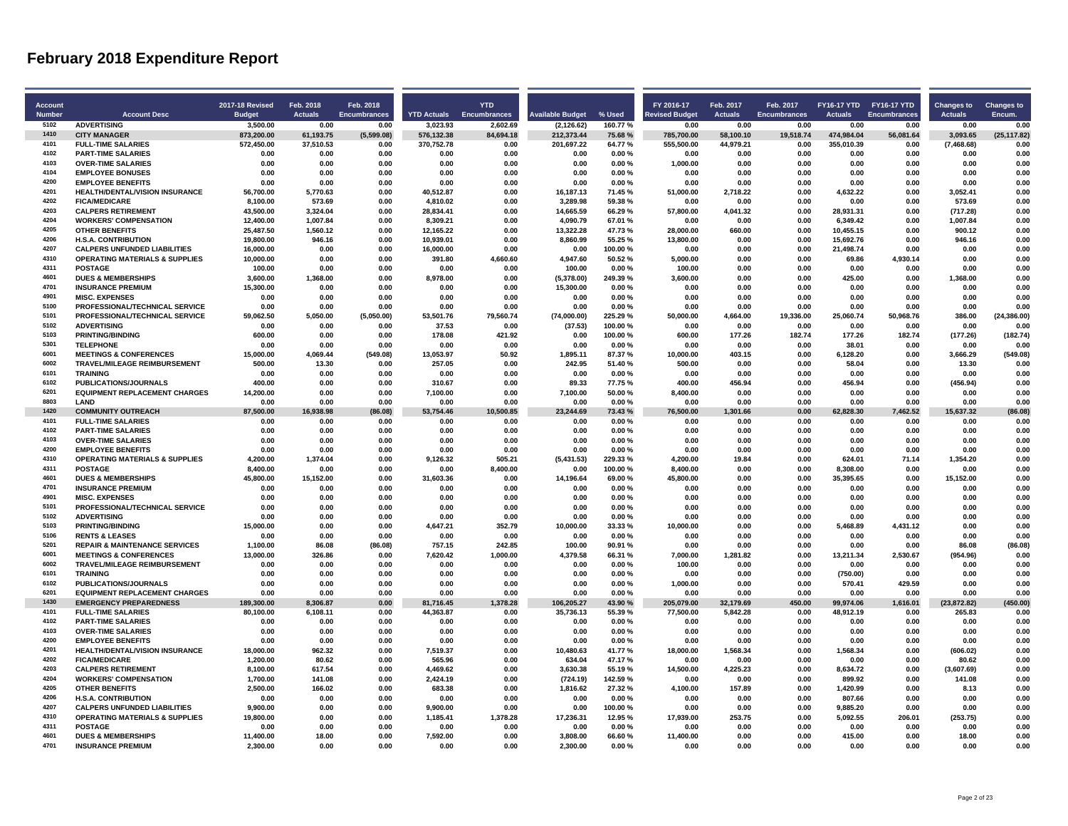# February 2018 Expenditure Report

| Account Number | Account Desc | 2017-18 Revised Budget | Feb. 2018 Actuals | Feb. 2018 Encumbrances | YTD Actuals | YTD Encumbrances | Available Budget | % Used | FY 2016-17 Revised Budget | Feb. 2017 Actuals | Feb. 2017 Encumbrances | FY16-17 YTD Actuals | FY16-17 YTD Encumbrances | Changes to Actuals | Changes to Encum. |
|---|---|---|---|---|---|---|---|---|---|---|---|---|---|---|---|
| 5102 | ADVERTISING | 3,500.00 | 0.00 | 0.00 | 3,023.93 | 2,602.69 | (2,126.62) | 160.77 % | 0.00 | 0.00 | 0.00 | 0.00 | 0.00 | 0.00 | 0.00 |
| 1410 | CITY MANAGER | 873,200.00 | 61,193.75 | (5,599.08) | 576,132.38 | 84,694.18 | 212,373.44 | 75.68 % | 785,700.00 | 58,100.10 | 19,518.74 | 474,984.04 | 56,081.64 | 3,093.65 | (25,117.82) |
| 4101 | FULL-TIME SALARIES | 572,450.00 | 37,510.53 | 0.00 | 370,752.78 | 0.00 | 201,697.22 | 64.77 % | 555,500.00 | 44,979.21 | 0.00 | 355,010.39 | 0.00 | (7,468.68) | 0.00 |
| 4102 | PART-TIME SALARIES | 0.00 | 0.00 | 0.00 | 0.00 | 0.00 | 0.00 | 0.00 % | 0.00 | 0.00 | 0.00 | 0.00 | 0.00 | 0.00 | 0.00 |
| 4103 | OVER-TIME SALARIES | 0.00 | 0.00 | 0.00 | 0.00 | 0.00 | 0.00 | 0.00 % | 1,000.00 | 0.00 | 0.00 | 0.00 | 0.00 | 0.00 | 0.00 |
| 4104 | EMPLOYEE BONUSES | 0.00 | 0.00 | 0.00 | 0.00 | 0.00 | 0.00 | 0.00 % | 0.00 | 0.00 | 0.00 | 0.00 | 0.00 | 0.00 | 0.00 |
| 4200 | EMPLOYEE BENEFITS | 0.00 | 0.00 | 0.00 | 0.00 | 0.00 | 0.00 | 0.00 % | 0.00 | 0.00 | 0.00 | 0.00 | 0.00 | 0.00 | 0.00 |
| 4201 | HEALTH/DENTAL/VISION INSURANCE | 56,700.00 | 5,770.63 | 0.00 | 40,512.87 | 0.00 | 16,187.13 | 71.45 % | 51,000.00 | 2,718.22 | 0.00 | 4,632.22 | 0.00 | 3,052.41 | 0.00 |
| 4202 | FICA/MEDICARE | 8,100.00 | 573.69 | 0.00 | 4,810.02 | 0.00 | 3,289.98 | 59.38 % | 0.00 | 0.00 | 0.00 | 0.00 | 0.00 | 573.69 | 0.00 |
| 4203 | CALPERS RETIREMENT | 43,500.00 | 3,324.04 | 0.00 | 28,834.41 | 0.00 | 14,665.59 | 66.29 % | 57,800.00 | 4,041.32 | 0.00 | 28,931.31 | 0.00 | (717.28) | 0.00 |
| 4204 | WORKERS' COMPENSATION | 12,400.00 | 1,007.84 | 0.00 | 8,309.21 | 0.00 | 4,090.79 | 67.01 % | 0.00 | 0.00 | 0.00 | 6,349.42 | 0.00 | 1,007.84 | 0.00 |
| 4205 | OTHER BENEFITS | 25,487.50 | 1,560.12 | 0.00 | 12,165.22 | 0.00 | 13,322.28 | 47.73 % | 28,000.00 | 660.00 | 0.00 | 10,455.15 | 0.00 | 900.12 | 0.00 |
| 4206 | H.S.A. CONTRIBUTION | 19,800.00 | 946.16 | 0.00 | 10,939.01 | 0.00 | 8,860.99 | 55.25 % | 13,800.00 | 0.00 | 0.00 | 15,692.76 | 0.00 | 946.16 | 0.00 |
| 4207 | CALPERS UNFUNDED LIABILITIES | 16,000.00 | 0.00 | 0.00 | 16,000.00 | 0.00 | 0.00 | 100.00 % | 0.00 | 0.00 | 0.00 | 21,498.74 | 0.00 | 0.00 | 0.00 |
| 4310 | OPERATING MATERIALS & SUPPLIES | 10,000.00 | 0.00 | 0.00 | 391.80 | 4,660.60 | 4,947.60 | 50.52 % | 5,000.00 | 0.00 | 0.00 | 69.86 | 4,930.14 | 0.00 | 0.00 |
| 4311 | POSTAGE | 100.00 | 0.00 | 0.00 | 0.00 | 0.00 | 100.00 | 0.00 % | 100.00 | 0.00 | 0.00 | 0.00 | 0.00 | 0.00 | 0.00 |
| 4601 | DUES & MEMBERSHIPS | 3,600.00 | 1,368.00 | 0.00 | 8,978.00 | 0.00 | (5,378.00) | 249.39 % | 3,600.00 | 0.00 | 0.00 | 425.00 | 0.00 | 1,368.00 | 0.00 |
| 4701 | INSURANCE PREMIUM | 15,300.00 | 0.00 | 0.00 | 0.00 | 0.00 | 15,300.00 | 0.00 % | 0.00 | 0.00 | 0.00 | 0.00 | 0.00 | 0.00 | 0.00 |
| 4901 | MISC. EXPENSES | 0.00 | 0.00 | 0.00 | 0.00 | 0.00 | 0.00 | 0.00 % | 0.00 | 0.00 | 0.00 | 0.00 | 0.00 | 0.00 | 0.00 |
| 5100 | PROFESSIONAL/TECHNICAL SERVICE | 0.00 | 0.00 | 0.00 | 0.00 | 0.00 | 0.00 | 0.00 % | 0.00 | 0.00 | 0.00 | 0.00 | 0.00 | 0.00 | 0.00 |
| 5101 | PROFESSIONAL/TECHNICAL SERVICE | 59,062.50 | 5,050.00 | (5,050.00) | 53,501.76 | 79,560.74 | (74,000.00) | 225.29 % | 50,000.00 | 4,664.00 | 19,336.00 | 25,060.74 | 50,968.76 | 386.00 | (24,386.00) |
| 5102 | ADVERTISING | 0.00 | 0.00 | 0.00 | 37.53 | 0.00 | (37.53) | 100.00 % | 0.00 | 0.00 | 0.00 | 0.00 | 0.00 | 0.00 | 0.00 |
| 5103 | PRINTING/BINDING | 600.00 | 0.00 | 0.00 | 178.08 | 421.92 | 0.00 | 100.00 % | 600.00 | 177.26 | 182.74 | 177.26 | 182.74 | (177.26) | (182.74) |
| 5301 | TELEPHONE | 0.00 | 0.00 | 0.00 | 0.00 | 0.00 | 0.00 | 0.00 % | 0.00 | 0.00 | 0.00 | 38.01 | 0.00 | 0.00 | 0.00 |
| 6001 | MEETINGS & CONFERENCES | 15,000.00 | 4,069.44 | (549.08) | 13,053.97 | 50.92 | 1,895.11 | 87.37 % | 10,000.00 | 403.15 | 0.00 | 6,128.20 | 0.00 | 3,666.29 | (549.08) |
| 6002 | TRAVEL/MILEAGE REIMBURSEMENT | 500.00 | 13.30 | 0.00 | 257.05 | 0.00 | 242.95 | 51.40 % | 500.00 | 0.00 | 0.00 | 58.04 | 0.00 | 13.30 | 0.00 |
| 6101 | TRAINING | 0.00 | 0.00 | 0.00 | 0.00 | 0.00 | 0.00 | 0.00 % | 0.00 | 0.00 | 0.00 | 0.00 | 0.00 | 0.00 | 0.00 |
| 6102 | PUBLICATIONS/JOURNALS | 400.00 | 0.00 | 0.00 | 310.67 | 0.00 | 89.33 | 77.75 % | 400.00 | 456.94 | 0.00 | 456.94 | 0.00 | (456.94) | 0.00 |
| 6201 | EQUIPMENT REPLACEMENT CHARGES | 14,200.00 | 0.00 | 0.00 | 7,100.00 | 0.00 | 7,100.00 | 50.00 % | 8,400.00 | 0.00 | 0.00 | 0.00 | 0.00 | 0.00 | 0.00 |
| 8803 | LAND | 0.00 | 0.00 | 0.00 | 0.00 | 0.00 | 0.00 | 0.00 % | 0.00 | 0.00 | 0.00 | 0.00 | 0.00 | 0.00 | 0.00 |
| 1420 | COMMUNITY OUTREACH | 87,500.00 | 16,938.98 | (86.08) | 53,754.46 | 10,500.85 | 23,244.69 | 73.43 % | 76,500.00 | 1,301.66 | 0.00 | 62,828.30 | 7,462.52 | 15,637.32 | (86.08) |
| 4101 | FULL-TIME SALARIES | 0.00 | 0.00 | 0.00 | 0.00 | 0.00 | 0.00 | 0.00 % | 0.00 | 0.00 | 0.00 | 0.00 | 0.00 | 0.00 | 0.00 |
| 4102 | PART-TIME SALARIES | 0.00 | 0.00 | 0.00 | 0.00 | 0.00 | 0.00 | 0.00 % | 0.00 | 0.00 | 0.00 | 0.00 | 0.00 | 0.00 | 0.00 |
| 4103 | OVER-TIME SALARIES | 0.00 | 0.00 | 0.00 | 0.00 | 0.00 | 0.00 | 0.00 % | 0.00 | 0.00 | 0.00 | 0.00 | 0.00 | 0.00 | 0.00 |
| 4200 | EMPLOYEE BENEFITS | 0.00 | 0.00 | 0.00 | 0.00 | 0.00 | 0.00 | 0.00 % | 0.00 | 0.00 | 0.00 | 0.00 | 0.00 | 0.00 | 0.00 |
| 4310 | OPERATING MATERIALS & SUPPLIES | 4,200.00 | 1,374.04 | 0.00 | 9,126.32 | 505.21 | (5,431.53) | 229.33 % | 4,200.00 | 19.84 | 0.00 | 624.01 | 71.14 | 1,354.20 | 0.00 |
| 4311 | POSTAGE | 8,400.00 | 0.00 | 0.00 | 0.00 | 8,400.00 | 0.00 | 100.00 % | 8,400.00 | 0.00 | 0.00 | 8,308.00 | 0.00 | 0.00 | 0.00 |
| 4601 | DUES & MEMBERSHIPS | 45,800.00 | 15,152.00 | 0.00 | 31,603.36 | 0.00 | 14,196.64 | 69.00 % | 45,800.00 | 0.00 | 0.00 | 35,395.65 | 0.00 | 15,152.00 | 0.00 |
| 4701 | INSURANCE PREMIUM | 0.00 | 0.00 | 0.00 | 0.00 | 0.00 | 0.00 | 0.00 % | 0.00 | 0.00 | 0.00 | 0.00 | 0.00 | 0.00 | 0.00 |
| 4901 | MISC. EXPENSES | 0.00 | 0.00 | 0.00 | 0.00 | 0.00 | 0.00 | 0.00 % | 0.00 | 0.00 | 0.00 | 0.00 | 0.00 | 0.00 | 0.00 |
| 5101 | PROFESSIONAL/TECHNICAL SERVICE | 0.00 | 0.00 | 0.00 | 0.00 | 0.00 | 0.00 | 0.00 % | 0.00 | 0.00 | 0.00 | 0.00 | 0.00 | 0.00 | 0.00 |
| 5102 | ADVERTISING | 0.00 | 0.00 | 0.00 | 0.00 | 0.00 | 0.00 | 0.00 % | 0.00 | 0.00 | 0.00 | 0.00 | 0.00 | 0.00 | 0.00 |
| 5103 | PRINTING/BINDING | 15,000.00 | 0.00 | 0.00 | 4,647.21 | 352.79 | 10,000.00 | 33.33 % | 10,000.00 | 0.00 | 0.00 | 5,468.89 | 4,431.12 | 0.00 | 0.00 |
| 5106 | RENTS & LEASES | 0.00 | 0.00 | 0.00 | 0.00 | 0.00 | 0.00 | 0.00 % | 0.00 | 0.00 | 0.00 | 0.00 | 0.00 | 0.00 | 0.00 |
| 5201 | REPAIR & MAINTENANCE SERVICES | 1,100.00 | 86.08 | (86.08) | 757.15 | 242.85 | 100.00 | 90.91 % | 0.00 | 0.00 | 0.00 | 0.00 | 0.00 | 86.08 | (86.08) |
| 6001 | MEETINGS & CONFERENCES | 13,000.00 | 326.86 | 0.00 | 7,620.42 | 1,000.00 | 4,379.58 | 66.31 % | 7,000.00 | 1,281.82 | 0.00 | 13,211.34 | 2,530.67 | (954.96) | 0.00 |
| 6002 | TRAVEL/MILEAGE REIMBURSEMENT | 0.00 | 0.00 | 0.00 | 0.00 | 0.00 | 0.00 | 0.00 % | 100.00 | 0.00 | 0.00 | 0.00 | 0.00 | 0.00 | 0.00 |
| 6101 | TRAINING | 0.00 | 0.00 | 0.00 | 0.00 | 0.00 | 0.00 | 0.00 % | 0.00 | 0.00 | 0.00 | (750.00) | 0.00 | 0.00 | 0.00 |
| 6102 | PUBLICATIONS/JOURNALS | 0.00 | 0.00 | 0.00 | 0.00 | 0.00 | 0.00 | 0.00 % | 1,000.00 | 0.00 | 0.00 | 570.41 | 429.59 | 0.00 | 0.00 |
| 6201 | EQUIPMENT REPLACEMENT CHARGES | 0.00 | 0.00 | 0.00 | 0.00 | 0.00 | 0.00 | 0.00 % | 0.00 | 0.00 | 0.00 | 0.00 | 0.00 | 0.00 | 0.00 |
| 1430 | EMERGENCY PREPAREDNESS | 189,300.00 | 8,306.87 | 0.00 | 81,716.45 | 1,378.28 | 106,205.27 | 43.90 % | 205,079.00 | 32,179.69 | 450.00 | 99,974.06 | 1,616.01 | (23,872.82) | (450.00) |
| 4101 | FULL-TIME SALARIES | 80,100.00 | 6,108.11 | 0.00 | 44,363.87 | 0.00 | 35,736.13 | 55.39 % | 77,500.00 | 5,842.28 | 0.00 | 48,912.19 | 0.00 | 265.83 | 0.00 |
| 4102 | PART-TIME SALARIES | 0.00 | 0.00 | 0.00 | 0.00 | 0.00 | 0.00 | 0.00 % | 0.00 | 0.00 | 0.00 | 0.00 | 0.00 | 0.00 | 0.00 |
| 4103 | OVER-TIME SALARIES | 0.00 | 0.00 | 0.00 | 0.00 | 0.00 | 0.00 | 0.00 % | 0.00 | 0.00 | 0.00 | 0.00 | 0.00 | 0.00 | 0.00 |
| 4200 | EMPLOYEE BENEFITS | 0.00 | 0.00 | 0.00 | 0.00 | 0.00 | 0.00 | 0.00 % | 0.00 | 0.00 | 0.00 | 0.00 | 0.00 | 0.00 | 0.00 |
| 4201 | HEALTH/DENTAL/VISION INSURANCE | 18,000.00 | 962.32 | 0.00 | 7,519.37 | 0.00 | 10,480.63 | 41.77 % | 18,000.00 | 1,568.34 | 0.00 | 1,568.34 | 0.00 | (606.02) | 0.00 |
| 4202 | FICA/MEDICARE | 1,200.00 | 80.62 | 0.00 | 565.96 | 0.00 | 634.04 | 47.17 % | 0.00 | 0.00 | 0.00 | 0.00 | 0.00 | 80.62 | 0.00 |
| 4203 | CALPERS RETIREMENT | 8,100.00 | 617.54 | 0.00 | 4,469.62 | 0.00 | 3,630.38 | 55.19 % | 14,500.00 | 4,225.23 | 0.00 | 8,634.72 | 0.00 | (3,607.69) | 0.00 |
| 4204 | WORKERS' COMPENSATION | 1,700.00 | 141.08 | 0.00 | 2,424.19 | 0.00 | (724.19) | 142.59 % | 0.00 | 0.00 | 0.00 | 899.92 | 0.00 | 141.08 | 0.00 |
| 4205 | OTHER BENEFITS | 2,500.00 | 166.02 | 0.00 | 683.38 | 0.00 | 1,816.62 | 27.32 % | 4,100.00 | 157.89 | 0.00 | 1,420.99 | 0.00 | 8.13 | 0.00 |
| 4206 | H.S.A. CONTRIBUTION | 0.00 | 0.00 | 0.00 | 0.00 | 0.00 | 0.00 | 0.00 % | 0.00 | 0.00 | 0.00 | 807.66 | 0.00 | 0.00 | 0.00 |
| 4207 | CALPERS UNFUNDED LIABILITIES | 9,900.00 | 0.00 | 0.00 | 9,900.00 | 0.00 | 0.00 | 100.00 % | 0.00 | 0.00 | 0.00 | 9,885.20 | 0.00 | 0.00 | 0.00 |
| 4310 | OPERATING MATERIALS & SUPPLIES | 19,800.00 | 0.00 | 0.00 | 1,185.41 | 1,378.28 | 17,236.31 | 12.95 % | 17,939.00 | 253.75 | 0.00 | 5,092.55 | 206.01 | (253.75) | 0.00 |
| 4311 | POSTAGE | 0.00 | 0.00 | 0.00 | 0.00 | 0.00 | 0.00 | 0.00 % | 0.00 | 0.00 | 0.00 | 0.00 | 0.00 | 0.00 | 0.00 |
| 4601 | DUES & MEMBERSHIPS | 11,400.00 | 18.00 | 0.00 | 7,592.00 | 0.00 | 3,808.00 | 66.60 % | 11,400.00 | 0.00 | 0.00 | 415.00 | 0.00 | 18.00 | 0.00 |
| 4701 | INSURANCE PREMIUM | 2,300.00 | 0.00 | 0.00 | 0.00 | 0.00 | 2,300.00 | 0.00 % | 0.00 | 0.00 | 0.00 | 0.00 | 0.00 | 0.00 | 0.00 |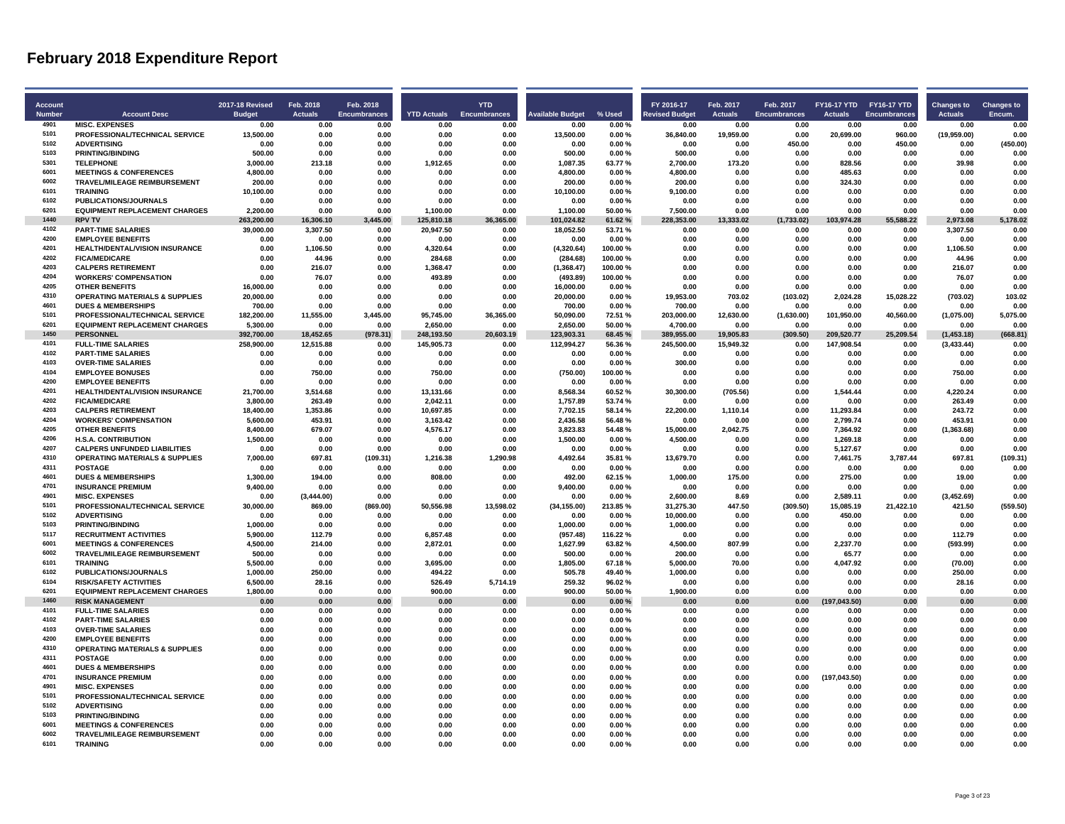# February 2018 Expenditure Report

| Account Number | Account Desc | 2017-18 Revised Budget | Feb. 2018 Actuals | Feb. 2018 Encumbrances | YTD Actuals | YTD Encumbrances | Available Budget | % Used | FY 2016-17 Revised Budget | Feb. 2017 Actuals | Feb. 2017 Encumbrances | FY16-17 YTD Actuals | FY16-17 YTD Encumbrances | Changes to Actuals | Changes to Encum. |
|---|---|---|---|---|---|---|---|---|---|---|---|---|---|---|---|
| 4901 | MISC. EXPENSES | 0.00 | 0.00 | 0.00 | 0.00 | 0.00 | 0.00 | 0.00 % | 0.00 | 0.00 | 0.00 | 0.00 | 0.00 | 0.00 | 0.00 |
| 5101 | PROFESSIONAL/TECHNICAL SERVICE | 13,500.00 | 0.00 | 0.00 | 0.00 | 0.00 | 13,500.00 | 0.00 % | 36,840.00 | 19,959.00 | 0.00 | 20,699.00 | 960.00 | (19,959.00) | 0.00 |
| 5102 | ADVERTISING | 0.00 | 0.00 | 0.00 | 0.00 | 0.00 | 0.00 | 0.00 % | 0.00 | 0.00 | 450.00 | 0.00 | 450.00 | 0.00 | (450.00) |
| 5103 | PRINTING/BINDING | 500.00 | 0.00 | 0.00 | 0.00 | 0.00 | 500.00 | 0.00 % | 500.00 | 0.00 | 0.00 | 0.00 | 0.00 | 0.00 | 0.00 |
| 5301 | TELEPHONE | 3,000.00 | 213.18 | 0.00 | 1,912.65 | 0.00 | 1,087.35 | 63.77 % | 2,700.00 | 173.20 | 0.00 | 828.56 | 0.00 | 39.98 | 0.00 |
| 6001 | MEETINGS & CONFERENCES | 4,800.00 | 0.00 | 0.00 | 0.00 | 0.00 | 4,800.00 | 0.00 % | 4,800.00 | 0.00 | 0.00 | 485.63 | 0.00 | 0.00 | 0.00 |
| 6002 | TRAVEL/MILEAGE REIMBURSEMENT | 200.00 | 0.00 | 0.00 | 0.00 | 0.00 | 200.00 | 0.00 % | 200.00 | 0.00 | 0.00 | 324.30 | 0.00 | 0.00 | 0.00 |
| 6101 | TRAINING | 10,100.00 | 0.00 | 0.00 | 0.00 | 0.00 | 10,100.00 | 0.00 % | 9,100.00 | 0.00 | 0.00 | 0.00 | 0.00 | 0.00 | 0.00 |
| 6102 | PUBLICATIONS/JOURNALS | 0.00 | 0.00 | 0.00 | 0.00 | 0.00 | 0.00 | 0.00 % | 0.00 | 0.00 | 0.00 | 0.00 | 0.00 | 0.00 | 0.00 |
| 6201 | EQUIPMENT REPLACEMENT CHARGES | 2,200.00 | 0.00 | 0.00 | 1,100.00 | 0.00 | 1,100.00 | 50.00 % | 7,500.00 | 0.00 | 0.00 | 0.00 | 0.00 | 0.00 | 0.00 |
| 1440 | RPV TV | 263,200.00 | 16,306.10 | 3,445.00 | 125,810.18 | 36,365.00 | 101,024.82 | 61.62 % | 228,353.00 | 13,333.02 | (1,733.02) | 103,974.28 | 55,588.22 | 2,973.08 | 5,178.02 |
| 4102 | PART-TIME SALARIES | 39,000.00 | 3,307.50 | 0.00 | 20,947.50 | 0.00 | 18,052.50 | 53.71 % | 0.00 | 0.00 | 0.00 | 0.00 | 0.00 | 3,307.50 | 0.00 |
| 4200 | EMPLOYEE BENEFITS | 0.00 | 0.00 | 0.00 | 0.00 | 0.00 | 0.00 | 0.00 % | 0.00 | 0.00 | 0.00 | 0.00 | 0.00 | 0.00 | 0.00 |
| 4201 | HEALTH/DENTAL/VISION INSURANCE | 0.00 | 1,106.50 | 0.00 | 4,320.64 | 0.00 | (4,320.64) | 100.00 % | 0.00 | 0.00 | 0.00 | 0.00 | 0.00 | 1,106.50 | 0.00 |
| 4202 | FICA/MEDICARE | 0.00 | 44.96 | 0.00 | 284.68 | 0.00 | (284.68) | 100.00 % | 0.00 | 0.00 | 0.00 | 0.00 | 0.00 | 44.96 | 0.00 |
| 4203 | CALPERS RETIREMENT | 0.00 | 216.07 | 0.00 | 1,368.47 | 0.00 | (1,368.47) | 100.00 % | 0.00 | 0.00 | 0.00 | 0.00 | 0.00 | 216.07 | 0.00 |
| 4204 | WORKERS' COMPENSATION | 0.00 | 76.07 | 0.00 | 493.89 | 0.00 | (493.89) | 100.00 % | 0.00 | 0.00 | 0.00 | 0.00 | 0.00 | 76.07 | 0.00 |
| 4205 | OTHER BENEFITS | 16,000.00 | 0.00 | 0.00 | 0.00 | 0.00 | 16,000.00 | 0.00 % | 0.00 | 0.00 | 0.00 | 0.00 | 0.00 | 0.00 | 0.00 |
| 4310 | OPERATING MATERIALS & SUPPLIES | 20,000.00 | 0.00 | 0.00 | 0.00 | 0.00 | 20,000.00 | 0.00 % | 19,953.00 | 703.02 | (103.02) | 2,024.28 | 15,028.22 | (703.02) | 103.02 |
| 4601 | DUES & MEMBERSHIPS | 700.00 | 0.00 | 0.00 | 0.00 | 0.00 | 700.00 | 0.00 % | 700.00 | 0.00 | 0.00 | 0.00 | 0.00 | 0.00 | 0.00 |
| 5101 | PROFESSIONAL/TECHNICAL SERVICE | 182,200.00 | 11,555.00 | 3,445.00 | 95,745.00 | 36,365.00 | 50,090.00 | 72.51 % | 203,000.00 | 12,630.00 | (1,630.00) | 101,950.00 | 40,560.00 | (1,075.00) | 5,075.00 |
| 6201 | EQUIPMENT REPLACEMENT CHARGES | 5,300.00 | 0.00 | 0.00 | 2,650.00 | 0.00 | 2,650.00 | 50.00 % | 4,700.00 | 0.00 | 0.00 | 0.00 | 0.00 | 0.00 | 0.00 |
| 1450 | PERSONNEL | 392,700.00 | 18,452.65 | (978.31) | 248,193.50 | 20,603.19 | 123,903.31 | 68.45 % | 389,955.00 | 19,905.83 | (309.50) | 209,520.77 | 25,209.54 | (1,453.18) | (668.81) |
| 4101 | FULL-TIME SALARIES | 258,900.00 | 12,515.88 | 0.00 | 145,905.73 | 0.00 | 112,994.27 | 56.36 % | 245,500.00 | 15,949.32 | 0.00 | 147,908.54 | 0.00 | (3,433.44) | 0.00 |
| 4102 | PART-TIME SALARIES | 0.00 | 0.00 | 0.00 | 0.00 | 0.00 | 0.00 | 0.00 % | 0.00 | 0.00 | 0.00 | 0.00 | 0.00 | 0.00 | 0.00 |
| 4103 | OVER-TIME SALARIES | 0.00 | 0.00 | 0.00 | 0.00 | 0.00 | 0.00 | 0.00 % | 300.00 | 0.00 | 0.00 | 0.00 | 0.00 | 0.00 | 0.00 |
| 4104 | EMPLOYEE BONUSES | 0.00 | 750.00 | 0.00 | 750.00 | 0.00 | (750.00) | 100.00 % | 0.00 | 0.00 | 0.00 | 0.00 | 0.00 | 750.00 | 0.00 |
| 4200 | EMPLOYEE BENEFITS | 0.00 | 0.00 | 0.00 | 0.00 | 0.00 | 0.00 | 0.00 % | 0.00 | 0.00 | 0.00 | 0.00 | 0.00 | 0.00 | 0.00 |
| 4201 | HEALTH/DENTAL/VISION INSURANCE | 21,700.00 | 3,514.68 | 0.00 | 13,131.66 | 0.00 | 8,568.34 | 60.52 % | 30,300.00 | (705.56) | 0.00 | 1,544.44 | 0.00 | 4,220.24 | 0.00 |
| 4202 | FICA/MEDICARE | 3,800.00 | 263.49 | 0.00 | 2,042.11 | 0.00 | 1,757.89 | 53.74 % | 0.00 | 0.00 | 0.00 | 0.00 | 0.00 | 263.49 | 0.00 |
| 4203 | CALPERS RETIREMENT | 18,400.00 | 1,353.86 | 0.00 | 10,697.85 | 0.00 | 7,702.15 | 58.14 % | 22,200.00 | 1,110.14 | 0.00 | 11,293.84 | 0.00 | 243.72 | 0.00 |
| 4204 | WORKERS' COMPENSATION | 5,600.00 | 453.91 | 0.00 | 3,163.42 | 0.00 | 2,436.58 | 56.48 % | 0.00 | 0.00 | 0.00 | 2,799.74 | 0.00 | 453.91 | 0.00 |
| 4205 | OTHER BENEFITS | 8,400.00 | 679.07 | 0.00 | 4,576.17 | 0.00 | 3,823.83 | 54.48 % | 15,000.00 | 2,042.75 | 0.00 | 7,364.92 | 0.00 | (1,363.68) | 0.00 |
| 4206 | H.S.A. CONTRIBUTION | 1,500.00 | 0.00 | 0.00 | 0.00 | 0.00 | 1,500.00 | 0.00 % | 4,500.00 | 0.00 | 0.00 | 1,269.18 | 0.00 | 0.00 | 0.00 |
| 4207 | CALPERS UNFUNDED LIABILITIES | 0.00 | 0.00 | 0.00 | 0.00 | 0.00 | 0.00 | 0.00 % | 0.00 | 0.00 | 0.00 | 5,127.67 | 0.00 | 0.00 | 0.00 |
| 4310 | OPERATING MATERIALS & SUPPLIES | 7,000.00 | 697.81 | (109.31) | 1,216.38 | 1,290.98 | 4,492.64 | 35.81 % | 13,679.70 | 0.00 | 0.00 | 7,461.75 | 3,787.44 | 697.81 | (109.31) |
| 4311 | POSTAGE | 0.00 | 0.00 | 0.00 | 0.00 | 0.00 | 0.00 | 0.00 % | 0.00 | 0.00 | 0.00 | 0.00 | 0.00 | 0.00 | 0.00 |
| 4601 | DUES & MEMBERSHIPS | 1,300.00 | 194.00 | 0.00 | 808.00 | 0.00 | 492.00 | 62.15 % | 1,000.00 | 175.00 | 0.00 | 275.00 | 0.00 | 19.00 | 0.00 |
| 4701 | INSURANCE PREMIUM | 9,400.00 | 0.00 | 0.00 | 0.00 | 0.00 | 9,400.00 | 0.00 % | 0.00 | 0.00 | 0.00 | 0.00 | 0.00 | 0.00 | 0.00 |
| 4901 | MISC. EXPENSES | 0.00 | (3,444.00) | 0.00 | 0.00 | 0.00 | 0.00 | 0.00 % | 2,600.00 | 8.69 | 0.00 | 2,589.11 | 0.00 | (3,452.69) | 0.00 |
| 5101 | PROFESSIONAL/TECHNICAL SERVICE | 30,000.00 | 869.00 | (869.00) | 50,556.98 | 13,598.02 | (34,155.00) | 213.85 % | 31,275.30 | 447.50 | (309.50) | 15,085.19 | 21,422.10 | 421.50 | (559.50) |
| 5102 | ADVERTISING | 0.00 | 0.00 | 0.00 | 0.00 | 0.00 | 0.00 | 0.00 % | 10,000.00 | 0.00 | 0.00 | 450.00 | 0.00 | 0.00 | 0.00 |
| 5103 | PRINTING/BINDING | 1,000.00 | 0.00 | 0.00 | 0.00 | 0.00 | 1,000.00 | 0.00 % | 1,000.00 | 0.00 | 0.00 | 0.00 | 0.00 | 0.00 | 0.00 |
| 5117 | RECRUITMENT ACTIVITIES | 5,900.00 | 112.79 | 0.00 | 6,857.48 | 0.00 | (957.48) | 116.22 % | 0.00 | 0.00 | 0.00 | 0.00 | 0.00 | 112.79 | 0.00 |
| 6001 | MEETINGS & CONFERENCES | 4,500.00 | 214.00 | 0.00 | 2,872.01 | 0.00 | 1,627.99 | 63.82 % | 4,500.00 | 807.99 | 0.00 | 2,237.70 | 0.00 | (593.99) | 0.00 |
| 6002 | TRAVEL/MILEAGE REIMBURSEMENT | 500.00 | 0.00 | 0.00 | 0.00 | 0.00 | 500.00 | 0.00 % | 200.00 | 0.00 | 0.00 | 65.77 | 0.00 | 0.00 | 0.00 |
| 6101 | TRAINING | 5,500.00 | 0.00 | 0.00 | 3,695.00 | 0.00 | 1,805.00 | 67.18 % | 5,000.00 | 70.00 | 0.00 | 4,047.92 | 0.00 | (70.00) | 0.00 |
| 6102 | PUBLICATIONS/JOURNALS | 1,000.00 | 250.00 | 0.00 | 494.22 | 0.00 | 505.78 | 49.40 % | 1,000.00 | 0.00 | 0.00 | 0.00 | 0.00 | 250.00 | 0.00 |
| 6104 | RISK/SAFETY ACTIVITIES | 6,500.00 | 28.16 | 0.00 | 526.49 | 5,714.19 | 259.32 | 96.02 % | 0.00 | 0.00 | 0.00 | 0.00 | 0.00 | 28.16 | 0.00 |
| 6201 | EQUIPMENT REPLACEMENT CHARGES | 1,800.00 | 0.00 | 0.00 | 900.00 | 0.00 | 900.00 | 50.00 % | 1,900.00 | 0.00 | 0.00 | 0.00 | 0.00 | 0.00 | 0.00 |
| 1460 | RISK MANAGEMENT | 0.00 | 0.00 | 0.00 | 0.00 | 0.00 | 0.00 | 0.00 % | 0.00 | 0.00 | 0.00 | (197,043.50) | 0.00 | 0.00 | 0.00 |
| 4101 | FULL-TIME SALARIES | 0.00 | 0.00 | 0.00 | 0.00 | 0.00 | 0.00 | 0.00 % | 0.00 | 0.00 | 0.00 | 0.00 | 0.00 | 0.00 | 0.00 |
| 4102 | PART-TIME SALARIES | 0.00 | 0.00 | 0.00 | 0.00 | 0.00 | 0.00 | 0.00 % | 0.00 | 0.00 | 0.00 | 0.00 | 0.00 | 0.00 | 0.00 |
| 4103 | OVER-TIME SALARIES | 0.00 | 0.00 | 0.00 | 0.00 | 0.00 | 0.00 | 0.00 % | 0.00 | 0.00 | 0.00 | 0.00 | 0.00 | 0.00 | 0.00 |
| 4200 | EMPLOYEE BENEFITS | 0.00 | 0.00 | 0.00 | 0.00 | 0.00 | 0.00 | 0.00 % | 0.00 | 0.00 | 0.00 | 0.00 | 0.00 | 0.00 | 0.00 |
| 4310 | OPERATING MATERIALS & SUPPLIES | 0.00 | 0.00 | 0.00 | 0.00 | 0.00 | 0.00 | 0.00 % | 0.00 | 0.00 | 0.00 | 0.00 | 0.00 | 0.00 | 0.00 |
| 4311 | POSTAGE | 0.00 | 0.00 | 0.00 | 0.00 | 0.00 | 0.00 | 0.00 % | 0.00 | 0.00 | 0.00 | 0.00 | 0.00 | 0.00 | 0.00 |
| 4601 | DUES & MEMBERSHIPS | 0.00 | 0.00 | 0.00 | 0.00 | 0.00 | 0.00 | 0.00 % | 0.00 | 0.00 | 0.00 | 0.00 | 0.00 | 0.00 | 0.00 |
| 4701 | INSURANCE PREMIUM | 0.00 | 0.00 | 0.00 | 0.00 | 0.00 | 0.00 | 0.00 % | 0.00 | 0.00 | 0.00 | (197,043.50) | 0.00 | 0.00 | 0.00 |
| 4901 | MISC. EXPENSES | 0.00 | 0.00 | 0.00 | 0.00 | 0.00 | 0.00 | 0.00 % | 0.00 | 0.00 | 0.00 | 0.00 | 0.00 | 0.00 | 0.00 |
| 5101 | PROFESSIONAL/TECHNICAL SERVICE | 0.00 | 0.00 | 0.00 | 0.00 | 0.00 | 0.00 | 0.00 % | 0.00 | 0.00 | 0.00 | 0.00 | 0.00 | 0.00 | 0.00 |
| 5102 | ADVERTISING | 0.00 | 0.00 | 0.00 | 0.00 | 0.00 | 0.00 | 0.00 % | 0.00 | 0.00 | 0.00 | 0.00 | 0.00 | 0.00 | 0.00 |
| 5103 | PRINTING/BINDING | 0.00 | 0.00 | 0.00 | 0.00 | 0.00 | 0.00 | 0.00 % | 0.00 | 0.00 | 0.00 | 0.00 | 0.00 | 0.00 | 0.00 |
| 6001 | MEETINGS & CONFERENCES | 0.00 | 0.00 | 0.00 | 0.00 | 0.00 | 0.00 | 0.00 % | 0.00 | 0.00 | 0.00 | 0.00 | 0.00 | 0.00 | 0.00 |
| 6002 | TRAVEL/MILEAGE REIMBURSEMENT | 0.00 | 0.00 | 0.00 | 0.00 | 0.00 | 0.00 | 0.00 % | 0.00 | 0.00 | 0.00 | 0.00 | 0.00 | 0.00 | 0.00 |
| 6101 | TRAINING | 0.00 | 0.00 | 0.00 | 0.00 | 0.00 | 0.00 | 0.00 % | 0.00 | 0.00 | 0.00 | 0.00 | 0.00 | 0.00 | 0.00 |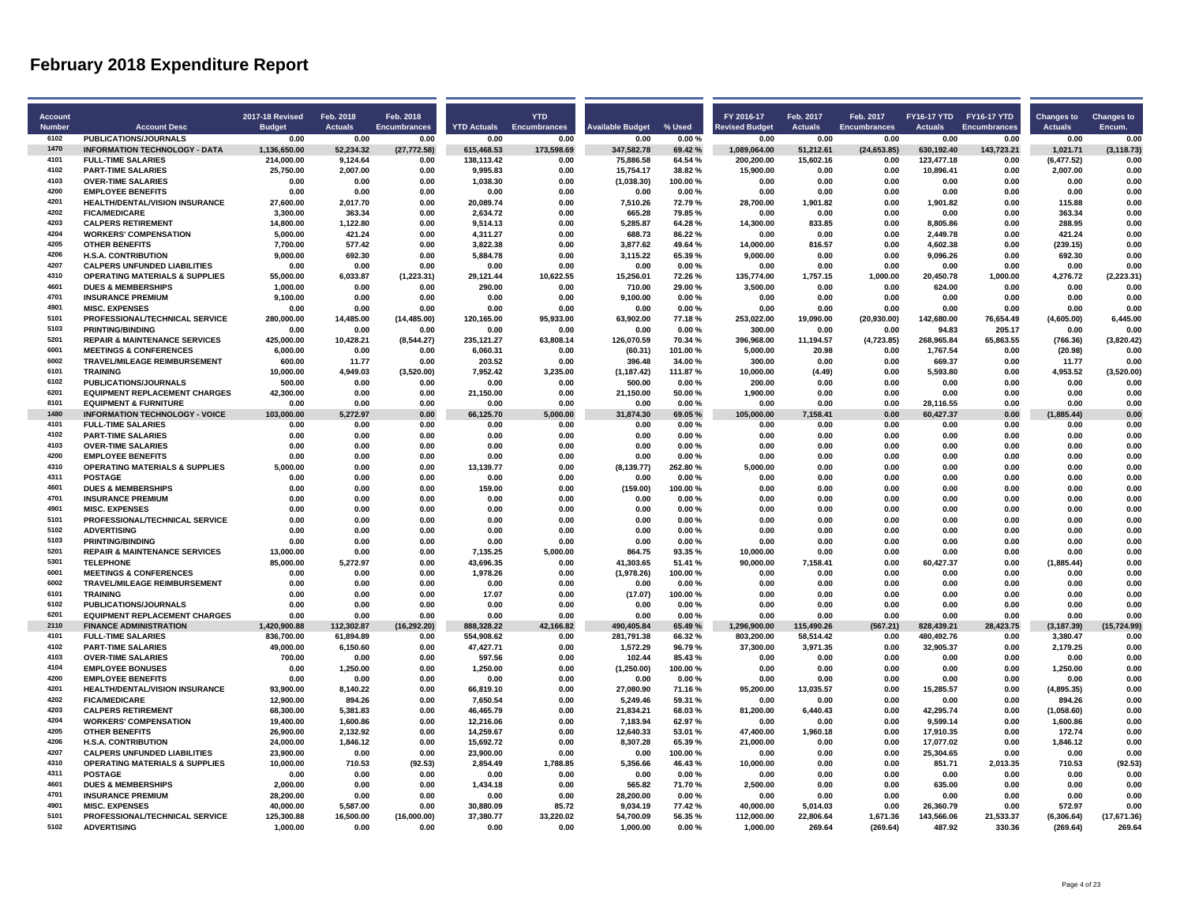# February 2018 Expenditure Report

| Account Number | Account Desc | 2017-18 Revised Budget | Feb. 2018 Actuals | Feb. 2018 Encumbrances | YTD Actuals | YTD Encumbrances | Available Budget | % Used | FY 2016-17 Revised Budget | Feb. 2017 Actuals | Feb. 2017 Encumbrances | FY16-17 YTD Actuals | FY16-17 YTD Encumbrances | Changes to Actuals | Changes to Encum. |
|---|---|---|---|---|---|---|---|---|---|---|---|---|---|---|---|
| 6102 | PUBLICATIONS/JOURNALS | 0.00 | 0.00 | 0.00 | 0.00 | 0.00 | 0.00 | 0.00 % | 0.00 | 0.00 | 0.00 | 0.00 | 0.00 | 0.00 | 0.00 |
| 1470 | **INFORMATION TECHNOLOGY - DATA** | **1,136,650.00** | **52,234.32** | **(27,772.58)** | **615,468.53** | **173,598.69** | **347,582.78** | **69.42 %** | **1,089,064.00** | **51,212.61** | **(24,653.85)** | **630,192.40** | **143,723.21** | **1,021.71** | **(3,118.73)** |
| 4101 | FULL-TIME SALARIES | 214,000.00 | 9,124.64 | 0.00 | 138,113.42 | 0.00 | 75,886.58 | 64.54 % | 200,200.00 | 15,602.16 | 0.00 | 123,477.18 | 0.00 | (6,477.52) | 0.00 |
| 4102 | PART-TIME SALARIES | 25,750.00 | 2,007.00 | 0.00 | 9,995.83 | 0.00 | 15,754.17 | 38.82 % | 15,900.00 | 0.00 | 0.00 | 10,896.41 | 0.00 | 2,007.00 | 0.00 |
| 4103 | OVER-TIME SALARIES | 0.00 | 0.00 | 0.00 | 1,038.30 | 0.00 | (1,038.30) | 100.00 % | 0.00 | 0.00 | 0.00 | 0.00 | 0.00 | 0.00 | 0.00 |
| 4200 | EMPLOYEE BENEFITS | 0.00 | 0.00 | 0.00 | 0.00 | 0.00 | 0.00 | 0.00 % | 0.00 | 0.00 | 0.00 | 0.00 | 0.00 | 0.00 | 0.00 |
| 4201 | HEALTH/DENTAL/VISION INSURANCE | 27,600.00 | 2,017.70 | 0.00 | 20,089.74 | 0.00 | 7,510.26 | 72.79 % | 28,700.00 | 1,901.82 | 0.00 | 1,901.82 | 0.00 | 115.88 | 0.00 |
| 4202 | FICA/MEDICARE | 3,300.00 | 363.34 | 0.00 | 2,634.72 | 0.00 | 665.28 | 79.85 % | 0.00 | 0.00 | 0.00 | 0.00 | 0.00 | 363.34 | 0.00 |
| 4203 | CALPERS RETIREMENT | 14,800.00 | 1,122.80 | 0.00 | 9,514.13 | 0.00 | 5,285.87 | 64.28 % | 14,300.00 | 833.85 | 0.00 | 8,805.86 | 0.00 | 288.95 | 0.00 |
| 4204 | WORKERS' COMPENSATION | 5,000.00 | 421.24 | 0.00 | 4,311.27 | 0.00 | 688.73 | 86.22 % | 0.00 | 0.00 | 0.00 | 2,449.78 | 0.00 | 421.24 | 0.00 |
| 4205 | OTHER BENEFITS | 7,700.00 | 577.42 | 0.00 | 3,822.38 | 0.00 | 3,877.62 | 49.64 % | 14,000.00 | 816.57 | 0.00 | 4,602.38 | 0.00 | (239.15) | 0.00 |
| 4206 | H.S.A. CONTRIBUTION | 9,000.00 | 692.30 | 0.00 | 5,884.78 | 0.00 | 3,115.22 | 65.39 % | 9,000.00 | 0.00 | 0.00 | 9,096.26 | 0.00 | 692.30 | 0.00 |
| 4207 | CALPERS UNFUNDED LIABILITIES | 0.00 | 0.00 | 0.00 | 0.00 | 0.00 | 0.00 | 0.00 % | 0.00 | 0.00 | 0.00 | 0.00 | 0.00 | 0.00 | 0.00 |
| 4310 | OPERATING MATERIALS & SUPPLIES | 55,000.00 | 6,033.87 | (1,223.31) | 29,121.44 | 10,622.55 | 15,256.01 | 72.26 % | 135,774.00 | 1,757.15 | 1,000.00 | 20,450.78 | 1,000.00 | 4,276.72 | (2,223.31) |
| 4601 | DUES & MEMBERSHIPS | 1,000.00 | 0.00 | 0.00 | 290.00 | 0.00 | 710.00 | 29.00 % | 3,500.00 | 0.00 | 0.00 | 624.00 | 0.00 | 0.00 | 0.00 |
| 4701 | INSURANCE PREMIUM | 9,100.00 | 0.00 | 0.00 | 0.00 | 0.00 | 9,100.00 | 0.00 % | 0.00 | 0.00 | 0.00 | 0.00 | 0.00 | 0.00 | 0.00 |
| 4901 | MISC. EXPENSES | 0.00 | 0.00 | 0.00 | 0.00 | 0.00 | 0.00 | 0.00 % | 0.00 | 0.00 | 0.00 | 0.00 | 0.00 | 0.00 | 0.00 |
| 5101 | PROFESSIONAL/TECHNICAL SERVICE | 280,000.00 | 14,485.00 | (14,485.00) | 120,165.00 | 95,933.00 | 63,902.00 | 77.18 % | 253,022.00 | 19,090.00 | (20,930.00) | 142,680.00 | 76,654.49 | (4,605.00) | 6,445.00 |
| 5103 | PRINTING/BINDING | 0.00 | 0.00 | 0.00 | 0.00 | 0.00 | 0.00 | 0.00 % | 300.00 | 0.00 | 0.00 | 94.83 | 205.17 | 0.00 | 0.00 |
| 5201 | REPAIR & MAINTENANCE SERVICES | 425,000.00 | 10,428.21 | (8,544.27) | 235,121.27 | 63,808.14 | 126,070.59 | 70.34 % | 396,968.00 | 11,194.57 | (4,723.85) | 268,965.84 | 65,863.55 | (766.36) | (3,820.42) |
| 6001 | MEETINGS & CONFERENCES | 6,000.00 | 0.00 | 0.00 | 6,060.31 | 0.00 | (60.31) | 101.00 % | 5,000.00 | 20.98 | 0.00 | 1,767.54 | 0.00 | (20.98) | 0.00 |
| 6002 | TRAVEL/MILEAGE REIMBURSEMENT | 600.00 | 11.77 | 0.00 | 203.52 | 0.00 | 396.48 | 34.00 % | 300.00 | 0.00 | 0.00 | 669.37 | 0.00 | 11.77 | 0.00 |
| 6101 | TRAINING | 10,000.00 | 4,949.03 | (3,520.00) | 7,952.42 | 3,235.00 | (1,187.42) | 111.87 % | 10,000.00 | (4.49) | 0.00 | 5,593.80 | 0.00 | 4,953.52 | (3,520.00) |
| 6102 | PUBLICATIONS/JOURNALS | 500.00 | 0.00 | 0.00 | 0.00 | 0.00 | 500.00 | 0.00 % | 200.00 | 0.00 | 0.00 | 0.00 | 0.00 | 0.00 | 0.00 |
| 6201 | EQUIPMENT REPLACEMENT CHARGES | 42,300.00 | 0.00 | 0.00 | 21,150.00 | 0.00 | 21,150.00 | 50.00 % | 1,900.00 | 0.00 | 0.00 | 0.00 | 0.00 | 0.00 | 0.00 |
| 8101 | EQUIPMENT & FURNITURE | 0.00 | 0.00 | 0.00 | 0.00 | 0.00 | 0.00 | 0.00 % | 0.00 | 0.00 | 0.00 | 28,116.55 | 0.00 | 0.00 | 0.00 |
| 1480 | **INFORMATION TECHNOLOGY - VOICE** | **103,000.00** | **5,272.97** | **0.00** | **66,125.70** | **5,000.00** | **31,874.30** | **69.05 %** | **105,000.00** | **7,158.41** | **0.00** | **60,427.37** | **0.00** | **(1,885.44)** | **0.00** |
| 4101 | FULL-TIME SALARIES | 0.00 | 0.00 | 0.00 | 0.00 | 0.00 | 0.00 | 0.00 % | 0.00 | 0.00 | 0.00 | 0.00 | 0.00 | 0.00 | 0.00 |
| 4102 | PART-TIME SALARIES | 0.00 | 0.00 | 0.00 | 0.00 | 0.00 | 0.00 | 0.00 % | 0.00 | 0.00 | 0.00 | 0.00 | 0.00 | 0.00 | 0.00 |
| 4103 | OVER-TIME SALARIES | 0.00 | 0.00 | 0.00 | 0.00 | 0.00 | 0.00 | 0.00 % | 0.00 | 0.00 | 0.00 | 0.00 | 0.00 | 0.00 | 0.00 |
| 4200 | EMPLOYEE BENEFITS | 0.00 | 0.00 | 0.00 | 0.00 | 0.00 | 0.00 | 0.00 % | 0.00 | 0.00 | 0.00 | 0.00 | 0.00 | 0.00 | 0.00 |
| 4310 | OPERATING MATERIALS & SUPPLIES | 5,000.00 | 0.00 | 0.00 | 13,139.77 | 0.00 | (8,139.77) | 262.80 % | 5,000.00 | 0.00 | 0.00 | 0.00 | 0.00 | 0.00 | 0.00 |
| 4311 | POSTAGE | 0.00 | 0.00 | 0.00 | 0.00 | 0.00 | 0.00 | 0.00 % | 0.00 | 0.00 | 0.00 | 0.00 | 0.00 | 0.00 | 0.00 |
| 4601 | DUES & MEMBERSHIPS | 0.00 | 0.00 | 0.00 | 159.00 | 0.00 | (159.00) | 100.00 % | 0.00 | 0.00 | 0.00 | 0.00 | 0.00 | 0.00 | 0.00 |
| 4701 | INSURANCE PREMIUM | 0.00 | 0.00 | 0.00 | 0.00 | 0.00 | 0.00 | 0.00 % | 0.00 | 0.00 | 0.00 | 0.00 | 0.00 | 0.00 | 0.00 |
| 4901 | MISC. EXPENSES | 0.00 | 0.00 | 0.00 | 0.00 | 0.00 | 0.00 | 0.00 % | 0.00 | 0.00 | 0.00 | 0.00 | 0.00 | 0.00 | 0.00 |
| 5101 | PROFESSIONAL/TECHNICAL SERVICE | 0.00 | 0.00 | 0.00 | 0.00 | 0.00 | 0.00 | 0.00 % | 0.00 | 0.00 | 0.00 | 0.00 | 0.00 | 0.00 | 0.00 |
| 5102 | ADVERTISING | 0.00 | 0.00 | 0.00 | 0.00 | 0.00 | 0.00 | 0.00 % | 0.00 | 0.00 | 0.00 | 0.00 | 0.00 | 0.00 | 0.00 |
| 5103 | PRINTING/BINDING | 0.00 | 0.00 | 0.00 | 0.00 | 0.00 | 0.00 | 0.00 % | 0.00 | 0.00 | 0.00 | 0.00 | 0.00 | 0.00 | 0.00 |
| 5201 | REPAIR & MAINTENANCE SERVICES | 13,000.00 | 0.00 | 0.00 | 7,135.25 | 5,000.00 | 864.75 | 93.35 % | 10,000.00 | 0.00 | 0.00 | 0.00 | 0.00 | 0.00 | 0.00 |
| 5301 | TELEPHONE | 85,000.00 | 5,272.97 | 0.00 | 43,696.35 | 0.00 | 41,303.65 | 51.41 % | 90,000.00 | 7,158.41 | 0.00 | 60,427.37 | 0.00 | (1,885.44) | 0.00 |
| 6001 | MEETINGS & CONFERENCES | 0.00 | 0.00 | 0.00 | 1,978.26 | 0.00 | (1,978.26) | 100.00 % | 0.00 | 0.00 | 0.00 | 0.00 | 0.00 | 0.00 | 0.00 |
| 6002 | TRAVEL/MILEAGE REIMBURSEMENT | 0.00 | 0.00 | 0.00 | 0.00 | 0.00 | 0.00 | 0.00 % | 0.00 | 0.00 | 0.00 | 0.00 | 0.00 | 0.00 | 0.00 |
| 6101 | TRAINING | 0.00 | 0.00 | 0.00 | 17.07 | 0.00 | (17.07) | 100.00 % | 0.00 | 0.00 | 0.00 | 0.00 | 0.00 | 0.00 | 0.00 |
| 6102 | PUBLICATIONS/JOURNALS | 0.00 | 0.00 | 0.00 | 0.00 | 0.00 | 0.00 | 0.00 % | 0.00 | 0.00 | 0.00 | 0.00 | 0.00 | 0.00 | 0.00 |
| 6201 | EQUIPMENT REPLACEMENT CHARGES | 0.00 | 0.00 | 0.00 | 0.00 | 0.00 | 0.00 | 0.00 % | 0.00 | 0.00 | 0.00 | 0.00 | 0.00 | 0.00 | 0.00 |
| 2110 | **FINANCE ADMINISTRATION** | **1,420,900.88** | **112,302.87** | **(16,292.20)** | **888,328.22** | **42,166.82** | **490,405.84** | **65.49 %** | **1,296,900.00** | **115,490.26** | **(567.21)** | **828,439.21** | **28,423.75** | **(3,187.39)** | **(15,724.99)** |
| 4101 | FULL-TIME SALARIES | 836,700.00 | 61,894.89 | 0.00 | 554,908.62 | 0.00 | 281,791.38 | 66.32 % | 803,200.00 | 58,514.42 | 0.00 | 480,492.76 | 0.00 | 3,380.47 | 0.00 |
| 4102 | PART-TIME SALARIES | 49,000.00 | 6,150.60 | 0.00 | 47,427.71 | 0.00 | 1,572.29 | 96.79 % | 37,300.00 | 3,971.35 | 0.00 | 32,905.37 | 0.00 | 2,179.25 | 0.00 |
| 4103 | OVER-TIME SALARIES | 700.00 | 0.00 | 0.00 | 597.56 | 0.00 | 102.44 | 85.43 % | 0.00 | 0.00 | 0.00 | 0.00 | 0.00 | 0.00 | 0.00 |
| 4104 | EMPLOYEE BONUSES | 0.00 | 1,250.00 | 0.00 | 1,250.00 | 0.00 | (1,250.00) | 100.00 % | 0.00 | 0.00 | 0.00 | 0.00 | 0.00 | 1,250.00 | 0.00 |
| 4200 | EMPLOYEE BENEFITS | 0.00 | 0.00 | 0.00 | 0.00 | 0.00 | 0.00 | 0.00 % | 0.00 | 0.00 | 0.00 | 0.00 | 0.00 | 0.00 | 0.00 |
| 4201 | HEALTH/DENTAL/VISION INSURANCE | 93,900.00 | 8,140.22 | 0.00 | 66,819.10 | 0.00 | 27,080.90 | 71.16 % | 95,200.00 | 13,035.57 | 0.00 | 15,285.57 | 0.00 | (4,895.35) | 0.00 |
| 4202 | FICA/MEDICARE | 12,900.00 | 894.26 | 0.00 | 7,650.54 | 0.00 | 5,249.46 | 59.31 % | 0.00 | 0.00 | 0.00 | 0.00 | 0.00 | 894.26 | 0.00 |
| 4203 | CALPERS RETIREMENT | 68,300.00 | 5,381.83 | 0.00 | 46,465.79 | 0.00 | 21,834.21 | 68.03 % | 81,200.00 | 6,440.43 | 0.00 | 42,295.74 | 0.00 | (1,058.60) | 0.00 |
| 4204 | WORKERS' COMPENSATION | 19,400.00 | 1,600.86 | 0.00 | 12,216.06 | 0.00 | 7,183.94 | 62.97 % | 0.00 | 0.00 | 0.00 | 9,599.14 | 0.00 | 1,600.86 | 0.00 |
| 4205 | OTHER BENEFITS | 26,900.00 | 2,132.92 | 0.00 | 14,259.67 | 0.00 | 12,640.33 | 53.01 % | 47,400.00 | 1,960.18 | 0.00 | 17,910.35 | 0.00 | 172.74 | 0.00 |
| 4206 | H.S.A. CONTRIBUTION | 24,000.00 | 1,846.12 | 0.00 | 15,692.72 | 0.00 | 8,307.28 | 65.39 % | 21,000.00 | 0.00 | 0.00 | 17,077.02 | 0.00 | 1,846.12 | 0.00 |
| 4207 | CALPERS UNFUNDED LIABILITIES | 23,900.00 | 0.00 | 0.00 | 23,900.00 | 0.00 | 0.00 | 100.00 % | 0.00 | 0.00 | 0.00 | 25,304.65 | 0.00 | 0.00 | 0.00 |
| 4310 | OPERATING MATERIALS & SUPPLIES | 10,000.00 | 710.53 | (92.53) | 2,854.49 | 1,788.85 | 5,356.66 | 46.43 % | 10,000.00 | 0.00 | 0.00 | 851.71 | 2,013.35 | 710.53 | (92.53) |
| 4311 | POSTAGE | 0.00 | 0.00 | 0.00 | 0.00 | 0.00 | 0.00 | 0.00 % | 0.00 | 0.00 | 0.00 | 0.00 | 0.00 | 0.00 | 0.00 |
| 4601 | DUES & MEMBERSHIPS | 2,000.00 | 0.00 | 0.00 | 1,434.18 | 0.00 | 565.82 | 71.70 % | 2,500.00 | 0.00 | 0.00 | 635.00 | 0.00 | 0.00 | 0.00 |
| 4701 | INSURANCE PREMIUM | 28,200.00 | 0.00 | 0.00 | 0.00 | 0.00 | 28,200.00 | 0.00 % | 0.00 | 0.00 | 0.00 | 0.00 | 0.00 | 0.00 | 0.00 |
| 4901 | MISC. EXPENSES | 40,000.00 | 5,587.00 | 0.00 | 30,880.09 | 85.72 | 9,034.19 | 77.42 % | 40,000.00 | 5,014.03 | 0.00 | 26,360.79 | 0.00 | 572.97 | 0.00 |
| 5101 | PROFESSIONAL/TECHNICAL SERVICE | 125,300.88 | 16,500.00 | (16,000.00) | 37,380.77 | 33,220.02 | 54,700.09 | 56.35 % | 112,000.00 | 22,806.64 | 1,671.36 | 143,566.06 | 21,533.37 | (6,306.64) | (17,671.36) |
| 5102 | ADVERTISING | 1,000.00 | 0.00 | 0.00 | 0.00 | 0.00 | 1,000.00 | 0.00 % | 1,000.00 | 269.64 | (269.64) | 487.92 | 330.36 | (269.64) | 269.64 |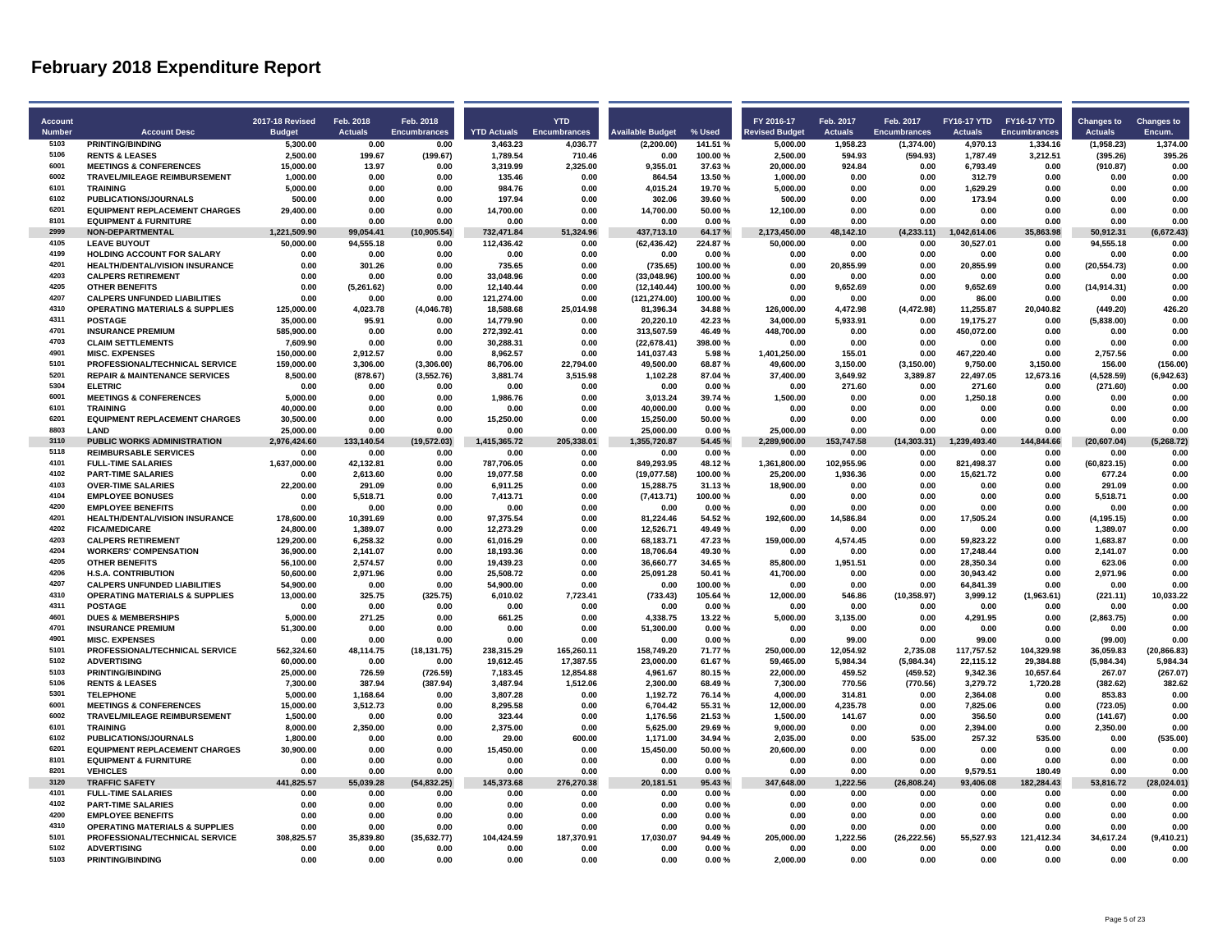# February 2018 Expenditure Report

| Account Number | Account Desc | 2017-18 Revised Budget | Feb. 2018 Actuals | Feb. 2018 Encumbrances | YTD Actuals | YTD Encumbrances | Available Budget | % Used | FY 2016-17 Revised Budget | Feb. 2017 Actuals | Feb. 2017 Encumbrances | FY16-17 YTD Actuals | FY16-17 YTD Encumbrances | Changes to Actuals | Changes to Encum. |
|---|---|---|---|---|---|---|---|---|---|---|---|---|---|---|---|
| 5103 | PRINTING/BINDING | 5,300.00 | 0.00 | 0.00 | 3,463.23 | 4,036.77 | (2,200.00) | 141.51 % | 5,000.00 | 1,958.23 | (1,374.00) | 4,970.13 | 1,334.16 | (1,958.23) | 1,374.00 |
| 5106 | RENTS & LEASES | 2,500.00 | 199.67 | (199.67) | 1,789.54 | 710.46 | 0.00 | 100.00 % | 2,500.00 | 594.93 | (594.93) | 1,787.49 | 3,212.51 | (395.26) | 395.26 |
| 6001 | MEETINGS & CONFERENCES | 15,000.00 | 13.97 | 0.00 | 3,319.99 | 2,325.00 | 9,355.01 | 37.63 % | 20,000.00 | 924.84 | 0.00 | 6,793.49 | 0.00 | (910.87) | 0.00 |
| 6002 | TRAVEL/MILEAGE REIMBURSEMENT | 1,000.00 | 0.00 | 0.00 | 135.46 | 0.00 | 864.54 | 13.50 % | 1,000.00 | 0.00 | 0.00 | 312.79 | 0.00 | 0.00 | 0.00 |
| 6101 | TRAINING | 5,000.00 | 0.00 | 0.00 | 984.76 | 0.00 | 4,015.24 | 19.70 % | 5,000.00 | 0.00 | 0.00 | 1,629.29 | 0.00 | 0.00 | 0.00 |
| 6102 | PUBLICATIONS/JOURNALS | 500.00 | 0.00 | 0.00 | 197.94 | 0.00 | 302.06 | 39.60 % | 500.00 | 0.00 | 0.00 | 173.94 | 0.00 | 0.00 | 0.00 |
| 6201 | EQUIPMENT REPLACEMENT CHARGES | 29,400.00 | 0.00 | 0.00 | 14,700.00 | 0.00 | 14,700.00 | 50.00 % | 12,100.00 | 0.00 | 0.00 | 0.00 | 0.00 | 0.00 | 0.00 |
| 8101 | EQUIPMENT & FURNITURE | 0.00 | 0.00 | 0.00 | 0.00 | 0.00 | 0.00 | 0.00 % | 0.00 | 0.00 | 0.00 | 0.00 | 0.00 | 0.00 | 0.00 |
| **2999** | **NON-DEPARTMENTAL** | **1,221,509.90** | **99,054.41** | **(10,905.54)** | **732,471.84** | **51,324.96** | **437,713.10** | **64.17 %** | **2,173,450.00** | **48,142.10** | **(4,233.11)** | **1,042,614.06** | **35,863.98** | **50,912.31** | **(6,672.43)** |
| 4105 | LEAVE BUYOUT | 50,000.00 | 94,555.18 | 0.00 | 112,436.42 | 0.00 | (62,436.42) | 224.87 % | 50,000.00 | 0.00 | 0.00 | 30,527.01 | 0.00 | 94,555.18 | 0.00 |
| 4199 | HOLDING ACCOUNT FOR SALARY | 0.00 | 0.00 | 0.00 | 0.00 | 0.00 | 0.00 | 0.00 % | 0.00 | 0.00 | 0.00 | 0.00 | 0.00 | 0.00 | 0.00 |
| 4201 | HEALTH/DENTAL/VISION INSURANCE | 0.00 | 301.26 | 0.00 | 735.65 | 0.00 | (735.65) | 100.00 % | 0.00 | 20,855.99 | 0.00 | 20,855.99 | 0.00 | (20,554.73) | 0.00 |
| 4203 | CALPERS RETIREMENT | 0.00 | 0.00 | 0.00 | 33,048.96 | 0.00 | (33,048.96) | 100.00 % | 0.00 | 0.00 | 0.00 | 0.00 | 0.00 | 0.00 | 0.00 |
| 4205 | OTHER BENEFITS | 0.00 | (5,261.62) | 0.00 | 12,140.44 | 0.00 | (12,140.44) | 100.00 % | 0.00 | 9,652.69 | 0.00 | 9,652.69 | 0.00 | (14,914.31) | 0.00 |
| 4207 | CALPERS UNFUNDED LIABILITIES | 0.00 | 0.00 | 0.00 | 121,274.00 | 0.00 | (121,274.00) | 100.00 % | 0.00 | 0.00 | 0.00 | 86.00 | 0.00 | 0.00 | 0.00 |
| 4310 | OPERATING MATERIALS & SUPPLIES | 125,000.00 | 4,023.78 | (4,046.78) | 18,588.68 | 25,014.98 | 81,396.34 | 34.88 % | 126,000.00 | 4,472.98 | (4,472.98) | 11,255.87 | 20,040.82 | (449.20) | 426.20 |
| 4311 | POSTAGE | 35,000.00 | 95.91 | 0.00 | 14,779.90 | 0.00 | 20,220.10 | 42.23 % | 34,000.00 | 5,933.91 | 0.00 | 19,175.27 | 0.00 | (5,838.00) | 0.00 |
| 4701 | INSURANCE PREMIUM | 585,900.00 | 0.00 | 0.00 | 272,392.41 | 0.00 | 313,507.59 | 46.49 % | 448,700.00 | 0.00 | 0.00 | 450,072.00 | 0.00 | 0.00 | 0.00 |
| 4703 | CLAIM SETTLEMENTS | 7,609.90 | 0.00 | 0.00 | 30,288.31 | 0.00 | (22,678.41) | 398.00 % | 0.00 | 0.00 | 0.00 | 0.00 | 0.00 | 0.00 | 0.00 |
| 4901 | MISC. EXPENSES | 150,000.00 | 2,912.57 | 0.00 | 8,962.57 | 0.00 | 141,037.43 | 5.98 % | 1,401,250.00 | 155.01 | 0.00 | 467,220.40 | 0.00 | 2,757.56 | 0.00 |
| 5101 | PROFESSIONAL/TECHNICAL SERVICE | 159,000.00 | 3,306.00 | (3,306.00) | 86,706.00 | 22,794.00 | 49,500.00 | 68.87 % | 49,600.00 | 3,150.00 | (3,150.00) | 9,750.00 | 3,150.00 | 156.00 | (156.00) |
| 5201 | REPAIR & MAINTENANCE SERVICES | 8,500.00 | (878.67) | (3,552.76) | 3,881.74 | 3,515.98 | 1,102.28 | 87.04 % | 37,400.00 | 3,649.92 | 3,389.87 | 22,497.05 | 12,673.16 | (4,528.59) | (6,942.63) |
| 5304 | ELETRIC | 0.00 | 0.00 | 0.00 | 0.00 | 0.00 | 0.00 | 0.00 % | 0.00 | 271.60 | 0.00 | 271.60 | 0.00 | (271.60) | 0.00 |
| 6001 | MEETINGS & CONFERENCES | 5,000.00 | 0.00 | 0.00 | 1,986.76 | 0.00 | 3,013.24 | 39.74 % | 1,500.00 | 0.00 | 0.00 | 1,250.18 | 0.00 | 0.00 | 0.00 |
| 6101 | TRAINING | 40,000.00 | 0.00 | 0.00 | 0.00 | 0.00 | 40,000.00 | 0.00 % | 0.00 | 0.00 | 0.00 | 0.00 | 0.00 | 0.00 | 0.00 |
| 6201 | EQUIPMENT REPLACEMENT CHARGES | 30,500.00 | 0.00 | 0.00 | 15,250.00 | 0.00 | 15,250.00 | 50.00 % | 0.00 | 0.00 | 0.00 | 0.00 | 0.00 | 0.00 | 0.00 |
| 8803 | LAND | 25,000.00 | 0.00 | 0.00 | 0.00 | 0.00 | 25,000.00 | 0.00 % | 25,000.00 | 0.00 | 0.00 | 0.00 | 0.00 | 0.00 | 0.00 |
| **3110** | **PUBLIC WORKS ADMINISTRATION** | **2,976,424.60** | **133,140.54** | **(19,572.03)** | **1,415,365.72** | **205,338.01** | **1,355,720.87** | **54.45 %** | **2,289,900.00** | **153,747.58** | **(14,303.31)** | **1,239,493.40** | **144,844.66** | **(20,607.04)** | **(5,268.72)** |
| 5118 | REIMBURSABLE SERVICES | 0.00 | 0.00 | 0.00 | 0.00 | 0.00 | 0.00 | 0.00 % | 0.00 | 0.00 | 0.00 | 0.00 | 0.00 | 0.00 | 0.00 |
| 4101 | FULL-TIME SALARIES | 1,637,000.00 | 42,132.81 | 0.00 | 787,706.05 | 0.00 | 849,293.95 | 48.12 % | 1,361,800.00 | 102,955.96 | 0.00 | 821,498.37 | 0.00 | (60,823.15) | 0.00 |
| 4102 | PART-TIME SALARIES | 0.00 | 2,613.60 | 0.00 | 19,077.58 | 0.00 | (19,077.58) | 100.00 % | 25,200.00 | 1,936.36 | 0.00 | 15,621.72 | 0.00 | 677.24 | 0.00 |
| 4103 | OVER-TIME SALARIES | 22,200.00 | 291.09 | 0.00 | 6,911.25 | 0.00 | 15,288.75 | 31.13 % | 18,900.00 | 0.00 | 0.00 | 0.00 | 0.00 | 291.09 | 0.00 |
| 4104 | EMPLOYEE BONUSES | 0.00 | 5,518.71 | 0.00 | 7,413.71 | 0.00 | (7,413.71) | 100.00 % | 0.00 | 0.00 | 0.00 | 0.00 | 0.00 | 5,518.71 | 0.00 |
| 4200 | EMPLOYEE BENEFITS | 0.00 | 0.00 | 0.00 | 0.00 | 0.00 | 0.00 | 0.00 % | 0.00 | 0.00 | 0.00 | 0.00 | 0.00 | 0.00 | 0.00 |
| 4201 | HEALTH/DENTAL/VISION INSURANCE | 178,600.00 | 10,391.69 | 0.00 | 97,375.54 | 0.00 | 81,224.46 | 54.52 % | 192,600.00 | 14,586.84 | 0.00 | 17,505.24 | 0.00 | (4,195.15) | 0.00 |
| 4202 | FICA/MEDICARE | 24,800.00 | 1,389.07 | 0.00 | 12,273.29 | 0.00 | 12,526.71 | 49.49 % | 0.00 | 0.00 | 0.00 | 0.00 | 0.00 | 1,389.07 | 0.00 |
| 4203 | CALPERS RETIREMENT | 129,200.00 | 6,258.32 | 0.00 | 61,016.29 | 0.00 | 68,183.71 | 47.23 % | 159,000.00 | 4,574.45 | 0.00 | 59,823.22 | 0.00 | 1,683.87 | 0.00 |
| 4204 | WORKERS' COMPENSATION | 36,900.00 | 2,141.07 | 0.00 | 18,193.36 | 0.00 | 18,706.64 | 49.30 % | 0.00 | 0.00 | 0.00 | 17,248.44 | 0.00 | 2,141.07 | 0.00 |
| 4205 | OTHER BENEFITS | 56,100.00 | 2,574.57 | 0.00 | 19,439.23 | 0.00 | 36,660.77 | 34.65 % | 85,800.00 | 1,951.51 | 0.00 | 28,350.34 | 0.00 | 623.06 | 0.00 |
| 4206 | H.S.A. CONTRIBUTION | 50,600.00 | 2,971.96 | 0.00 | 25,508.72 | 0.00 | 25,091.28 | 50.41 % | 41,700.00 | 0.00 | 0.00 | 30,943.42 | 0.00 | 2,971.96 | 0.00 |
| 4207 | CALPERS UNFUNDED LIABILITIES | 54,900.00 | 0.00 | 0.00 | 54,900.00 | 0.00 | 0.00 | 100.00 % | 0.00 | 0.00 | 0.00 | 64,841.39 | 0.00 | 0.00 | 0.00 |
| 4310 | OPERATING MATERIALS & SUPPLIES | 13,000.00 | 325.75 | (325.75) | 6,010.02 | 7,723.41 | (733.43) | 105.64 % | 12,000.00 | 546.86 | (10,358.97) | 3,999.12 | (1,963.61) | (221.11) | 10,033.22 |
| 4311 | POSTAGE | 0.00 | 0.00 | 0.00 | 0.00 | 0.00 | 0.00 | 0.00 % | 0.00 | 0.00 | 0.00 | 0.00 | 0.00 | 0.00 | 0.00 |
| 4601 | DUES & MEMBERSHIPS | 5,000.00 | 271.25 | 0.00 | 661.25 | 0.00 | 4,338.75 | 13.22 % | 5,000.00 | 3,135.00 | 0.00 | 4,291.95 | 0.00 | (2,863.75) | 0.00 |
| 4701 | INSURANCE PREMIUM | 51,300.00 | 0.00 | 0.00 | 0.00 | 0.00 | 51,300.00 | 0.00 % | 0.00 | 0.00 | 0.00 | 0.00 | 0.00 | 0.00 | 0.00 |
| 4901 | MISC. EXPENSES | 0.00 | 0.00 | 0.00 | 0.00 | 0.00 | 0.00 | 0.00 % | 0.00 | 99.00 | 0.00 | 99.00 | 0.00 | (99.00) | 0.00 |
| 5101 | PROFESSIONAL/TECHNICAL SERVICE | 562,324.60 | 48,114.75 | (18,131.75) | 238,315.29 | 165,260.11 | 158,749.20 | 71.77 % | 250,000.00 | 12,054.92 | 2,735.08 | 117,757.52 | 104,329.98 | 36,059.83 | (20,866.83) |
| 5102 | ADVERTISING | 60,000.00 | 0.00 | 0.00 | 19,612.45 | 17,387.55 | 23,000.00 | 61.67 % | 59,465.00 | 5,984.34 | (5,984.34) | 22,115.12 | 29,384.88 | (5,984.34) | 5,984.34 |
| 5103 | PRINTING/BINDING | 25,000.00 | 726.59 | (726.59) | 7,183.45 | 12,854.88 | 4,961.67 | 80.15 % | 22,000.00 | 459.52 | (459.52) | 9,342.36 | 10,657.64 | 267.07 | (267.07) |
| 5106 | RENTS & LEASES | 7,300.00 | 387.94 | (387.94) | 3,487.94 | 1,512.06 | 2,300.00 | 68.49 % | 7,300.00 | 770.56 | (770.56) | 3,279.72 | 1,720.28 | (382.62) | 382.62 |
| 5301 | TELEPHONE | 5,000.00 | 1,168.64 | 0.00 | 3,807.28 | 0.00 | 1,192.72 | 76.14 % | 4,000.00 | 314.81 | 0.00 | 2,364.08 | 0.00 | 853.83 | 0.00 |
| 6001 | MEETINGS & CONFERENCES | 15,000.00 | 3,512.73 | 0.00 | 8,295.58 | 0.00 | 6,704.42 | 55.31 % | 12,000.00 | 4,235.78 | 0.00 | 7,825.06 | 0.00 | (723.05) | 0.00 |
| 6002 | TRAVEL/MILEAGE REIMBURSEMENT | 1,500.00 | 0.00 | 0.00 | 323.44 | 0.00 | 1,176.56 | 21.53 % | 1,500.00 | 141.67 | 0.00 | 356.50 | 0.00 | (141.67) | 0.00 |
| 6101 | TRAINING | 8,000.00 | 2,350.00 | 0.00 | 2,375.00 | 0.00 | 5,625.00 | 29.69 % | 9,000.00 | 0.00 | 0.00 | 2,394.00 | 0.00 | 2,350.00 | 0.00 |
| 6102 | PUBLICATIONS/JOURNALS | 1,800.00 | 0.00 | 0.00 | 29.00 | 600.00 | 1,171.00 | 34.94 % | 2,035.00 | 0.00 | 535.00 | 257.32 | 535.00 | 0.00 | (535.00) |
| 6201 | EQUIPMENT REPLACEMENT CHARGES | 30,900.00 | 0.00 | 0.00 | 15,450.00 | 0.00 | 15,450.00 | 50.00 % | 20,600.00 | 0.00 | 0.00 | 0.00 | 0.00 | 0.00 | 0.00 |
| 8101 | EQUIPMENT & FURNITURE | 0.00 | 0.00 | 0.00 | 0.00 | 0.00 | 0.00 | 0.00 % | 0.00 | 0.00 | 0.00 | 0.00 | 0.00 | 0.00 | 0.00 |
| 8201 | VEHICLES | 0.00 | 0.00 | 0.00 | 0.00 | 0.00 | 0.00 | 0.00 % | 0.00 | 0.00 | 0.00 | 9,579.51 | 180.49 | 0.00 | 0.00 |
| **3120** | **TRAFFIC SAFETY** | **441,825.57** | **55,039.28** | **(54,832.25)** | **145,373.68** | **276,270.38** | **20,181.51** | **95.43 %** | **347,648.00** | **1,222.56** | **(26,808.24)** | **93,406.08** | **182,284.43** | **53,816.72** | **(28,024.01)** |
| 4101 | FULL-TIME SALARIES | 0.00 | 0.00 | 0.00 | 0.00 | 0.00 | 0.00 | 0.00 % | 0.00 | 0.00 | 0.00 | 0.00 | 0.00 | 0.00 | 0.00 |
| 4102 | PART-TIME SALARIES | 0.00 | 0.00 | 0.00 | 0.00 | 0.00 | 0.00 | 0.00 % | 0.00 | 0.00 | 0.00 | 0.00 | 0.00 | 0.00 | 0.00 |
| 4200 | EMPLOYEE BENEFITS | 0.00 | 0.00 | 0.00 | 0.00 | 0.00 | 0.00 | 0.00 % | 0.00 | 0.00 | 0.00 | 0.00 | 0.00 | 0.00 | 0.00 |
| 4310 | OPERATING MATERIALS & SUPPLIES | 0.00 | 0.00 | 0.00 | 0.00 | 0.00 | 0.00 | 0.00 % | 0.00 | 0.00 | 0.00 | 0.00 | 0.00 | 0.00 | 0.00 |
| 5101 | PROFESSIONAL/TECHNICAL SERVICE | 308,825.57 | 35,839.80 | (35,632.77) | 104,424.59 | 187,370.91 | 17,030.07 | 94.49 % | 205,000.00 | 1,222.56 | (26,222.56) | 55,527.93 | 121,412.34 | 34,617.24 | (9,410.21) |
| 5102 | ADVERTISING | 0.00 | 0.00 | 0.00 | 0.00 | 0.00 | 0.00 | 0.00 % | 0.00 | 0.00 | 0.00 | 0.00 | 0.00 | 0.00 | 0.00 |
| 5103 | PRINTING/BINDING | 0.00 | 0.00 | 0.00 | 0.00 | 0.00 | 0.00 | 0.00 % | 2,000.00 | 0.00 | 0.00 | 0.00 | 0.00 | 0.00 | 0.00 |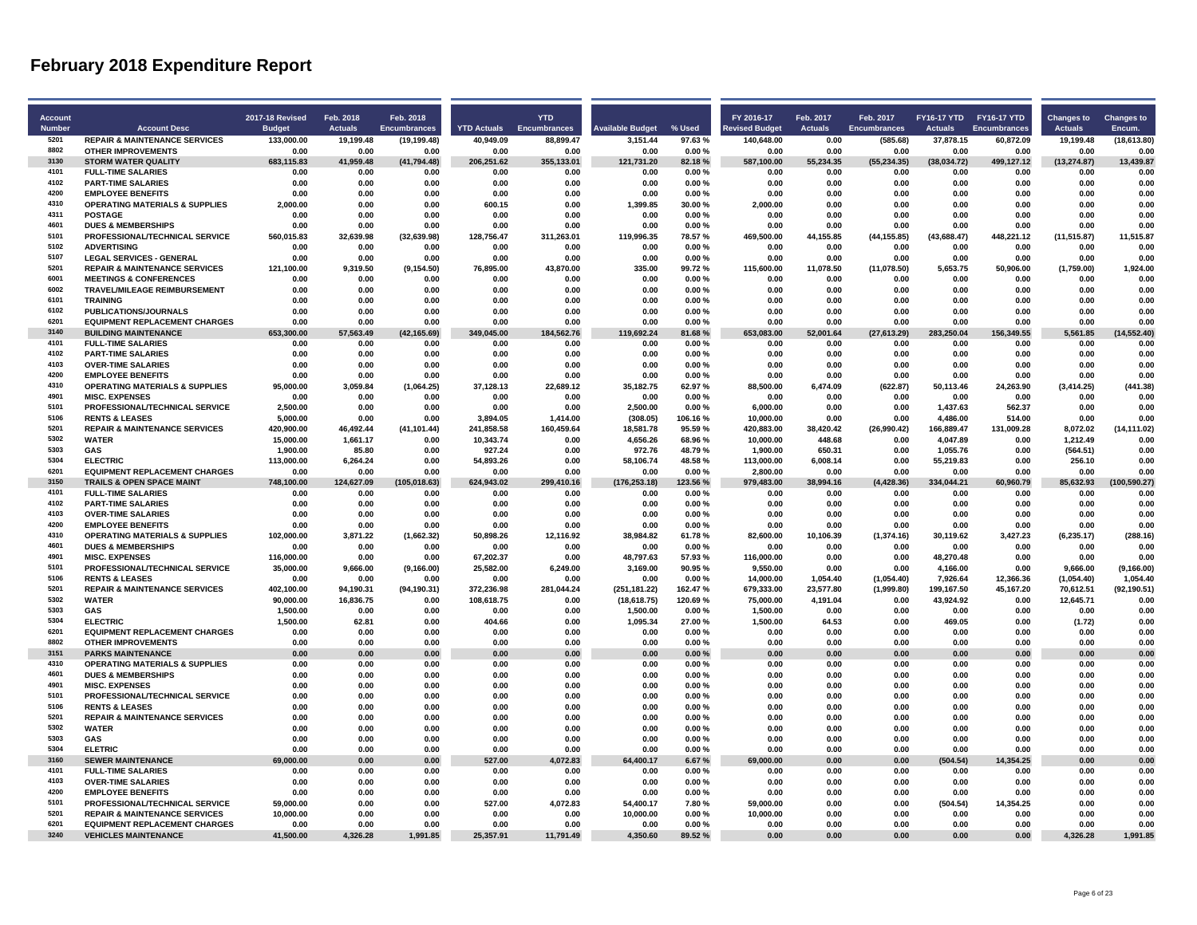# February 2018 Expenditure Report

| Account Number | Account Desc | 2017-18 Revised Budget | Feb. 2018 Actuals | Feb. 2018 Encumbrances | YTD Actuals | YTD Encumbrances | Available Budget | % Used | FY 2016-17 Revised Budget | Feb. 2017 Actuals | Feb. 2017 Encumbrances | FY16-17 YTD Actuals | FY16-17 YTD Encumbrances | Changes to Actuals | Changes to Encum. |
|---|---|---|---|---|---|---|---|---|---|---|---|---|---|---|---|
| 5201 | REPAIR & MAINTENANCE SERVICES | 133,000.00 | 19,199.48 | (19,199.48) | 40,949.09 | 88,899.47 | 3,151.44 | 97.63 % | 140,648.00 | 0.00 | (585.68) | 37,878.15 | 60,872.09 | 19,199.48 | (18,613.80) |
| 8802 | OTHER IMPROVEMENTS | 0.00 | 0.00 | 0.00 | 0.00 | 0.00 | 0.00 | 0.00 % | 0.00 | 0.00 | 0.00 | 0.00 | 0.00 | 0.00 | 0.00 |
| 3130 | STORM WATER QUALITY | 683,115.83 | 41,959.48 | (41,794.48) | 206,251.62 | 355,133.01 | 121,731.20 | 82.18 % | 587,100.00 | 55,234.35 | (55,234.35) | (38,034.72) | 499,127.12 | (13,274.87) | 13,439.87 |
| 4101 | FULL-TIME SALARIES | 0.00 | 0.00 | 0.00 | 0.00 | 0.00 | 0.00 | 0.00 % | 0.00 | 0.00 | 0.00 | 0.00 | 0.00 | 0.00 | 0.00 |
| 4102 | PART-TIME SALARIES | 0.00 | 0.00 | 0.00 | 0.00 | 0.00 | 0.00 | 0.00 % | 0.00 | 0.00 | 0.00 | 0.00 | 0.00 | 0.00 | 0.00 |
| 4200 | EMPLOYEE BENEFITS | 0.00 | 0.00 | 0.00 | 0.00 | 0.00 | 0.00 | 0.00 % | 0.00 | 0.00 | 0.00 | 0.00 | 0.00 | 0.00 | 0.00 |
| 4310 | OPERATING MATERIALS & SUPPLIES | 2,000.00 | 0.00 | 0.00 | 600.15 | 0.00 | 1,399.85 | 30.00 % | 2,000.00 | 0.00 | 0.00 | 0.00 | 0.00 | 0.00 | 0.00 |
| 4311 | POSTAGE | 0.00 | 0.00 | 0.00 | 0.00 | 0.00 | 0.00 | 0.00 % | 0.00 | 0.00 | 0.00 | 0.00 | 0.00 | 0.00 | 0.00 |
| 4601 | DUES & MEMBERSHIPS | 0.00 | 0.00 | 0.00 | 0.00 | 0.00 | 0.00 | 0.00 % | 0.00 | 0.00 | 0.00 | 0.00 | 0.00 | 0.00 | 0.00 |
| 5101 | PROFESSIONAL/TECHNICAL SERVICE | 560,015.83 | 32,639.98 | (32,639.98) | 128,756.47 | 311,263.01 | 119,996.35 | 78.57 % | 469,500.00 | 44,155.85 | (44,155.85) | (43,688.47) | 448,221.12 | (11,515.87) | 11,515.87 |
| 5102 | ADVERTISING | 0.00 | 0.00 | 0.00 | 0.00 | 0.00 | 0.00 | 0.00 % | 0.00 | 0.00 | 0.00 | 0.00 | 0.00 | 0.00 | 0.00 |
| 5107 | LEGAL SERVICES - GENERAL | 0.00 | 0.00 | 0.00 | 0.00 | 0.00 | 0.00 | 0.00 % | 0.00 | 0.00 | 0.00 | 0.00 | 0.00 | 0.00 | 0.00 |
| 5201 | REPAIR & MAINTENANCE SERVICES | 121,100.00 | 9,319.50 | (9,154.50) | 76,895.00 | 43,870.00 | 335.00 | 99.72 % | 115,600.00 | 11,078.50 | (11,078.50) | 5,653.75 | 50,906.00 | (1,759.00) | 1,924.00 |
| 6001 | MEETINGS & CONFERENCES | 0.00 | 0.00 | 0.00 | 0.00 | 0.00 | 0.00 | 0.00 % | 0.00 | 0.00 | 0.00 | 0.00 | 0.00 | 0.00 | 0.00 |
| 6002 | TRAVEL/MILEAGE REIMBURSEMENT | 0.00 | 0.00 | 0.00 | 0.00 | 0.00 | 0.00 | 0.00 % | 0.00 | 0.00 | 0.00 | 0.00 | 0.00 | 0.00 | 0.00 |
| 6101 | TRAINING | 0.00 | 0.00 | 0.00 | 0.00 | 0.00 | 0.00 | 0.00 % | 0.00 | 0.00 | 0.00 | 0.00 | 0.00 | 0.00 | 0.00 |
| 6102 | PUBLICATIONS/JOURNALS | 0.00 | 0.00 | 0.00 | 0.00 | 0.00 | 0.00 | 0.00 % | 0.00 | 0.00 | 0.00 | 0.00 | 0.00 | 0.00 | 0.00 |
| 6201 | EQUIPMENT REPLACEMENT CHARGES | 0.00 | 0.00 | 0.00 | 0.00 | 0.00 | 0.00 | 0.00 % | 0.00 | 0.00 | 0.00 | 0.00 | 0.00 | 0.00 | 0.00 |
| 3140 | BUILDING MAINTENANCE | 653,300.00 | 57,563.49 | (42,165.69) | 349,045.00 | 184,562.76 | 119,692.24 | 81.68 % | 653,083.00 | 52,001.64 | (27,613.29) | 283,250.04 | 156,349.55 | 5,561.85 | (14,552.40) |
| 4101 | FULL-TIME SALARIES | 0.00 | 0.00 | 0.00 | 0.00 | 0.00 | 0.00 | 0.00 % | 0.00 | 0.00 | 0.00 | 0.00 | 0.00 | 0.00 | 0.00 |
| 4102 | PART-TIME SALARIES | 0.00 | 0.00 | 0.00 | 0.00 | 0.00 | 0.00 | 0.00 % | 0.00 | 0.00 | 0.00 | 0.00 | 0.00 | 0.00 | 0.00 |
| 4103 | OVER-TIME SALARIES | 0.00 | 0.00 | 0.00 | 0.00 | 0.00 | 0.00 | 0.00 % | 0.00 | 0.00 | 0.00 | 0.00 | 0.00 | 0.00 | 0.00 |
| 4200 | EMPLOYEE BENEFITS | 0.00 | 0.00 | 0.00 | 0.00 | 0.00 | 0.00 | 0.00 % | 0.00 | 0.00 | 0.00 | 0.00 | 0.00 | 0.00 | 0.00 |
| 4310 | OPERATING MATERIALS & SUPPLIES | 95,000.00 | 3,059.84 | (1,064.25) | 37,128.13 | 22,689.12 | 35,182.75 | 62.97 % | 88,500.00 | 6,474.09 | (622.87) | 50,113.46 | 24,263.90 | (3,414.25) | (441.38) |
| 4901 | MISC. EXPENSES | 0.00 | 0.00 | 0.00 | 0.00 | 0.00 | 0.00 | 0.00 % | 0.00 | 0.00 | 0.00 | 0.00 | 0.00 | 0.00 | 0.00 |
| 5101 | PROFESSIONAL/TECHNICAL SERVICE | 2,500.00 | 0.00 | 0.00 | 0.00 | 0.00 | 2,500.00 | 0.00 % | 6,000.00 | 0.00 | 0.00 | 1,437.63 | 562.37 | 0.00 | 0.00 |
| 5106 | RENTS & LEASES | 5,000.00 | 0.00 | 0.00 | 3,894.05 | 1,414.00 | (308.05) | 106.16 % | 10,000.00 | 0.00 | 0.00 | 4,486.00 | 514.00 | 0.00 | 0.00 |
| 5201 | REPAIR & MAINTENANCE SERVICES | 420,900.00 | 46,492.44 | (41,101.44) | 241,858.58 | 160,459.64 | 18,581.78 | 95.59 % | 420,883.00 | 38,420.42 | (26,990.42) | 166,889.47 | 131,009.28 | 8,072.02 | (14,111.02) |
| 5302 | WATER | 15,000.00 | 1,661.17 | 0.00 | 10,343.74 | 0.00 | 4,656.26 | 68.96 % | 10,000.00 | 448.68 | 0.00 | 4,047.89 | 0.00 | 1,212.49 | 0.00 |
| 5303 | GAS | 1,900.00 | 85.80 | 0.00 | 927.24 | 0.00 | 972.76 | 48.79 % | 1,900.00 | 650.31 | 0.00 | 1,055.76 | 0.00 | (564.51) | 0.00 |
| 5304 | ELECTRIC | 113,000.00 | 6,264.24 | 0.00 | 54,893.26 | 0.00 | 58,106.74 | 48.58 % | 113,000.00 | 6,008.14 | 0.00 | 55,219.83 | 0.00 | 256.10 | 0.00 |
| 6201 | EQUIPMENT REPLACEMENT CHARGES | 0.00 | 0.00 | 0.00 | 0.00 | 0.00 | 0.00 | 0.00 % | 2,800.00 | 0.00 | 0.00 | 0.00 | 0.00 | 0.00 | 0.00 |
| 3150 | TRAILS & OPEN SPACE MAINT | 748,100.00 | 124,627.09 | (105,018.63) | 624,943.02 | 299,410.16 | (176,253.18) | 123.56 % | 979,483.00 | 38,994.16 | (4,428.36) | 334,044.21 | 60,960.79 | 85,632.93 | (100,590.27) |
| 4101 | FULL-TIME SALARIES | 0.00 | 0.00 | 0.00 | 0.00 | 0.00 | 0.00 | 0.00 % | 0.00 | 0.00 | 0.00 | 0.00 | 0.00 | 0.00 | 0.00 |
| 4102 | PART-TIME SALARIES | 0.00 | 0.00 | 0.00 | 0.00 | 0.00 | 0.00 | 0.00 % | 0.00 | 0.00 | 0.00 | 0.00 | 0.00 | 0.00 | 0.00 |
| 4103 | OVER-TIME SALARIES | 0.00 | 0.00 | 0.00 | 0.00 | 0.00 | 0.00 | 0.00 % | 0.00 | 0.00 | 0.00 | 0.00 | 0.00 | 0.00 | 0.00 |
| 4200 | EMPLOYEE BENEFITS | 0.00 | 0.00 | 0.00 | 0.00 | 0.00 | 0.00 | 0.00 % | 0.00 | 0.00 | 0.00 | 0.00 | 0.00 | 0.00 | 0.00 |
| 4310 | OPERATING MATERIALS & SUPPLIES | 102,000.00 | 3,871.22 | (1,662.32) | 50,898.26 | 12,116.92 | 38,984.82 | 61.78 % | 82,600.00 | 10,106.39 | (1,374.16) | 30,119.62 | 3,427.23 | (6,235.17) | (288.16) |
| 4601 | DUES & MEMBERSHIPS | 0.00 | 0.00 | 0.00 | 0.00 | 0.00 | 0.00 | 0.00 % | 0.00 | 0.00 | 0.00 | 0.00 | 0.00 | 0.00 | 0.00 |
| 4901 | MISC. EXPENSES | 116,000.00 | 0.00 | 0.00 | 67,202.37 | 0.00 | 48,797.63 | 57.93 % | 116,000.00 | 0.00 | 0.00 | 48,270.48 | 0.00 | 0.00 | 0.00 |
| 5101 | PROFESSIONAL/TECHNICAL SERVICE | 35,000.00 | 9,666.00 | (9,166.00) | 25,582.00 | 6,249.00 | 3,169.00 | 90.95 % | 9,550.00 | 0.00 | 0.00 | 4,166.00 | 0.00 | 9,666.00 | (9,166.00) |
| 5106 | RENTS & LEASES | 0.00 | 0.00 | 0.00 | 0.00 | 0.00 | 0.00 | 0.00 % | 14,000.00 | 1,054.40 | (1,054.40) | 7,926.64 | 12,366.36 | (1,054.40) | 1,054.40 |
| 5201 | REPAIR & MAINTENANCE SERVICES | 402,100.00 | 94,190.31 | (94,190.31) | 372,236.98 | 281,044.24 | (251,181.22) | 162.47 % | 679,333.00 | 23,577.80 | (1,999.80) | 199,167.50 | 45,167.20 | 70,612.51 | (92,190.51) |
| 5302 | WATER | 90,000.00 | 16,836.75 | 0.00 | 108,618.75 | 0.00 | (18,618.75) | 120.69 % | 75,000.00 | 4,191.04 | 0.00 | 43,924.92 | 0.00 | 12,645.71 | 0.00 |
| 5303 | GAS | 1,500.00 | 0.00 | 0.00 | 0.00 | 0.00 | 1,500.00 | 0.00 % | 1,500.00 | 0.00 | 0.00 | 0.00 | 0.00 | 0.00 | 0.00 |
| 5304 | ELECTRIC | 1,500.00 | 62.81 | 0.00 | 404.66 | 0.00 | 1,095.34 | 27.00 % | 1,500.00 | 64.53 | 0.00 | 469.05 | 0.00 | (1.72) | 0.00 |
| 6201 | EQUIPMENT REPLACEMENT CHARGES | 0.00 | 0.00 | 0.00 | 0.00 | 0.00 | 0.00 | 0.00 % | 0.00 | 0.00 | 0.00 | 0.00 | 0.00 | 0.00 | 0.00 |
| 8802 | OTHER IMPROVEMENTS | 0.00 | 0.00 | 0.00 | 0.00 | 0.00 | 0.00 | 0.00 % | 0.00 | 0.00 | 0.00 | 0.00 | 0.00 | 0.00 | 0.00 |
| 3151 | PARKS MAINTENANCE | 0.00 | 0.00 | 0.00 | 0.00 | 0.00 | 0.00 | 0.00 % | 0.00 | 0.00 | 0.00 | 0.00 | 0.00 | 0.00 | 0.00 |
| 4310 | OPERATING MATERIALS & SUPPLIES | 0.00 | 0.00 | 0.00 | 0.00 | 0.00 | 0.00 | 0.00 % | 0.00 | 0.00 | 0.00 | 0.00 | 0.00 | 0.00 | 0.00 |
| 4601 | DUES & MEMBERSHIPS | 0.00 | 0.00 | 0.00 | 0.00 | 0.00 | 0.00 | 0.00 % | 0.00 | 0.00 | 0.00 | 0.00 | 0.00 | 0.00 | 0.00 |
| 4901 | MISC. EXPENSES | 0.00 | 0.00 | 0.00 | 0.00 | 0.00 | 0.00 | 0.00 % | 0.00 | 0.00 | 0.00 | 0.00 | 0.00 | 0.00 | 0.00 |
| 5101 | PROFESSIONAL/TECHNICAL SERVICE | 0.00 | 0.00 | 0.00 | 0.00 | 0.00 | 0.00 | 0.00 % | 0.00 | 0.00 | 0.00 | 0.00 | 0.00 | 0.00 | 0.00 |
| 5106 | RENTS & LEASES | 0.00 | 0.00 | 0.00 | 0.00 | 0.00 | 0.00 | 0.00 % | 0.00 | 0.00 | 0.00 | 0.00 | 0.00 | 0.00 | 0.00 |
| 5201 | REPAIR & MAINTENANCE SERVICES | 0.00 | 0.00 | 0.00 | 0.00 | 0.00 | 0.00 | 0.00 % | 0.00 | 0.00 | 0.00 | 0.00 | 0.00 | 0.00 | 0.00 |
| 5302 | WATER | 0.00 | 0.00 | 0.00 | 0.00 | 0.00 | 0.00 | 0.00 % | 0.00 | 0.00 | 0.00 | 0.00 | 0.00 | 0.00 | 0.00 |
| 5303 | GAS | 0.00 | 0.00 | 0.00 | 0.00 | 0.00 | 0.00 | 0.00 % | 0.00 | 0.00 | 0.00 | 0.00 | 0.00 | 0.00 | 0.00 |
| 5304 | ELETRIC | 0.00 | 0.00 | 0.00 | 0.00 | 0.00 | 0.00 | 0.00 % | 0.00 | 0.00 | 0.00 | 0.00 | 0.00 | 0.00 | 0.00 |
| 3160 | SEWER MAINTENANCE | 69,000.00 | 0.00 | 0.00 | 527.00 | 4,072.83 | 64,400.17 | 6.67 % | 69,000.00 | 0.00 | 0.00 | (504.54) | 14,354.25 | 0.00 | 0.00 |
| 4101 | FULL-TIME SALARIES | 0.00 | 0.00 | 0.00 | 0.00 | 0.00 | 0.00 | 0.00 % | 0.00 | 0.00 | 0.00 | 0.00 | 0.00 | 0.00 | 0.00 |
| 4103 | OVER-TIME SALARIES | 0.00 | 0.00 | 0.00 | 0.00 | 0.00 | 0.00 | 0.00 % | 0.00 | 0.00 | 0.00 | 0.00 | 0.00 | 0.00 | 0.00 |
| 4200 | EMPLOYEE BENEFITS | 0.00 | 0.00 | 0.00 | 0.00 | 0.00 | 0.00 | 0.00 % | 0.00 | 0.00 | 0.00 | 0.00 | 0.00 | 0.00 | 0.00 |
| 5101 | PROFESSIONAL/TECHNICAL SERVICE | 59,000.00 | 0.00 | 0.00 | 527.00 | 4,072.83 | 54,400.17 | 7.80 % | 59,000.00 | 0.00 | 0.00 | (504.54) | 14,354.25 | 0.00 | 0.00 |
| 5201 | REPAIR & MAINTENANCE SERVICES | 10,000.00 | 0.00 | 0.00 | 0.00 | 0.00 | 10,000.00 | 0.00 % | 10,000.00 | 0.00 | 0.00 | 0.00 | 0.00 | 0.00 | 0.00 |
| 6201 | EQUIPMENT REPLACEMENT CHARGES | 0.00 | 0.00 | 0.00 | 0.00 | 0.00 | 0.00 | 0.00 % | 0.00 | 0.00 | 0.00 | 0.00 | 0.00 | 0.00 | 0.00 |
| 3240 | VEHICLES MAINTENANCE | 41,500.00 | 4,326.28 | 1,991.85 | 25,357.91 | 11,791.49 | 4,350.60 | 89.52 % | 0.00 | 0.00 | 0.00 | 0.00 | 0.00 | 4,326.28 | 1,991.85 |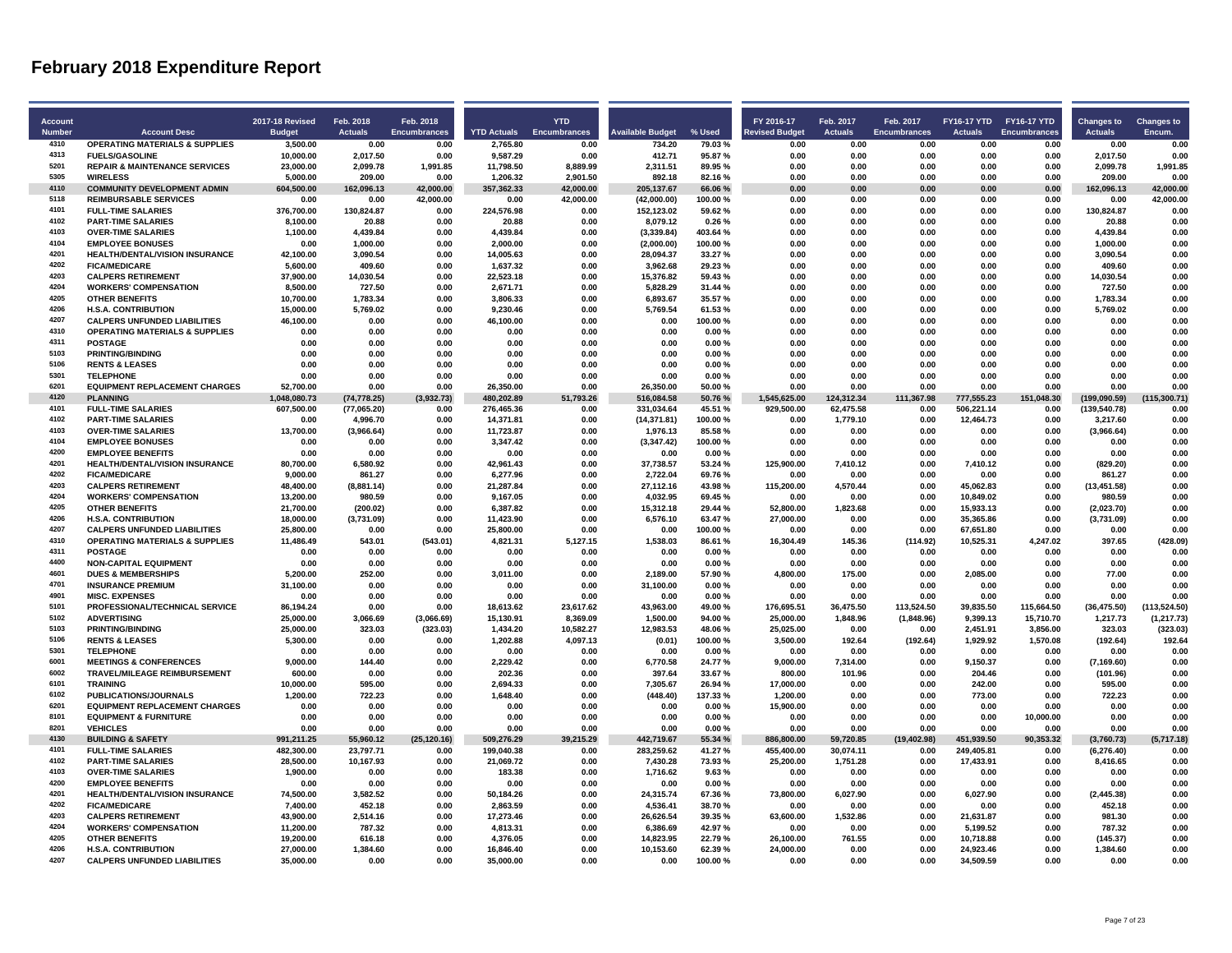# February 2018 Expenditure Report

| Account Number | Account Desc | 2017-18 Revised Budget | Feb. 2018 Actuals | Feb. 2018 Encumbrances | YTD Actuals | YTD Encumbrances | Available Budget | % Used | FY 2016-17 Revised Budget | Feb. 2017 Actuals | Feb. 2017 Encumbrances | FY16-17 YTD Actuals | FY16-17 YTD Encumbrances | Changes to Actuals | Changes to Encum. |
|---|---|---|---|---|---|---|---|---|---|---|---|---|---|---|---|
| 4310 | OPERATING MATERIALS & SUPPLIES | 3,500.00 | 0.00 | 0.00 | 2,765.80 | 0.00 | 734.20 | 79.03 % | 0.00 | 0.00 | 0.00 | 0.00 | 0.00 | 0.00 | 0.00 |
| 4313 | FUELS/GASOLINE | 10,000.00 | 2,017.50 | 0.00 | 9,587.29 | 0.00 | 412.71 | 95.87 % | 0.00 | 0.00 | 0.00 | 0.00 | 0.00 | 2,017.50 | 0.00 |
| 5201 | REPAIR & MAINTENANCE SERVICES | 23,000.00 | 2,099.78 | 1,991.85 | 11,798.50 | 8,889.99 | 2,311.51 | 89.95 % | 0.00 | 0.00 | 0.00 | 0.00 | 0.00 | 2,099.78 | 1,991.85 |
| 5305 | WIRELESS | 5,000.00 | 209.00 | 0.00 | 1,206.32 | 2,901.50 | 892.18 | 82.16 % | 0.00 | 0.00 | 0.00 | 0.00 | 0.00 | 209.00 | 0.00 |
| 4110 | COMMUNITY DEVELOPMENT ADMIN | 604,500.00 | 162,096.13 | 42,000.00 | 357,362.33 | 42,000.00 | 205,137.67 | 66.06 % | 0.00 | 0.00 | 0.00 | 0.00 | 0.00 | 162,096.13 | 42,000.00 |
| 5118 | REIMBURSABLE SERVICES | 0.00 | 0.00 | 42,000.00 | 0.00 | 42,000.00 | (42,000.00) | 100.00 % | 0.00 | 0.00 | 0.00 | 0.00 | 0.00 | 0.00 | 42,000.00 |
| 4101 | FULL-TIME SALARIES | 376,700.00 | 130,824.87 | 0.00 | 224,576.98 | 0.00 | 152,123.02 | 59.62 % | 0.00 | 0.00 | 0.00 | 0.00 | 0.00 | 130,824.87 | 0.00 |
| 4102 | PART-TIME SALARIES | 8,100.00 | 20.88 | 0.00 | 20.88 | 0.00 | 8,079.12 | 0.26 % | 0.00 | 0.00 | 0.00 | 0.00 | 0.00 | 20.88 | 0.00 |
| 4103 | OVER-TIME SALARIES | 1,100.00 | 4,439.84 | 0.00 | 4,439.84 | 0.00 | (3,339.84) | 403.64 % | 0.00 | 0.00 | 0.00 | 0.00 | 0.00 | 4,439.84 | 0.00 |
| 4104 | EMPLOYEE BONUSES | 0.00 | 1,000.00 | 0.00 | 2,000.00 | 0.00 | (2,000.00) | 100.00 % | 0.00 | 0.00 | 0.00 | 0.00 | 0.00 | 1,000.00 | 0.00 |
| 4201 | HEALTH/DENTAL/VISION INSURANCE | 42,100.00 | 3,090.54 | 0.00 | 14,005.63 | 0.00 | 28,094.37 | 33.27 % | 0.00 | 0.00 | 0.00 | 0.00 | 0.00 | 3,090.54 | 0.00 |
| 4202 | FICA/MEDICARE | 5,600.00 | 409.60 | 0.00 | 1,637.32 | 0.00 | 3,962.68 | 29.23 % | 0.00 | 0.00 | 0.00 | 0.00 | 0.00 | 409.60 | 0.00 |
| 4203 | CALPERS RETIREMENT | 37,900.00 | 14,030.54 | 0.00 | 22,523.18 | 0.00 | 15,376.82 | 59.43 % | 0.00 | 0.00 | 0.00 | 0.00 | 0.00 | 14,030.54 | 0.00 |
| 4204 | WORKERS' COMPENSATION | 8,500.00 | 727.50 | 0.00 | 2,671.71 | 0.00 | 5,828.29 | 31.44 % | 0.00 | 0.00 | 0.00 | 0.00 | 0.00 | 727.50 | 0.00 |
| 4205 | OTHER BENEFITS | 10,700.00 | 1,783.34 | 0.00 | 3,806.33 | 0.00 | 6,893.67 | 35.57 % | 0.00 | 0.00 | 0.00 | 0.00 | 0.00 | 1,783.34 | 0.00 |
| 4206 | H.S.A. CONTRIBUTION | 15,000.00 | 5,769.02 | 0.00 | 9,230.46 | 0.00 | 5,769.54 | 61.53 % | 0.00 | 0.00 | 0.00 | 0.00 | 0.00 | 5,769.02 | 0.00 |
| 4207 | CALPERS UNFUNDED LIABILITIES | 46,100.00 | 0.00 | 0.00 | 46,100.00 | 0.00 | 0.00 | 100.00 % | 0.00 | 0.00 | 0.00 | 0.00 | 0.00 | 0.00 | 0.00 |
| 4310 | OPERATING MATERIALS & SUPPLIES | 0.00 | 0.00 | 0.00 | 0.00 | 0.00 | 0.00 | 0.00 % | 0.00 | 0.00 | 0.00 | 0.00 | 0.00 | 0.00 | 0.00 |
| 4311 | POSTAGE | 0.00 | 0.00 | 0.00 | 0.00 | 0.00 | 0.00 | 0.00 % | 0.00 | 0.00 | 0.00 | 0.00 | 0.00 | 0.00 | 0.00 |
| 5103 | PRINTING/BINDING | 0.00 | 0.00 | 0.00 | 0.00 | 0.00 | 0.00 | 0.00 % | 0.00 | 0.00 | 0.00 | 0.00 | 0.00 | 0.00 | 0.00 |
| 5106 | RENTS & LEASES | 0.00 | 0.00 | 0.00 | 0.00 | 0.00 | 0.00 | 0.00 % | 0.00 | 0.00 | 0.00 | 0.00 | 0.00 | 0.00 | 0.00 |
| 5301 | TELEPHONE | 0.00 | 0.00 | 0.00 | 0.00 | 0.00 | 0.00 | 0.00 % | 0.00 | 0.00 | 0.00 | 0.00 | 0.00 | 0.00 | 0.00 |
| 6201 | EQUIPMENT REPLACEMENT CHARGES | 52,700.00 | 0.00 | 0.00 | 26,350.00 | 0.00 | 26,350.00 | 50.00 % | 0.00 | 0.00 | 0.00 | 0.00 | 0.00 | 0.00 | 0.00 |
| 4120 | PLANNING | 1,048,080.73 | (74,778.25) | (3,932.73) | 480,202.89 | 51,793.26 | 516,084.58 | 50.76 % | 1,545,625.00 | 124,312.34 | 111,367.98 | 777,555.23 | 151,048.30 | (199,090.59) | (115,300.71) |
| 4101 | FULL-TIME SALARIES | 607,500.00 | (77,065.20) | 0.00 | 276,465.36 | 0.00 | 331,034.64 | 45.51 % | 929,500.00 | 62,475.58 | 0.00 | 506,221.14 | 0.00 | (139,540.78) | 0.00 |
| 4102 | PART-TIME SALARIES | 0.00 | 4,996.70 | 0.00 | 14,371.81 | 0.00 | (14,371.81) | 100.00 % | 0.00 | 1,779.10 | 0.00 | 12,464.73 | 0.00 | 3,217.60 | 0.00 |
| 4103 | OVER-TIME SALARIES | 13,700.00 | (3,966.64) | 0.00 | 11,723.87 | 0.00 | 1,976.13 | 85.58 % | 0.00 | 0.00 | 0.00 | 0.00 | 0.00 | (3,966.64) | 0.00 |
| 4104 | EMPLOYEE BONUSES | 0.00 | 0.00 | 0.00 | 3,347.42 | 0.00 | (3,347.42) | 100.00 % | 0.00 | 0.00 | 0.00 | 0.00 | 0.00 | 0.00 | 0.00 |
| 4200 | EMPLOYEE BENEFITS | 0.00 | 0.00 | 0.00 | 0.00 | 0.00 | 0.00 | 0.00 % | 0.00 | 0.00 | 0.00 | 0.00 | 0.00 | 0.00 | 0.00 |
| 4201 | HEALTH/DENTAL/VISION INSURANCE | 80,700.00 | 6,580.92 | 0.00 | 42,961.43 | 0.00 | 37,738.57 | 53.24 % | 125,900.00 | 7,410.12 | 0.00 | 7,410.12 | 0.00 | (829.20) | 0.00 |
| 4202 | FICA/MEDICARE | 9,000.00 | 861.27 | 0.00 | 6,277.96 | 0.00 | 2,722.04 | 69.76 % | 0.00 | 0.00 | 0.00 | 0.00 | 0.00 | 861.27 | 0.00 |
| 4203 | CALPERS RETIREMENT | 48,400.00 | (8,881.14) | 0.00 | 21,287.84 | 0.00 | 27,112.16 | 43.98 % | 115,200.00 | 4,570.44 | 0.00 | 45,062.83 | 0.00 | (13,451.58) | 0.00 |
| 4204 | WORKERS' COMPENSATION | 13,200.00 | 980.59 | 0.00 | 9,167.05 | 0.00 | 4,032.95 | 69.45 % | 0.00 | 0.00 | 0.00 | 10,849.02 | 0.00 | 980.59 | 0.00 |
| 4205 | OTHER BENEFITS | 21,700.00 | (200.02) | 0.00 | 6,387.82 | 0.00 | 15,312.18 | 29.44 % | 52,800.00 | 1,823.68 | 0.00 | 15,933.13 | 0.00 | (2,023.70) | 0.00 |
| 4206 | H.S.A. CONTRIBUTION | 18,000.00 | (3,731.09) | 0.00 | 11,423.90 | 0.00 | 6,576.10 | 63.47 % | 27,000.00 | 0.00 | 0.00 | 35,365.86 | 0.00 | (3,731.09) | 0.00 |
| 4207 | CALPERS UNFUNDED LIABILITIES | 25,800.00 | 0.00 | 0.00 | 25,800.00 | 0.00 | 0.00 | 100.00 % | 0.00 | 0.00 | 0.00 | 67,651.80 | 0.00 | 0.00 | 0.00 |
| 4310 | OPERATING MATERIALS & SUPPLIES | 11,486.49 | 543.01 | (543.01) | 4,821.31 | 5,127.15 | 1,538.03 | 86.61 % | 16,304.49 | 145.36 | (114.92) | 10,525.31 | 4,247.02 | 397.65 | (428.09) |
| 4311 | POSTAGE | 0.00 | 0.00 | 0.00 | 0.00 | 0.00 | 0.00 | 0.00 % | 0.00 | 0.00 | 0.00 | 0.00 | 0.00 | 0.00 | 0.00 |
| 4400 | NON-CAPITAL EQUIPMENT | 0.00 | 0.00 | 0.00 | 0.00 | 0.00 | 0.00 | 0.00 % | 0.00 | 0.00 | 0.00 | 0.00 | 0.00 | 0.00 | 0.00 |
| 4601 | DUES & MEMBERSHIPS | 5,200.00 | 252.00 | 0.00 | 3,011.00 | 0.00 | 2,189.00 | 57.90 % | 4,800.00 | 175.00 | 0.00 | 2,085.00 | 0.00 | 77.00 | 0.00 |
| 4701 | INSURANCE PREMIUM | 31,100.00 | 0.00 | 0.00 | 0.00 | 0.00 | 31,100.00 | 0.00 % | 0.00 | 0.00 | 0.00 | 0.00 | 0.00 | 0.00 | 0.00 |
| 4901 | MISC. EXPENSES | 0.00 | 0.00 | 0.00 | 0.00 | 0.00 | 0.00 | 0.00 % | 0.00 | 0.00 | 0.00 | 0.00 | 0.00 | 0.00 | 0.00 |
| 5101 | PROFESSIONAL/TECHNICAL SERVICE | 86,194.24 | 0.00 | 0.00 | 18,613.62 | 23,617.62 | 43,963.00 | 49.00 % | 176,695.51 | 36,475.50 | 113,524.50 | 39,835.50 | 115,664.50 | (36,475.50) | (113,524.50) |
| 5102 | ADVERTISING | 25,000.00 | 3,066.69 | (3,066.69) | 15,130.91 | 8,369.09 | 1,500.00 | 94.00 % | 25,000.00 | 1,848.96 | (1,848.96) | 9,399.13 | 15,710.70 | 1,217.73 | (1,217.73) |
| 5103 | PRINTING/BINDING | 25,000.00 | 323.03 | (323.03) | 1,434.20 | 10,582.27 | 12,983.53 | 48.06 % | 25,025.00 | 0.00 | 0.00 | 2,451.91 | 3,856.00 | 323.03 | (323.03) |
| 5106 | RENTS & LEASES | 5,300.00 | 0.00 | 0.00 | 1,202.88 | 4,097.13 | (0.01) | 100.00 % | 3,500.00 | 192.64 | (192.64) | 1,929.92 | 1,570.08 | (192.64) | 192.64 |
| 5301 | TELEPHONE | 0.00 | 0.00 | 0.00 | 0.00 | 0.00 | 0.00 | 0.00 % | 0.00 | 0.00 | 0.00 | 0.00 | 0.00 | 0.00 | 0.00 |
| 6001 | MEETINGS & CONFERENCES | 9,000.00 | 144.40 | 0.00 | 2,229.42 | 0.00 | 6,770.58 | 24.77 % | 9,000.00 | 7,314.00 | 0.00 | 9,150.37 | 0.00 | (7,169.60) | 0.00 |
| 6002 | TRAVEL/MILEAGE REIMBURSEMENT | 600.00 | 0.00 | 0.00 | 202.36 | 0.00 | 397.64 | 33.67 % | 800.00 | 101.96 | 0.00 | 204.46 | 0.00 | (101.96) | 0.00 |
| 6101 | TRAINING | 10,000.00 | 595.00 | 0.00 | 2,694.33 | 0.00 | 7,305.67 | 26.94 % | 17,000.00 | 0.00 | 0.00 | 242.00 | 0.00 | 595.00 | 0.00 |
| 6102 | PUBLICATIONS/JOURNALS | 1,200.00 | 722.23 | 0.00 | 1,648.40 | 0.00 | (448.40) | 137.33 % | 1,200.00 | 0.00 | 0.00 | 773.00 | 0.00 | 722.23 | 0.00 |
| 6201 | EQUIPMENT REPLACEMENT CHARGES | 0.00 | 0.00 | 0.00 | 0.00 | 0.00 | 0.00 | 0.00 % | 15,900.00 | 0.00 | 0.00 | 0.00 | 0.00 | 0.00 | 0.00 |
| 8101 | EQUIPMENT & FURNITURE | 0.00 | 0.00 | 0.00 | 0.00 | 0.00 | 0.00 | 0.00 % | 0.00 | 0.00 | 0.00 | 0.00 | 10,000.00 | 0.00 | 0.00 |
| 8201 | VEHICLES | 0.00 | 0.00 | 0.00 | 0.00 | 0.00 | 0.00 | 0.00 % | 0.00 | 0.00 | 0.00 | 0.00 | 0.00 | 0.00 | 0.00 |
| 4130 | BUILDING & SAFETY | 991,211.25 | 55,960.12 | (25,120.16) | 509,276.29 | 39,215.29 | 442,719.67 | 55.34 % | 886,800.00 | 59,720.85 | (19,402.98) | 451,939.50 | 90,353.32 | (3,760.73) | (5,717.18) |
| 4101 | FULL-TIME SALARIES | 482,300.00 | 23,797.71 | 0.00 | 199,040.38 | 0.00 | 283,259.62 | 41.27 % | 455,400.00 | 30,074.11 | 0.00 | 249,405.81 | 0.00 | (6,276.40) | 0.00 |
| 4102 | PART-TIME SALARIES | 28,500.00 | 10,167.93 | 0.00 | 21,069.72 | 0.00 | 7,430.28 | 73.93 % | 25,200.00 | 1,751.28 | 0.00 | 17,433.91 | 0.00 | 8,416.65 | 0.00 |
| 4103 | OVER-TIME SALARIES | 1,900.00 | 0.00 | 0.00 | 183.38 | 0.00 | 1,716.62 | 9.63 % | 0.00 | 0.00 | 0.00 | 0.00 | 0.00 | 0.00 | 0.00 |
| 4200 | EMPLOYEE BENEFITS | 0.00 | 0.00 | 0.00 | 0.00 | 0.00 | 0.00 | 0.00 % | 0.00 | 0.00 | 0.00 | 0.00 | 0.00 | 0.00 | 0.00 |
| 4201 | HEALTH/DENTAL/VISION INSURANCE | 74,500.00 | 3,582.52 | 0.00 | 50,184.26 | 0.00 | 24,315.74 | 67.36 % | 73,800.00 | 6,027.90 | 0.00 | 6,027.90 | 0.00 | (2,445.38) | 0.00 |
| 4202 | FICA/MEDICARE | 7,400.00 | 452.18 | 0.00 | 2,863.59 | 0.00 | 4,536.41 | 38.70 % | 0.00 | 0.00 | 0.00 | 0.00 | 0.00 | 452.18 | 0.00 |
| 4203 | CALPERS RETIREMENT | 43,900.00 | 2,514.16 | 0.00 | 17,273.46 | 0.00 | 26,626.54 | 39.35 % | 63,600.00 | 1,532.86 | 0.00 | 21,631.87 | 0.00 | 981.30 | 0.00 |
| 4204 | WORKERS' COMPENSATION | 11,200.00 | 787.32 | 0.00 | 4,813.31 | 0.00 | 6,386.69 | 42.97 % | 0.00 | 0.00 | 0.00 | 5,199.52 | 0.00 | 787.32 | 0.00 |
| 4205 | OTHER BENEFITS | 19,200.00 | 616.18 | 0.00 | 4,376.05 | 0.00 | 14,823.95 | 22.79 % | 26,100.00 | 761.55 | 0.00 | 10,718.88 | 0.00 | (145.37) | 0.00 |
| 4206 | H.S.A. CONTRIBUTION | 27,000.00 | 1,384.60 | 0.00 | 16,846.40 | 0.00 | 10,153.60 | 62.39 % | 24,000.00 | 0.00 | 0.00 | 24,923.46 | 0.00 | 1,384.60 | 0.00 |
| 4207 | CALPERS UNFUNDED LIABILITIES | 35,000.00 | 0.00 | 0.00 | 35,000.00 | 0.00 | 0.00 | 100.00 % | 0.00 | 0.00 | 0.00 | 34,509.59 | 0.00 | 0.00 | 0.00 |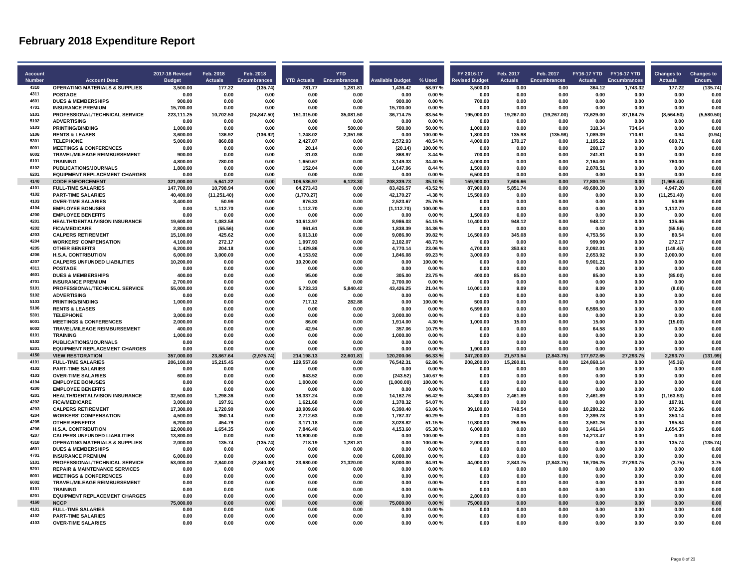# February 2018 Expenditure Report

| Account Number | Account Desc | 2017-18 Revised Budget | Feb. 2018 Actuals | Feb. 2018 Encumbrances | YTD Actuals | YTD Encumbrances | Available Budget | % Used | FY 2016-17 Revised Budget | Feb. 2017 Actuals | Feb. 2017 Encumbrances | FY16-17 YTD Actuals | FY16-17 YTD Encumbrances | Changes to Actuals | Changes to Encum. |
|---|---|---|---|---|---|---|---|---|---|---|---|---|---|---|---|
| 4310 | OPERATING MATERIALS & SUPPLIES | 3,500.00 | 177.22 | (135.74) | 781.77 | 1,281.81 | 1,436.42 | 58.97 % | 3,500.00 | 0.00 | 0.00 | 364.12 | 1,743.32 | 177.22 | (135.74) |
| 4311 | POSTAGE | 0.00 | 0.00 | 0.00 | 0.00 | 0.00 | 0.00 | 0.00 % | 0.00 | 0.00 | 0.00 | 0.00 | 0.00 | 0.00 | 0.00 |
| 4601 | DUES & MEMBERSHIPS | 900.00 | 0.00 | 0.00 | 0.00 | 0.00 | 900.00 | 0.00 % | 700.00 | 0.00 | 0.00 | 0.00 | 0.00 | 0.00 | 0.00 |
| 4701 | INSURANCE PREMIUM | 15,700.00 | 0.00 | 0.00 | 0.00 | 0.00 | 15,700.00 | 0.00 % | 0.00 | 0.00 | 0.00 | 0.00 | 0.00 | 0.00 | 0.00 |
| 5101 | PROFESSIONAL/TECHNICAL SERVICE | 223,111.25 | 10,702.50 | (24,847.50) | 151,315.00 | 35,081.50 | 36,714.75 | 83.54 % | 195,000.00 | 19,267.00 | (19,267.00) | 73,629.00 | 87,164.75 | (8,564.50) | (5,580.50) |
| 5102 | ADVERTISING | 0.00 | 0.00 | 0.00 | 0.00 | 0.00 | 0.00 | 0.00 % | 0.00 | 0.00 | 0.00 | 0.00 | 0.00 | 0.00 | 0.00 |
| 5103 | PRINTING/BINDING | 1,000.00 | 0.00 | 0.00 | 0.00 | 500.00 | 500.00 | 50.00 % | 1,000.00 | 0.00 | 0.00 | 318.34 | 734.64 | 0.00 | 0.00 |
| 5106 | RENTS & LEASES | 3,600.00 | 136.92 | (136.92) | 1,248.02 | 2,351.98 | 0.00 | 100.00 % | 1,800.00 | 135.98 | (135.98) | 1,089.39 | 710.61 | 0.94 | (0.94) |
| 5301 | TELEPHONE | 5,000.00 | 860.88 | 0.00 | 2,427.07 | 0.00 | 2,572.93 | 48.54 % | 4,000.00 | 170.17 | 0.00 | 1,195.22 | 0.00 | 690.71 | 0.00 |
| 6001 | MEETINGS & CONFERENCES | 0.00 | 0.00 | 0.00 | 20.14 | 0.00 | (20.14) | 100.00 % | 0.00 | 0.00 | 0.00 | 208.17 | 0.00 | 0.00 | 0.00 |
| 6002 | TRAVEL/MILEAGE REIMBURSEMENT | 900.00 | 0.00 | 0.00 | 31.03 | 0.00 | 868.97 | 3.44 % | 700.00 | 0.00 | 0.00 | 241.81 | 0.00 | 0.00 | 0.00 |
| 6101 | TRAINING | 4,800.00 | 780.00 | 0.00 | 1,650.67 | 0.00 | 3,149.33 | 34.40 % | 4,000.00 | 0.00 | 0.00 | 2,164.00 | 0.00 | 780.00 | 0.00 |
| 6102 | PUBLICATIONS/JOURNALS | 1,800.00 | 0.00 | 0.00 | 152.04 | 0.00 | 1,647.96 | 8.44 % | 1,500.00 | 0.00 | 0.00 | 2,878.51 | 0.00 | 0.00 | 0.00 |
| 6201 | EQUIPMENT REPLACEMENT CHARGES | 0.00 | 0.00 | 0.00 | 0.00 | 0.00 | 0.00 | 0.00 % | 6,500.00 | 0.00 | 0.00 | 0.00 | 0.00 | 0.00 | 0.00 |
| 4140 | **CODE ENFORCEMENT** | **321,000.00** | **5,641.22** | **0.00** | **106,536.97** | **6,123.30** | **208,339.73** | **35.10 %** | **159,900.00** | **7,606.66** | **0.00** | **77,800.19** | **0.00** | **(1,965.44)** | **0.00** |
| 4101 | FULL-TIME SALARIES | 147,700.00 | 10,798.94 | 0.00 | 64,273.43 | 0.00 | 83,426.57 | 43.52 % | 87,900.00 | 5,851.74 | 0.00 | 49,680.30 | 0.00 | 4,947.20 | 0.00 |
| 4102 | PART-TIME SALARIES | 40,400.00 | (11,251.40) | 0.00 | (1,770.27) | 0.00 | 42,170.27 | -4.38 % | 15,500.00 | 0.00 | 0.00 | 0.00 | 0.00 | (11,251.40) | 0.00 |
| 4103 | OVER-TIME SALARIES | 3,400.00 | 50.99 | 0.00 | 876.33 | 0.00 | 2,523.67 | 25.76 % | 0.00 | 0.00 | 0.00 | 0.00 | 0.00 | 50.99 | 0.00 |
| 4104 | EMPLOYEE BONUSES | 0.00 | 1,112.70 | 0.00 | 1,112.70 | 0.00 | (1,112.70) | 100.00 % | 0.00 | 0.00 | 0.00 | 0.00 | 0.00 | 1,112.70 | 0.00 |
| 4200 | EMPLOYEE BENEFITS | 0.00 | 0.00 | 0.00 | 0.00 | 0.00 | 0.00 | 0.00 % | 1,500.00 | 0.00 | 0.00 | 0.00 | 0.00 | 0.00 | 0.00 |
| 4201 | HEALTH/DENTAL/VISION INSURANCE | 19,600.00 | 1,083.58 | 0.00 | 10,613.97 | 0.00 | 8,986.03 | 54.15 % | 10,400.00 | 948.12 | 0.00 | 948.12 | 0.00 | 135.46 | 0.00 |
| 4202 | FICA/MEDICARE | 2,800.00 | (55.56) | 0.00 | 961.61 | 0.00 | 1,838.39 | 34.36 % | 0.00 | 0.00 | 0.00 | 0.00 | 0.00 | (55.56) | 0.00 |
| 4203 | CALPERS RETIREMENT | 15,100.00 | 425.62 | 0.00 | 6,013.10 | 0.00 | 9,086.90 | 39.82 % | 16,500.00 | 345.08 | 0.00 | 4,753.56 | 0.00 | 80.54 | 0.00 |
| 4204 | WORKERS' COMPENSATION | 4,100.00 | 272.17 | 0.00 | 1,997.93 | 0.00 | 2,102.07 | 48.73 % | 0.00 | 0.00 | 0.00 | 999.90 | 0.00 | 272.17 | 0.00 |
| 4205 | OTHER BENEFITS | 6,200.00 | 204.18 | 0.00 | 1,429.86 | 0.00 | 4,770.14 | 23.06 % | 4,700.00 | 353.63 | 0.00 | 2,092.01 | 0.00 | (149.45) | 0.00 |
| 4206 | H.S.A. CONTRIBUTION | 6,000.00 | 3,000.00 | 0.00 | 4,153.92 | 0.00 | 1,846.08 | 69.23 % | 3,000.00 | 0.00 | 0.00 | 2,653.92 | 0.00 | 3,000.00 | 0.00 |
| 4207 | CALPERS UNFUNDED LIABILITIES | 10,200.00 | 0.00 | 0.00 | 10,200.00 | 0.00 | 0.00 | 100.00 % | 0.00 | 0.00 | 0.00 | 9,901.21 | 0.00 | 0.00 | 0.00 |
| 4311 | POSTAGE | 0.00 | 0.00 | 0.00 | 0.00 | 0.00 | 0.00 | 0.00 % | 0.00 | 0.00 | 0.00 | 0.00 | 0.00 | 0.00 | 0.00 |
| 4601 | DUES & MEMBERSHIPS | 400.00 | 0.00 | 0.00 | 95.00 | 0.00 | 305.00 | 23.75 % | 400.00 | 85.00 | 0.00 | 85.00 | 0.00 | (85.00) | 0.00 |
| 4701 | INSURANCE PREMIUM | 2,700.00 | 0.00 | 0.00 | 0.00 | 0.00 | 2,700.00 | 0.00 % | 0.00 | 0.00 | 0.00 | 0.00 | 0.00 | 0.00 | 0.00 |
| 5101 | PROFESSIONAL/TECHNICAL SERVICE | 55,000.00 | 0.00 | 0.00 | 5,733.33 | 5,840.42 | 43,426.25 | 21.04 % | 10,001.00 | 8.09 | 0.00 | 8.09 | 0.00 | (8.09) | 0.00 |
| 5102 | ADVERTISING | 0.00 | 0.00 | 0.00 | 0.00 | 0.00 | 0.00 | 0.00 % | 0.00 | 0.00 | 0.00 | 0.00 | 0.00 | 0.00 | 0.00 |
| 5103 | PRINTING/BINDING | 1,000.00 | 0.00 | 0.00 | 717.12 | 282.88 | 0.00 | 100.00 % | 500.00 | 0.00 | 0.00 | 0.00 | 0.00 | 0.00 | 0.00 |
| 5106 | RENTS & LEASES | 0.00 | 0.00 | 0.00 | 0.00 | 0.00 | 0.00 | 0.00 % | 6,599.00 | 0.00 | 0.00 | 6,598.50 | 0.00 | 0.00 | 0.00 |
| 5301 | TELEPHONE | 3,000.00 | 0.00 | 0.00 | 0.00 | 0.00 | 3,000.00 | 0.00 % | 0.00 | 0.00 | 0.00 | 0.00 | 0.00 | 0.00 | 0.00 |
| 6001 | MEETINGS & CONFERENCES | 2,000.00 | 0.00 | 0.00 | 86.00 | 0.00 | 1,914.00 | 4.30 % | 1,000.00 | 15.00 | 0.00 | 15.00 | 0.00 | (15.00) | 0.00 |
| 6002 | TRAVEL/MILEAGE REIMBURSEMENT | 400.00 | 0.00 | 0.00 | 42.94 | 0.00 | 357.06 | 10.75 % | 0.00 | 0.00 | 0.00 | 64.58 | 0.00 | 0.00 | 0.00 |
| 6101 | TRAINING | 1,000.00 | 0.00 | 0.00 | 0.00 | 0.00 | 1,000.00 | 0.00 % | 0.00 | 0.00 | 0.00 | 0.00 | 0.00 | 0.00 | 0.00 |
| 6102 | PUBLICATIONS/JOURNALS | 0.00 | 0.00 | 0.00 | 0.00 | 0.00 | 0.00 | 0.00 % | 0.00 | 0.00 | 0.00 | 0.00 | 0.00 | 0.00 | 0.00 |
| 6201 | EQUIPMENT REPLACEMENT CHARGES | 0.00 | 0.00 | 0.00 | 0.00 | 0.00 | 0.00 | 0.00 % | 1,900.00 | 0.00 | 0.00 | 0.00 | 0.00 | 0.00 | 0.00 |
| 4150 | **VIEW RESTORATION** | **357,000.00** | **23,867.64** | **(2,975.74)** | **214,198.13** | **22,601.81** | **120,200.06** | **66.33 %** | **347,200.00** | **21,573.94** | **(2,843.75)** | **177,972.65** | **27,293.75** | **2,293.70** | **(131.99)** |
| 4101 | FULL-TIME SALARIES | 206,100.00 | 15,215.45 | 0.00 | 129,557.69 | 0.00 | 76,542.31 | 62.86 % | 208,200.00 | 15,260.81 | 0.00 | 124,868.14 | 0.00 | (45.36) | 0.00 |
| 4102 | PART-TIME SALARIES | 0.00 | 0.00 | 0.00 | 0.00 | 0.00 | 0.00 | 0.00 % | 0.00 | 0.00 | 0.00 | 0.00 | 0.00 | 0.00 | 0.00 |
| 4103 | OVER-TIME SALARIES | 600.00 | 0.00 | 0.00 | 843.52 | 0.00 | (243.52) | 140.67 % | 0.00 | 0.00 | 0.00 | 0.00 | 0.00 | 0.00 | 0.00 |
| 4104 | EMPLOYEE BONUSES | 0.00 | 0.00 | 0.00 | 1,000.00 | 0.00 | (1,000.00) | 100.00 % | 0.00 | 0.00 | 0.00 | 0.00 | 0.00 | 0.00 | 0.00 |
| 4200 | EMPLOYEE BENEFITS | 0.00 | 0.00 | 0.00 | 0.00 | 0.00 | 0.00 | 0.00 % | 0.00 | 0.00 | 0.00 | 0.00 | 0.00 | 0.00 | 0.00 |
| 4201 | HEALTH/DENTAL/VISION INSURANCE | 32,500.00 | 1,298.36 | 0.00 | 18,337.24 | 0.00 | 14,162.76 | 56.42 % | 34,300.00 | 2,461.89 | 0.00 | 2,461.89 | 0.00 | (1,163.53) | 0.00 |
| 4202 | FICA/MEDICARE | 3,000.00 | 197.91 | 0.00 | 1,621.68 | 0.00 | 1,378.32 | 54.07 % | 0.00 | 0.00 | 0.00 | 0.00 | 0.00 | 197.91 | 0.00 |
| 4203 | CALPERS RETIREMENT | 17,300.00 | 1,720.90 | 0.00 | 10,909.60 | 0.00 | 6,390.40 | 63.06 % | 39,100.00 | 748.54 | 0.00 | 10,280.22 | 0.00 | 972.36 | 0.00 |
| 4204 | WORKERS' COMPENSATION | 4,500.00 | 350.14 | 0.00 | 2,712.63 | 0.00 | 1,787.37 | 60.29 % | 0.00 | 0.00 | 0.00 | 2,399.78 | 0.00 | 350.14 | 0.00 |
| 4205 | OTHER BENEFITS | 6,200.00 | 454.79 | 0.00 | 3,171.18 | 0.00 | 3,028.82 | 51.15 % | 10,800.00 | 258.95 | 0.00 | 3,581.26 | 0.00 | 195.84 | 0.00 |
| 4206 | H.S.A. CONTRIBUTION | 12,000.00 | 1,654.35 | 0.00 | 7,846.40 | 0.00 | 4,153.60 | 65.38 % | 6,000.00 | 0.00 | 0.00 | 3,461.64 | 0.00 | 1,654.35 | 0.00 |
| 4207 | CALPERS UNFUNDED LIABILITIES | 13,800.00 | 0.00 | 0.00 | 13,800.00 | 0.00 | 0.00 | 100.00 % | 0.00 | 0.00 | 0.00 | 14,213.47 | 0.00 | 0.00 | 0.00 |
| 4310 | OPERATING MATERIALS & SUPPLIES | 2,000.00 | 135.74 | (135.74) | 718.19 | 1,281.81 | 0.00 | 100.00 % | 2,000.00 | 0.00 | 0.00 | 0.00 | 0.00 | 135.74 | (135.74) |
| 4601 | DUES & MEMBERSHIPS | 0.00 | 0.00 | 0.00 | 0.00 | 0.00 | 0.00 | 0.00 % | 0.00 | 0.00 | 0.00 | 0.00 | 0.00 | 0.00 | 0.00 |
| 4701 | INSURANCE PREMIUM | 6,000.00 | 0.00 | 0.00 | 0.00 | 0.00 | 6,000.00 | 0.00 % | 0.00 | 0.00 | 0.00 | 0.00 | 0.00 | 0.00 | 0.00 |
| 5101 | PROFESSIONAL/TECHNICAL SERVICE | 53,000.00 | 2,840.00 | (2,840.00) | 23,680.00 | 21,320.00 | 8,000.00 | 84.91 % | 44,000.00 | 2,843.75 | (2,843.75) | 16,706.25 | 27,293.75 | (3.75) | 3.75 |
| 5201 | REPAIR & MAINTENANCE SERVICES | 0.00 | 0.00 | 0.00 | 0.00 | 0.00 | 0.00 | 0.00 % | 0.00 | 0.00 | 0.00 | 0.00 | 0.00 | 0.00 | 0.00 |
| 6001 | MEETINGS & CONFERENCES | 0.00 | 0.00 | 0.00 | 0.00 | 0.00 | 0.00 | 0.00 % | 0.00 | 0.00 | 0.00 | 0.00 | 0.00 | 0.00 | 0.00 |
| 6002 | TRAVEL/MILEAGE REIMBURSEMENT | 0.00 | 0.00 | 0.00 | 0.00 | 0.00 | 0.00 | 0.00 % | 0.00 | 0.00 | 0.00 | 0.00 | 0.00 | 0.00 | 0.00 |
| 6101 | TRAINING | 0.00 | 0.00 | 0.00 | 0.00 | 0.00 | 0.00 | 0.00 % | 0.00 | 0.00 | 0.00 | 0.00 | 0.00 | 0.00 | 0.00 |
| 6201 | EQUIPMENT REPLACEMENT CHARGES | 0.00 | 0.00 | 0.00 | 0.00 | 0.00 | 0.00 | 0.00 % | 2,800.00 | 0.00 | 0.00 | 0.00 | 0.00 | 0.00 | 0.00 |
| 4160 | **NCCP** | **75,000.00** | **0.00** | **0.00** | **0.00** | **0.00** | **75,000.00** | **0.00 %** | **75,000.00** | **0.00** | **0.00** | **0.00** | **0.00** | **0.00** | **0.00** |
| 4101 | FULL-TIME SALARIES | 0.00 | 0.00 | 0.00 | 0.00 | 0.00 | 0.00 | 0.00 % | 0.00 | 0.00 | 0.00 | 0.00 | 0.00 | 0.00 | 0.00 |
| 4102 | PART-TIME SALARIES | 0.00 | 0.00 | 0.00 | 0.00 | 0.00 | 0.00 | 0.00 % | 0.00 | 0.00 | 0.00 | 0.00 | 0.00 | 0.00 | 0.00 |
| 4103 | OVER-TIME SALARIES | 0.00 | 0.00 | 0.00 | 0.00 | 0.00 | 0.00 | 0.00 % | 0.00 | 0.00 | 0.00 | 0.00 | 0.00 | 0.00 | 0.00 |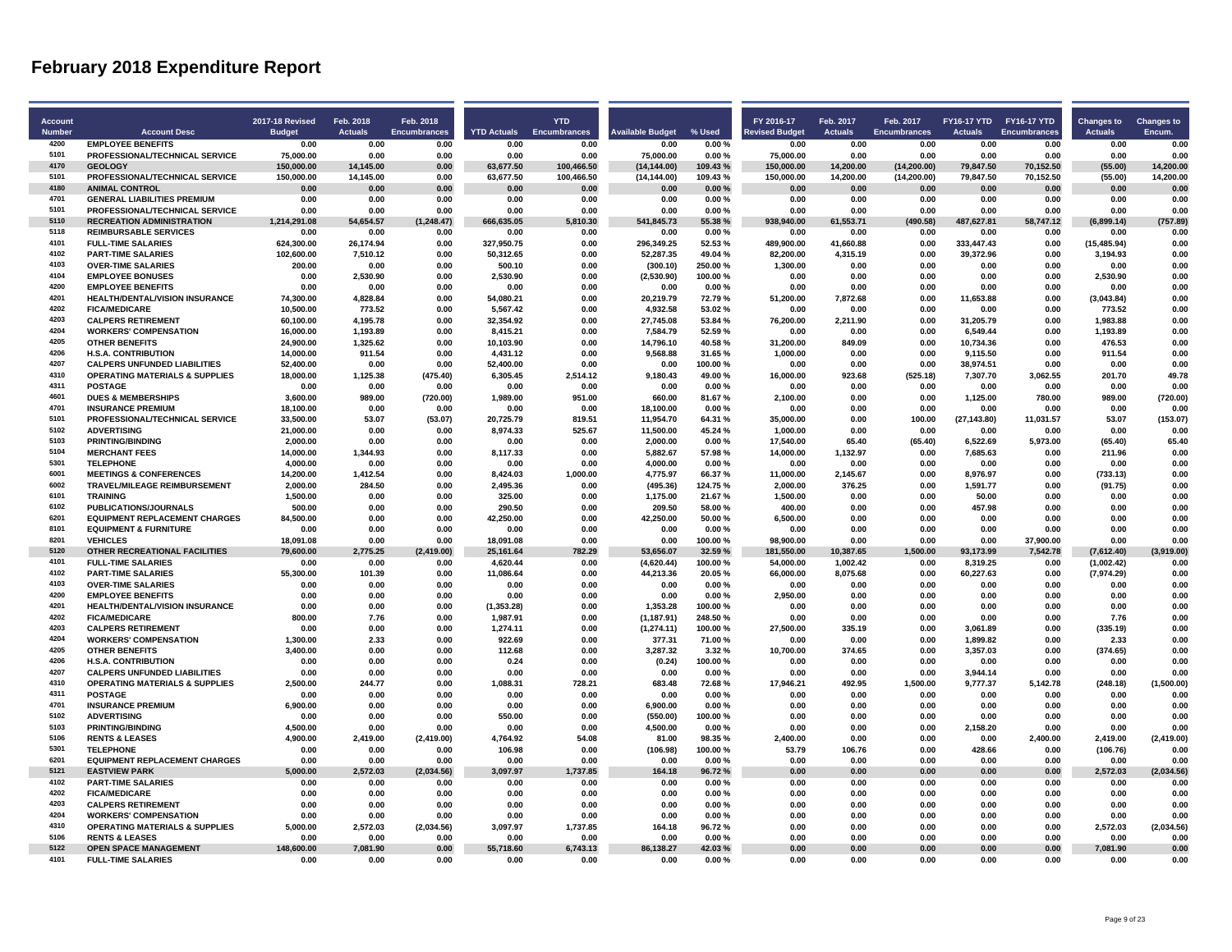# February 2018 Expenditure Report

| Account Number | Account Desc | 2017-18 Revised Budget | Feb. 2018 Actuals | Feb. 2018 Encumbrances | YTD Actuals | YTD Encumbrances | Available Budget | % Used | FY 2016-17 Revised Budget | Feb. 2017 Actuals | Feb. 2017 Encumbrances | FY16-17 YTD Actuals | FY16-17 YTD Encumbrances | Changes to Actuals | Changes to Encum. |
|---|---|---|---|---|---|---|---|---|---|---|---|---|---|---|---|
| 4200 | EMPLOYEE BENEFITS | 0.00 | 0.00 | 0.00 | 0.00 | 0.00 | 0.00 | 0.00 % | 0.00 | 0.00 | 0.00 | 0.00 | 0.00 | 0.00 | 0.00 |
| 5101 | PROFESSIONAL/TECHNICAL SERVICE | 75,000.00 | 0.00 | 0.00 | 0.00 | 0.00 | 75,000.00 | 0.00 % | 75,000.00 | 0.00 | 0.00 | 0.00 | 0.00 | 0.00 | 0.00 |
| 4170 | GEOLOGY | 150,000.00 | 14,145.00 | 0.00 | 63,677.50 | 100,466.50 | (14,144.00) | 109.43 % | 150,000.00 | 14,200.00 | (14,200.00) | 79,847.50 | 70,152.50 | (55.00) | 14,200.00 |
| 5101 | PROFESSIONAL/TECHNICAL SERVICE | 150,000.00 | 14,145.00 | 0.00 | 63,677.50 | 100,466.50 | (14,144.00) | 109.43 % | 150,000.00 | 14,200.00 | (14,200.00) | 79,847.50 | 70,152.50 | (55.00) | 14,200.00 |
| 4180 | ANIMAL CONTROL | 0.00 | 0.00 | 0.00 | 0.00 | 0.00 | 0.00 | 0.00 % | 0.00 | 0.00 | 0.00 | 0.00 | 0.00 | 0.00 | 0.00 |
| 4701 | GENERAL LIABILITIES PREMIUM | 0.00 | 0.00 | 0.00 | 0.00 | 0.00 | 0.00 | 0.00 % | 0.00 | 0.00 | 0.00 | 0.00 | 0.00 | 0.00 | 0.00 |
| 5101 | PROFESSIONAL/TECHNICAL SERVICE | 0.00 | 0.00 | 0.00 | 0.00 | 0.00 | 0.00 | 0.00 % | 0.00 | 0.00 | 0.00 | 0.00 | 0.00 | 0.00 | 0.00 |
| 5110 | RECREATION ADMINISTRATION | 1,214,291.08 | 54,654.57 | (1,248.47) | 666,635.05 | 5,810.30 | 541,845.73 | 55.38 % | 938,940.00 | 61,553.71 | (490.58) | 487,627.81 | 58,747.12 | (6,899.14) | (757.89) |
| 5118 | REIMBURSABLE SERVICES | 0.00 | 0.00 | 0.00 | 0.00 | 0.00 | 0.00 | 0.00 % | 0.00 | 0.00 | 0.00 | 0.00 | 0.00 | 0.00 | 0.00 |
| 4101 | FULL-TIME SALARIES | 624,300.00 | 26,174.94 | 0.00 | 327,950.75 | 0.00 | 296,349.25 | 52.53 % | 489,900.00 | 41,660.88 | 0.00 | 333,447.43 | 0.00 | (15,485.94) | 0.00 |
| 4102 | PART-TIME SALARIES | 102,600.00 | 7,510.12 | 0.00 | 50,312.65 | 0.00 | 52,287.35 | 49.04 % | 82,200.00 | 4,315.19 | 0.00 | 39,372.96 | 0.00 | 3,194.93 | 0.00 |
| 4103 | OVER-TIME SALARIES | 200.00 | 0.00 | 0.00 | 500.10 | 0.00 | (300.10) | 250.00 % | 1,300.00 | 0.00 | 0.00 | 0.00 | 0.00 | 0.00 | 0.00 |
| 4104 | EMPLOYEE BONUSES | 0.00 | 2,530.90 | 0.00 | 2,530.90 | 0.00 | (2,530.90) | 100.00 % | 0.00 | 0.00 | 0.00 | 0.00 | 0.00 | 2,530.90 | 0.00 |
| 4200 | EMPLOYEE BENEFITS | 0.00 | 0.00 | 0.00 | 0.00 | 0.00 | 0.00 | 0.00 % | 0.00 | 0.00 | 0.00 | 0.00 | 0.00 | 0.00 | 0.00 |
| 4201 | HEALTH/DENTAL/VISION INSURANCE | 74,300.00 | 4,828.84 | 0.00 | 54,080.21 | 0.00 | 20,219.79 | 72.79 % | 51,200.00 | 7,872.68 | 0.00 | 11,653.88 | 0.00 | (3,043.84) | 0.00 |
| 4202 | FICA/MEDICARE | 10,500.00 | 773.52 | 0.00 | 5,567.42 | 0.00 | 4,932.58 | 53.02 % | 0.00 | 0.00 | 0.00 | 0.00 | 0.00 | 773.52 | 0.00 |
| 4203 | CALPERS RETIREMENT | 60,100.00 | 4,195.78 | 0.00 | 32,354.92 | 0.00 | 27,745.08 | 53.84 % | 76,200.00 | 2,211.90 | 0.00 | 31,205.79 | 0.00 | 1,983.88 | 0.00 |
| 4204 | WORKERS' COMPENSATION | 16,000.00 | 1,193.89 | 0.00 | 8,415.21 | 0.00 | 7,584.79 | 52.59 % | 0.00 | 0.00 | 0.00 | 6,549.44 | 0.00 | 1,193.89 | 0.00 |
| 4205 | OTHER BENEFITS | 24,900.00 | 1,325.62 | 0.00 | 10,103.90 | 0.00 | 14,796.10 | 40.58 % | 31,200.00 | 849.09 | 0.00 | 10,734.36 | 0.00 | 476.53 | 0.00 |
| 4206 | H.S.A. CONTRIBUTION | 14,000.00 | 911.54 | 0.00 | 4,431.12 | 0.00 | 9,568.88 | 31.65 % | 1,000.00 | 0.00 | 0.00 | 9,115.50 | 0.00 | 911.54 | 0.00 |
| 4207 | CALPERS UNFUNDED LIABILITIES | 52,400.00 | 0.00 | 0.00 | 52,400.00 | 0.00 | 0.00 | 100.00 % | 0.00 | 0.00 | 0.00 | 38,974.51 | 0.00 | 0.00 | 0.00 |
| 4310 | OPERATING MATERIALS & SUPPLIES | 18,000.00 | 1,125.38 | (475.40) | 6,305.45 | 2,514.12 | 9,180.43 | 49.00 % | 16,000.00 | 923.68 | (525.18) | 7,307.70 | 3,062.55 | 201.70 | 49.78 |
| 4311 | POSTAGE | 0.00 | 0.00 | 0.00 | 0.00 | 0.00 | 0.00 | 0.00 % | 0.00 | 0.00 | 0.00 | 0.00 | 0.00 | 0.00 | 0.00 |
| 4601 | DUES & MEMBERSHIPS | 3,600.00 | 989.00 | (720.00) | 1,989.00 | 951.00 | 660.00 | 81.67 % | 2,100.00 | 0.00 | 0.00 | 1,125.00 | 780.00 | 989.00 | (720.00) |
| 4701 | INSURANCE PREMIUM | 18,100.00 | 0.00 | 0.00 | 0.00 | 0.00 | 18,100.00 | 0.00 % | 0.00 | 0.00 | 0.00 | 0.00 | 0.00 | 0.00 | 0.00 |
| 5101 | PROFESSIONAL/TECHNICAL SERVICE | 33,500.00 | 53.07 | (53.07) | 20,725.79 | 819.51 | 11,954.70 | 64.31 % | 35,000.00 | 0.00 | 100.00 | (27,143.80) | 11,031.57 | 53.07 | (153.07) |
| 5102 | ADVERTISING | 21,000.00 | 0.00 | 0.00 | 8,974.33 | 525.67 | 11,500.00 | 45.24 % | 1,000.00 | 0.00 | 0.00 | 0.00 | 0.00 | 0.00 | 0.00 |
| 5103 | PRINTING/BINDING | 2,000.00 | 0.00 | 0.00 | 0.00 | 0.00 | 2,000.00 | 0.00 % | 17,540.00 | 65.40 | (65.40) | 6,522.69 | 5,973.00 | (65.40) | 65.40 |
| 5104 | MERCHANT FEES | 14,000.00 | 1,344.93 | 0.00 | 8,117.33 | 0.00 | 5,882.67 | 57.98 % | 14,000.00 | 1,132.97 | 0.00 | 7,685.63 | 0.00 | 211.96 | 0.00 |
| 5301 | TELEPHONE | 4,000.00 | 0.00 | 0.00 | 0.00 | 0.00 | 4,000.00 | 0.00 % | 0.00 | 0.00 | 0.00 | 0.00 | 0.00 | 0.00 | 0.00 |
| 6001 | MEETINGS & CONFERENCES | 14,200.00 | 1,412.54 | 0.00 | 8,424.03 | 1,000.00 | 4,775.97 | 66.37 % | 11,000.00 | 2,145.67 | 0.00 | 8,976.97 | 0.00 | (733.13) | 0.00 |
| 6002 | TRAVEL/MILEAGE REIMBURSEMENT | 2,000.00 | 284.50 | 0.00 | 2,495.36 | 0.00 | (495.36) | 124.75 % | 2,000.00 | 376.25 | 0.00 | 1,591.77 | 0.00 | (91.75) | 0.00 |
| 6101 | TRAINING | 1,500.00 | 0.00 | 0.00 | 325.00 | 0.00 | 1,175.00 | 21.67 % | 1,500.00 | 0.00 | 0.00 | 50.00 | 0.00 | 0.00 | 0.00 |
| 6102 | PUBLICATIONS/JOURNALS | 500.00 | 0.00 | 0.00 | 290.50 | 0.00 | 209.50 | 58.00 % | 400.00 | 0.00 | 0.00 | 457.98 | 0.00 | 0.00 | 0.00 |
| 6201 | EQUIPMENT REPLACEMENT CHARGES | 84,500.00 | 0.00 | 0.00 | 42,250.00 | 0.00 | 42,250.00 | 50.00 % | 6,500.00 | 0.00 | 0.00 | 0.00 | 0.00 | 0.00 | 0.00 |
| 8101 | EQUIPMENT & FURNITURE | 0.00 | 0.00 | 0.00 | 0.00 | 0.00 | 0.00 | 0.00 % | 0.00 | 0.00 | 0.00 | 0.00 | 0.00 | 0.00 | 0.00 |
| 8201 | VEHICLES | 18,091.08 | 0.00 | 0.00 | 18,091.08 | 0.00 | 0.00 | 100.00 % | 98,900.00 | 0.00 | 0.00 | 0.00 | 37,900.00 | 0.00 | 0.00 |
| 5120 | OTHER RECREATIONAL FACILITIES | 79,600.00 | 2,775.25 | (2,419.00) | 25,161.64 | 782.29 | 53,656.07 | 32.59 % | 181,550.00 | 10,387.65 | 1,500.00 | 93,173.99 | 7,542.78 | (7,612.40) | (3,919.00) |
| 4101 | FULL-TIME SALARIES | 0.00 | 0.00 | 0.00 | 4,620.44 | 0.00 | (4,620.44) | 100.00 % | 54,000.00 | 1,002.42 | 0.00 | 8,319.25 | 0.00 | (1,002.42) | 0.00 |
| 4102 | PART-TIME SALARIES | 55,300.00 | 101.39 | 0.00 | 11,086.64 | 0.00 | 44,213.36 | 20.05 % | 66,000.00 | 8,075.68 | 0.00 | 60,227.63 | 0.00 | (7,974.29) | 0.00 |
| 4103 | OVER-TIME SALARIES | 0.00 | 0.00 | 0.00 | 0.00 | 0.00 | 0.00 | 0.00 % | 0.00 | 0.00 | 0.00 | 0.00 | 0.00 | 0.00 | 0.00 |
| 4200 | EMPLOYEE BENEFITS | 0.00 | 0.00 | 0.00 | 0.00 | 0.00 | 0.00 | 0.00 % | 2,950.00 | 0.00 | 0.00 | 0.00 | 0.00 | 0.00 | 0.00 |
| 4201 | HEALTH/DENTAL/VISION INSURANCE | 0.00 | 0.00 | 0.00 | (1,353.28) | 0.00 | 1,353.28 | 100.00 % | 0.00 | 0.00 | 0.00 | 0.00 | 0.00 | 0.00 | 0.00 |
| 4202 | FICA/MEDICARE | 800.00 | 7.76 | 0.00 | 1,987.91 | 0.00 | (1,187.91) | 248.50 % | 0.00 | 0.00 | 0.00 | 0.00 | 0.00 | 7.76 | 0.00 |
| 4203 | CALPERS RETIREMENT | 0.00 | 0.00 | 0.00 | 1,274.11 | 0.00 | (1,274.11) | 100.00 % | 27,500.00 | 335.19 | 0.00 | 3,061.89 | 0.00 | (335.19) | 0.00 |
| 4204 | WORKERS' COMPENSATION | 1,300.00 | 2.33 | 0.00 | 922.69 | 0.00 | 377.31 | 71.00 % | 0.00 | 0.00 | 0.00 | 1,899.82 | 0.00 | 2.33 | 0.00 |
| 4205 | OTHER BENEFITS | 3,400.00 | 0.00 | 0.00 | 112.68 | 0.00 | 3,287.32 | 3.32 % | 10,700.00 | 374.65 | 0.00 | 3,357.03 | 0.00 | (374.65) | 0.00 |
| 4206 | H.S.A. CONTRIBUTION | 0.00 | 0.00 | 0.00 | 0.24 | 0.00 | (0.24) | 100.00 % | 0.00 | 0.00 | 0.00 | 0.00 | 0.00 | 0.00 | 0.00 |
| 4207 | CALPERS UNFUNDED LIABILITIES | 0.00 | 0.00 | 0.00 | 0.00 | 0.00 | 0.00 | 0.00 % | 0.00 | 0.00 | 0.00 | 3,944.14 | 0.00 | 0.00 | 0.00 |
| 4310 | OPERATING MATERIALS & SUPPLIES | 2,500.00 | 244.77 | 0.00 | 1,088.31 | 728.21 | 683.48 | 72.68 % | 17,946.21 | 492.95 | 1,500.00 | 9,777.37 | 5,142.78 | (248.18) | (1,500.00) |
| 4311 | POSTAGE | 0.00 | 0.00 | 0.00 | 0.00 | 0.00 | 0.00 | 0.00 % | 0.00 | 0.00 | 0.00 | 0.00 | 0.00 | 0.00 | 0.00 |
| 4701 | INSURANCE PREMIUM | 6,900.00 | 0.00 | 0.00 | 0.00 | 0.00 | 6,900.00 | 0.00 % | 0.00 | 0.00 | 0.00 | 0.00 | 0.00 | 0.00 | 0.00 |
| 5102 | ADVERTISING | 0.00 | 0.00 | 0.00 | 550.00 | 0.00 | (550.00) | 100.00 % | 0.00 | 0.00 | 0.00 | 0.00 | 0.00 | 0.00 | 0.00 |
| 5103 | PRINTING/BINDING | 4,500.00 | 0.00 | 0.00 | 0.00 | 0.00 | 4,500.00 | 0.00 % | 0.00 | 0.00 | 0.00 | 2,158.20 | 0.00 | 0.00 | 0.00 |
| 5106 | RENTS & LEASES | 4,900.00 | 2,419.00 | (2,419.00) | 4,764.92 | 54.08 | 81.00 | 98.35 % | 2,400.00 | 0.00 | 0.00 | 0.00 | 2,400.00 | 2,419.00 | (2,419.00) |
| 5301 | TELEPHONE | 0.00 | 0.00 | 0.00 | 106.98 | 0.00 | (106.98) | 100.00 % | 53.79 | 106.76 | 0.00 | 428.66 | 0.00 | (106.76) | 0.00 |
| 6201 | EQUIPMENT REPLACEMENT CHARGES | 0.00 | 0.00 | 0.00 | 0.00 | 0.00 | 0.00 | 0.00 % | 0.00 | 0.00 | 0.00 | 0.00 | 0.00 | 0.00 | 0.00 |
| 5121 | EASTVIEW PARK | 5,000.00 | 2,572.03 | (2,034.56) | 3,097.97 | 1,737.85 | 164.18 | 96.72 % | 0.00 | 0.00 | 0.00 | 0.00 | 0.00 | 2,572.03 | (2,034.56) |
| 4102 | PART-TIME SALARIES | 0.00 | 0.00 | 0.00 | 0.00 | 0.00 | 0.00 | 0.00 % | 0.00 | 0.00 | 0.00 | 0.00 | 0.00 | 0.00 | 0.00 |
| 4202 | FICA/MEDICARE | 0.00 | 0.00 | 0.00 | 0.00 | 0.00 | 0.00 | 0.00 % | 0.00 | 0.00 | 0.00 | 0.00 | 0.00 | 0.00 | 0.00 |
| 4203 | CALPERS RETIREMENT | 0.00 | 0.00 | 0.00 | 0.00 | 0.00 | 0.00 | 0.00 % | 0.00 | 0.00 | 0.00 | 0.00 | 0.00 | 0.00 | 0.00 |
| 4204 | WORKERS' COMPENSATION | 0.00 | 0.00 | 0.00 | 0.00 | 0.00 | 0.00 | 0.00 % | 0.00 | 0.00 | 0.00 | 0.00 | 0.00 | 0.00 | 0.00 |
| 4310 | OPERATING MATERIALS & SUPPLIES | 5,000.00 | 2,572.03 | (2,034.56) | 3,097.97 | 1,737.85 | 164.18 | 96.72 % | 0.00 | 0.00 | 0.00 | 0.00 | 0.00 | 2,572.03 | (2,034.56) |
| 5106 | RENTS & LEASES | 0.00 | 0.00 | 0.00 | 0.00 | 0.00 | 0.00 | 0.00 % | 0.00 | 0.00 | 0.00 | 0.00 | 0.00 | 0.00 | 0.00 |
| 5122 | OPEN SPACE MANAGEMENT | 148,600.00 | 7,081.90 | 0.00 | 55,718.60 | 6,743.13 | 86,138.27 | 42.03 % | 0.00 | 0.00 | 0.00 | 0.00 | 0.00 | 7,081.90 | 0.00 |
| 4101 | FULL-TIME SALARIES | 0.00 | 0.00 | 0.00 | 0.00 | 0.00 | 0.00 | 0.00 % | 0.00 | 0.00 | 0.00 | 0.00 | 0.00 | 0.00 | 0.00 |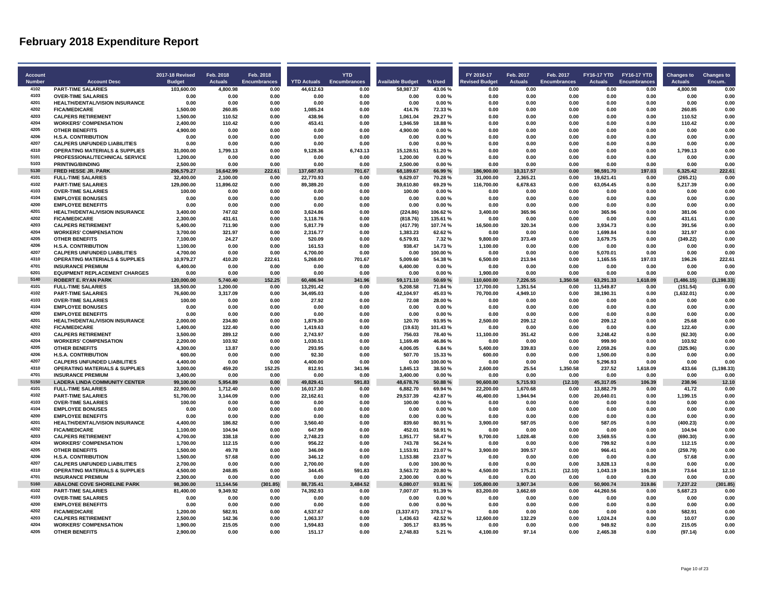# February 2018 Expenditure Report

| Account Number | Account Desc | 2017-18 Revised Budget | Feb. 2018 Actuals | Feb. 2018 Encumbrances | YTD Actuals | YTD Encumbrances | Available Budget | % Used | FY 2016-17 Revised Budget | Feb. 2017 Actuals | Feb. 2017 Encumbrances | FY16-17 YTD Actuals | FY16-17 YTD Encumbrances | Changes to Actuals | Changes to Encum. |
|---|---|---|---|---|---|---|---|---|---|---|---|---|---|---|---|
| 4102 | PART-TIME SALARIES | 103,600.00 | 4,800.98 | 0.00 | 44,612.63 | 0.00 | 58,987.37 | 43.06 % | 0.00 | 0.00 | 0.00 | 0.00 | 0.00 | 4,800.98 | 0.00 |
| 4103 | OVER-TIME SALARIES | 0.00 | 0.00 | 0.00 | 0.00 | 0.00 | 0.00 | 0.00 % | 0.00 | 0.00 | 0.00 | 0.00 | 0.00 | 0.00 | 0.00 |
| 4201 | HEALTH/DENTAL/VISION INSURANCE | 0.00 | 0.00 | 0.00 | 0.00 | 0.00 | 0.00 | 0.00 % | 0.00 | 0.00 | 0.00 | 0.00 | 0.00 | 0.00 | 0.00 |
| 4202 | FICA/MEDICARE | 1,500.00 | 260.85 | 0.00 | 1,085.24 | 0.00 | 414.76 | 72.33 % | 0.00 | 0.00 | 0.00 | 0.00 | 0.00 | 260.85 | 0.00 |
| 4203 | CALPERS RETIREMENT | 1,500.00 | 110.52 | 0.00 | 438.96 | 0.00 | 1,061.04 | 29.27 % | 0.00 | 0.00 | 0.00 | 0.00 | 0.00 | 110.52 | 0.00 |
| 4204 | WORKERS' COMPENSATION | 2,400.00 | 110.42 | 0.00 | 453.41 | 0.00 | 1,946.59 | 18.88 % | 0.00 | 0.00 | 0.00 | 0.00 | 0.00 | 110.42 | 0.00 |
| 4205 | OTHER BENEFITS | 4,900.00 | 0.00 | 0.00 | 0.00 | 0.00 | 4,900.00 | 0.00 % | 0.00 | 0.00 | 0.00 | 0.00 | 0.00 | 0.00 | 0.00 |
| 4206 | H.S.A. CONTRIBUTION | 0.00 | 0.00 | 0.00 | 0.00 | 0.00 | 0.00 | 0.00 % | 0.00 | 0.00 | 0.00 | 0.00 | 0.00 | 0.00 | 0.00 |
| 4207 | CALPERS UNFUNDED LIABILITIES | 0.00 | 0.00 | 0.00 | 0.00 | 0.00 | 0.00 | 0.00 % | 0.00 | 0.00 | 0.00 | 0.00 | 0.00 | 0.00 | 0.00 |
| 4310 | OPERATING MATERIALS & SUPPLIES | 31,000.00 | 1,799.13 | 0.00 | 9,128.36 | 6,743.13 | 15,128.51 | 51.20 % | 0.00 | 0.00 | 0.00 | 0.00 | 0.00 | 1,799.13 | 0.00 |
| 5101 | PROFESSIONAL/TECHNICAL SERVICE | 1,200.00 | 0.00 | 0.00 | 0.00 | 0.00 | 1,200.00 | 0.00 % | 0.00 | 0.00 | 0.00 | 0.00 | 0.00 | 0.00 | 0.00 |
| 5103 | PRINTING/BINDING | 2,500.00 | 0.00 | 0.00 | 0.00 | 0.00 | 2,500.00 | 0.00 % | 0.00 | 0.00 | 0.00 | 0.00 | 0.00 | 0.00 | 0.00 |
| 5130 | FRED HESSE JR. PARK | 206,579.27 | 16,642.99 | 222.61 | 137,687.93 | 701.67 | 68,189.67 | 66.99 % | 186,900.00 | 10,317.57 | 0.00 | 98,591.70 | 197.03 | 6,325.42 | 222.61 |
| 4101 | FULL-TIME SALARIES | 32,400.00 | 2,100.00 | 0.00 | 22,770.93 | 0.00 | 9,629.07 | 70.28 % | 31,000.00 | 2,365.21 | 0.00 | 19,621.41 | 0.00 | (265.21) | 0.00 |
| 4102 | PART-TIME SALARIES | 129,000.00 | 11,896.02 | 0.00 | 89,389.20 | 0.00 | 39,610.80 | 69.29 % | 116,700.00 | 6,678.63 | 0.00 | 63,054.45 | 0.00 | 5,217.39 | 0.00 |
| 4103 | OVER-TIME SALARIES | 100.00 | 0.00 | 0.00 | 0.00 | 0.00 | 100.00 | 0.00 % | 0.00 | 0.00 | 0.00 | 0.00 | 0.00 | 0.00 | 0.00 |
| 4104 | EMPLOYEE BONUSES | 0.00 | 0.00 | 0.00 | 0.00 | 0.00 | 0.00 | 0.00 % | 0.00 | 0.00 | 0.00 | 0.00 | 0.00 | 0.00 | 0.00 |
| 4200 | EMPLOYEE BENEFITS | 0.00 | 0.00 | 0.00 | 0.00 | 0.00 | 0.00 | 0.00 % | 0.00 | 0.00 | 0.00 | 0.00 | 0.00 | 0.00 | 0.00 |
| 4201 | HEALTH/DENTAL/VISION INSURANCE | 3,400.00 | 747.02 | 0.00 | 3,624.86 | 0.00 | (224.86) | 106.62 % | 3,400.00 | 365.96 | 0.00 | 365.96 | 0.00 | 381.06 | 0.00 |
| 4202 | FICA/MEDICARE | 2,300.00 | 431.61 | 0.00 | 3,118.76 | 0.00 | (818.76) | 135.61 % | 0.00 | 0.00 | 0.00 | 0.00 | 0.00 | 431.61 | 0.00 |
| 4203 | CALPERS RETIREMENT | 5,400.00 | 711.90 | 0.00 | 5,817.79 | 0.00 | (417.79) | 107.74 % | 16,500.00 | 320.34 | 0.00 | 3,934.73 | 0.00 | 391.56 | 0.00 |
| 4204 | WORKERS' COMPENSATION | 3,700.00 | 321.97 | 0.00 | 2,316.77 | 0.00 | 1,383.23 | 62.62 % | 0.00 | 0.00 | 0.00 | 1,699.84 | 0.00 | 321.97 | 0.00 |
| 4205 | OTHER BENEFITS | 7,100.00 | 24.27 | 0.00 | 520.09 | 0.00 | 6,579.91 | 7.32 % | 9,800.00 | 373.49 | 0.00 | 3,679.75 | 0.00 | (349.22) | 0.00 |
| 4206 | H.S.A. CONTRIBUTION | 1,100.00 | 0.00 | 0.00 | 161.53 | 0.00 | 938.47 | 14.73 % | 1,100.00 | 0.00 | 0.00 | 0.00 | 0.00 | 0.00 | 0.00 |
| 4207 | CALPERS UNFUNDED LIABILITIES | 4,700.00 | 0.00 | 0.00 | 4,700.00 | 0.00 | 0.00 | 100.00 % | 0.00 | 0.00 | 0.00 | 5,070.01 | 0.00 | 0.00 | 0.00 |
| 4310 | OPERATING MATERIALS & SUPPLIES | 10,979.27 | 410.20 | 222.61 | 5,268.00 | 701.67 | 5,009.60 | 54.38 % | 6,500.00 | 213.94 | 0.00 | 1,165.55 | 197.03 | 196.26 | 222.61 |
| 4701 | INSURANCE PREMIUM | 6,400.00 | 0.00 | 0.00 | 0.00 | 0.00 | 6,400.00 | 0.00 % | 0.00 | 0.00 | 0.00 | 0.00 | 0.00 | 0.00 | 0.00 |
| 6201 | EQUIPMENT REPLACEMENT CHARGES | 0.00 | 0.00 | 0.00 | 0.00 | 0.00 | 0.00 | 0.00 % | 1,900.00 | 0.00 | 0.00 | 0.00 | 0.00 | 0.00 | 0.00 |
| 5140 | ROBERT E. RYAN PARK | 120,000.00 | 5,740.40 | 152.25 | 60,486.94 | 341.96 | 59,171.10 | 50.69 % | 110,600.00 | 7,226.55 | 1,350.58 | 63,291.33 | 1,618.09 | (1,486.15) | (1,198.33) |
| 4101 | FULL-TIME SALARIES | 18,500.00 | 1,200.00 | 0.00 | 13,291.42 | 0.00 | 5,208.58 | 71.84 % | 17,700.00 | 1,351.54 | 0.00 | 11,549.87 | 0.00 | (151.54) | 0.00 |
| 4102 | PART-TIME SALARIES | 76,600.00 | 3,317.09 | 0.00 | 34,495.03 | 0.00 | 42,104.97 | 45.03 % | 70,700.00 | 4,949.10 | 0.00 | 38,190.31 | 0.00 | (1,632.01) | 0.00 |
| 4103 | OVER-TIME SALARIES | 100.00 | 0.00 | 0.00 | 27.92 | 0.00 | 72.08 | 28.00 % | 0.00 | 0.00 | 0.00 | 0.00 | 0.00 | 0.00 | 0.00 |
| 4104 | EMPLOYEE BONUSES | 0.00 | 0.00 | 0.00 | 0.00 | 0.00 | 0.00 | 0.00 % | 0.00 | 0.00 | 0.00 | 0.00 | 0.00 | 0.00 | 0.00 |
| 4200 | EMPLOYEE BENEFITS | 0.00 | 0.00 | 0.00 | 0.00 | 0.00 | 0.00 | 0.00 % | 0.00 | 0.00 | 0.00 | 0.00 | 0.00 | 0.00 | 0.00 |
| 4201 | HEALTH/DENTAL/VISION INSURANCE | 2,000.00 | 234.80 | 0.00 | 1,879.30 | 0.00 | 120.70 | 93.95 % | 2,500.00 | 209.12 | 0.00 | 209.12 | 0.00 | 25.68 | 0.00 |
| 4202 | FICA/MEDICARE | 1,400.00 | 122.40 | 0.00 | 1,419.63 | 0.00 | (19.63) | 101.43 % | 0.00 | 0.00 | 0.00 | 0.00 | 0.00 | 122.40 | 0.00 |
| 4203 | CALPERS RETIREMENT | 3,500.00 | 289.12 | 0.00 | 2,743.97 | 0.00 | 756.03 | 78.40 % | 11,100.00 | 351.42 | 0.00 | 3,248.42 | 0.00 | (62.30) | 0.00 |
| 4204 | WORKERS' COMPENSATION | 2,200.00 | 103.92 | 0.00 | 1,030.51 | 0.00 | 1,169.49 | 46.86 % | 0.00 | 0.00 | 0.00 | 999.90 | 0.00 | 103.92 | 0.00 |
| 4205 | OTHER BENEFITS | 4,300.00 | 13.87 | 0.00 | 293.95 | 0.00 | 4,006.05 | 6.84 % | 5,400.00 | 339.83 | 0.00 | 2,059.26 | 0.00 | (325.96) | 0.00 |
| 4206 | H.S.A. CONTRIBUTION | 600.00 | 0.00 | 0.00 | 92.30 | 0.00 | 507.70 | 15.33 % | 600.00 | 0.00 | 0.00 | 1,500.00 | 0.00 | 0.00 | 0.00 |
| 4207 | CALPERS UNFUNDED LIABILITIES | 4,400.00 | 0.00 | 0.00 | 4,400.00 | 0.00 | 0.00 | 100.00 % | 0.00 | 0.00 | 0.00 | 5,296.93 | 0.00 | 0.00 | 0.00 |
| 4310 | OPERATING MATERIALS & SUPPLIES | 3,000.00 | 459.20 | 152.25 | 812.91 | 341.96 | 1,845.13 | 38.50 % | 2,600.00 | 25.54 | 1,350.58 | 237.52 | 1,618.09 | 433.66 | (1,198.33) |
| 4701 | INSURANCE PREMIUM | 3,400.00 | 0.00 | 0.00 | 0.00 | 0.00 | 3,400.00 | 0.00 % | 0.00 | 0.00 | 0.00 | 0.00 | 0.00 | 0.00 | 0.00 |
| 5150 | LADERA LINDA COMMUNITY CENTER | 99,100.00 | 5,954.89 | 0.00 | 49,829.41 | 591.83 | 48,678.76 | 50.88 % | 90,600.00 | 5,715.93 | (12.10) | 45,317.05 | 106.39 | 238.96 | 12.10 |
| 4101 | FULL-TIME SALARIES | 22,900.00 | 1,712.40 | 0.00 | 16,017.30 | 0.00 | 6,882.70 | 69.94 % | 22,200.00 | 1,670.68 | 0.00 | 13,882.79 | 0.00 | 41.72 | 0.00 |
| 4102 | PART-TIME SALARIES | 51,700.00 | 3,144.09 | 0.00 | 22,162.61 | 0.00 | 29,537.39 | 42.87 % | 46,400.00 | 1,944.94 | 0.00 | 20,640.01 | 0.00 | 1,199.15 | 0.00 |
| 4103 | OVER-TIME SALARIES | 100.00 | 0.00 | 0.00 | 0.00 | 0.00 | 100.00 | 0.00 % | 0.00 | 0.00 | 0.00 | 0.00 | 0.00 | 0.00 | 0.00 |
| 4104 | EMPLOYEE BONUSES | 0.00 | 0.00 | 0.00 | 0.00 | 0.00 | 0.00 | 0.00 % | 0.00 | 0.00 | 0.00 | 0.00 | 0.00 | 0.00 | 0.00 |
| 4200 | EMPLOYEE BENEFITS | 0.00 | 0.00 | 0.00 | 0.00 | 0.00 | 0.00 | 0.00 % | 0.00 | 0.00 | 0.00 | 0.00 | 0.00 | 0.00 | 0.00 |
| 4201 | HEALTH/DENTAL/VISION INSURANCE | 4,400.00 | 186.82 | 0.00 | 3,560.40 | 0.00 | 839.60 | 80.91 % | 3,900.00 | 587.05 | 0.00 | 587.05 | 0.00 | (400.23) | 0.00 |
| 4202 | FICA/MEDICARE | 1,100.00 | 104.94 | 0.00 | 647.99 | 0.00 | 452.01 | 58.91 % | 0.00 | 0.00 | 0.00 | 0.00 | 0.00 | 104.94 | 0.00 |
| 4203 | CALPERS RETIREMENT | 4,700.00 | 338.18 | 0.00 | 2,748.23 | 0.00 | 1,951.77 | 58.47 % | 9,700.00 | 1,028.48 | 0.00 | 3,569.55 | 0.00 | (690.30) | 0.00 |
| 4204 | WORKERS' COMPENSATION | 1,700.00 | 112.15 | 0.00 | 956.22 | 0.00 | 743.78 | 56.24 % | 0.00 | 0.00 | 0.00 | 799.92 | 0.00 | 112.15 | 0.00 |
| 4205 | OTHER BENEFITS | 1,500.00 | 49.78 | 0.00 | 346.09 | 0.00 | 1,153.91 | 23.07 % | 3,900.00 | 309.57 | 0.00 | 966.41 | 0.00 | (259.79) | 0.00 |
| 4206 | H.S.A. CONTRIBUTION | 1,500.00 | 57.68 | 0.00 | 346.12 | 0.00 | 1,153.88 | 23.07 % | 0.00 | 0.00 | 0.00 | 0.00 | 0.00 | 57.68 | 0.00 |
| 4207 | CALPERS UNFUNDED LIABILITIES | 2,700.00 | 0.00 | 0.00 | 2,700.00 | 0.00 | 0.00 | 100.00 % | 0.00 | 0.00 | 0.00 | 3,828.13 | 0.00 | 0.00 | 0.00 |
| 4310 | OPERATING MATERIALS & SUPPLIES | 4,500.00 | 248.85 | 0.00 | 344.45 | 591.83 | 3,563.72 | 20.80 % | 4,500.00 | 175.21 | (12.10) | 1,043.19 | 106.39 | 73.64 | 12.10 |
| 4701 | INSURANCE PREMIUM | 2,300.00 | 0.00 | 0.00 | 0.00 | 0.00 | 2,300.00 | 0.00 % | 0.00 | 0.00 | 0.00 | 0.00 | 0.00 | 0.00 | 0.00 |
| 5160 | ABALONE COVE SHORELINE PARK | 98,300.00 | 11,144.56 | (301.85) | 88,735.41 | 3,484.52 | 6,080.07 | 93.81 % | 105,800.00 | 3,907.34 | 0.00 | 50,900.74 | 319.86 | 7,237.22 | (301.85) |
| 4102 | PART-TIME SALARIES | 81,400.00 | 9,349.92 | 0.00 | 74,392.93 | 0.00 | 7,007.07 | 91.39 % | 83,200.00 | 3,662.69 | 0.00 | 44,260.56 | 0.00 | 5,687.23 | 0.00 |
| 4103 | OVER-TIME SALARIES | 0.00 | 0.00 | 0.00 | 0.00 | 0.00 | 0.00 | 0.00 % | 0.00 | 0.00 | 0.00 | 0.00 | 0.00 | 0.00 | 0.00 |
| 4200 | EMPLOYEE BENEFITS | 0.00 | 0.00 | 0.00 | 0.00 | 0.00 | 0.00 | 0.00 % | 0.00 | 0.00 | 0.00 | 0.00 | 0.00 | 0.00 | 0.00 |
| 4202 | FICA/MEDICARE | 1,200.00 | 582.91 | 0.00 | 4,537.67 | 0.00 | (3,337.67) | 378.17 % | 0.00 | 0.00 | 0.00 | 0.00 | 0.00 | 582.91 | 0.00 |
| 4203 | CALPERS RETIREMENT | 2,500.00 | 142.36 | 0.00 | 1,063.37 | 0.00 | 1,436.63 | 42.52 % | 12,600.00 | 132.29 | 0.00 | 1,024.24 | 0.00 | 10.07 | 0.00 |
| 4204 | WORKERS' COMPENSATION | 1,900.00 | 215.05 | 0.00 | 1,594.83 | 0.00 | 305.17 | 83.95 % | 0.00 | 0.00 | 0.00 | 949.92 | 0.00 | 215.05 | 0.00 |
| 4205 | OTHER BENEFITS | 2,900.00 | 0.00 | 0.00 | 151.17 | 0.00 | 2,748.83 | 5.21 % | 4,100.00 | 97.14 | 0.00 | 2,465.38 | 0.00 | (97.14) | 0.00 |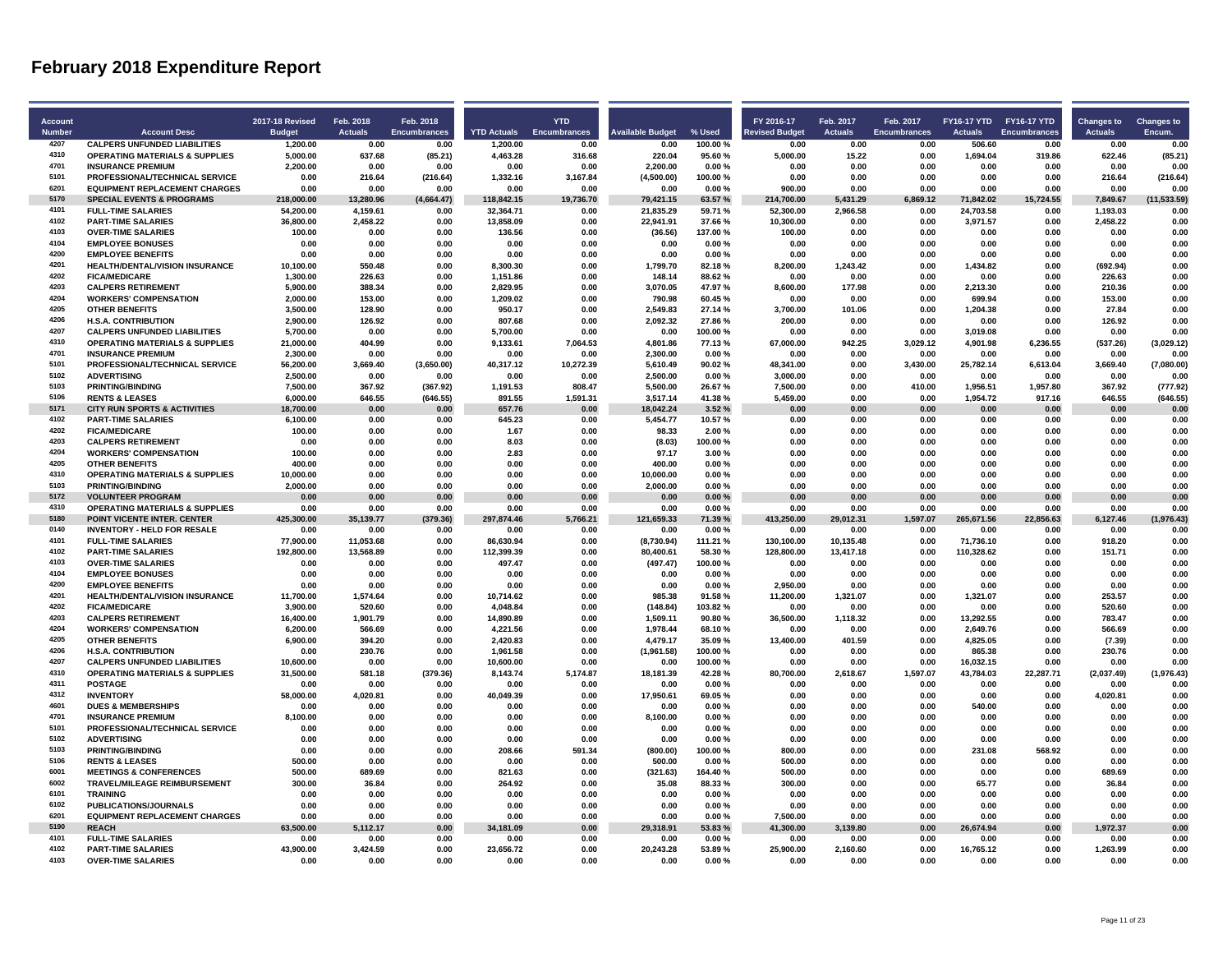# February 2018 Expenditure Report

| Account Number | Account Desc | 2017-18 Revised Budget | Feb. 2018 Actuals | Feb. 2018 Encumbrances | YTD Actuals | YTD Encumbrances | Available Budget | % Used | FY 2016-17 Revised Budget | Feb. 2017 Actuals | Feb. 2017 Encumbrances | FY16-17 YTD Actuals | FY16-17 YTD Encumbrances | Changes to Actuals | Changes to Encum. |
|---|---|---|---|---|---|---|---|---|---|---|---|---|---|---|---|
| 4207 | CALPERS UNFUNDED LIABILITIES | 1,200.00 | 0.00 | 0.00 | 1,200.00 | 0.00 | 0.00 | 100.00 % | 0.00 | 0.00 | 0.00 | 506.60 | 0.00 | 0.00 | 0.00 |
| 4310 | OPERATING MATERIALS & SUPPLIES | 5,000.00 | 637.68 | (85.21) | 4,463.28 | 316.68 | 220.04 | 95.60 % | 5,000.00 | 15.22 | 0.00 | 1,694.04 | 319.86 | 622.46 | (85.21) |
| 4701 | INSURANCE PREMIUM | 2,200.00 | 0.00 | 0.00 | 0.00 | 0.00 | 2,200.00 | 0.00 % | 0.00 | 0.00 | 0.00 | 0.00 | 0.00 | 0.00 | 0.00 |
| 5101 | PROFESSIONAL/TECHNICAL SERVICE | 0.00 | 216.64 | (216.64) | 1,332.16 | 3,167.84 | (4,500.00) | 100.00 % | 0.00 | 0.00 | 0.00 | 0.00 | 0.00 | 216.64 | (216.64) |
| 6201 | EQUIPMENT REPLACEMENT CHARGES | 0.00 | 0.00 | 0.00 | 0.00 | 0.00 | 0.00 | 0.00 % | 900.00 | 0.00 | 0.00 | 0.00 | 0.00 | 0.00 | 0.00 |
| 5170 | SPECIAL EVENTS & PROGRAMS | 218,000.00 | 13,280.96 | (4,664.47) | 118,842.15 | 19,736.70 | 79,421.15 | 63.57 % | 214,700.00 | 5,431.29 | 6,869.12 | 71,842.02 | 15,724.55 | 7,849.67 | (11,533.59) |
| 4101 | FULL-TIME SALARIES | 54,200.00 | 4,159.61 | 0.00 | 32,364.71 | 0.00 | 21,835.29 | 59.71 % | 52,300.00 | 2,966.58 | 0.00 | 24,703.58 | 0.00 | 1,193.03 | 0.00 |
| 4102 | PART-TIME SALARIES | 36,800.00 | 2,458.22 | 0.00 | 13,858.09 | 0.00 | 22,941.91 | 37.66 % | 10,300.00 | 0.00 | 0.00 | 3,971.57 | 0.00 | 2,458.22 | 0.00 |
| 4103 | OVER-TIME SALARIES | 100.00 | 0.00 | 0.00 | 136.56 | 0.00 | (36.56) | 137.00 % | 100.00 | 0.00 | 0.00 | 0.00 | 0.00 | 0.00 | 0.00 |
| 4104 | EMPLOYEE BONUSES | 0.00 | 0.00 | 0.00 | 0.00 | 0.00 | 0.00 | 0.00 % | 0.00 | 0.00 | 0.00 | 0.00 | 0.00 | 0.00 | 0.00 |
| 4200 | EMPLOYEE BENEFITS | 0.00 | 0.00 | 0.00 | 0.00 | 0.00 | 0.00 | 0.00 % | 0.00 | 0.00 | 0.00 | 0.00 | 0.00 | 0.00 | 0.00 |
| 4201 | HEALTH/DENTAL/VISION INSURANCE | 10,100.00 | 550.48 | 0.00 | 8,300.30 | 0.00 | 1,799.70 | 82.18 % | 8,200.00 | 1,243.42 | 0.00 | 1,434.82 | 0.00 | (692.94) | 0.00 |
| 4202 | FICA/MEDICARE | 1,300.00 | 226.63 | 0.00 | 1,151.86 | 0.00 | 148.14 | 88.62 % | 0.00 | 0.00 | 0.00 | 0.00 | 0.00 | 226.63 | 0.00 |
| 4203 | CALPERS RETIREMENT | 5,900.00 | 388.34 | 0.00 | 2,829.95 | 0.00 | 3,070.05 | 47.97 % | 8,600.00 | 177.98 | 0.00 | 2,213.30 | 0.00 | 210.36 | 0.00 |
| 4204 | WORKERS' COMPENSATION | 2,000.00 | 153.00 | 0.00 | 1,209.02 | 0.00 | 790.98 | 60.45 % | 0.00 | 0.00 | 0.00 | 699.94 | 0.00 | 153.00 | 0.00 |
| 4205 | OTHER BENEFITS | 3,500.00 | 128.90 | 0.00 | 950.17 | 0.00 | 2,549.83 | 27.14 % | 3,700.00 | 101.06 | 0.00 | 1,204.38 | 0.00 | 27.84 | 0.00 |
| 4206 | H.S.A. CONTRIBUTION | 2,900.00 | 126.92 | 0.00 | 807.68 | 0.00 | 2,092.32 | 27.86 % | 200.00 | 0.00 | 0.00 | 0.00 | 0.00 | 126.92 | 0.00 |
| 4207 | CALPERS UNFUNDED LIABILITIES | 5,700.00 | 0.00 | 0.00 | 5,700.00 | 0.00 | 0.00 | 100.00 % | 0.00 | 0.00 | 0.00 | 3,019.08 | 0.00 | 0.00 | 0.00 |
| 4310 | OPERATING MATERIALS & SUPPLIES | 21,000.00 | 404.99 | 0.00 | 9,133.61 | 7,064.53 | 4,801.86 | 77.13 % | 67,000.00 | 942.25 | 3,029.12 | 4,901.98 | 6,236.55 | (537.26) | (3,029.12) |
| 4701 | INSURANCE PREMIUM | 2,300.00 | 0.00 | 0.00 | 0.00 | 0.00 | 2,300.00 | 0.00 % | 0.00 | 0.00 | 0.00 | 0.00 | 0.00 | 0.00 | 0.00 |
| 5101 | PROFESSIONAL/TECHNICAL SERVICE | 56,200.00 | 3,669.40 | (3,650.00) | 40,317.12 | 10,272.39 | 5,610.49 | 90.02 % | 48,341.00 | 0.00 | 3,430.00 | 25,782.14 | 6,613.04 | 3,669.40 | (7,080.00) |
| 5102 | ADVERTISING | 2,500.00 | 0.00 | 0.00 | 0.00 | 0.00 | 2,500.00 | 0.00 % | 3,000.00 | 0.00 | 0.00 | 0.00 | 0.00 | 0.00 | 0.00 |
| 5103 | PRINTING/BINDING | 7,500.00 | 367.92 | (367.92) | 1,191.53 | 808.47 | 5,500.00 | 26.67 % | 7,500.00 | 0.00 | 410.00 | 1,956.51 | 1,957.80 | 367.92 | (777.92) |
| 5106 | RENTS & LEASES | 6,000.00 | 646.55 | (646.55) | 891.55 | 1,591.31 | 3,517.14 | 41.38 % | 5,459.00 | 0.00 | 0.00 | 1,954.72 | 917.16 | 646.55 | (646.55) |
| 5171 | CITY RUN SPORTS & ACTIVITIES | 18,700.00 | 0.00 | 0.00 | 657.76 | 0.00 | 18,042.24 | 3.52 % | 0.00 | 0.00 | 0.00 | 0.00 | 0.00 | 0.00 | 0.00 |
| 4102 | PART-TIME SALARIES | 6,100.00 | 0.00 | 0.00 | 645.23 | 0.00 | 5,454.77 | 10.57 % | 0.00 | 0.00 | 0.00 | 0.00 | 0.00 | 0.00 | 0.00 |
| 4202 | FICA/MEDICARE | 100.00 | 0.00 | 0.00 | 1.67 | 0.00 | 98.33 | 2.00 % | 0.00 | 0.00 | 0.00 | 0.00 | 0.00 | 0.00 | 0.00 |
| 4203 | CALPERS RETIREMENT | 0.00 | 0.00 | 0.00 | 8.03 | 0.00 | (8.03) | 100.00 % | 0.00 | 0.00 | 0.00 | 0.00 | 0.00 | 0.00 | 0.00 |
| 4204 | WORKERS' COMPENSATION | 100.00 | 0.00 | 0.00 | 2.83 | 0.00 | 97.17 | 3.00 % | 0.00 | 0.00 | 0.00 | 0.00 | 0.00 | 0.00 | 0.00 |
| 4205 | OTHER BENEFITS | 400.00 | 0.00 | 0.00 | 0.00 | 0.00 | 400.00 | 0.00 % | 0.00 | 0.00 | 0.00 | 0.00 | 0.00 | 0.00 | 0.00 |
| 4310 | OPERATING MATERIALS & SUPPLIES | 10,000.00 | 0.00 | 0.00 | 0.00 | 0.00 | 10,000.00 | 0.00 % | 0.00 | 0.00 | 0.00 | 0.00 | 0.00 | 0.00 | 0.00 |
| 5103 | PRINTING/BINDING | 2,000.00 | 0.00 | 0.00 | 0.00 | 0.00 | 2,000.00 | 0.00 % | 0.00 | 0.00 | 0.00 | 0.00 | 0.00 | 0.00 | 0.00 |
| 5172 | VOLUNTEER PROGRAM | 0.00 | 0.00 | 0.00 | 0.00 | 0.00 | 0.00 | 0.00 % | 0.00 | 0.00 | 0.00 | 0.00 | 0.00 | 0.00 | 0.00 |
| 4310 | OPERATING MATERIALS & SUPPLIES | 0.00 | 0.00 | 0.00 | 0.00 | 0.00 | 0.00 | 0.00 % | 0.00 | 0.00 | 0.00 | 0.00 | 0.00 | 0.00 | 0.00 |
| 5180 | POINT VICENTE INTER. CENTER | 425,300.00 | 35,139.77 | (379.36) | 297,874.46 | 5,766.21 | 121,659.33 | 71.39 % | 413,250.00 | 29,012.31 | 1,597.07 | 265,671.56 | 22,856.63 | 6,127.46 | (1,976.43) |
| 0140 | INVENTORY - HELD FOR RESALE | 0.00 | 0.00 | 0.00 | 0.00 | 0.00 | 0.00 | 0.00 % | 0.00 | 0.00 | 0.00 | 0.00 | 0.00 | 0.00 | 0.00 |
| 4101 | FULL-TIME SALARIES | 77,900.00 | 11,053.68 | 0.00 | 86,630.94 | 0.00 | (8,730.94) | 111.21 % | 130,100.00 | 10,135.48 | 0.00 | 71,736.10 | 0.00 | 918.20 | 0.00 |
| 4102 | PART-TIME SALARIES | 192,800.00 | 13,568.89 | 0.00 | 112,399.39 | 0.00 | 80,400.61 | 58.30 % | 128,800.00 | 13,417.18 | 0.00 | 110,328.62 | 0.00 | 151.71 | 0.00 |
| 4103 | OVER-TIME SALARIES | 0.00 | 0.00 | 0.00 | 497.47 | 0.00 | (497.47) | 100.00 % | 0.00 | 0.00 | 0.00 | 0.00 | 0.00 | 0.00 | 0.00 |
| 4104 | EMPLOYEE BONUSES | 0.00 | 0.00 | 0.00 | 0.00 | 0.00 | 0.00 | 0.00 % | 0.00 | 0.00 | 0.00 | 0.00 | 0.00 | 0.00 | 0.00 |
| 4200 | EMPLOYEE BENEFITS | 0.00 | 0.00 | 0.00 | 0.00 | 0.00 | 0.00 | 0.00 % | 2,950.00 | 0.00 | 0.00 | 0.00 | 0.00 | 0.00 | 0.00 |
| 4201 | HEALTH/DENTAL/VISION INSURANCE | 11,700.00 | 1,574.64 | 0.00 | 10,714.62 | 0.00 | 985.38 | 91.58 % | 11,200.00 | 1,321.07 | 0.00 | 1,321.07 | 0.00 | 253.57 | 0.00 |
| 4202 | FICA/MEDICARE | 3,900.00 | 520.60 | 0.00 | 4,048.84 | 0.00 | (148.84) | 103.82 % | 0.00 | 0.00 | 0.00 | 0.00 | 0.00 | 520.60 | 0.00 |
| 4203 | CALPERS RETIREMENT | 16,400.00 | 1,901.79 | 0.00 | 14,890.89 | 0.00 | 1,509.11 | 90.80 % | 36,500.00 | 1,118.32 | 0.00 | 13,292.55 | 0.00 | 783.47 | 0.00 |
| 4204 | WORKERS' COMPENSATION | 6,200.00 | 566.69 | 0.00 | 4,221.56 | 0.00 | 1,978.44 | 68.10 % | 0.00 | 0.00 | 0.00 | 2,649.76 | 0.00 | 566.69 | 0.00 |
| 4205 | OTHER BENEFITS | 6,900.00 | 394.20 | 0.00 | 2,420.83 | 0.00 | 4,479.17 | 35.09 % | 13,400.00 | 401.59 | 0.00 | 4,825.05 | 0.00 | (7.39) | 0.00 |
| 4206 | H.S.A. CONTRIBUTION | 0.00 | 230.76 | 0.00 | 1,961.58 | 0.00 | (1,961.58) | 100.00 % | 0.00 | 0.00 | 0.00 | 865.38 | 0.00 | 230.76 | 0.00 |
| 4207 | CALPERS UNFUNDED LIABILITIES | 10,600.00 | 0.00 | 0.00 | 10,600.00 | 0.00 | 0.00 | 100.00 % | 0.00 | 0.00 | 0.00 | 16,032.15 | 0.00 | 0.00 | 0.00 |
| 4310 | OPERATING MATERIALS & SUPPLIES | 31,500.00 | 581.18 | (379.36) | 8,143.74 | 5,174.87 | 18,181.39 | 42.28 % | 80,700.00 | 2,618.67 | 1,597.07 | 43,784.03 | 22,287.71 | (2,037.49) | (1,976.43) |
| 4311 | POSTAGE | 0.00 | 0.00 | 0.00 | 0.00 | 0.00 | 0.00 | 0.00 % | 0.00 | 0.00 | 0.00 | 0.00 | 0.00 | 0.00 | 0.00 |
| 4312 | INVENTORY | 58,000.00 | 4,020.81 | 0.00 | 40,049.39 | 0.00 | 17,950.61 | 69.05 % | 0.00 | 0.00 | 0.00 | 0.00 | 0.00 | 4,020.81 | 0.00 |
| 4601 | DUES & MEMBERSHIPS | 0.00 | 0.00 | 0.00 | 0.00 | 0.00 | 0.00 | 0.00 % | 0.00 | 0.00 | 0.00 | 540.00 | 0.00 | 0.00 | 0.00 |
| 4701 | INSURANCE PREMIUM | 8,100.00 | 0.00 | 0.00 | 0.00 | 0.00 | 8,100.00 | 0.00 % | 0.00 | 0.00 | 0.00 | 0.00 | 0.00 | 0.00 | 0.00 |
| 5101 | PROFESSIONAL/TECHNICAL SERVICE | 0.00 | 0.00 | 0.00 | 0.00 | 0.00 | 0.00 | 0.00 % | 0.00 | 0.00 | 0.00 | 0.00 | 0.00 | 0.00 | 0.00 |
| 5102 | ADVERTISING | 0.00 | 0.00 | 0.00 | 0.00 | 0.00 | 0.00 | 0.00 % | 0.00 | 0.00 | 0.00 | 0.00 | 0.00 | 0.00 | 0.00 |
| 5103 | PRINTING/BINDING | 0.00 | 0.00 | 0.00 | 208.66 | 591.34 | (800.00) | 100.00 % | 800.00 | 0.00 | 0.00 | 231.08 | 568.92 | 0.00 | 0.00 |
| 5106 | RENTS & LEASES | 500.00 | 0.00 | 0.00 | 0.00 | 0.00 | 500.00 | 0.00 % | 500.00 | 0.00 | 0.00 | 0.00 | 0.00 | 0.00 | 0.00 |
| 6001 | MEETINGS & CONFERENCES | 500.00 | 689.69 | 0.00 | 821.63 | 0.00 | (321.63) | 164.40 % | 500.00 | 0.00 | 0.00 | 0.00 | 0.00 | 689.69 | 0.00 |
| 6002 | TRAVEL/MILEAGE REIMBURSEMENT | 300.00 | 36.84 | 0.00 | 264.92 | 0.00 | 35.08 | 88.33 % | 300.00 | 0.00 | 0.00 | 65.77 | 0.00 | 36.84 | 0.00 |
| 6101 | TRAINING | 0.00 | 0.00 | 0.00 | 0.00 | 0.00 | 0.00 | 0.00 % | 0.00 | 0.00 | 0.00 | 0.00 | 0.00 | 0.00 | 0.00 |
| 6102 | PUBLICATIONS/JOURNALS | 0.00 | 0.00 | 0.00 | 0.00 | 0.00 | 0.00 | 0.00 % | 0.00 | 0.00 | 0.00 | 0.00 | 0.00 | 0.00 | 0.00 |
| 6201 | EQUIPMENT REPLACEMENT CHARGES | 0.00 | 0.00 | 0.00 | 0.00 | 0.00 | 0.00 | 0.00 % | 7,500.00 | 0.00 | 0.00 | 0.00 | 0.00 | 0.00 | 0.00 |
| 5190 | REACH | 63,500.00 | 5,112.17 | 0.00 | 34,181.09 | 0.00 | 29,318.91 | 53.83 % | 41,300.00 | 3,139.80 | 0.00 | 26,674.94 | 0.00 | 1,972.37 | 0.00 |
| 4101 | FULL-TIME SALARIES | 0.00 | 0.00 | 0.00 | 0.00 | 0.00 | 0.00 | 0.00 % | 0.00 | 0.00 | 0.00 | 0.00 | 0.00 | 0.00 | 0.00 |
| 4102 | PART-TIME SALARIES | 43,900.00 | 3,424.59 | 0.00 | 23,656.72 | 0.00 | 20,243.28 | 53.89 % | 25,900.00 | 2,160.60 | 0.00 | 16,765.12 | 0.00 | 1,263.99 | 0.00 |
| 4103 | OVER-TIME SALARIES | 0.00 | 0.00 | 0.00 | 0.00 | 0.00 | 0.00 | 0.00 % | 0.00 | 0.00 | 0.00 | 0.00 | 0.00 | 0.00 | 0.00 |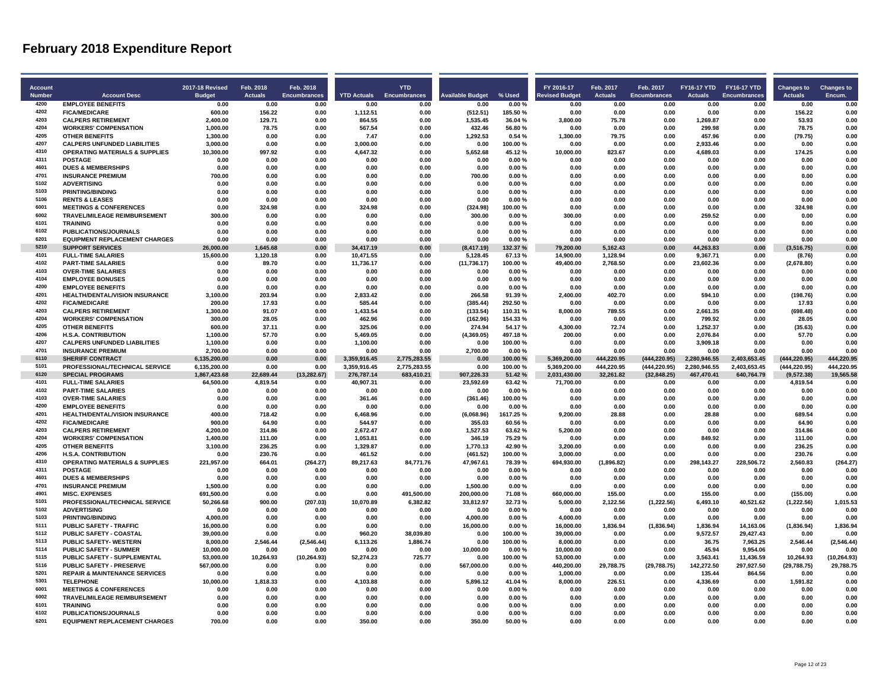# February 2018 Expenditure Report

| Account Number | Account Desc | 2017-18 Revised Budget | Feb. 2018 Actuals | Feb. 2018 Encumbrances | YTD Actuals | YTD Encumbrances | Available Budget | % Used | FY 2016-17 Revised Budget | Feb. 2017 Actuals | Feb. 2017 Encumbrances | FY16-17 YTD Actuals | FY16-17 YTD Encumbrances | Changes to Actuals | Changes to Encum. |
|---|---|---|---|---|---|---|---|---|---|---|---|---|---|---|---|
| 4200 | EMPLOYEE BENEFITS | 0.00 | 0.00 | 0.00 | 0.00 | 0.00 | 0.00 | 0.00 % | 0.00 | 0.00 | 0.00 | 0.00 | 0.00 | 0.00 | 0.00 |
| 4202 | FICA/MEDICARE | 600.00 | 156.22 | 0.00 | 1,112.51 | 0.00 | (512.51) | 185.50 % | 0.00 | 0.00 | 0.00 | 0.00 | 0.00 | 156.22 | 0.00 |
| 4203 | CALPERS RETIREMENT | 2,400.00 | 129.71 | 0.00 | 864.55 | 0.00 | 1,535.45 | 36.04 % | 3,800.00 | 75.78 | 0.00 | 1,269.87 | 0.00 | 53.93 | 0.00 |
| 4204 | WORKERS' COMPENSATION | 1,000.00 | 78.75 | 0.00 | 567.54 | 0.00 | 432.46 | 56.80 % | 0.00 | 0.00 | 0.00 | 299.98 | 0.00 | 78.75 | 0.00 |
| 4205 | OTHER BENEFITS | 1,300.00 | 0.00 | 0.00 | 7.47 | 0.00 | 1,292.53 | 0.54 % | 1,300.00 | 79.75 | 0.00 | 457.96 | 0.00 | (79.75) | 0.00 |
| 4207 | CALPERS UNFUNDED LIABILITIES | 3,000.00 | 0.00 | 0.00 | 3,000.00 | 0.00 | 0.00 | 100.00 % | 0.00 | 0.00 | 0.00 | 2,933.46 | 0.00 | 0.00 | 0.00 |
| 4310 | OPERATING MATERIALS & SUPPLIES | 10,300.00 | 997.92 | 0.00 | 4,647.32 | 0.00 | 5,652.68 | 45.12 % | 10,000.00 | 823.67 | 0.00 | 4,689.03 | 0.00 | 174.25 | 0.00 |
| 4311 | POSTAGE | 0.00 | 0.00 | 0.00 | 0.00 | 0.00 | 0.00 | 0.00 % | 0.00 | 0.00 | 0.00 | 0.00 | 0.00 | 0.00 | 0.00 |
| 4601 | DUES & MEMBERSHIPS | 0.00 | 0.00 | 0.00 | 0.00 | 0.00 | 0.00 | 0.00 % | 0.00 | 0.00 | 0.00 | 0.00 | 0.00 | 0.00 | 0.00 |
| 4701 | INSURANCE PREMIUM | 700.00 | 0.00 | 0.00 | 0.00 | 0.00 | 700.00 | 0.00 % | 0.00 | 0.00 | 0.00 | 0.00 | 0.00 | 0.00 | 0.00 |
| 5102 | ADVERTISING | 0.00 | 0.00 | 0.00 | 0.00 | 0.00 | 0.00 | 0.00 % | 0.00 | 0.00 | 0.00 | 0.00 | 0.00 | 0.00 | 0.00 |
| 5103 | PRINTING/BINDING | 0.00 | 0.00 | 0.00 | 0.00 | 0.00 | 0.00 | 0.00 % | 0.00 | 0.00 | 0.00 | 0.00 | 0.00 | 0.00 | 0.00 |
| 5106 | RENTS & LEASES | 0.00 | 0.00 | 0.00 | 0.00 | 0.00 | 0.00 | 0.00 % | 0.00 | 0.00 | 0.00 | 0.00 | 0.00 | 0.00 | 0.00 |
| 6001 | MEETINGS & CONFERENCES | 0.00 | 324.98 | 0.00 | 324.98 | 0.00 | (324.98) | 100.00 % | 0.00 | 0.00 | 0.00 | 0.00 | 0.00 | 324.98 | 0.00 |
| 6002 | TRAVEL/MILEAGE REIMBURSEMENT | 300.00 | 0.00 | 0.00 | 0.00 | 0.00 | 300.00 | 0.00 % | 300.00 | 0.00 | 0.00 | 259.52 | 0.00 | 0.00 | 0.00 |
| 6101 | TRAINING | 0.00 | 0.00 | 0.00 | 0.00 | 0.00 | 0.00 | 0.00 % | 0.00 | 0.00 | 0.00 | 0.00 | 0.00 | 0.00 | 0.00 |
| 6102 | PUBLICATIONS/JOURNALS | 0.00 | 0.00 | 0.00 | 0.00 | 0.00 | 0.00 | 0.00 % | 0.00 | 0.00 | 0.00 | 0.00 | 0.00 | 0.00 | 0.00 |
| 6201 | EQUIPMENT REPLACEMENT CHARGES | 0.00 | 0.00 | 0.00 | 0.00 | 0.00 | 0.00 | 0.00 % | 0.00 | 0.00 | 0.00 | 0.00 | 0.00 | 0.00 | 0.00 |
| 5210 | SUPPORT SERVICES | 26,000.00 | 1,645.68 | 0.00 | 34,417.19 | 0.00 | (8,417.19) | 132.37 % | 79,200.00 | 5,162.43 | 0.00 | 44,263.83 | 0.00 | (3,516.75) | 0.00 |
| 4101 | FULL-TIME SALARIES | 15,600.00 | 1,120.18 | 0.00 | 10,471.55 | 0.00 | 5,128.45 | 67.13 % | 14,900.00 | 1,128.94 | 0.00 | 9,367.71 | 0.00 | (8.76) | 0.00 |
| 4102 | PART-TIME SALARIES | 0.00 | 89.70 | 0.00 | 11,736.17 | 0.00 | (11,736.17) | 100.00 % | 49,400.00 | 2,768.50 | 0.00 | 23,602.36 | 0.00 | (2,678.80) | 0.00 |
| 4103 | OVER-TIME SALARIES | 0.00 | 0.00 | 0.00 | 0.00 | 0.00 | 0.00 | 0.00 % | 0.00 | 0.00 | 0.00 | 0.00 | 0.00 | 0.00 | 0.00 |
| 4104 | EMPLOYEE BONUSES | 0.00 | 0.00 | 0.00 | 0.00 | 0.00 | 0.00 | 0.00 % | 0.00 | 0.00 | 0.00 | 0.00 | 0.00 | 0.00 | 0.00 |
| 4200 | EMPLOYEE BENEFITS | 0.00 | 0.00 | 0.00 | 0.00 | 0.00 | 0.00 | 0.00 % | 0.00 | 0.00 | 0.00 | 0.00 | 0.00 | 0.00 | 0.00 |
| 4201 | HEALTH/DENTAL/VISION INSURANCE | 3,100.00 | 203.94 | 0.00 | 2,833.42 | 0.00 | 266.58 | 91.39 % | 2,400.00 | 402.70 | 0.00 | 594.10 | 0.00 | (198.76) | 0.00 |
| 4202 | FICA/MEDICARE | 200.00 | 17.93 | 0.00 | 585.44 | 0.00 | (385.44) | 292.50 % | 0.00 | 0.00 | 0.00 | 0.00 | 0.00 | 17.93 | 0.00 |
| 4203 | CALPERS RETIREMENT | 1,300.00 | 91.07 | 0.00 | 1,433.54 | 0.00 | (133.54) | 110.31 % | 8,000.00 | 789.55 | 0.00 | 2,661.35 | 0.00 | (698.48) | 0.00 |
| 4204 | WORKERS' COMPENSATION | 300.00 | 28.05 | 0.00 | 462.96 | 0.00 | (162.96) | 154.33 % | 0.00 | 0.00 | 0.00 | 799.92 | 0.00 | 28.05 | 0.00 |
| 4205 | OTHER BENEFITS | 600.00 | 37.11 | 0.00 | 325.06 | 0.00 | 274.94 | 54.17 % | 4,300.00 | 72.74 | 0.00 | 1,252.37 | 0.00 | (35.63) | 0.00 |
| 4206 | H.S.A. CONTRIBUTION | 1,100.00 | 57.70 | 0.00 | 5,469.05 | 0.00 | (4,369.05) | 497.18 % | 200.00 | 0.00 | 0.00 | 2,076.84 | 0.00 | 57.70 | 0.00 |
| 4207 | CALPERS UNFUNDED LIABILITIES | 1,100.00 | 0.00 | 0.00 | 1,100.00 | 0.00 | 0.00 | 100.00 % | 0.00 | 0.00 | 0.00 | 3,909.18 | 0.00 | 0.00 | 0.00 |
| 4701 | INSURANCE PREMIUM | 2,700.00 | 0.00 | 0.00 | 0.00 | 0.00 | 2,700.00 | 0.00 % | 0.00 | 0.00 | 0.00 | 0.00 | 0.00 | 0.00 | 0.00 |
| 6110 | SHERIFF CONTRACT | 6,135,200.00 | 0.00 | 0.00 | 3,359,916.45 | 2,775,283.55 | 0.00 | 100.00 % | 5,369,200.00 | 444,220.95 | (444,220.95) | 2,280,946.55 | 2,403,653.45 | (444,220.95) | 444,220.95 |
| 5101 | PROFESSIONAL/TECHNICAL SERVICE | 6,135,200.00 | 0.00 | 0.00 | 3,359,916.45 | 2,775,283.55 | 0.00 | 100.00 % | 5,369,200.00 | 444,220.95 | (444,220.95) | 2,280,946.55 | 2,403,653.45 | (444,220.95) | 444,220.95 |
| 6120 | SPECIAL PROGRAMS | 1,867,423.68 | 22,689.44 | (13,282.67) | 276,787.14 | 683,410.21 | 907,226.33 | 51.42 % | 2,031,430.00 | 32,261.82 | (32,848.25) | 467,470.41 | 640,764.79 | (9,572.38) | 19,565.58 |
| 4101 | FULL-TIME SALARIES | 64,500.00 | 4,819.54 | 0.00 | 40,907.31 | 0.00 | 23,592.69 | 63.42 % | 71,700.00 | 0.00 | 0.00 | 0.00 | 0.00 | 4,819.54 | 0.00 |
| 4102 | PART-TIME SALARIES | 0.00 | 0.00 | 0.00 | 0.00 | 0.00 | 0.00 | 0.00 % | 0.00 | 0.00 | 0.00 | 0.00 | 0.00 | 0.00 | 0.00 |
| 4103 | OVER-TIME SALARIES | 0.00 | 0.00 | 0.00 | 361.46 | 0.00 | (361.46) | 100.00 % | 0.00 | 0.00 | 0.00 | 0.00 | 0.00 | 0.00 | 0.00 |
| 4200 | EMPLOYEE BENEFITS | 0.00 | 0.00 | 0.00 | 0.00 | 0.00 | 0.00 | 0.00 % | 0.00 | 0.00 | 0.00 | 0.00 | 0.00 | 0.00 | 0.00 |
| 4201 | HEALTH/DENTAL/VISION INSURANCE | 400.00 | 718.42 | 0.00 | 6,468.96 | 0.00 | (6,068.96) | 1617.25 % | 9,200.00 | 28.88 | 0.00 | 28.88 | 0.00 | 689.54 | 0.00 |
| 4202 | FICA/MEDICARE | 900.00 | 64.90 | 0.00 | 544.97 | 0.00 | 355.03 | 60.56 % | 0.00 | 0.00 | 0.00 | 0.00 | 0.00 | 64.90 | 0.00 |
| 4203 | CALPERS RETIREMENT | 4,200.00 | 314.86 | 0.00 | 2,672.47 | 0.00 | 1,527.53 | 63.62 % | 5,200.00 | 0.00 | 0.00 | 0.00 | 0.00 | 314.86 | 0.00 |
| 4204 | WORKERS' COMPENSATION | 1,400.00 | 111.00 | 0.00 | 1,053.81 | 0.00 | 346.19 | 75.29 % | 0.00 | 0.00 | 0.00 | 849.92 | 0.00 | 111.00 | 0.00 |
| 4205 | OTHER BENEFITS | 3,100.00 | 236.25 | 0.00 | 1,329.87 | 0.00 | 1,770.13 | 42.90 % | 3,200.00 | 0.00 | 0.00 | 0.00 | 0.00 | 236.25 | 0.00 |
| 4206 | H.S.A. CONTRIBUTION | 0.00 | 230.76 | 0.00 | 461.52 | 0.00 | (461.52) | 100.00 % | 3,000.00 | 0.00 | 0.00 | 0.00 | 0.00 | 230.76 | 0.00 |
| 4310 | OPERATING MATERIALS & SUPPLIES | 221,957.00 | 664.01 | (264.27) | 89,217.63 | 84,771.76 | 47,967.61 | 78.39 % | 694,930.00 | (1,896.82) | 0.00 | 298,143.27 | 228,506.72 | 2,560.83 | (264.27) |
| 4311 | POSTAGE | 0.00 | 0.00 | 0.00 | 0.00 | 0.00 | 0.00 | 0.00 % | 0.00 | 0.00 | 0.00 | 0.00 | 0.00 | 0.00 | 0.00 |
| 4601 | DUES & MEMBERSHIPS | 0.00 | 0.00 | 0.00 | 0.00 | 0.00 | 0.00 | 0.00 % | 0.00 | 0.00 | 0.00 | 0.00 | 0.00 | 0.00 | 0.00 |
| 4701 | INSURANCE PREMIUM | 1,500.00 | 0.00 | 0.00 | 0.00 | 0.00 | 1,500.00 | 0.00 % | 0.00 | 0.00 | 0.00 | 0.00 | 0.00 | 0.00 | 0.00 |
| 4901 | MISC. EXPENSES | 691,500.00 | 0.00 | 0.00 | 0.00 | 491,500.00 | 200,000.00 | 71.08 % | 660,000.00 | 155.00 | 0.00 | 155.00 | 0.00 | (155.00) | 0.00 |
| 5101 | PROFESSIONAL/TECHNICAL SERVICE | 50,266.68 | 900.00 | (207.03) | 10,070.89 | 6,382.82 | 33,812.97 | 32.73 % | 5,000.00 | 2,122.56 | (1,222.56) | 6,493.10 | 40,521.62 | (1,222.56) | 1,015.53 |
| 5102 | ADVERTISING | 0.00 | 0.00 | 0.00 | 0.00 | 0.00 | 0.00 | 0.00 % | 0.00 | 0.00 | 0.00 | 0.00 | 0.00 | 0.00 | 0.00 |
| 5103 | PRINTING/BINDING | 4,000.00 | 0.00 | 0.00 | 0.00 | 0.00 | 4,000.00 | 0.00 % | 4,000.00 | 0.00 | 0.00 | 0.00 | 0.00 | 0.00 | 0.00 |
| 5111 | PUBLIC SAFETY - TRAFFIC | 16,000.00 | 0.00 | 0.00 | 0.00 | 0.00 | 16,000.00 | 0.00 % | 16,000.00 | 1,836.94 | (1,836.94) | 1,836.94 | 14,163.06 | (1,836.94) | 1,836.94 |
| 5112 | PUBLIC SAFETY - COASTAL | 39,000.00 | 0.00 | 0.00 | 960.20 | 38,039.80 | 0.00 | 100.00 % | 39,000.00 | 0.00 | 0.00 | 9,572.57 | 29,427.43 | 0.00 | 0.00 |
| 5113 | PUBLIC SAFETY- WESTERN | 8,000.00 | 2,546.44 | (2,546.44) | 6,113.26 | 1,886.74 | 0.00 | 100.00 % | 8,000.00 | 0.00 | 0.00 | 36.75 | 7,963.25 | 2,546.44 | (2,546.44) |
| 5114 | PUBLIC SAFETY - SUMMER | 10,000.00 | 0.00 | 0.00 | 0.00 | 0.00 | 10,000.00 | 0.00 % | 10,000.00 | 0.00 | 0.00 | 45.94 | 9,954.06 | 0.00 | 0.00 |
| 5115 | PUBLIC SAFETY - SUPPLEMENTAL | 53,000.00 | 10,264.93 | (10,264.93) | 52,274.23 | 725.77 | 0.00 | 100.00 % | 53,000.00 | 0.00 | 0.00 | 3,563.41 | 11,436.59 | 10,264.93 | (10,264.93) |
| 5116 | PUBLIC SAFETY - PRESERVE | 567,000.00 | 0.00 | 0.00 | 0.00 | 0.00 | 567,000.00 | 0.00 % | 440,200.00 | 29,788.75 | (29,788.75) | 142,272.50 | 297,927.50 | (29,788.75) | 29,788.75 |
| 5201 | REPAIR & MAINTENANCE SERVICES | 0.00 | 0.00 | 0.00 | 0.00 | 0.00 | 0.00 | 0.00 % | 1,000.00 | 0.00 | 0.00 | 135.44 | 864.56 | 0.00 | 0.00 |
| 5301 | TELEPHONE | 10,000.00 | 1,818.33 | 0.00 | 4,103.88 | 0.00 | 5,896.12 | 41.04 % | 8,000.00 | 226.51 | 0.00 | 4,336.69 | 0.00 | 1,591.82 | 0.00 |
| 6001 | MEETINGS & CONFERENCES | 0.00 | 0.00 | 0.00 | 0.00 | 0.00 | 0.00 | 0.00 % | 0.00 | 0.00 | 0.00 | 0.00 | 0.00 | 0.00 | 0.00 |
| 6002 | TRAVEL/MILEAGE REIMBURSEMENT | 0.00 | 0.00 | 0.00 | 0.00 | 0.00 | 0.00 | 0.00 % | 0.00 | 0.00 | 0.00 | 0.00 | 0.00 | 0.00 | 0.00 |
| 6101 | TRAINING | 0.00 | 0.00 | 0.00 | 0.00 | 0.00 | 0.00 | 0.00 % | 0.00 | 0.00 | 0.00 | 0.00 | 0.00 | 0.00 | 0.00 |
| 6102 | PUBLICATIONS/JOURNALS | 0.00 | 0.00 | 0.00 | 0.00 | 0.00 | 0.00 | 0.00 % | 0.00 | 0.00 | 0.00 | 0.00 | 0.00 | 0.00 | 0.00 |
| 6201 | EQUIPMENT REPLACEMENT CHARGES | 700.00 | 0.00 | 0.00 | 350.00 | 0.00 | 350.00 | 50.00 % | 0.00 | 0.00 | 0.00 | 0.00 | 0.00 | 0.00 | 0.00 |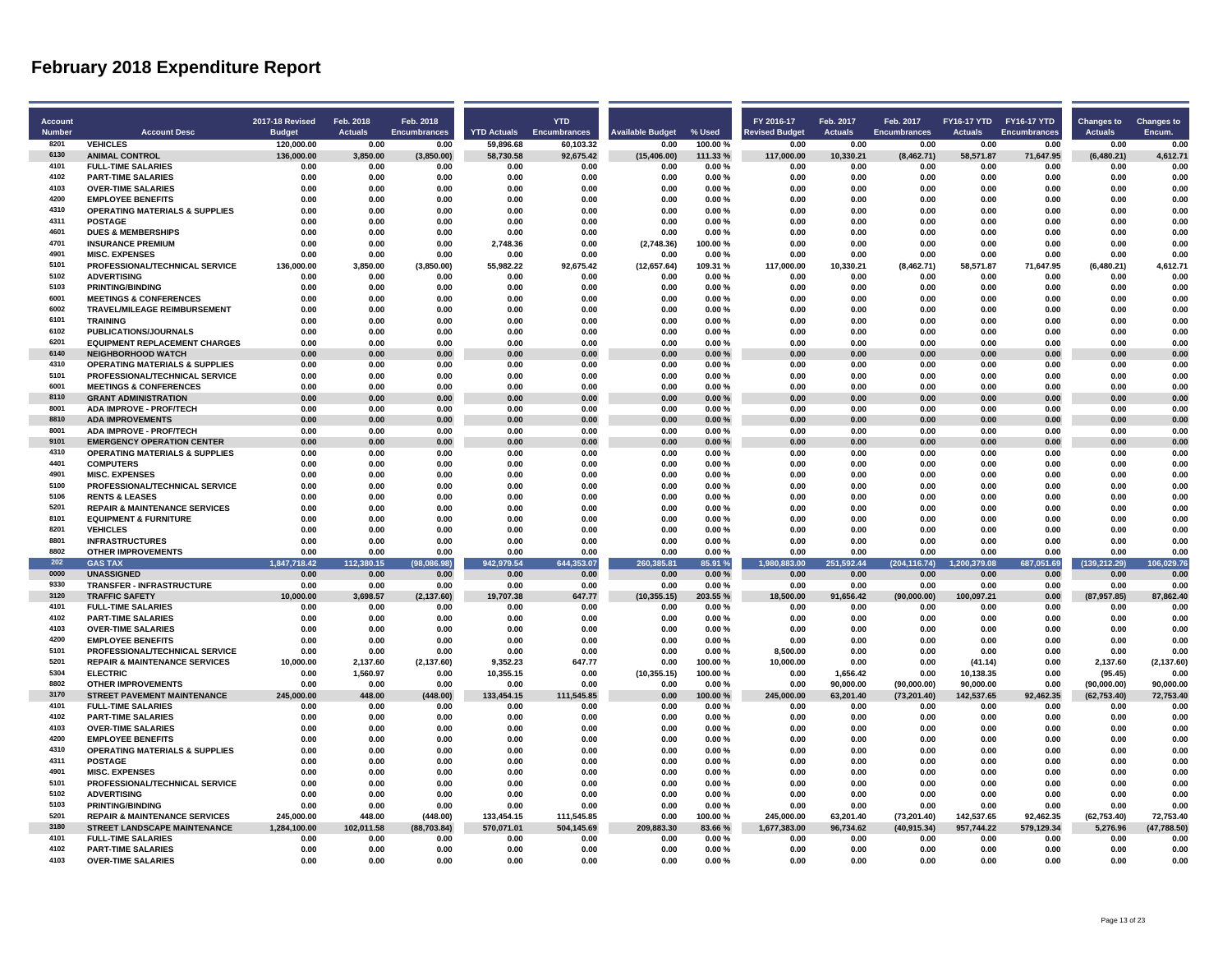# February 2018 Expenditure Report

| Account Number | Account Desc | 2017-18 Revised Budget | Feb. 2018 Actuals | Feb. 2018 Encumbrances | YTD Actuals | YTD Encumbrances | Available Budget | % Used | FY 2016-17 Revised Budget | Feb. 2017 Actuals | Feb. 2017 Encumbrances | FY16-17 YTD Actuals | FY16-17 YTD Encumbrances | Changes to Actuals | Changes to Encum. |
|---|---|---|---|---|---|---|---|---|---|---|---|---|---|---|---|
| 8201 | VEHICLES | 120,000.00 | 0.00 | 0.00 | 59,896.68 | 60,103.32 | 0.00 | 100.00 % | 0.00 | 0.00 | 0.00 | 0.00 | 0.00 | 0.00 | 0.00 |
| 6130 | ANIMAL CONTROL | 136,000.00 | 3,850.00 | (3,850.00) | 58,730.58 | 92,675.42 | (15,406.00) | 111.33 % | 117,000.00 | 10,330.21 | (8,462.71) | 58,571.87 | 71,647.95 | (6,480.21) | 4,612.71 |
| 4101 | FULL-TIME SALARIES | 0.00 | 0.00 | 0.00 | 0.00 | 0.00 | 0.00 | 0.00 % | 0.00 | 0.00 | 0.00 | 0.00 | 0.00 | 0.00 | 0.00 |
| 4102 | PART-TIME SALARIES | 0.00 | 0.00 | 0.00 | 0.00 | 0.00 | 0.00 | 0.00 % | 0.00 | 0.00 | 0.00 | 0.00 | 0.00 | 0.00 | 0.00 |
| 4103 | OVER-TIME SALARIES | 0.00 | 0.00 | 0.00 | 0.00 | 0.00 | 0.00 | 0.00 % | 0.00 | 0.00 | 0.00 | 0.00 | 0.00 | 0.00 | 0.00 |
| 4200 | EMPLOYEE BENEFITS | 0.00 | 0.00 | 0.00 | 0.00 | 0.00 | 0.00 | 0.00 % | 0.00 | 0.00 | 0.00 | 0.00 | 0.00 | 0.00 | 0.00 |
| 4310 | OPERATING MATERIALS & SUPPLIES | 0.00 | 0.00 | 0.00 | 0.00 | 0.00 | 0.00 | 0.00 % | 0.00 | 0.00 | 0.00 | 0.00 | 0.00 | 0.00 | 0.00 |
| 4311 | POSTAGE | 0.00 | 0.00 | 0.00 | 0.00 | 0.00 | 0.00 | 0.00 % | 0.00 | 0.00 | 0.00 | 0.00 | 0.00 | 0.00 | 0.00 |
| 4601 | DUES & MEMBERSHIPS | 0.00 | 0.00 | 0.00 | 0.00 | 0.00 | 0.00 | 0.00 % | 0.00 | 0.00 | 0.00 | 0.00 | 0.00 | 0.00 | 0.00 |
| 4701 | INSURANCE PREMIUM | 0.00 | 0.00 | 0.00 | 2,748.36 | 0.00 | (2,748.36) | 100.00 % | 0.00 | 0.00 | 0.00 | 0.00 | 0.00 | 0.00 | 0.00 |
| 4901 | MISC. EXPENSES | 0.00 | 0.00 | 0.00 | 0.00 | 0.00 | 0.00 | 0.00 % | 0.00 | 0.00 | 0.00 | 0.00 | 0.00 | 0.00 | 0.00 |
| 5101 | PROFESSIONAL/TECHNICAL SERVICE | 136,000.00 | 3,850.00 | (3,850.00) | 55,982.22 | 92,675.42 | (12,657.64) | 109.31 % | 117,000.00 | 10,330.21 | (8,462.71) | 58,571.87 | 71,647.95 | (6,480.21) | 4,612.71 |
| 5102 | ADVERTISING | 0.00 | 0.00 | 0.00 | 0.00 | 0.00 | 0.00 | 0.00 % | 0.00 | 0.00 | 0.00 | 0.00 | 0.00 | 0.00 | 0.00 |
| 5103 | PRINTING/BINDING | 0.00 | 0.00 | 0.00 | 0.00 | 0.00 | 0.00 | 0.00 % | 0.00 | 0.00 | 0.00 | 0.00 | 0.00 | 0.00 | 0.00 |
| 6001 | MEETINGS & CONFERENCES | 0.00 | 0.00 | 0.00 | 0.00 | 0.00 | 0.00 | 0.00 % | 0.00 | 0.00 | 0.00 | 0.00 | 0.00 | 0.00 | 0.00 |
| 6002 | TRAVEL/MILEAGE REIMBURSEMENT | 0.00 | 0.00 | 0.00 | 0.00 | 0.00 | 0.00 | 0.00 % | 0.00 | 0.00 | 0.00 | 0.00 | 0.00 | 0.00 | 0.00 |
| 6101 | TRAINING | 0.00 | 0.00 | 0.00 | 0.00 | 0.00 | 0.00 | 0.00 % | 0.00 | 0.00 | 0.00 | 0.00 | 0.00 | 0.00 | 0.00 |
| 6102 | PUBLICATIONS/JOURNALS | 0.00 | 0.00 | 0.00 | 0.00 | 0.00 | 0.00 | 0.00 % | 0.00 | 0.00 | 0.00 | 0.00 | 0.00 | 0.00 | 0.00 |
| 6201 | EQUIPMENT REPLACEMENT CHARGES | 0.00 | 0.00 | 0.00 | 0.00 | 0.00 | 0.00 | 0.00 % | 0.00 | 0.00 | 0.00 | 0.00 | 0.00 | 0.00 | 0.00 |
| 6140 | NEIGHBORHOOD WATCH | 0.00 | 0.00 | 0.00 | 0.00 | 0.00 | 0.00 | 0.00 % | 0.00 | 0.00 | 0.00 | 0.00 | 0.00 | 0.00 | 0.00 |
| 4310 | OPERATING MATERIALS & SUPPLIES | 0.00 | 0.00 | 0.00 | 0.00 | 0.00 | 0.00 | 0.00 % | 0.00 | 0.00 | 0.00 | 0.00 | 0.00 | 0.00 | 0.00 |
| 5101 | PROFESSIONAL/TECHNICAL SERVICE | 0.00 | 0.00 | 0.00 | 0.00 | 0.00 | 0.00 | 0.00 % | 0.00 | 0.00 | 0.00 | 0.00 | 0.00 | 0.00 | 0.00 |
| 6001 | MEETINGS & CONFERENCES | 0.00 | 0.00 | 0.00 | 0.00 | 0.00 | 0.00 | 0.00 % | 0.00 | 0.00 | 0.00 | 0.00 | 0.00 | 0.00 | 0.00 |
| 8110 | GRANT ADMINISTRATION | 0.00 | 0.00 | 0.00 | 0.00 | 0.00 | 0.00 | 0.00 % | 0.00 | 0.00 | 0.00 | 0.00 | 0.00 | 0.00 | 0.00 |
| 8001 | ADA IMPROVE - PROF/TECH | 0.00 | 0.00 | 0.00 | 0.00 | 0.00 | 0.00 | 0.00 % | 0.00 | 0.00 | 0.00 | 0.00 | 0.00 | 0.00 | 0.00 |
| 8810 | ADA IMPROVEMENTS | 0.00 | 0.00 | 0.00 | 0.00 | 0.00 | 0.00 | 0.00 % | 0.00 | 0.00 | 0.00 | 0.00 | 0.00 | 0.00 | 0.00 |
| 8001 | ADA IMPROVE - PROF/TECH | 0.00 | 0.00 | 0.00 | 0.00 | 0.00 | 0.00 | 0.00 % | 0.00 | 0.00 | 0.00 | 0.00 | 0.00 | 0.00 | 0.00 |
| 9101 | EMERGENCY OPERATION CENTER | 0.00 | 0.00 | 0.00 | 0.00 | 0.00 | 0.00 | 0.00 % | 0.00 | 0.00 | 0.00 | 0.00 | 0.00 | 0.00 | 0.00 |
| 4310 | OPERATING MATERIALS & SUPPLIES | 0.00 | 0.00 | 0.00 | 0.00 | 0.00 | 0.00 | 0.00 % | 0.00 | 0.00 | 0.00 | 0.00 | 0.00 | 0.00 | 0.00 |
| 4401 | COMPUTERS | 0.00 | 0.00 | 0.00 | 0.00 | 0.00 | 0.00 | 0.00 % | 0.00 | 0.00 | 0.00 | 0.00 | 0.00 | 0.00 | 0.00 |
| 4901 | MISC. EXPENSES | 0.00 | 0.00 | 0.00 | 0.00 | 0.00 | 0.00 | 0.00 % | 0.00 | 0.00 | 0.00 | 0.00 | 0.00 | 0.00 | 0.00 |
| 5100 | PROFESSIONAL/TECHNICAL SERVICE | 0.00 | 0.00 | 0.00 | 0.00 | 0.00 | 0.00 | 0.00 % | 0.00 | 0.00 | 0.00 | 0.00 | 0.00 | 0.00 | 0.00 |
| 5106 | RENTS & LEASES | 0.00 | 0.00 | 0.00 | 0.00 | 0.00 | 0.00 | 0.00 % | 0.00 | 0.00 | 0.00 | 0.00 | 0.00 | 0.00 | 0.00 |
| 5201 | REPAIR & MAINTENANCE SERVICES | 0.00 | 0.00 | 0.00 | 0.00 | 0.00 | 0.00 | 0.00 % | 0.00 | 0.00 | 0.00 | 0.00 | 0.00 | 0.00 | 0.00 |
| 8101 | EQUIPMENT & FURNITURE | 0.00 | 0.00 | 0.00 | 0.00 | 0.00 | 0.00 | 0.00 % | 0.00 | 0.00 | 0.00 | 0.00 | 0.00 | 0.00 | 0.00 |
| 8201 | VEHICLES | 0.00 | 0.00 | 0.00 | 0.00 | 0.00 | 0.00 | 0.00 % | 0.00 | 0.00 | 0.00 | 0.00 | 0.00 | 0.00 | 0.00 |
| 8801 | INFRASTRUCTURES | 0.00 | 0.00 | 0.00 | 0.00 | 0.00 | 0.00 | 0.00 % | 0.00 | 0.00 | 0.00 | 0.00 | 0.00 | 0.00 | 0.00 |
| 8802 | OTHER IMPROVEMENTS | 0.00 | 0.00 | 0.00 | 0.00 | 0.00 | 0.00 | 0.00 % | 0.00 | 0.00 | 0.00 | 0.00 | 0.00 | 0.00 | 0.00 |
| 202 | GAS TAX | 1,847,718.42 | 112,380.15 | (98,086.98) | 942,979.54 | 644,353.07 | 260,385.81 | 85.91 % | 1,980,883.00 | 251,592.44 | (204,116.74) | 1,200,379.08 | 687,051.69 | (139,212.29) | 106,029.76 |
| 0000 | UNASSIGNED | 0.00 | 0.00 | 0.00 | 0.00 | 0.00 | 0.00 | 0.00 % | 0.00 | 0.00 | 0.00 | 0.00 | 0.00 | 0.00 | 0.00 |
| 9330 | TRANSFER - INFRASTRUCTURE | 0.00 | 0.00 | 0.00 | 0.00 | 0.00 | 0.00 | 0.00 % | 0.00 | 0.00 | 0.00 | 0.00 | 0.00 | 0.00 | 0.00 |
| 3120 | TRAFFIC SAFETY | 10,000.00 | 3,698.57 | (2,137.60) | 19,707.38 | 647.77 | (10,355.15) | 203.55 % | 18,500.00 | 91,656.42 | (90,000.00) | 100,097.21 | 0.00 | (87,957.85) | 87,862.40 |
| 4101 | FULL-TIME SALARIES | 0.00 | 0.00 | 0.00 | 0.00 | 0.00 | 0.00 | 0.00 % | 0.00 | 0.00 | 0.00 | 0.00 | 0.00 | 0.00 | 0.00 |
| 4102 | PART-TIME SALARIES | 0.00 | 0.00 | 0.00 | 0.00 | 0.00 | 0.00 | 0.00 % | 0.00 | 0.00 | 0.00 | 0.00 | 0.00 | 0.00 | 0.00 |
| 4103 | OVER-TIME SALARIES | 0.00 | 0.00 | 0.00 | 0.00 | 0.00 | 0.00 | 0.00 % | 0.00 | 0.00 | 0.00 | 0.00 | 0.00 | 0.00 | 0.00 |
| 4200 | EMPLOYEE BENEFITS | 0.00 | 0.00 | 0.00 | 0.00 | 0.00 | 0.00 | 0.00 % | 0.00 | 0.00 | 0.00 | 0.00 | 0.00 | 0.00 | 0.00 |
| 5101 | PROFESSIONAL/TECHNICAL SERVICE | 0.00 | 0.00 | 0.00 | 0.00 | 0.00 | 0.00 | 0.00 % | 8,500.00 | 0.00 | 0.00 | 0.00 | 0.00 | 0.00 | 0.00 |
| 5201 | REPAIR & MAINTENANCE SERVICES | 10,000.00 | 2,137.60 | (2,137.60) | 9,352.23 | 647.77 | 0.00 | 100.00 % | 10,000.00 | 0.00 | 0.00 | (41.14) | 0.00 | 2,137.60 | (2,137.60) |
| 5304 | ELECTRIC | 0.00 | 1,560.97 | 0.00 | 10,355.15 | 0.00 | (10,355.15) | 100.00 % | 0.00 | 1,656.42 | 0.00 | 10,138.35 | 0.00 | (95.45) | 0.00 |
| 8802 | OTHER IMPROVEMENTS | 0.00 | 0.00 | 0.00 | 0.00 | 0.00 | 0.00 | 0.00 % | 0.00 | 90,000.00 | (90,000.00) | 90,000.00 | 0.00 | (90,000.00) | 90,000.00 |
| 3170 | STREET PAVEMENT MAINTENANCE | 245,000.00 | 448.00 | (448.00) | 133,454.15 | 111,545.85 | 0.00 | 100.00 % | 245,000.00 | 63,201.40 | (73,201.40) | 142,537.65 | 92,462.35 | (62,753.40) | 72,753.40 |
| 4101 | FULL-TIME SALARIES | 0.00 | 0.00 | 0.00 | 0.00 | 0.00 | 0.00 | 0.00 % | 0.00 | 0.00 | 0.00 | 0.00 | 0.00 | 0.00 | 0.00 |
| 4102 | PART-TIME SALARIES | 0.00 | 0.00 | 0.00 | 0.00 | 0.00 | 0.00 | 0.00 % | 0.00 | 0.00 | 0.00 | 0.00 | 0.00 | 0.00 | 0.00 |
| 4103 | OVER-TIME SALARIES | 0.00 | 0.00 | 0.00 | 0.00 | 0.00 | 0.00 | 0.00 % | 0.00 | 0.00 | 0.00 | 0.00 | 0.00 | 0.00 | 0.00 |
| 4200 | EMPLOYEE BENEFITS | 0.00 | 0.00 | 0.00 | 0.00 | 0.00 | 0.00 | 0.00 % | 0.00 | 0.00 | 0.00 | 0.00 | 0.00 | 0.00 | 0.00 |
| 4310 | OPERATING MATERIALS & SUPPLIES | 0.00 | 0.00 | 0.00 | 0.00 | 0.00 | 0.00 | 0.00 % | 0.00 | 0.00 | 0.00 | 0.00 | 0.00 | 0.00 | 0.00 |
| 4311 | POSTAGE | 0.00 | 0.00 | 0.00 | 0.00 | 0.00 | 0.00 | 0.00 % | 0.00 | 0.00 | 0.00 | 0.00 | 0.00 | 0.00 | 0.00 |
| 4901 | MISC. EXPENSES | 0.00 | 0.00 | 0.00 | 0.00 | 0.00 | 0.00 | 0.00 % | 0.00 | 0.00 | 0.00 | 0.00 | 0.00 | 0.00 | 0.00 |
| 5101 | PROFESSIONAL/TECHNICAL SERVICE | 0.00 | 0.00 | 0.00 | 0.00 | 0.00 | 0.00 | 0.00 % | 0.00 | 0.00 | 0.00 | 0.00 | 0.00 | 0.00 | 0.00 |
| 5102 | ADVERTISING | 0.00 | 0.00 | 0.00 | 0.00 | 0.00 | 0.00 | 0.00 % | 0.00 | 0.00 | 0.00 | 0.00 | 0.00 | 0.00 | 0.00 |
| 5103 | PRINTING/BINDING | 0.00 | 0.00 | 0.00 | 0.00 | 0.00 | 0.00 | 0.00 % | 0.00 | 0.00 | 0.00 | 0.00 | 0.00 | 0.00 | 0.00 |
| 5201 | REPAIR & MAINTENANCE SERVICES | 245,000.00 | 448.00 | (448.00) | 133,454.15 | 111,545.85 | 0.00 | 100.00 % | 245,000.00 | 63,201.40 | (73,201.40) | 142,537.65 | 92,462.35 | (62,753.40) | 72,753.40 |
| 3180 | STREET LANDSCAPE MAINTENANCE | 1,284,100.00 | 102,011.58 | (88,703.84) | 570,071.01 | 504,145.69 | 209,883.30 | 83.66 % | 1,677,383.00 | 96,734.62 | (40,915.34) | 957,744.22 | 579,129.34 | 5,276.96 | (47,788.50) |
| 4101 | FULL-TIME SALARIES | 0.00 | 0.00 | 0.00 | 0.00 | 0.00 | 0.00 | 0.00 % | 0.00 | 0.00 | 0.00 | 0.00 | 0.00 | 0.00 | 0.00 |
| 4102 | PART-TIME SALARIES | 0.00 | 0.00 | 0.00 | 0.00 | 0.00 | 0.00 | 0.00 % | 0.00 | 0.00 | 0.00 | 0.00 | 0.00 | 0.00 | 0.00 |
| 4103 | OVER-TIME SALARIES | 0.00 | 0.00 | 0.00 | 0.00 | 0.00 | 0.00 | 0.00 % | 0.00 | 0.00 | 0.00 | 0.00 | 0.00 | 0.00 | 0.00 |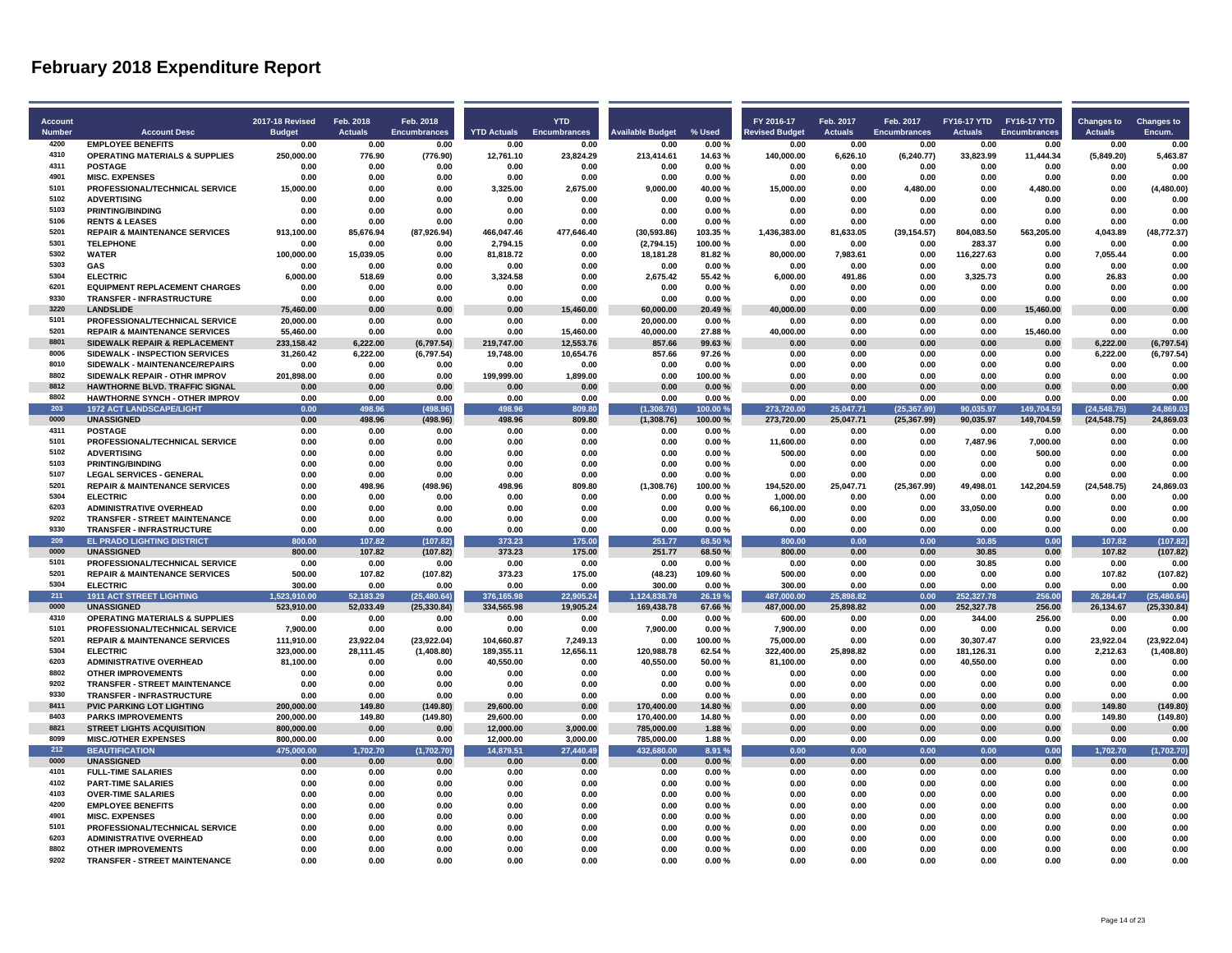# February 2018 Expenditure Report

| Account Number | Account Desc | 2017-18 Revised Budget | Feb. 2018 Actuals | Feb. 2018 Encumbrances | YTD Actuals | YTD Encumbrances | Available Budget | % Used | FY 2016-17 Revised Budget | Feb. 2017 Actuals | Feb. 2017 Encumbrances | FY16-17 YTD Actuals | FY16-17 YTD Encumbrances | Changes to Actuals | Changes to Encum. |
|---|---|---|---|---|---|---|---|---|---|---|---|---|---|---|---|
| 4200 | EMPLOYEE BENEFITS | 0.00 | 0.00 | 0.00 | 0.00 | 0.00 | 0.00 | 0.00 % | 0.00 | 0.00 | 0.00 | 0.00 | 0.00 | 0.00 | 0.00 |
| 4310 | OPERATING MATERIALS & SUPPLIES | 250,000.00 | 776.90 | (776.90) | 12,761.10 | 23,824.29 | 213,414.61 | 14.63 % | 140,000.00 | 6,626.10 | (6,240.77) | 33,823.99 | 11,444.34 | (5,849.20) | 5,463.87 |
| 4311 | POSTAGE | 0.00 | 0.00 | 0.00 | 0.00 | 0.00 | 0.00 | 0.00 % | 0.00 | 0.00 | 0.00 | 0.00 | 0.00 | 0.00 | 0.00 |
| 4901 | MISC. EXPENSES | 0.00 | 0.00 | 0.00 | 0.00 | 0.00 | 0.00 | 0.00 % | 0.00 | 0.00 | 0.00 | 0.00 | 0.00 | 0.00 | 0.00 |
| 5101 | PROFESSIONAL/TECHNICAL SERVICE | 15,000.00 | 0.00 | 0.00 | 3,325.00 | 2,675.00 | 9,000.00 | 40.00 % | 15,000.00 | 0.00 | 4,480.00 | 0.00 | 4,480.00 | 0.00 | (4,480.00) |
| 5102 | ADVERTISING | 0.00 | 0.00 | 0.00 | 0.00 | 0.00 | 0.00 | 0.00 % | 0.00 | 0.00 | 0.00 | 0.00 | 0.00 | 0.00 | 0.00 |
| 5103 | PRINTING/BINDING | 0.00 | 0.00 | 0.00 | 0.00 | 0.00 | 0.00 | 0.00 % | 0.00 | 0.00 | 0.00 | 0.00 | 0.00 | 0.00 | 0.00 |
| 5106 | RENTS & LEASES | 0.00 | 0.00 | 0.00 | 0.00 | 0.00 | 0.00 | 0.00 % | 0.00 | 0.00 | 0.00 | 0.00 | 0.00 | 0.00 | 0.00 |
| 5201 | REPAIR & MAINTENANCE SERVICES | 913,100.00 | 85,676.94 | (87,926.94) | 466,047.46 | 477,646.40 | (30,593.86) | 103.35 % | 1,436,383.00 | 81,633.05 | (39,154.57) | 804,083.50 | 563,205.00 | 4,043.89 | (48,772.37) |
| 5301 | TELEPHONE | 0.00 | 0.00 | 0.00 | 2,794.15 | 0.00 | (2,794.15) | 100.00 % | 0.00 | 0.00 | 0.00 | 283.37 | 0.00 | 0.00 | 0.00 |
| 5302 | WATER | 100,000.00 | 15,039.05 | 0.00 | 81,818.72 | 0.00 | 18,181.28 | 81.82 % | 80,000.00 | 7,983.61 | 0.00 | 116,227.63 | 0.00 | 7,055.44 | 0.00 |
| 5303 | GAS | 0.00 | 0.00 | 0.00 | 0.00 | 0.00 | 0.00 | 0.00 % | 0.00 | 0.00 | 0.00 | 0.00 | 0.00 | 0.00 | 0.00 |
| 5304 | ELECTRIC | 6,000.00 | 518.69 | 0.00 | 3,324.58 | 0.00 | 2,675.42 | 55.42 % | 6,000.00 | 491.86 | 0.00 | 3,325.73 | 0.00 | 26.83 | 0.00 |
| 6201 | EQUIPMENT REPLACEMENT CHARGES | 0.00 | 0.00 | 0.00 | 0.00 | 0.00 | 0.00 | 0.00 % | 0.00 | 0.00 | 0.00 | 0.00 | 0.00 | 0.00 | 0.00 |
| 9330 | TRANSFER - INFRASTRUCTURE | 0.00 | 0.00 | 0.00 | 0.00 | 0.00 | 0.00 | 0.00 % | 0.00 | 0.00 | 0.00 | 0.00 | 0.00 | 0.00 | 0.00 |
| 3220 | **LANDSLIDE** | 75,460.00 | 0.00 | 0.00 | 0.00 | 15,460.00 | 60,000.00 | 20.49 % | 40,000.00 | 0.00 | 0.00 | 0.00 | 15,460.00 | 0.00 | 0.00 |
| 5101 | PROFESSIONAL/TECHNICAL SERVICE | 20,000.00 | 0.00 | 0.00 | 0.00 | 0.00 | 20,000.00 | 0.00 % | 0.00 | 0.00 | 0.00 | 0.00 | 0.00 | 0.00 | 0.00 |
| 5201 | REPAIR & MAINTENANCE SERVICES | 55,460.00 | 0.00 | 0.00 | 0.00 | 15,460.00 | 40,000.00 | 27.88 % | 40,000.00 | 0.00 | 0.00 | 0.00 | 15,460.00 | 0.00 | 0.00 |
| 8801 | **SIDEWALK REPAIR & REPLACEMENT** | 233,158.42 | 6,222.00 | (6,797.54) | 219,747.00 | 12,553.76 | 857.66 | 99.63 % | 0.00 | 0.00 | 0.00 | 0.00 | 0.00 | 6,222.00 | (6,797.54) |
| 8006 | SIDEWALK - INSPECTION SERVICES | 31,260.42 | 6,222.00 | (6,797.54) | 19,748.00 | 10,654.76 | 857.66 | 97.26 % | 0.00 | 0.00 | 0.00 | 0.00 | 0.00 | 6,222.00 | (6,797.54) |
| 8010 | SIDEWALK - MAINTENANCE/REPAIRS | 0.00 | 0.00 | 0.00 | 0.00 | 0.00 | 0.00 | 0.00 % | 0.00 | 0.00 | 0.00 | 0.00 | 0.00 | 0.00 | 0.00 |
| 8802 | SIDEWALK REPAIR - OTHR IMPROV | 201,898.00 | 0.00 | 0.00 | 199,999.00 | 1,899.00 | 0.00 | 100.00 % | 0.00 | 0.00 | 0.00 | 0.00 | 0.00 | 0.00 | 0.00 |
| 8812 | **HAWTHORNE BLVD. TRAFFIC SIGNAL** | 0.00 | 0.00 | 0.00 | 0.00 | 0.00 | 0.00 | 0.00 % | 0.00 | 0.00 | 0.00 | 0.00 | 0.00 | 0.00 | 0.00 |
| 8802 | HAWTHORNE SYNCH - OTHER IMPROV | 0.00 | 0.00 | 0.00 | 0.00 | 0.00 | 0.00 | 0.00 % | 0.00 | 0.00 | 0.00 | 0.00 | 0.00 | 0.00 | 0.00 |
| 203 | **1972 ACT LANDSCAPE/LIGHT** | 0.00 | 498.96 | (498.96) | 498.96 | 809.80 | (1,308.76) | 100.00 % | 273,720.00 | 25,047.71 | (25,367.99) | 90,035.97 | 149,704.59 | (24,548.75) | 24,869.03 |
| 0000 | **UNASSIGNED** | 0.00 | 498.96 | (498.96) | 498.96 | 809.80 | (1,308.76) | 100.00 % | 273,720.00 | 25,047.71 | (25,367.99) | 90,035.97 | 149,704.59 | (24,548.75) | 24,869.03 |
| 4311 | POSTAGE | 0.00 | 0.00 | 0.00 | 0.00 | 0.00 | 0.00 | 0.00 % | 0.00 | 0.00 | 0.00 | 0.00 | 0.00 | 0.00 | 0.00 |
| 5101 | PROFESSIONAL/TECHNICAL SERVICE | 0.00 | 0.00 | 0.00 | 0.00 | 0.00 | 0.00 | 0.00 % | 11,600.00 | 0.00 | 0.00 | 7,487.96 | 7,000.00 | 0.00 | 0.00 |
| 5102 | ADVERTISING | 0.00 | 0.00 | 0.00 | 0.00 | 0.00 | 0.00 | 0.00 % | 500.00 | 0.00 | 0.00 | 0.00 | 500.00 | 0.00 | 0.00 |
| 5103 | PRINTING/BINDING | 0.00 | 0.00 | 0.00 | 0.00 | 0.00 | 0.00 | 0.00 % | 0.00 | 0.00 | 0.00 | 0.00 | 0.00 | 0.00 | 0.00 |
| 5107 | LEGAL SERVICES - GENERAL | 0.00 | 0.00 | 0.00 | 0.00 | 0.00 | 0.00 | 0.00 % | 0.00 | 0.00 | 0.00 | 0.00 | 0.00 | 0.00 | 0.00 |
| 5201 | REPAIR & MAINTENANCE SERVICES | 0.00 | 498.96 | (498.96) | 498.96 | 809.80 | (1,308.76) | 100.00 % | 194,520.00 | 25,047.71 | (25,367.99) | 49,498.01 | 142,204.59 | (24,548.75) | 24,869.03 |
| 5304 | ELECTRIC | 0.00 | 0.00 | 0.00 | 0.00 | 0.00 | 0.00 | 0.00 % | 1,000.00 | 0.00 | 0.00 | 0.00 | 0.00 | 0.00 | 0.00 |
| 6203 | ADMINISTRATIVE OVERHEAD | 0.00 | 0.00 | 0.00 | 0.00 | 0.00 | 0.00 | 0.00 % | 66,100.00 | 0.00 | 0.00 | 33,050.00 | 0.00 | 0.00 | 0.00 |
| 9202 | TRANSFER - STREET MAINTENANCE | 0.00 | 0.00 | 0.00 | 0.00 | 0.00 | 0.00 | 0.00 % | 0.00 | 0.00 | 0.00 | 0.00 | 0.00 | 0.00 | 0.00 |
| 9330 | TRANSFER - INFRASTRUCTURE | 0.00 | 0.00 | 0.00 | 0.00 | 0.00 | 0.00 | 0.00 % | 0.00 | 0.00 | 0.00 | 0.00 | 0.00 | 0.00 | 0.00 |
| 209 | **EL PRADO LIGHTING DISTRICT** | 800.00 | 107.82 | (107.82) | 373.23 | 175.00 | 251.77 | 68.50 % | 800.00 | 0.00 | 0.00 | 30.85 | 0.00 | 107.82 | (107.82) |
| 0000 | **UNASSIGNED** | 800.00 | 107.82 | (107.82) | 373.23 | 175.00 | 251.77 | 68.50 % | 800.00 | 0.00 | 0.00 | 30.85 | 0.00 | 107.82 | (107.82) |
| 5101 | PROFESSIONAL/TECHNICAL SERVICE | 0.00 | 0.00 | 0.00 | 0.00 | 0.00 | 0.00 | 0.00 % | 0.00 | 0.00 | 0.00 | 30.85 | 0.00 | 0.00 | 0.00 |
| 5201 | REPAIR & MAINTENANCE SERVICES | 500.00 | 107.82 | (107.82) | 373.23 | 175.00 | (48.23) | 109.60 % | 500.00 | 0.00 | 0.00 | 0.00 | 0.00 | 107.82 | (107.82) |
| 5304 | ELECTRIC | 300.00 | 0.00 | 0.00 | 0.00 | 0.00 | 300.00 | 0.00 % | 300.00 | 0.00 | 0.00 | 0.00 | 0.00 | 0.00 | 0.00 |
| 211 | **1911 ACT STREET LIGHTING** | 1,523,910.00 | 52,183.29 | (25,480.64) | 376,165.98 | 22,905.24 | 1,124,838.78 | 26.19 % | 487,000.00 | 25,898.82 | 0.00 | 252,327.78 | 256.00 | 26,284.47 | (25,480.64) |
| 0000 | **UNASSIGNED** | 523,910.00 | 52,033.49 | (25,330.84) | 334,565.98 | 19,905.24 | 169,438.78 | 67.66 % | 487,000.00 | 25,898.82 | 0.00 | 252,327.78 | 256.00 | 26,134.67 | (25,330.84) |
| 4310 | OPERATING MATERIALS & SUPPLIES | 0.00 | 0.00 | 0.00 | 0.00 | 0.00 | 0.00 | 0.00 % | 600.00 | 0.00 | 0.00 | 344.00 | 256.00 | 0.00 | 0.00 |
| 5101 | PROFESSIONAL/TECHNICAL SERVICE | 7,900.00 | 0.00 | 0.00 | 0.00 | 0.00 | 7,900.00 | 0.00 % | 7,900.00 | 0.00 | 0.00 | 0.00 | 0.00 | 0.00 | 0.00 |
| 5201 | REPAIR & MAINTENANCE SERVICES | 111,910.00 | 23,922.04 | (23,922.04) | 104,660.87 | 7,249.13 | 0.00 | 100.00 % | 75,000.00 | 0.00 | 0.00 | 30,307.47 | 0.00 | 23,922.04 | (23,922.04) |
| 5304 | ELECTRIC | 323,000.00 | 28,111.45 | (1,408.80) | 189,355.11 | 12,656.11 | 120,988.78 | 62.54 % | 322,400.00 | 25,898.82 | 0.00 | 181,126.31 | 0.00 | 2,212.63 | (1,408.80) |
| 6203 | ADMINISTRATIVE OVERHEAD | 81,100.00 | 0.00 | 0.00 | 40,550.00 | 0.00 | 40,550.00 | 50.00 % | 81,100.00 | 0.00 | 0.00 | 40,550.00 | 0.00 | 0.00 | 0.00 |
| 8802 | OTHER IMPROVEMENTS | 0.00 | 0.00 | 0.00 | 0.00 | 0.00 | 0.00 | 0.00 % | 0.00 | 0.00 | 0.00 | 0.00 | 0.00 | 0.00 | 0.00 |
| 9202 | TRANSFER - STREET MAINTENANCE | 0.00 | 0.00 | 0.00 | 0.00 | 0.00 | 0.00 | 0.00 % | 0.00 | 0.00 | 0.00 | 0.00 | 0.00 | 0.00 | 0.00 |
| 9330 | TRANSFER - INFRASTRUCTURE | 0.00 | 0.00 | 0.00 | 0.00 | 0.00 | 0.00 | 0.00 % | 0.00 | 0.00 | 0.00 | 0.00 | 0.00 | 0.00 | 0.00 |
| 8411 | **PVIC PARKING LOT LIGHTING** | 200,000.00 | 149.80 | (149.80) | 29,600.00 | 0.00 | 170,400.00 | 14.80 % | 0.00 | 0.00 | 0.00 | 0.00 | 0.00 | 149.80 | (149.80) |
| 8403 | PARKS IMPROVEMENTS | 200,000.00 | 149.80 | (149.80) | 29,600.00 | 0.00 | 170,400.00 | 14.80 % | 0.00 | 0.00 | 0.00 | 0.00 | 0.00 | 149.80 | (149.80) |
| 8821 | **STREET LIGHTS ACQUISITION** | 800,000.00 | 0.00 | 0.00 | 12,000.00 | 3,000.00 | 785,000.00 | 1.88 % | 0.00 | 0.00 | 0.00 | 0.00 | 0.00 | 0.00 | 0.00 |
| 8099 | MISC./OTHER EXPENSES | 800,000.00 | 0.00 | 0.00 | 12,000.00 | 3,000.00 | 785,000.00 | 1.88 % | 0.00 | 0.00 | 0.00 | 0.00 | 0.00 | 0.00 | 0.00 |
| 212 | **BEAUTIFICATION** | 475,000.00 | 1,702.70 | (1,702.70) | 14,879.51 | 27,440.49 | 432,680.00 | 8.91 % | 0.00 | 0.00 | 0.00 | 0.00 | 0.00 | 1,702.70 | (1,702.70) |
| 0000 | **UNASSIGNED** | 0.00 | 0.00 | 0.00 | 0.00 | 0.00 | 0.00 | 0.00 % | 0.00 | 0.00 | 0.00 | 0.00 | 0.00 | 0.00 | 0.00 |
| 4101 | FULL-TIME SALARIES | 0.00 | 0.00 | 0.00 | 0.00 | 0.00 | 0.00 | 0.00 % | 0.00 | 0.00 | 0.00 | 0.00 | 0.00 | 0.00 | 0.00 |
| 4102 | PART-TIME SALARIES | 0.00 | 0.00 | 0.00 | 0.00 | 0.00 | 0.00 | 0.00 % | 0.00 | 0.00 | 0.00 | 0.00 | 0.00 | 0.00 | 0.00 |
| 4103 | OVER-TIME SALARIES | 0.00 | 0.00 | 0.00 | 0.00 | 0.00 | 0.00 | 0.00 % | 0.00 | 0.00 | 0.00 | 0.00 | 0.00 | 0.00 | 0.00 |
| 4200 | EMPLOYEE BENEFITS | 0.00 | 0.00 | 0.00 | 0.00 | 0.00 | 0.00 | 0.00 % | 0.00 | 0.00 | 0.00 | 0.00 | 0.00 | 0.00 | 0.00 |
| 4901 | MISC. EXPENSES | 0.00 | 0.00 | 0.00 | 0.00 | 0.00 | 0.00 | 0.00 % | 0.00 | 0.00 | 0.00 | 0.00 | 0.00 | 0.00 | 0.00 |
| 5101 | PROFESSIONAL/TECHNICAL SERVICE | 0.00 | 0.00 | 0.00 | 0.00 | 0.00 | 0.00 | 0.00 % | 0.00 | 0.00 | 0.00 | 0.00 | 0.00 | 0.00 | 0.00 |
| 6203 | ADMINISTRATIVE OVERHEAD | 0.00 | 0.00 | 0.00 | 0.00 | 0.00 | 0.00 | 0.00 % | 0.00 | 0.00 | 0.00 | 0.00 | 0.00 | 0.00 | 0.00 |
| 8802 | OTHER IMPROVEMENTS | 0.00 | 0.00 | 0.00 | 0.00 | 0.00 | 0.00 | 0.00 % | 0.00 | 0.00 | 0.00 | 0.00 | 0.00 | 0.00 | 0.00 |
| 9202 | TRANSFER - STREET MAINTENANCE | 0.00 | 0.00 | 0.00 | 0.00 | 0.00 | 0.00 | 0.00 % | 0.00 | 0.00 | 0.00 | 0.00 | 0.00 | 0.00 | 0.00 |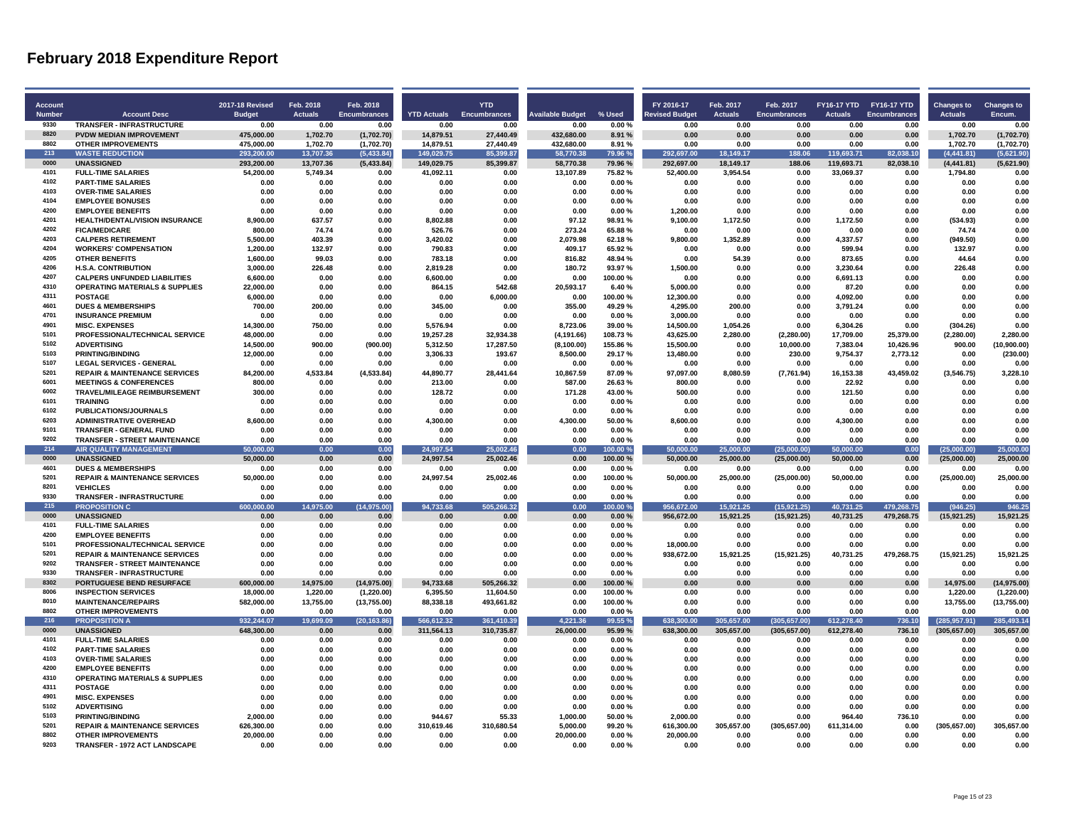# February 2018 Expenditure Report

| Account Number | Account Desc | 2017-18 Revised Budget | Feb. 2018 Actuals | Feb. 2018 Encumbrances | YTD Actuals | YTD Encumbrances | Available Budget | % Used | FY 2016-17 Revised Budget | Feb. 2017 Actuals | Feb. 2017 Encumbrances | FY16-17 YTD Actuals | FY16-17 YTD Encumbrances | Changes to Actuals | Changes to Encum. |
|---|---|---|---|---|---|---|---|---|---|---|---|---|---|---|---|
| 9330 | TRANSFER - INFRASTRUCTURE | 0.00 | 0.00 | 0.00 | 0.00 | 0.00 | 0.00 | 0.00 % | 0.00 | 0.00 | 0.00 | 0.00 | 0.00 | 0.00 | 0.00 |
| 8820 | PVDW MEDIAN IMPROVEMENT | 475,000.00 | 1,702.70 | (1,702.70) | 14,879.51 | 27,440.49 | 432,680.00 | 8.91 % | 0.00 | 0.00 | 0.00 | 0.00 | 0.00 | 1,702.70 | (1,702.70) |
| 8802 | OTHER IMPROVEMENTS | 475,000.00 | 1,702.70 | (1,702.70) | 14,879.51 | 27,440.49 | 432,680.00 | 8.91 % | 0.00 | 0.00 | 0.00 | 0.00 | 0.00 | 1,702.70 | (1,702.70) |
| 213 | WASTE REDUCTION | 293,200.00 | 13,707.36 | (5,433.84) | 149,029.75 | 85,399.87 | 58,770.38 | 79.96 % | 292,697.00 | 18,149.17 | 188.06 | 119,693.71 | 82,038.10 | (4,441.81) | (5,621.90) |
| 0000 | UNASSIGNED | 293,200.00 | 13,707.36 | (5,433.84) | 149,029.75 | 85,399.87 | 58,770.38 | 79.96 % | 292,697.00 | 18,149.17 | 188.06 | 119,693.71 | 82,038.10 | (4,441.81) | (5,621.90) |
| 4101 | FULL-TIME SALARIES | 54,200.00 | 5,749.34 | 0.00 | 41,092.11 | 0.00 | 13,107.89 | 75.82 % | 52,400.00 | 3,954.54 | 0.00 | 33,069.37 | 0.00 | 1,794.80 | 0.00 |
| 4102 | PART-TIME SALARIES | 0.00 | 0.00 | 0.00 | 0.00 | 0.00 | 0.00 | 0.00 % | 0.00 | 0.00 | 0.00 | 0.00 | 0.00 | 0.00 | 0.00 |
| 4103 | OVER-TIME SALARIES | 0.00 | 0.00 | 0.00 | 0.00 | 0.00 | 0.00 | 0.00 % | 0.00 | 0.00 | 0.00 | 0.00 | 0.00 | 0.00 | 0.00 |
| 4104 | EMPLOYEE BONUSES | 0.00 | 0.00 | 0.00 | 0.00 | 0.00 | 0.00 | 0.00 % | 0.00 | 0.00 | 0.00 | 0.00 | 0.00 | 0.00 | 0.00 |
| 4200 | EMPLOYEE BENEFITS | 0.00 | 0.00 | 0.00 | 0.00 | 0.00 | 0.00 | 0.00 % | 1,200.00 | 0.00 | 0.00 | 0.00 | 0.00 | 0.00 | 0.00 |
| 4201 | HEALTH/DENTAL/VISION INSURANCE | 8,900.00 | 637.57 | 0.00 | 8,802.88 | 0.00 | 97.12 | 98.91 % | 9,100.00 | 1,172.50 | 0.00 | 1,172.50 | 0.00 | (534.93) | 0.00 |
| 4202 | FICA/MEDICARE | 800.00 | 74.74 | 0.00 | 526.76 | 0.00 | 273.24 | 65.88 % | 0.00 | 0.00 | 0.00 | 0.00 | 0.00 | 74.74 | 0.00 |
| 4203 | CALPERS RETIREMENT | 5,500.00 | 403.39 | 0.00 | 3,420.02 | 0.00 | 2,079.98 | 62.18 % | 9,800.00 | 1,352.89 | 0.00 | 4,337.57 | 0.00 | (949.50) | 0.00 |
| 4204 | WORKERS' COMPENSATION | 1,200.00 | 132.97 | 0.00 | 790.83 | 0.00 | 409.17 | 65.92 % | 0.00 | 0.00 | 0.00 | 599.94 | 0.00 | 132.97 | 0.00 |
| 4205 | OTHER BENEFITS | 1,600.00 | 99.03 | 0.00 | 783.18 | 0.00 | 816.82 | 48.94 % | 0.00 | 54.39 | 0.00 | 873.65 | 0.00 | 44.64 | 0.00 |
| 4206 | H.S.A. CONTRIBUTION | 3,000.00 | 226.48 | 0.00 | 2,819.28 | 0.00 | 180.72 | 93.97 % | 1,500.00 | 0.00 | 0.00 | 3,230.64 | 0.00 | 226.48 | 0.00 |
| 4207 | CALPERS UNFUNDED LIABILITIES | 6,600.00 | 0.00 | 0.00 | 6,600.00 | 0.00 | 0.00 | 100.00 % | 0.00 | 0.00 | 0.00 | 6,691.13 | 0.00 | 0.00 | 0.00 |
| 4310 | OPERATING MATERIALS & SUPPLIES | 22,000.00 | 0.00 | 0.00 | 864.15 | 542.68 | 20,593.17 | 6.40 % | 5,000.00 | 0.00 | 0.00 | 87.20 | 0.00 | 0.00 | 0.00 |
| 4311 | POSTAGE | 6,000.00 | 0.00 | 0.00 | 0.00 | 6,000.00 | 0.00 | 100.00 % | 12,300.00 | 0.00 | 0.00 | 4,092.00 | 0.00 | 0.00 | 0.00 |
| 4601 | DUES & MEMBERSHIPS | 700.00 | 200.00 | 0.00 | 345.00 | 0.00 | 355.00 | 49.29 % | 4,295.00 | 200.00 | 0.00 | 3,791.24 | 0.00 | 0.00 | 0.00 |
| 4701 | INSURANCE PREMIUM | 0.00 | 0.00 | 0.00 | 0.00 | 0.00 | 0.00 | 0.00 % | 3,000.00 | 0.00 | 0.00 | 0.00 | 0.00 | 0.00 | 0.00 |
| 4901 | MISC. EXPENSES | 14,300.00 | 750.00 | 0.00 | 5,576.94 | 0.00 | 8,723.06 | 39.00 % | 14,500.00 | 1,054.26 | 0.00 | 6,304.26 | 0.00 | (304.26) | 0.00 |
| 5101 | PROFESSIONAL/TECHNICAL SERVICE | 48,000.00 | 0.00 | 0.00 | 19,257.28 | 32,934.38 | (4,191.66) | 108.73 % | 43,625.00 | 2,280.00 | (2,280.00) | 17,709.00 | 25,379.00 | (2,280.00) | 2,280.00 |
| 5102 | ADVERTISING | 14,500.00 | 900.00 | (900.00) | 5,312.50 | 17,287.50 | (8,100.00) | 155.86 % | 15,500.00 | 0.00 | 10,000.00 | 7,383.04 | 10,426.96 | 900.00 | (10,900.00) |
| 5103 | PRINTING/BINDING | 12,000.00 | 0.00 | 0.00 | 3,306.33 | 193.67 | 8,500.00 | 29.17 % | 13,480.00 | 0.00 | 230.00 | 9,754.37 | 2,773.12 | 0.00 | (230.00) |
| 5107 | LEGAL SERVICES - GENERAL | 0.00 | 0.00 | 0.00 | 0.00 | 0.00 | 0.00 | 0.00 % | 0.00 | 0.00 | 0.00 | 0.00 | 0.00 | 0.00 | 0.00 |
| 5201 | REPAIR & MAINTENANCE SERVICES | 84,200.00 | 4,533.84 | (4,533.84) | 44,890.77 | 28,441.64 | 10,867.59 | 87.09 % | 97,097.00 | 8,080.59 | (7,761.94) | 16,153.38 | 43,459.02 | (3,546.75) | 3,228.10 |
| 6001 | MEETINGS & CONFERENCES | 800.00 | 0.00 | 0.00 | 213.00 | 0.00 | 587.00 | 26.63 % | 800.00 | 0.00 | 0.00 | 22.92 | 0.00 | 0.00 | 0.00 |
| 6002 | TRAVEL/MILEAGE REIMBURSEMENT | 300.00 | 0.00 | 0.00 | 128.72 | 0.00 | 171.28 | 43.00 % | 500.00 | 0.00 | 0.00 | 121.50 | 0.00 | 0.00 | 0.00 |
| 6101 | TRAINING | 0.00 | 0.00 | 0.00 | 0.00 | 0.00 | 0.00 | 0.00 % | 0.00 | 0.00 | 0.00 | 0.00 | 0.00 | 0.00 | 0.00 |
| 6102 | PUBLICATIONS/JOURNALS | 0.00 | 0.00 | 0.00 | 0.00 | 0.00 | 0.00 | 0.00 % | 0.00 | 0.00 | 0.00 | 0.00 | 0.00 | 0.00 | 0.00 |
| 6203 | ADMINISTRATIVE OVERHEAD | 8,600.00 | 0.00 | 0.00 | 4,300.00 | 0.00 | 4,300.00 | 50.00 % | 8,600.00 | 0.00 | 0.00 | 4,300.00 | 0.00 | 0.00 | 0.00 |
| 9101 | TRANSFER - GENERAL FUND | 0.00 | 0.00 | 0.00 | 0.00 | 0.00 | 0.00 | 0.00 % | 0.00 | 0.00 | 0.00 | 0.00 | 0.00 | 0.00 | 0.00 |
| 9202 | TRANSFER - STREET MAINTENANCE | 0.00 | 0.00 | 0.00 | 0.00 | 0.00 | 0.00 | 0.00 % | 0.00 | 0.00 | 0.00 | 0.00 | 0.00 | 0.00 | 0.00 |
| 214 | AIR QUALITY MANAGEMENT | 50,000.00 | 0.00 | 0.00 | 24,997.54 | 25,002.46 | 0.00 | 100.00 % | 50,000.00 | 25,000.00 | (25,000.00) | 50,000.00 | 0.00 | (25,000.00) | 25,000.00 |
| 0000 | UNASSIGNED | 50,000.00 | 0.00 | 0.00 | 24,997.54 | 25,002.46 | 0.00 | 100.00 % | 50,000.00 | 25,000.00 | (25,000.00) | 50,000.00 | 0.00 | (25,000.00) | 25,000.00 |
| 4601 | DUES & MEMBERSHIPS | 0.00 | 0.00 | 0.00 | 0.00 | 0.00 | 0.00 | 0.00 % | 0.00 | 0.00 | 0.00 | 0.00 | 0.00 | 0.00 | 0.00 |
| 5201 | REPAIR & MAINTENANCE SERVICES | 50,000.00 | 0.00 | 0.00 | 24,997.54 | 25,002.46 | 0.00 | 100.00 % | 50,000.00 | 25,000.00 | (25,000.00) | 50,000.00 | 0.00 | (25,000.00) | 25,000.00 |
| 8201 | VEHICLES | 0.00 | 0.00 | 0.00 | 0.00 | 0.00 | 0.00 | 0.00 % | 0.00 | 0.00 | 0.00 | 0.00 | 0.00 | 0.00 | 0.00 |
| 9330 | TRANSFER - INFRASTRUCTURE | 0.00 | 0.00 | 0.00 | 0.00 | 0.00 | 0.00 | 0.00 % | 0.00 | 0.00 | 0.00 | 0.00 | 0.00 | 0.00 | 0.00 |
| 215 | PROPOSITION C | 600,000.00 | 14,975.00 | (14,975.00) | 94,733.68 | 505,266.32 | 0.00 | 100.00 % | 956,672.00 | 15,921.25 | (15,921.25) | 40,731.25 | 479,268.75 | (946.25) | 946.25 |
| 0000 | UNASSIGNED | 0.00 | 0.00 | 0.00 | 0.00 | 0.00 | 0.00 | 0.00 % | 956,672.00 | 15,921.25 | (15,921.25) | 40,731.25 | 479,268.75 | (15,921.25) | 15,921.25 |
| 4101 | FULL-TIME SALARIES | 0.00 | 0.00 | 0.00 | 0.00 | 0.00 | 0.00 | 0.00 % | 0.00 | 0.00 | 0.00 | 0.00 | 0.00 | 0.00 | 0.00 |
| 4200 | EMPLOYEE BENEFITS | 0.00 | 0.00 | 0.00 | 0.00 | 0.00 | 0.00 | 0.00 % | 0.00 | 0.00 | 0.00 | 0.00 | 0.00 | 0.00 | 0.00 |
| 5101 | PROFESSIONAL/TECHNICAL SERVICE | 0.00 | 0.00 | 0.00 | 0.00 | 0.00 | 0.00 | 0.00 % | 18,000.00 | 0.00 | 0.00 | 0.00 | 0.00 | 0.00 | 0.00 |
| 5201 | REPAIR & MAINTENANCE SERVICES | 0.00 | 0.00 | 0.00 | 0.00 | 0.00 | 0.00 | 0.00 % | 938,672.00 | 15,921.25 | (15,921.25) | 40,731.25 | 479,268.75 | (15,921.25) | 15,921.25 |
| 9202 | TRANSFER - STREET MAINTENANCE | 0.00 | 0.00 | 0.00 | 0.00 | 0.00 | 0.00 | 0.00 % | 0.00 | 0.00 | 0.00 | 0.00 | 0.00 | 0.00 | 0.00 |
| 9330 | TRANSFER - INFRASTRUCTURE | 0.00 | 0.00 | 0.00 | 0.00 | 0.00 | 0.00 | 0.00 % | 0.00 | 0.00 | 0.00 | 0.00 | 0.00 | 0.00 | 0.00 |
| 8302 | PORTUGUESE BEND RESURFACE | 600,000.00 | 14,975.00 | (14,975.00) | 94,733.68 | 505,266.32 | 0.00 | 100.00 % | 0.00 | 0.00 | 0.00 | 0.00 | 0.00 | 14,975.00 | (14,975.00) |
| 8006 | INSPECTION SERVICES | 18,000.00 | 1,220.00 | (1,220.00) | 6,395.50 | 11,604.50 | 0.00 | 100.00 % | 0.00 | 0.00 | 0.00 | 0.00 | 0.00 | 1,220.00 | (1,220.00) |
| 8010 | MAINTENANCE/REPAIRS | 582,000.00 | 13,755.00 | (13,755.00) | 88,338.18 | 493,661.82 | 0.00 | 100.00 % | 0.00 | 0.00 | 0.00 | 0.00 | 0.00 | 13,755.00 | (13,755.00) |
| 8802 | OTHER IMPROVEMENTS | 0.00 | 0.00 | 0.00 | 0.00 | 0.00 | 0.00 | 0.00 % | 0.00 | 0.00 | 0.00 | 0.00 | 0.00 | 0.00 | 0.00 |
| 216 | PROPOSITION A | 932,244.07 | 19,699.09 | (20,163.86) | 566,612.32 | 361,410.39 | 4,221.36 | 99.55 % | 638,300.00 | 305,657.00 | (305,657.00) | 612,278.40 | 736.10 | (285,957.91) | 285,493.14 |
| 0000 | UNASSIGNED | 648,300.00 | 0.00 | 0.00 | 311,564.13 | 310,735.87 | 26,000.00 | 95.99 % | 638,300.00 | 305,657.00 | (305,657.00) | 612,278.40 | 736.10 | (305,657.00) | 305,657.00 |
| 4101 | FULL-TIME SALARIES | 0.00 | 0.00 | 0.00 | 0.00 | 0.00 | 0.00 | 0.00 % | 0.00 | 0.00 | 0.00 | 0.00 | 0.00 | 0.00 | 0.00 |
| 4102 | PART-TIME SALARIES | 0.00 | 0.00 | 0.00 | 0.00 | 0.00 | 0.00 | 0.00 % | 0.00 | 0.00 | 0.00 | 0.00 | 0.00 | 0.00 | 0.00 |
| 4103 | OVER-TIME SALARIES | 0.00 | 0.00 | 0.00 | 0.00 | 0.00 | 0.00 | 0.00 % | 0.00 | 0.00 | 0.00 | 0.00 | 0.00 | 0.00 | 0.00 |
| 4200 | EMPLOYEE BENEFITS | 0.00 | 0.00 | 0.00 | 0.00 | 0.00 | 0.00 | 0.00 % | 0.00 | 0.00 | 0.00 | 0.00 | 0.00 | 0.00 | 0.00 |
| 4310 | OPERATING MATERIALS & SUPPLIES | 0.00 | 0.00 | 0.00 | 0.00 | 0.00 | 0.00 | 0.00 % | 0.00 | 0.00 | 0.00 | 0.00 | 0.00 | 0.00 | 0.00 |
| 4311 | POSTAGE | 0.00 | 0.00 | 0.00 | 0.00 | 0.00 | 0.00 | 0.00 % | 0.00 | 0.00 | 0.00 | 0.00 | 0.00 | 0.00 | 0.00 |
| 4901 | MISC. EXPENSES | 0.00 | 0.00 | 0.00 | 0.00 | 0.00 | 0.00 | 0.00 % | 0.00 | 0.00 | 0.00 | 0.00 | 0.00 | 0.00 | 0.00 |
| 5102 | ADVERTISING | 0.00 | 0.00 | 0.00 | 0.00 | 0.00 | 0.00 | 0.00 % | 0.00 | 0.00 | 0.00 | 0.00 | 0.00 | 0.00 | 0.00 |
| 5103 | PRINTING/BINDING | 2,000.00 | 0.00 | 0.00 | 944.67 | 55.33 | 1,000.00 | 50.00 % | 2,000.00 | 0.00 | 0.00 | 964.40 | 736.10 | 0.00 | 0.00 |
| 5201 | REPAIR & MAINTENANCE SERVICES | 626,300.00 | 0.00 | 0.00 | 310,619.46 | 310,680.54 | 5,000.00 | 99.20 % | 616,300.00 | 305,657.00 | (305,657.00) | 611,314.00 | 0.00 | (305,657.00) | 305,657.00 |
| 8802 | OTHER IMPROVEMENTS | 20,000.00 | 0.00 | 0.00 | 0.00 | 0.00 | 20,000.00 | 0.00 % | 20,000.00 | 0.00 | 0.00 | 0.00 | 0.00 | 0.00 | 0.00 |
| 9203 | TRANSFER - 1972 ACT LANDSCAPE | 0.00 | 0.00 | 0.00 | 0.00 | 0.00 | 0.00 | 0.00 % | 0.00 | 0.00 | 0.00 | 0.00 | 0.00 | 0.00 | 0.00 |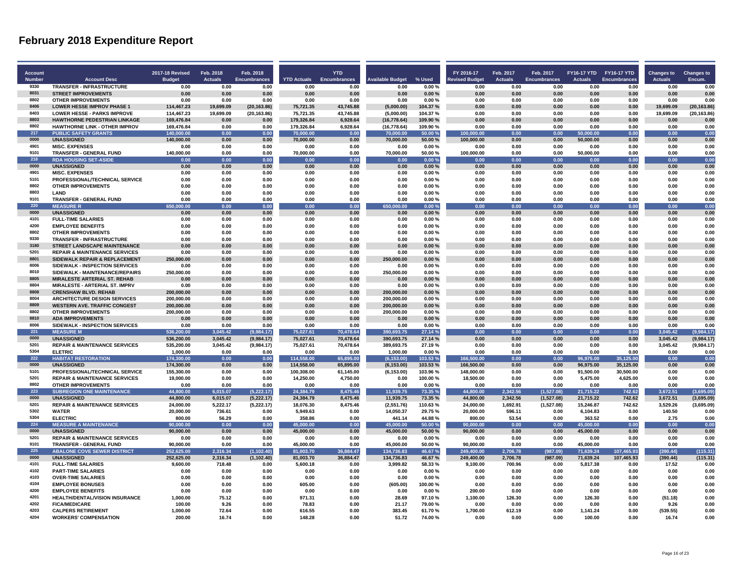# February 2018 Expenditure Report

| Account Number | Account Desc | 2017-18 Revised Budget | Feb. 2018 Actuals | Feb. 2018 Encumbrances | YTD Actuals | YTD Encumbrances | Available Budget | % Used | FY 2016-17 Revised Budget | Feb. 2017 Actuals | Feb. 2017 Encumbrances | FY16-17 YTD Actuals | FY16-17 YTD Encumbrances | Changes to Actuals | Changes to Encum. |
|---|---|---|---|---|---|---|---|---|---|---|---|---|---|---|---|
| 9330 | TRANSFER - INFRASTRUCTURE | 0.00 | 0.00 | 0.00 | 0.00 | 0.00 | 0.00 | 0.00 % | 0.00 | 0.00 | 0.00 | 0.00 | 0.00 | 0.00 | 0.00 |
| 8031 | STREET IMPROVEMENTS | 0.00 | 0.00 | 0.00 | 0.00 | 0.00 | 0.00 | 0.00 % | 0.00 | 0.00 | 0.00 | 0.00 | 0.00 | 0.00 | 0.00 |
| 8802 | OTHER IMPROVEMENTS | 0.00 | 0.00 | 0.00 | 0.00 | 0.00 | 0.00 | 0.00 % | 0.00 | 0.00 | 0.00 | 0.00 | 0.00 | 0.00 | 0.00 |
| 8406 | LOWER HESSE IMPROV PHASE 1 | 114,467.23 | 19,699.09 | (20,163.86) | 75,721.35 | 43,745.88 | (5,000.00) | 104.37 % | 0.00 | 0.00 | 0.00 | 0.00 | 0.00 | 19,699.09 | (20,163.86) |
| 8403 | LOWER HESSE - PARKS IMPROVE | 114,467.23 | 19,699.09 | (20,163.86) | 75,721.35 | 43,745.88 | (5,000.00) | 104.37 % | 0.00 | 0.00 | 0.00 | 0.00 | 0.00 | 19,699.09 | (20,163.86) |
| 8803 | HAWTHORNE PEDESTRIAN LINKAGE | 169,476.84 | 0.00 | 0.00 | 179,326.84 | 6,928.64 | (16,778.64) | 109.90 % | 0.00 | 0.00 | 0.00 | 0.00 | 0.00 | 0.00 | 0.00 |
| 8802 | HAWTHORNE LINK - OTHER IMPROV | 169,476.84 | 0.00 | 0.00 | 179,326.84 | 6,928.64 | (16,778.64) | 109.90 % | 0.00 | 0.00 | 0.00 | 0.00 | 0.00 | 0.00 | 0.00 |
| 217 | PUBLIC SAFETY GRANTS | 140,000.00 | 0.00 | 0.00 | 70,000.00 | 0.00 | 70,000.00 | 50.00 % | 100,000.00 | 0.00 | 0.00 | 50,000.00 | 0.00 | 0.00 | 0.00 |
| 0000 | UNASSIGNED | 140,000.00 | 0.00 | 0.00 | 70,000.00 | 0.00 | 70,000.00 | 50.00 % | 100,000.00 | 0.00 | 0.00 | 50,000.00 | 0.00 | 0.00 | 0.00 |
| 4901 | MISC. EXPENSES | 0.00 | 0.00 | 0.00 | 0.00 | 0.00 | 0.00 | 0.00 % | 0.00 | 0.00 | 0.00 | 0.00 | 0.00 | 0.00 | 0.00 |
| 9101 | TRANSFER - GENERAL FUND | 140,000.00 | 0.00 | 0.00 | 70,000.00 | 0.00 | 70,000.00 | 50.00 % | 100,000.00 | 0.00 | 0.00 | 50,000.00 | 0.00 | 0.00 | 0.00 |
| 218 | RDA HOUSING SET-ASIDE | 0.00 | 0.00 | 0.00 | 0.00 | 0.00 | 0.00 | 0.00 % | 0.00 | 0.00 | 0.00 | 0.00 | 0.00 | 0.00 | 0.00 |
| 0000 | UNASSIGNED | 0.00 | 0.00 | 0.00 | 0.00 | 0.00 | 0.00 | 0.00 % | 0.00 | 0.00 | 0.00 | 0.00 | 0.00 | 0.00 | 0.00 |
| 4901 | MISC. EXPENSES | 0.00 | 0.00 | 0.00 | 0.00 | 0.00 | 0.00 | 0.00 % | 0.00 | 0.00 | 0.00 | 0.00 | 0.00 | 0.00 | 0.00 |
| 5101 | PROFESSIONAL/TECHNICAL SERVICE | 0.00 | 0.00 | 0.00 | 0.00 | 0.00 | 0.00 | 0.00 % | 0.00 | 0.00 | 0.00 | 0.00 | 0.00 | 0.00 | 0.00 |
| 8802 | OTHER IMPROVEMENTS | 0.00 | 0.00 | 0.00 | 0.00 | 0.00 | 0.00 | 0.00 % | 0.00 | 0.00 | 0.00 | 0.00 | 0.00 | 0.00 | 0.00 |
| 8803 | LAND | 0.00 | 0.00 | 0.00 | 0.00 | 0.00 | 0.00 | 0.00 % | 0.00 | 0.00 | 0.00 | 0.00 | 0.00 | 0.00 | 0.00 |
| 9101 | TRANSFER - GENERAL FUND | 0.00 | 0.00 | 0.00 | 0.00 | 0.00 | 0.00 | 0.00 % | 0.00 | 0.00 | 0.00 | 0.00 | 0.00 | 0.00 | 0.00 |
| 220 | MEASURE R | 650,000.00 | 0.00 | 0.00 | 0.00 | 0.00 | 650,000.00 | 0.00 % | 0.00 | 0.00 | 0.00 | 0.00 | 0.00 | 0.00 | 0.00 |
| 0000 | UNASSIGNED | 0.00 | 0.00 | 0.00 | 0.00 | 0.00 | 0.00 | 0.00 % | 0.00 | 0.00 | 0.00 | 0.00 | 0.00 | 0.00 | 0.00 |
| 4101 | FULL-TIME SALARIES | 0.00 | 0.00 | 0.00 | 0.00 | 0.00 | 0.00 | 0.00 % | 0.00 | 0.00 | 0.00 | 0.00 | 0.00 | 0.00 | 0.00 |
| 4200 | EMPLOYEE BENEFITS | 0.00 | 0.00 | 0.00 | 0.00 | 0.00 | 0.00 | 0.00 % | 0.00 | 0.00 | 0.00 | 0.00 | 0.00 | 0.00 | 0.00 |
| 8802 | OTHER IMPROVEMENTS | 0.00 | 0.00 | 0.00 | 0.00 | 0.00 | 0.00 | 0.00 % | 0.00 | 0.00 | 0.00 | 0.00 | 0.00 | 0.00 | 0.00 |
| 9330 | TRANSFER - INFRASTRUCTURE | 0.00 | 0.00 | 0.00 | 0.00 | 0.00 | 0.00 | 0.00 % | 0.00 | 0.00 | 0.00 | 0.00 | 0.00 | 0.00 | 0.00 |
| 3180 | STREET LANDSCAPE MAINTENANCE | 0.00 | 0.00 | 0.00 | 0.00 | 0.00 | 0.00 | 0.00 % | 0.00 | 0.00 | 0.00 | 0.00 | 0.00 | 0.00 | 0.00 |
| 5201 | REPAIR & MAINTENANCE SERVICES | 0.00 | 0.00 | 0.00 | 0.00 | 0.00 | 0.00 | 0.00 % | 0.00 | 0.00 | 0.00 | 0.00 | 0.00 | 0.00 | 0.00 |
| 8801 | SIDEWALK REPAIR & REPLACEMENT | 250,000.00 | 0.00 | 0.00 | 0.00 | 0.00 | 250,000.00 | 0.00 % | 0.00 | 0.00 | 0.00 | 0.00 | 0.00 | 0.00 | 0.00 |
| 8006 | SIDEWALK - INSPECTION SERVICES | 0.00 | 0.00 | 0.00 | 0.00 | 0.00 | 0.00 | 0.00 % | 0.00 | 0.00 | 0.00 | 0.00 | 0.00 | 0.00 | 0.00 |
| 8010 | SIDEWALK - MAINTENANCE/REPAIRS | 250,000.00 | 0.00 | 0.00 | 0.00 | 0.00 | 250,000.00 | 0.00 % | 0.00 | 0.00 | 0.00 | 0.00 | 0.00 | 0.00 | 0.00 |
| 8805 | MIRALESTE ARTERIAL ST. REHAB | 0.00 | 0.00 | 0.00 | 0.00 | 0.00 | 0.00 | 0.00 % | 0.00 | 0.00 | 0.00 | 0.00 | 0.00 | 0.00 | 0.00 |
| 8804 | MIRALESTE - ARTERIAL ST. IMPRV | 0.00 | 0.00 | 0.00 | 0.00 | 0.00 | 0.00 | 0.00 % | 0.00 | 0.00 | 0.00 | 0.00 | 0.00 | 0.00 | 0.00 |
| 8808 | CRENSHAW BLVD. REHAB | 200,000.00 | 0.00 | 0.00 | 0.00 | 0.00 | 200,000.00 | 0.00 % | 0.00 | 0.00 | 0.00 | 0.00 | 0.00 | 0.00 | 0.00 |
| 8004 | ARCHITECTURE DESIGN SERVICES | 200,000.00 | 0.00 | 0.00 | 0.00 | 0.00 | 200,000.00 | 0.00 % | 0.00 | 0.00 | 0.00 | 0.00 | 0.00 | 0.00 | 0.00 |
| 8809 | WESTERN AVE. TRAFFIC CONGEST | 200,000.00 | 0.00 | 0.00 | 0.00 | 0.00 | 200,000.00 | 0.00 % | 0.00 | 0.00 | 0.00 | 0.00 | 0.00 | 0.00 | 0.00 |
| 8802 | OTHER IMPROVEMENTS | 200,000.00 | 0.00 | 0.00 | 0.00 | 0.00 | 200,000.00 | 0.00 % | 0.00 | 0.00 | 0.00 | 0.00 | 0.00 | 0.00 | 0.00 |
| 8810 | ADA IMPROVEMENTS | 0.00 | 0.00 | 0.00 | 0.00 | 0.00 | 0.00 | 0.00 % | 0.00 | 0.00 | 0.00 | 0.00 | 0.00 | 0.00 | 0.00 |
| 8006 | SIDEWALK - INSPECTION SERVICES | 0.00 | 0.00 | 0.00 | 0.00 | 0.00 | 0.00 | 0.00 % | 0.00 | 0.00 | 0.00 | 0.00 | 0.00 | 0.00 | 0.00 |
| 221 | MEASURE M | 536,200.00 | 3,045.42 | (9,984.17) | 75,027.61 | 70,478.64 | 390,693.75 | 27.14 % | 0.00 | 0.00 | 0.00 | 0.00 | 0.00 | 3,045.42 | (9,984.17) |
| 0000 | UNASSIGNED | 536,200.00 | 3,045.42 | (9,984.17) | 75,027.61 | 70,478.64 | 390,693.75 | 27.14 % | 0.00 | 0.00 | 0.00 | 0.00 | 0.00 | 3,045.42 | (9,984.17) |
| 5201 | REPAIR & MAINTENANCE SERVICES | 535,200.00 | 3,045.42 | (9,984.17) | 75,027.61 | 70,478.64 | 389,693.75 | 27.19 % | 0.00 | 0.00 | 0.00 | 0.00 | 0.00 | 3,045.42 | (9,984.17) |
| 5304 | ELETRIC | 1,000.00 | 0.00 | 0.00 | 0.00 | 0.00 | 1,000.00 | 0.00 % | 0.00 | 0.00 | 0.00 | 0.00 | 0.00 | 0.00 | 0.00 |
| 222 | HABITAT RESTORATION | 174,300.00 | 0.00 | 0.00 | 114,558.00 | 65,895.00 | (6,153.00) | 103.53 % | 166,500.00 | 0.00 | 0.00 | 96,975.00 | 35,125.00 | 0.00 | 0.00 |
| 0000 | UNASSIGNED | 174,300.00 | 0.00 | 0.00 | 114,558.00 | 65,895.00 | (6,153.00) | 103.53 % | 166,500.00 | 0.00 | 0.00 | 96,975.00 | 35,125.00 | 0.00 | 0.00 |
| 5101 | PROFESSIONAL/TECHNICAL SERVICE | 155,300.00 | 0.00 | 0.00 | 100,308.00 | 61,145.00 | (6,153.00) | 103.96 % | 148,000.00 | 0.00 | 0.00 | 91,500.00 | 30,500.00 | 0.00 | 0.00 |
| 5201 | REPAIR & MAINTENANCE SERVICES | 19,000.00 | 0.00 | 0.00 | 14,250.00 | 4,750.00 | 0.00 | 100.00 % | 18,500.00 | 0.00 | 0.00 | 5,475.00 | 4,625.00 | 0.00 | 0.00 |
| 8802 | OTHER IMPROVEMENTS | 0.00 | 0.00 | 0.00 | 0.00 | 0.00 | 0.00 | 0.00 % | 0.00 | 0.00 | 0.00 | 0.00 | 0.00 | 0.00 | 0.00 |
| 223 | SUBREGION ONE MAINTENANCE | 44,800.00 | 6,015.07 | (5,222.17) | 24,384.79 | 8,475.46 | 11,939.75 | 73.35 % | 44,800.00 | 2,342.56 | (1,527.08) | 21,715.22 | 742.62 | 3,672.51 | (3,695.09) |
| 0000 | UNASSIGNED | 44,800.00 | 6,015.07 | (5,222.17) | 24,384.79 | 8,475.46 | 11,939.75 | 73.35 % | 44,800.00 | 2,342.56 | (1,527.08) | 21,715.22 | 742.62 | 3,672.51 | (3,695.09) |
| 5201 | REPAIR & MAINTENANCE SERVICES | 24,000.00 | 5,222.17 | (5,222.17) | 18,076.30 | 8,475.46 | (2,551.76) | 110.63 % | 24,000.00 | 1,692.91 | (1,527.08) | 15,246.87 | 742.62 | 3,529.26 | (3,695.09) |
| 5302 | WATER | 20,000.00 | 736.61 | 0.00 | 5,949.63 | 0.00 | 14,050.37 | 29.75 % | 20,000.00 | 596.11 | 0.00 | 6,104.83 | 0.00 | 140.50 | 0.00 |
| 5304 | ELECTRIC | 800.00 | 56.29 | 0.00 | 358.86 | 0.00 | 441.14 | 44.88 % | 800.00 | 53.54 | 0.00 | 363.52 | 0.00 | 2.75 | 0.00 |
| 224 | MEASURE A MAINTENANCE | 90,000.00 | 0.00 | 0.00 | 45,000.00 | 0.00 | 45,000.00 | 50.00 % | 90,000.00 | 0.00 | 0.00 | 45,000.00 | 0.00 | 0.00 | 0.00 |
| 0000 | UNASSIGNED | 90,000.00 | 0.00 | 0.00 | 45,000.00 | 0.00 | 45,000.00 | 50.00 % | 90,000.00 | 0.00 | 0.00 | 45,000.00 | 0.00 | 0.00 | 0.00 |
| 5201 | REPAIR & MAINTENANCE SERVICES | 0.00 | 0.00 | 0.00 | 0.00 | 0.00 | 0.00 | 0.00 % | 0.00 | 0.00 | 0.00 | 0.00 | 0.00 | 0.00 | 0.00 |
| 9101 | TRANSFER - GENERAL FUND | 90,000.00 | 0.00 | 0.00 | 45,000.00 | 0.00 | 45,000.00 | 50.00 % | 90,000.00 | 0.00 | 0.00 | 45,000.00 | 0.00 | 0.00 | 0.00 |
| 225 | ABALONE COVE SEWER DISTRICT | 252,625.00 | 2,316.34 | (1,102.40) | 81,003.70 | 36,884.47 | 134,736.83 | 46.67 % | 249,400.00 | 2,706.78 | (987.09) | 71,639.24 | 107,465.93 | (390.44) | (115.31) |
| 0000 | UNASSIGNED | 252,625.00 | 2,316.34 | (1,102.40) | 81,003.70 | 36,884.47 | 134,736.83 | 46.67 % | 249,400.00 | 2,706.78 | (987.09) | 71,639.24 | 107,465.93 | (390.44) | (115.31) |
| 4101 | FULL-TIME SALARIES | 9,600.00 | 718.48 | 0.00 | 5,600.18 | 0.00 | 3,999.82 | 58.33 % | 9,100.00 | 700.96 | 0.00 | 5,817.38 | 0.00 | 17.52 | 0.00 |
| 4102 | PART-TIME SALARIES | 0.00 | 0.00 | 0.00 | 0.00 | 0.00 | 0.00 | 0.00 % | 0.00 | 0.00 | 0.00 | 0.00 | 0.00 | 0.00 | 0.00 |
| 4103 | OVER-TIME SALARIES | 0.00 | 0.00 | 0.00 | 0.00 | 0.00 | 0.00 | 0.00 % | 0.00 | 0.00 | 0.00 | 0.00 | 0.00 | 0.00 | 0.00 |
| 4104 | EMPLOYEE BONUSES | 0.00 | 0.00 | 0.00 | 605.00 | 0.00 | (605.00) | 100.00 % | 0.00 | 0.00 | 0.00 | 0.00 | 0.00 | 0.00 | 0.00 |
| 4200 | EMPLOYEE BENEFITS | 0.00 | 0.00 | 0.00 | 0.00 | 0.00 | 0.00 | 0.00 % | 200.00 | 0.00 | 0.00 | 0.00 | 0.00 | 0.00 | 0.00 |
| 4201 | HEALTH/DENTAL/VISION INSURANCE | 1,000.00 | 75.12 | 0.00 | 971.31 | 0.00 | 28.69 | 97.10 % | 1,100.00 | 126.30 | 0.00 | 126.30 | 0.00 | (51.18) | 0.00 |
| 4202 | FICA/MEDICARE | 100.00 | 9.26 | 0.00 | 78.83 | 0.00 | 21.17 | 79.00 % | 0.00 | 0.00 | 0.00 | 0.00 | 0.00 | 9.26 | 0.00 |
| 4203 | CALPERS RETIREMENT | 1,000.00 | 72.64 | 0.00 | 616.55 | 0.00 | 383.45 | 61.70 % | 1,700.00 | 612.19 | 0.00 | 1,141.24 | 0.00 | (539.55) | 0.00 |
| 4204 | WORKERS' COMPENSATION | 200.00 | 16.74 | 0.00 | 148.28 | 0.00 | 51.72 | 74.00 % | 0.00 | 0.00 | 0.00 | 100.00 | 0.00 | 16.74 | 0.00 |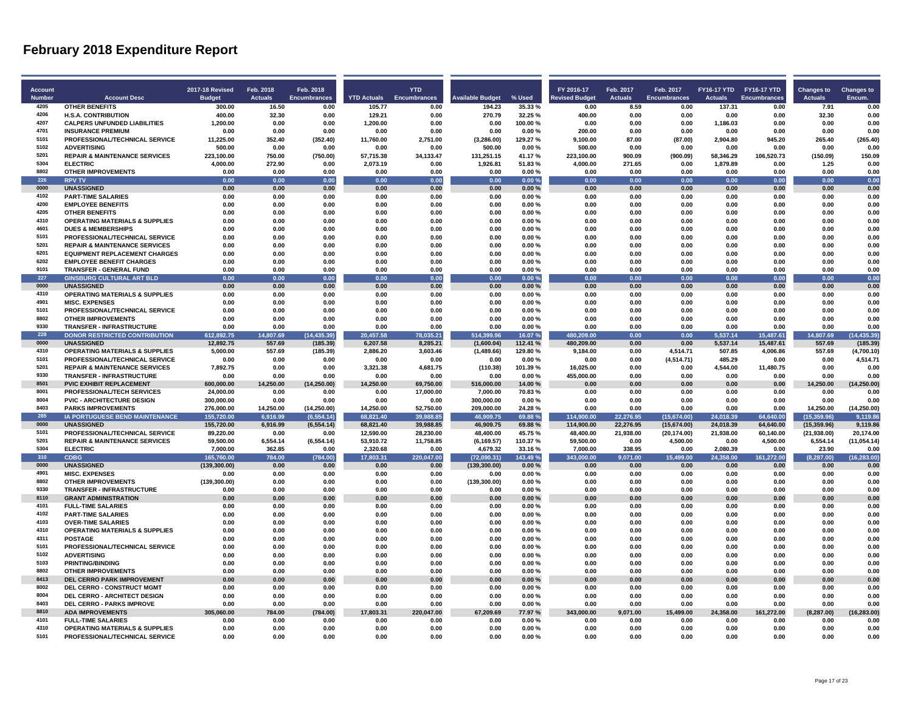# February 2018 Expenditure Report

| Account Number | Account Desc | 2017-18 Revised Budget | Feb. 2018 Actuals | Feb. 2018 Encumbrances | YTD Actuals | YTD Encumbrances | Available Budget | % Used | FY 2016-17 Revised Budget | Feb. 2017 Actuals | Feb. 2017 Encumbrances | FY16-17 YTD Actuals | FY16-17 YTD Encumbrances | Changes to Actuals | Changes to Encum. |
|---|---|---|---|---|---|---|---|---|---|---|---|---|---|---|---|
| 4205 | OTHER BENEFITS | 300.00 | 16.50 | 0.00 | 105.77 | 0.00 | 194.23 | 35.33 % | 0.00 | 8.59 | 0.00 | 137.31 | 0.00 | 7.91 | 0.00 |
| 4206 | H.S.A. CONTRIBUTION | 400.00 | 32.30 | 0.00 | 129.21 | 0.00 | 270.79 | 32.25 % | 400.00 | 0.00 | 0.00 | 0.00 | 0.00 | 32.30 | 0.00 |
| 4207 | CALPERS UNFUNDED LIABILITIES | 1,200.00 | 0.00 | 0.00 | 1,200.00 | 0.00 | 0.00 | 100.00 % | 0.00 | 0.00 | 0.00 | 1,186.03 | 0.00 | 0.00 | 0.00 |
| 4701 | INSURANCE PREMIUM | 0.00 | 0.00 | 0.00 | 0.00 | 0.00 | 0.00 | 0.00 % | 200.00 | 0.00 | 0.00 | 0.00 | 0.00 | 0.00 | 0.00 |
| 5101 | PROFESSIONAL/TECHNICAL SERVICE | 11,225.00 | 352.40 | (352.40) | 11,760.00 | 2,751.00 | (3,286.00) | 129.27 % | 9,100.00 | 87.00 | (87.00) | 2,904.80 | 945.20 | 265.40 | (265.40) |
| 5102 | ADVERTISING | 500.00 | 0.00 | 0.00 | 0.00 | 0.00 | 500.00 | 0.00 % | 500.00 | 0.00 | 0.00 | 0.00 | 0.00 | 0.00 | 0.00 |
| 5201 | REPAIR & MAINTENANCE SERVICES | 223,100.00 | 750.00 | (750.00) | 57,715.38 | 34,133.47 | 131,251.15 | 41.17 % | 223,100.00 | 900.09 | (900.09) | 58,346.29 | 106,520.73 | (150.09) | 150.09 |
| 5304 | ELECTRIC | 4,000.00 | 272.90 | 0.00 | 2,073.19 | 0.00 | 1,926.81 | 51.83 % | 4,000.00 | 271.65 | 0.00 | 1,879.89 | 0.00 | 1.25 | 0.00 |
| 8802 | OTHER IMPROVEMENTS | 0.00 | 0.00 | 0.00 | 0.00 | 0.00 | 0.00 | 0.00 % | 0.00 | 0.00 | 0.00 | 0.00 | 0.00 | 0.00 | 0.00 |
| **226** | **RPV TV** | **0.00** | **0.00** | **0.00** | **0.00** | **0.00** | **0.00** | **0.00 %** | **0.00** | **0.00** | **0.00** | **0.00** | **0.00** | **0.00** | **0.00** |
| 0000 | UNASSIGNED | 0.00 | 0.00 | 0.00 | 0.00 | 0.00 | 0.00 | 0.00 % | 0.00 | 0.00 | 0.00 | 0.00 | 0.00 | 0.00 | 0.00 |
| 4102 | PART-TIME SALARIES | 0.00 | 0.00 | 0.00 | 0.00 | 0.00 | 0.00 | 0.00 % | 0.00 | 0.00 | 0.00 | 0.00 | 0.00 | 0.00 | 0.00 |
| 4200 | EMPLOYEE BENEFITS | 0.00 | 0.00 | 0.00 | 0.00 | 0.00 | 0.00 | 0.00 % | 0.00 | 0.00 | 0.00 | 0.00 | 0.00 | 0.00 | 0.00 |
| 4205 | OTHER BENEFITS | 0.00 | 0.00 | 0.00 | 0.00 | 0.00 | 0.00 | 0.00 % | 0.00 | 0.00 | 0.00 | 0.00 | 0.00 | 0.00 | 0.00 |
| 4310 | OPERATING MATERIALS & SUPPLIES | 0.00 | 0.00 | 0.00 | 0.00 | 0.00 | 0.00 | 0.00 % | 0.00 | 0.00 | 0.00 | 0.00 | 0.00 | 0.00 | 0.00 |
| 4601 | DUES & MEMBERSHIPS | 0.00 | 0.00 | 0.00 | 0.00 | 0.00 | 0.00 | 0.00 % | 0.00 | 0.00 | 0.00 | 0.00 | 0.00 | 0.00 | 0.00 |
| 5101 | PROFESSIONAL/TECHNICAL SERVICE | 0.00 | 0.00 | 0.00 | 0.00 | 0.00 | 0.00 | 0.00 % | 0.00 | 0.00 | 0.00 | 0.00 | 0.00 | 0.00 | 0.00 |
| 5201 | REPAIR & MAINTENANCE SERVICES | 0.00 | 0.00 | 0.00 | 0.00 | 0.00 | 0.00 | 0.00 % | 0.00 | 0.00 | 0.00 | 0.00 | 0.00 | 0.00 | 0.00 |
| 6201 | EQUIPMENT REPLACEMENT CHARGES | 0.00 | 0.00 | 0.00 | 0.00 | 0.00 | 0.00 | 0.00 % | 0.00 | 0.00 | 0.00 | 0.00 | 0.00 | 0.00 | 0.00 |
| 6202 | EMPLOYEE BENEFIT CHARGES | 0.00 | 0.00 | 0.00 | 0.00 | 0.00 | 0.00 | 0.00 % | 0.00 | 0.00 | 0.00 | 0.00 | 0.00 | 0.00 | 0.00 |
| 9101 | TRANSFER - GENERAL FUND | 0.00 | 0.00 | 0.00 | 0.00 | 0.00 | 0.00 | 0.00 % | 0.00 | 0.00 | 0.00 | 0.00 | 0.00 | 0.00 | 0.00 |
| **227** | **GINSBURG CULTURAL ART BLD** | **0.00** | **0.00** | **0.00** | **0.00** | **0.00** | **0.00** | **0.00 %** | **0.00** | **0.00** | **0.00** | **0.00** | **0.00** | **0.00** | **0.00** |
| 0000 | UNASSIGNED | 0.00 | 0.00 | 0.00 | 0.00 | 0.00 | 0.00 | 0.00 % | 0.00 | 0.00 | 0.00 | 0.00 | 0.00 | 0.00 | 0.00 |
| 4310 | OPERATING MATERIALS & SUPPLIES | 0.00 | 0.00 | 0.00 | 0.00 | 0.00 | 0.00 | 0.00 % | 0.00 | 0.00 | 0.00 | 0.00 | 0.00 | 0.00 | 0.00 |
| 4901 | MISC. EXPENSES | 0.00 | 0.00 | 0.00 | 0.00 | 0.00 | 0.00 | 0.00 % | 0.00 | 0.00 | 0.00 | 0.00 | 0.00 | 0.00 | 0.00 |
| 5101 | PROFESSIONAL/TECHNICAL SERVICE | 0.00 | 0.00 | 0.00 | 0.00 | 0.00 | 0.00 | 0.00 % | 0.00 | 0.00 | 0.00 | 0.00 | 0.00 | 0.00 | 0.00 |
| 8802 | OTHER IMPROVEMENTS | 0.00 | 0.00 | 0.00 | 0.00 | 0.00 | 0.00 | 0.00 % | 0.00 | 0.00 | 0.00 | 0.00 | 0.00 | 0.00 | 0.00 |
| 9330 | TRANSFER - INFRASTRUCTURE | 0.00 | 0.00 | 0.00 | 0.00 | 0.00 | 0.00 | 0.00 % | 0.00 | 0.00 | 0.00 | 0.00 | 0.00 | 0.00 | 0.00 |
| **228** | **DONOR RESTRICTED CONTRIBUTION** | **612,892.75** | **14,807.69** | **(14,435.39)** | **20,457.58** | **78,035.21** | **514,399.96** | **16.07 %** | **480,209.00** | **0.00** | **0.00** | **5,537.14** | **15,487.61** | **14,807.69** | **(14,435.39)** |
| 0000 | UNASSIGNED | 12,892.75 | 557.69 | (185.39) | 6,207.58 | 8,285.21 | (1,600.04) | 112.41 % | 480,209.00 | 0.00 | 0.00 | 5,537.14 | 15,487.61 | 557.69 | (185.39) |
| 4310 | OPERATING MATERIALS & SUPPLIES | 5,000.00 | 557.69 | (185.39) | 2,886.20 | 3,603.46 | (1,489.66) | 129.80 % | 9,184.00 | 0.00 | 4,514.71 | 507.85 | 4,006.86 | 557.69 | (4,700.10) |
| 5101 | PROFESSIONAL/TECHNICAL SERVICE | 0.00 | 0.00 | 0.00 | 0.00 | 0.00 | 0.00 | 0.00 % | 0.00 | 0.00 | (4,514.71) | 485.29 | 0.00 | 0.00 | 4,514.71 |
| 5201 | REPAIR & MAINTENANCE SERVICES | 7,892.75 | 0.00 | 0.00 | 3,321.38 | 4,681.75 | (110.38) | 101.39 % | 16,025.00 | 0.00 | 0.00 | 4,544.00 | 11,480.75 | 0.00 | 0.00 |
| 9330 | TRANSFER - INFRASTRUCTURE | 0.00 | 0.00 | 0.00 | 0.00 | 0.00 | 0.00 | 0.00 % | 455,000.00 | 0.00 | 0.00 | 0.00 | 0.00 | 0.00 | 0.00 |
| 8501 | PVIC EXHIBIT REPLACEMENT | 600,000.00 | 14,250.00 | (14,250.00) | 14,250.00 | 69,750.00 | 516,000.00 | 14.00 % | 0.00 | 0.00 | 0.00 | 0.00 | 0.00 | 14,250.00 | (14,250.00) |
| 8001 | PROFESSIONAL/TECH SERVICES | 24,000.00 | 0.00 | 0.00 | 0.00 | 17,000.00 | 7,000.00 | 70.83 % | 0.00 | 0.00 | 0.00 | 0.00 | 0.00 | 0.00 | 0.00 |
| 8004 | PVIC - ARCHITECTURE DESIGN | 300,000.00 | 0.00 | 0.00 | 0.00 | 0.00 | 300,000.00 | 0.00 % | 0.00 | 0.00 | 0.00 | 0.00 | 0.00 | 0.00 | 0.00 |
| 8403 | PARKS IMPROVEMENTS | 276,000.00 | 14,250.00 | (14,250.00) | 14,250.00 | 52,750.00 | 209,000.00 | 24.28 % | 0.00 | 0.00 | 0.00 | 0.00 | 0.00 | 14,250.00 | (14,250.00) |
| **285** | **IA PORTUGUESE BEND MAINTENANCE** | **155,720.00** | **6,916.99** | **(6,554.14)** | **68,821.40** | **39,988.85** | **46,909.75** | **69.88 %** | **114,900.00** | **22,276.95** | **(15,674.00)** | **24,018.39** | **64,640.00** | **(15,359.96)** | **9,119.86** |
| 0000 | UNASSIGNED | 155,720.00 | 6,916.99 | (6,554.14) | 68,821.40 | 39,988.85 | 46,909.75 | 69.88 % | 114,900.00 | 22,276.95 | (15,674.00) | 24,018.39 | 64,640.00 | (15,359.96) | 9,119.86 |
| 5101 | PROFESSIONAL/TECHNICAL SERVICE | 89,220.00 | 0.00 | 0.00 | 12,590.00 | 28,230.00 | 48,400.00 | 45.75 % | 48,400.00 | 21,938.00 | (20,174.00) | 21,938.00 | 60,140.00 | (21,938.00) | 20,174.00 |
| 5201 | REPAIR & MAINTENANCE SERVICES | 59,500.00 | 6,554.14 | (6,554.14) | 53,910.72 | 11,758.85 | (6,169.57) | 110.37 % | 59,500.00 | 0.00 | 4,500.00 | 0.00 | 4,500.00 | 6,554.14 | (11,054.14) |
| 5304 | ELECTRIC | 7,000.00 | 362.85 | 0.00 | 2,320.68 | 0.00 | 4,679.32 | 33.16 % | 7,000.00 | 338.95 | 0.00 | 2,080.39 | 0.00 | 23.90 | 0.00 |
| **310** | **CDBG** | **165,760.00** | **784.00** | **(784.00)** | **17,803.31** | **220,047.00** | **(72,090.31)** | **143.49 %** | **343,000.00** | **9,071.00** | **15,499.00** | **24,358.00** | **161,272.00** | **(8,287.00)** | **(16,283.00)** |
| 0000 | UNASSIGNED | (139,300.00) | 0.00 | 0.00 | 0.00 | 0.00 | (139,300.00) | 0.00 % | 0.00 | 0.00 | 0.00 | 0.00 | 0.00 | 0.00 | 0.00 |
| 4901 | MISC. EXPENSES | 0.00 | 0.00 | 0.00 | 0.00 | 0.00 | 0.00 | 0.00 % | 0.00 | 0.00 | 0.00 | 0.00 | 0.00 | 0.00 | 0.00 |
| 8802 | OTHER IMPROVEMENTS | (139,300.00) | 0.00 | 0.00 | 0.00 | 0.00 | (139,300.00) | 0.00 % | 0.00 | 0.00 | 0.00 | 0.00 | 0.00 | 0.00 | 0.00 |
| 9330 | TRANSFER - INFRASTRUCTURE | 0.00 | 0.00 | 0.00 | 0.00 | 0.00 | 0.00 | 0.00 % | 0.00 | 0.00 | 0.00 | 0.00 | 0.00 | 0.00 | 0.00 |
| 8110 | GRANT ADMINISTRATION | 0.00 | 0.00 | 0.00 | 0.00 | 0.00 | 0.00 | 0.00 % | 0.00 | 0.00 | 0.00 | 0.00 | 0.00 | 0.00 | 0.00 |
| 4101 | FULL-TIME SALARIES | 0.00 | 0.00 | 0.00 | 0.00 | 0.00 | 0.00 | 0.00 % | 0.00 | 0.00 | 0.00 | 0.00 | 0.00 | 0.00 | 0.00 |
| 4102 | PART-TIME SALARIES | 0.00 | 0.00 | 0.00 | 0.00 | 0.00 | 0.00 | 0.00 % | 0.00 | 0.00 | 0.00 | 0.00 | 0.00 | 0.00 | 0.00 |
| 4103 | OVER-TIME SALARIES | 0.00 | 0.00 | 0.00 | 0.00 | 0.00 | 0.00 | 0.00 % | 0.00 | 0.00 | 0.00 | 0.00 | 0.00 | 0.00 | 0.00 |
| 4310 | OPERATING MATERIALS & SUPPLIES | 0.00 | 0.00 | 0.00 | 0.00 | 0.00 | 0.00 | 0.00 % | 0.00 | 0.00 | 0.00 | 0.00 | 0.00 | 0.00 | 0.00 |
| 4311 | POSTAGE | 0.00 | 0.00 | 0.00 | 0.00 | 0.00 | 0.00 | 0.00 % | 0.00 | 0.00 | 0.00 | 0.00 | 0.00 | 0.00 | 0.00 |
| 5101 | PROFESSIONAL/TECHNICAL SERVICE | 0.00 | 0.00 | 0.00 | 0.00 | 0.00 | 0.00 | 0.00 % | 0.00 | 0.00 | 0.00 | 0.00 | 0.00 | 0.00 | 0.00 |
| 5102 | ADVERTISING | 0.00 | 0.00 | 0.00 | 0.00 | 0.00 | 0.00 | 0.00 % | 0.00 | 0.00 | 0.00 | 0.00 | 0.00 | 0.00 | 0.00 |
| 5103 | PRINTING/BINDING | 0.00 | 0.00 | 0.00 | 0.00 | 0.00 | 0.00 | 0.00 % | 0.00 | 0.00 | 0.00 | 0.00 | 0.00 | 0.00 | 0.00 |
| 8802 | OTHER IMPROVEMENTS | 0.00 | 0.00 | 0.00 | 0.00 | 0.00 | 0.00 | 0.00 % | 0.00 | 0.00 | 0.00 | 0.00 | 0.00 | 0.00 | 0.00 |
| 8413 | DEL CERRO PARK IMPROVEMENT | 0.00 | 0.00 | 0.00 | 0.00 | 0.00 | 0.00 | 0.00 % | 0.00 | 0.00 | 0.00 | 0.00 | 0.00 | 0.00 | 0.00 |
| 8002 | DEL CERRO - CONSTRUCT MGMT | 0.00 | 0.00 | 0.00 | 0.00 | 0.00 | 0.00 | 0.00 % | 0.00 | 0.00 | 0.00 | 0.00 | 0.00 | 0.00 | 0.00 |
| 8004 | DEL CERRO - ARCHITECT DESIGN | 0.00 | 0.00 | 0.00 | 0.00 | 0.00 | 0.00 | 0.00 % | 0.00 | 0.00 | 0.00 | 0.00 | 0.00 | 0.00 | 0.00 |
| 8403 | DEL CERRO - PARKS IMPROVE | 0.00 | 0.00 | 0.00 | 0.00 | 0.00 | 0.00 | 0.00 % | 0.00 | 0.00 | 0.00 | 0.00 | 0.00 | 0.00 | 0.00 |
| 8810 | ADA IMPROVEMENTS | 305,060.00 | 784.00 | (784.00) | 17,803.31 | 220,047.00 | 67,209.69 | 77.97 % | 343,000.00 | 9,071.00 | 15,499.00 | 24,358.00 | 161,272.00 | (8,287.00) | (16,283.00) |
| 4101 | FULL-TIME SALARIES | 0.00 | 0.00 | 0.00 | 0.00 | 0.00 | 0.00 | 0.00 % | 0.00 | 0.00 | 0.00 | 0.00 | 0.00 | 0.00 | 0.00 |
| 4310 | OPERATING MATERIALS & SUPPLIES | 0.00 | 0.00 | 0.00 | 0.00 | 0.00 | 0.00 | 0.00 % | 0.00 | 0.00 | 0.00 | 0.00 | 0.00 | 0.00 | 0.00 |
| 5101 | PROFESSIONAL/TECHNICAL SERVICE | 0.00 | 0.00 | 0.00 | 0.00 | 0.00 | 0.00 | 0.00 % | 0.00 | 0.00 | 0.00 | 0.00 | 0.00 | 0.00 | 0.00 |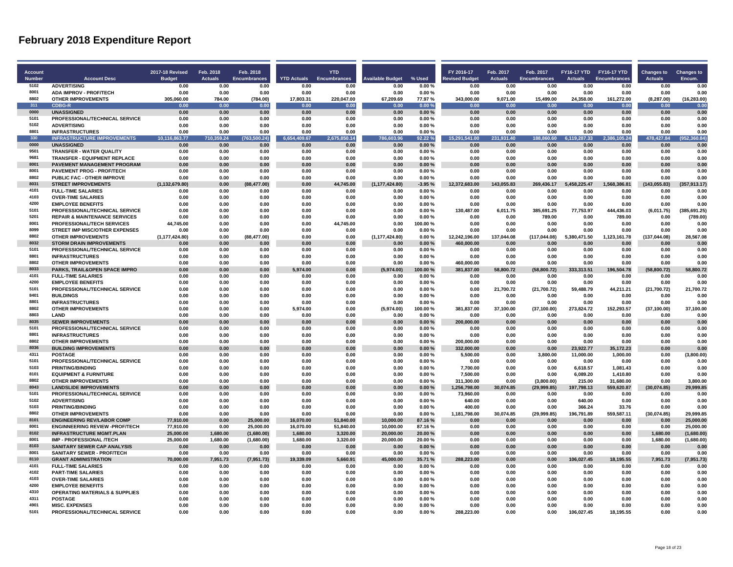# February 2018 Expenditure Report

| Account Number | Account Desc | 2017-18 Revised Budget | Feb. 2018 Actuals | Feb. 2018 Encumbrances | YTD Actuals | YTD Encumbrances | Available Budget | % Used | FY 2016-17 Revised Budget | Feb. 2017 Actuals | Feb. 2017 Encumbrances | FY16-17 YTD Actuals | FY16-17 YTD Encumbrances | Changes to Actuals | Changes to Encum. |
|---|---|---|---|---|---|---|---|---|---|---|---|---|---|---|---|
| 5102 | ADVERTISING | 0.00 | 0.00 | 0.00 | 0.00 | 0.00 | 0.00 | 0.00 % | 0.00 | 0.00 | 0.00 | 0.00 | 0.00 | 0.00 | 0.00 |
| 8001 | ADA IMPROV - PROF/TECH | 0.00 | 0.00 | 0.00 | 0.00 | 0.00 | 0.00 | 0.00 % | 0.00 | 0.00 | 0.00 | 0.00 | 0.00 | 0.00 | 0.00 |
| 8802 | OTHER IMPROVEMENTS | 305,060.00 | 784.00 | (784.00) | 17,803.31 | 220,047.00 | 67,209.69 | 77.97 % | 343,000.00 | 9,071.00 | 15,499.00 | 24,358.00 | 161,272.00 | (8,287.00) | (16,283.00) |
| 311 | CDBG-R | 0.00 | 0.00 | 0.00 | 0.00 | 0.00 | 0.00 | 0.00 % | 0.00 | 0.00 | 0.00 | 0.00 | 0.00 | 0.00 | 0.00 |
| 0000 | UNASSIGNED | 0.00 | 0.00 | 0.00 | 0.00 | 0.00 | 0.00 | 0.00 % | 0.00 | 0.00 | 0.00 | 0.00 | 0.00 | 0.00 | 0.00 |
| 5101 | PROFESSIONAL/TECHNICAL SERVICE | 0.00 | 0.00 | 0.00 | 0.00 | 0.00 | 0.00 | 0.00 % | 0.00 | 0.00 | 0.00 | 0.00 | 0.00 | 0.00 | 0.00 |
| 5102 | ADVERTISING | 0.00 | 0.00 | 0.00 | 0.00 | 0.00 | 0.00 | 0.00 % | 0.00 | 0.00 | 0.00 | 0.00 | 0.00 | 0.00 | 0.00 |
| 8801 | INFRASTRUCTURES | 0.00 | 0.00 | 0.00 | 0.00 | 0.00 | 0.00 | 0.00 % | 0.00 | 0.00 | 0.00 | 0.00 | 0.00 | 0.00 | 0.00 |
| 330 | INFRASTRUCTURE IMPROVEMENTS | 10,116,863.77 | 710,359.24 | (763,500.24) | 6,654,409.67 | 2,675,850.14 | 786,603.96 | 92.22 % | 15,291,541.00 | 231,931.40 | 188,860.60 | 6,119,287.33 | 2,386,105.24 | 478,427.84 | (952,360.84) |
| 0000 | UNASSIGNED | 0.00 | 0.00 | 0.00 | 0.00 | 0.00 | 0.00 | 0.00 % | 0.00 | 0.00 | 0.00 | 0.00 | 0.00 | 0.00 | 0.00 |
| 9501 | TRANSFER - WATER QUALITY | 0.00 | 0.00 | 0.00 | 0.00 | 0.00 | 0.00 | 0.00 % | 0.00 | 0.00 | 0.00 | 0.00 | 0.00 | 0.00 | 0.00 |
| 9681 | TRANSFER - EQUIPMENT REPLACE | 0.00 | 0.00 | 0.00 | 0.00 | 0.00 | 0.00 | 0.00 % | 0.00 | 0.00 | 0.00 | 0.00 | 0.00 | 0.00 | 0.00 |
| 8001 | PAVEMENT MANAGEMENT PROGRAM | 0.00 | 0.00 | 0.00 | 0.00 | 0.00 | 0.00 | 0.00 % | 0.00 | 0.00 | 0.00 | 0.00 | 0.00 | 0.00 | 0.00 |
| 8001 | PAVEMENT PROG - PROF/TECH | 0.00 | 0.00 | 0.00 | 0.00 | 0.00 | 0.00 | 0.00 % | 0.00 | 0.00 | 0.00 | 0.00 | 0.00 | 0.00 | 0.00 |
| 8802 | PUBLIC FAC - OTHER IMPROVE | 0.00 | 0.00 | 0.00 | 0.00 | 0.00 | 0.00 | 0.00 % | 0.00 | 0.00 | 0.00 | 0.00 | 0.00 | 0.00 | 0.00 |
| 8031 | STREET IMPROVEMENTS | (1,132,679.80) | 0.00 | (88,477.00) | 0.00 | 44,745.00 | (1,177,424.80) | -3.95 % | 12,372,683.00 | 143,055.83 | 269,436.17 | 5,458,225.47 | 1,568,386.81 | (143,055.83) | (357,913.17) |
| 4101 | FULL-TIME SALARIES | 0.00 | 0.00 | 0.00 | 0.00 | 0.00 | 0.00 | 0.00 % | 0.00 | 0.00 | 0.00 | 0.00 | 0.00 | 0.00 | 0.00 |
| 4103 | OVER-TIME SALARIES | 0.00 | 0.00 | 0.00 | 0.00 | 0.00 | 0.00 | 0.00 % | 0.00 | 0.00 | 0.00 | 0.00 | 0.00 | 0.00 | 0.00 |
| 4200 | EMPLOYEE BENEFITS | 0.00 | 0.00 | 0.00 | 0.00 | 0.00 | 0.00 | 0.00 % | 0.00 | 0.00 | 0.00 | 0.00 | 0.00 | 0.00 | 0.00 |
| 5101 | PROFESSIONAL/TECHNICAL SERVICE | 0.00 | 0.00 | 0.00 | 0.00 | 0.00 | 0.00 | 0.00 % | 130,487.00 | 6,011.75 | 385,691.25 | 77,753.97 | 444,436.03 | (6,011.75) | (385,691.25) |
| 5201 | REPAIR & MAINTENANCE SERVICES | 0.00 | 0.00 | 0.00 | 0.00 | 0.00 | 0.00 | 0.00 % | 0.00 | 0.00 | 789.00 | 0.00 | 789.00 | 0.00 | (789.00) |
| 8001 | PROFESSIONAL/TECH SERVICES | 44,745.00 | 0.00 | 0.00 | 0.00 | 44,745.00 | 0.00 | 100.00 % | 0.00 | 0.00 | 0.00 | 0.00 | 0.00 | 0.00 | 0.00 |
| 8099 | STREET IMP MISC/OTHER EXPENSES | 0.00 | 0.00 | 0.00 | 0.00 | 0.00 | 0.00 | 0.00 % | 0.00 | 0.00 | 0.00 | 0.00 | 0.00 | 0.00 | 0.00 |
| 8802 | OTHER IMPROVEMENTS | (1,177,424.80) | 0.00 | (88,477.00) | 0.00 | 0.00 | (1,177,424.80) | 0.00 % | 12,242,196.00 | 137,044.08 | (117,044.08) | 5,380,471.50 | 1,123,161.78 | (137,044.08) | 28,567.08 |
| 8032 | STORM DRAIN IMPROVEMENTS | 0.00 | 0.00 | 0.00 | 0.00 | 0.00 | 0.00 | 0.00 % | 460,000.00 | 0.00 | 0.00 | 0.00 | 0.00 | 0.00 | 0.00 |
| 5101 | PROFESSIONAL/TECHNICAL SERVICE | 0.00 | 0.00 | 0.00 | 0.00 | 0.00 | 0.00 | 0.00 % | 0.00 | 0.00 | 0.00 | 0.00 | 0.00 | 0.00 | 0.00 |
| 8801 | INFRASTRUCTURES | 0.00 | 0.00 | 0.00 | 0.00 | 0.00 | 0.00 | 0.00 % | 0.00 | 0.00 | 0.00 | 0.00 | 0.00 | 0.00 | 0.00 |
| 8802 | OTHER IMPROVEMENTS | 0.00 | 0.00 | 0.00 | 0.00 | 0.00 | 0.00 | 0.00 % | 460,000.00 | 0.00 | 0.00 | 0.00 | 0.00 | 0.00 | 0.00 |
| 8033 | PARKS, TRAIL&OPEN SPACE IMPRO | 0.00 | 0.00 | 0.00 | 5,974.00 | 0.00 | (5,974.00) | 100.00 % | 381,837.00 | 58,800.72 | (58,800.72) | 333,313.51 | 196,504.78 | (58,800.72) | 58,800.72 |
| 4101 | FULL-TIME SALARIES | 0.00 | 0.00 | 0.00 | 0.00 | 0.00 | 0.00 | 0.00 % | 0.00 | 0.00 | 0.00 | 0.00 | 0.00 | 0.00 | 0.00 |
| 4200 | EMPLOYEE BENEFITS | 0.00 | 0.00 | 0.00 | 0.00 | 0.00 | 0.00 | 0.00 % | 0.00 | 0.00 | 0.00 | 0.00 | 0.00 | 0.00 | 0.00 |
| 5101 | PROFESSIONAL/TECHNICAL SERVICE | 0.00 | 0.00 | 0.00 | 0.00 | 0.00 | 0.00 | 0.00 % | 0.00 | 21,700.72 | (21,700.72) | 59,488.79 | 44,211.21 | (21,700.72) | 21,700.72 |
| 8401 | BUILDINGS | 0.00 | 0.00 | 0.00 | 0.00 | 0.00 | 0.00 | 0.00 % | 0.00 | 0.00 | 0.00 | 0.00 | 0.00 | 0.00 | 0.00 |
| 8801 | INFRASTRUCTURES | 0.00 | 0.00 | 0.00 | 0.00 | 0.00 | 0.00 | 0.00 % | 0.00 | 0.00 | 0.00 | 0.00 | 0.00 | 0.00 | 0.00 |
| 8802 | OTHER IMPROVEMENTS | 0.00 | 0.00 | 0.00 | 5,974.00 | 0.00 | (5,974.00) | 100.00 % | 381,837.00 | 37,100.00 | (37,100.00) | 273,824.72 | 152,293.57 | (37,100.00) | 37,100.00 |
| 8803 | LAND | 0.00 | 0.00 | 0.00 | 0.00 | 0.00 | 0.00 | 0.00 % | 0.00 | 0.00 | 0.00 | 0.00 | 0.00 | 0.00 | 0.00 |
| 8035 | SEWER IMPROVEMENTS | 0.00 | 0.00 | 0.00 | 0.00 | 0.00 | 0.00 | 0.00 % | 200,000.00 | 0.00 | 0.00 | 0.00 | 0.00 | 0.00 | 0.00 |
| 5101 | PROFESSIONAL/TECHNICAL SERVICE | 0.00 | 0.00 | 0.00 | 0.00 | 0.00 | 0.00 | 0.00 % | 0.00 | 0.00 | 0.00 | 0.00 | 0.00 | 0.00 | 0.00 |
| 8801 | INFRASTRUCTURES | 0.00 | 0.00 | 0.00 | 0.00 | 0.00 | 0.00 | 0.00 % | 0.00 | 0.00 | 0.00 | 0.00 | 0.00 | 0.00 | 0.00 |
| 8802 | OTHER IMPROVEMENTS | 0.00 | 0.00 | 0.00 | 0.00 | 0.00 | 0.00 | 0.00 % | 200,000.00 | 0.00 | 0.00 | 0.00 | 0.00 | 0.00 | 0.00 |
| 8036 | BUILDING IMPROVEMENTS | 0.00 | 0.00 | 0.00 | 0.00 | 0.00 | 0.00 | 0.00 % | 332,000.00 | 0.00 | 0.00 | 23,922.77 | 35,172.23 | 0.00 | 0.00 |
| 4311 | POSTAGE | 0.00 | 0.00 | 0.00 | 0.00 | 0.00 | 0.00 | 0.00 % | 5,500.00 | 0.00 | 3,800.00 | 11,000.00 | 1,000.00 | 0.00 | (3,800.00) |
| 5101 | PROFESSIONAL/TECHNICAL SERVICE | 0.00 | 0.00 | 0.00 | 0.00 | 0.00 | 0.00 | 0.00 % | 0.00 | 0.00 | 0.00 | 0.00 | 0.00 | 0.00 | 0.00 |
| 5103 | PRINTING/BINDING | 0.00 | 0.00 | 0.00 | 0.00 | 0.00 | 0.00 | 0.00 % | 7,700.00 | 0.00 | 0.00 | 6,618.57 | 1,081.43 | 0.00 | 0.00 |
| 8101 | EQUIPMENT & FURNITURE | 0.00 | 0.00 | 0.00 | 0.00 | 0.00 | 0.00 | 0.00 % | 7,500.00 | 0.00 | 0.00 | 6,089.20 | 1,410.80 | 0.00 | 0.00 |
| 8802 | OTHER IMPROVEMENTS | 0.00 | 0.00 | 0.00 | 0.00 | 0.00 | 0.00 | 0.00 % | 311,300.00 | 0.00 | (3,800.00) | 215.00 | 31,680.00 | 0.00 | 3,800.00 |
| 8043 | LANDSLIDE IMPROVEMENTS | 0.00 | 0.00 | 0.00 | 0.00 | 0.00 | 0.00 | 0.00 % | 1,256,798.00 | 30,074.85 | (29,999.85) | 197,798.13 | 559,620.87 | (30,074.85) | 29,999.85 |
| 5101 | PROFESSIONAL/TECHNICAL SERVICE | 0.00 | 0.00 | 0.00 | 0.00 | 0.00 | 0.00 | 0.00 % | 73,960.00 | 0.00 | 0.00 | 0.00 | 0.00 | 0.00 | 0.00 |
| 5102 | ADVERTISING | 0.00 | 0.00 | 0.00 | 0.00 | 0.00 | 0.00 | 0.00 % | 640.00 | 0.00 | 0.00 | 640.00 | 0.00 | 0.00 | 0.00 |
| 5103 | PRINTING/BINDING | 0.00 | 0.00 | 0.00 | 0.00 | 0.00 | 0.00 | 0.00 % | 400.00 | 0.00 | 0.00 | 366.24 | 33.76 | 0.00 | 0.00 |
| 8802 | OTHER IMPROVEMENTS | 0.00 | 0.00 | 0.00 | 0.00 | 0.00 | 0.00 | 0.00 % | 1,181,798.00 | 30,074.85 | (29,999.85) | 196,791.89 | 559,587.11 | (30,074.85) | 29,999.85 |
| 8101 | ENGINEERING REV/LABOR COMP | 77,910.00 | 0.00 | 25,000.00 | 16,070.00 | 51,840.00 | 10,000.00 | 87.16 % | 0.00 | 0.00 | 0.00 | 0.00 | 0.00 | 0.00 | 25,000.00 |
| 8001 | ENGINNEERING REVIEW -PROF/TECH | 77,910.00 | 0.00 | 25,000.00 | 16,070.00 | 51,840.00 | 10,000.00 | 87.16 % | 0.00 | 0.00 | 0.00 | 0.00 | 0.00 | 0.00 | 25,000.00 |
| 8102 | INFRASTRUCTURE MGMT.PLAN | 25,000.00 | 1,680.00 | (1,680.00) | 1,680.00 | 3,320.00 | 20,000.00 | 20.00 % | 0.00 | 0.00 | 0.00 | 0.00 | 0.00 | 1,680.00 | (1,680.00) |
| 8001 | IMP - PROFESSIONAL /TECH | 25,000.00 | 1,680.00 | (1,680.00) | 1,680.00 | 3,320.00 | 20,000.00 | 20.00 % | 0.00 | 0.00 | 0.00 | 0.00 | 0.00 | 1,680.00 | (1,680.00) |
| 8103 | SANITARY SEWER CAP ANALYSIS | 0.00 | 0.00 | 0.00 | 0.00 | 0.00 | 0.00 | 0.00 % | 0.00 | 0.00 | 0.00 | 0.00 | 0.00 | 0.00 | 0.00 |
| 8001 | SANITARY SEWER - PROF/TECH | 0.00 | 0.00 | 0.00 | 0.00 | 0.00 | 0.00 | 0.00 % | 0.00 | 0.00 | 0.00 | 0.00 | 0.00 | 0.00 | 0.00 |
| 8110 | GRANT ADMINISTRATION | 70,000.00 | 7,951.73 | (7,951.73) | 19,339.09 | 5,660.91 | 45,000.00 | 35.71 % | 288,223.00 | 0.00 | 0.00 | 106,027.45 | 18,195.55 | 7,951.73 | (7,951.73) |
| 4101 | FULL-TIME SALARIES | 0.00 | 0.00 | 0.00 | 0.00 | 0.00 | 0.00 | 0.00 % | 0.00 | 0.00 | 0.00 | 0.00 | 0.00 | 0.00 | 0.00 |
| 4102 | PART-TIME SALARIES | 0.00 | 0.00 | 0.00 | 0.00 | 0.00 | 0.00 | 0.00 % | 0.00 | 0.00 | 0.00 | 0.00 | 0.00 | 0.00 | 0.00 |
| 4103 | OVER-TIME SALARIES | 0.00 | 0.00 | 0.00 | 0.00 | 0.00 | 0.00 | 0.00 % | 0.00 | 0.00 | 0.00 | 0.00 | 0.00 | 0.00 | 0.00 |
| 4200 | EMPLOYEE BENEFITS | 0.00 | 0.00 | 0.00 | 0.00 | 0.00 | 0.00 | 0.00 % | 0.00 | 0.00 | 0.00 | 0.00 | 0.00 | 0.00 | 0.00 |
| 4310 | OPERATING MATERIALS & SUPPLIES | 0.00 | 0.00 | 0.00 | 0.00 | 0.00 | 0.00 | 0.00 % | 0.00 | 0.00 | 0.00 | 0.00 | 0.00 | 0.00 | 0.00 |
| 4311 | POSTAGE | 0.00 | 0.00 | 0.00 | 0.00 | 0.00 | 0.00 | 0.00 % | 0.00 | 0.00 | 0.00 | 0.00 | 0.00 | 0.00 | 0.00 |
| 4901 | MISC. EXPENSES | 0.00 | 0.00 | 0.00 | 0.00 | 0.00 | 0.00 | 0.00 % | 0.00 | 0.00 | 0.00 | 0.00 | 0.00 | 0.00 | 0.00 |
| 5101 | PROFESSIONAL/TECHNICAL SERVICE | 0.00 | 0.00 | 0.00 | 0.00 | 0.00 | 0.00 | 0.00 % | 288,223.00 | 0.00 | 0.00 | 106,027.45 | 18,195.55 | 0.00 | 0.00 |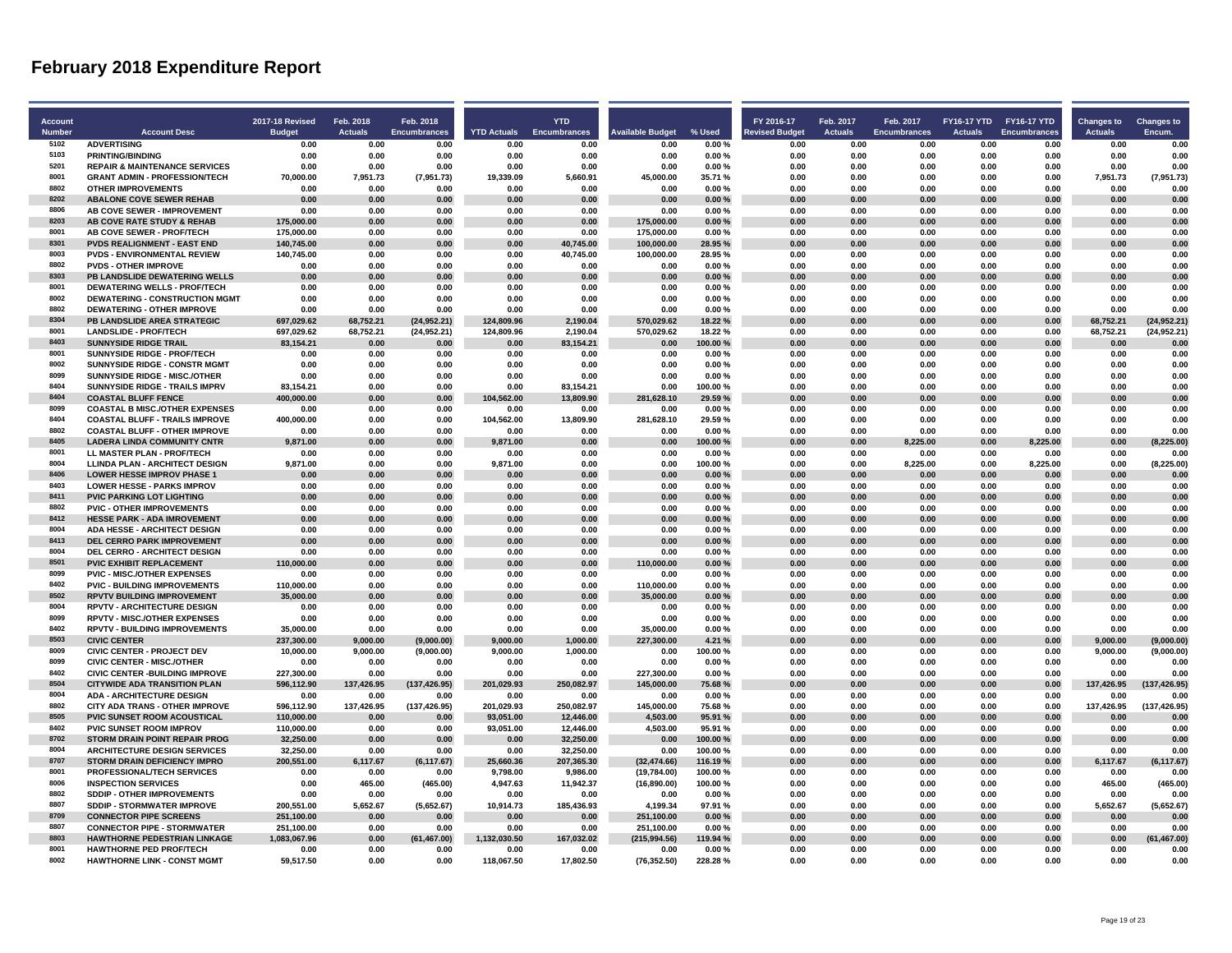# February 2018 Expenditure Report

| Account Number | Account Desc | 2017-18 Revised Budget | Feb. 2018 Actuals | Feb. 2018 Encumbrances | YTD Actuals | YTD Encumbrances | Available Budget | % Used | FY 2016-17 Revised Budget | Feb. 2017 Actuals | Feb. 2017 Encumbrances | FY16-17 YTD Actuals | FY16-17 YTD Encumbrances | Changes to Actuals | Changes to Encum. |
|---|---|---|---|---|---|---|---|---|---|---|---|---|---|---|---|
| 5102 | ADVERTISING | 0.00 | 0.00 | 0.00 | 0.00 | 0.00 | 0.00 | 0.00 % | 0.00 | 0.00 | 0.00 | 0.00 | 0.00 | 0.00 | 0.00 |
| 5103 | PRINTING/BINDING | 0.00 | 0.00 | 0.00 | 0.00 | 0.00 | 0.00 | 0.00 % | 0.00 | 0.00 | 0.00 | 0.00 | 0.00 | 0.00 | 0.00 |
| 5201 | REPAIR & MAINTENANCE SERVICES | 0.00 | 0.00 | 0.00 | 0.00 | 0.00 | 0.00 | 0.00 % | 0.00 | 0.00 | 0.00 | 0.00 | 0.00 | 0.00 | 0.00 |
| 8001 | GRANT ADMIN - PROFESSION/TECH | 70,000.00 | 7,951.73 | (7,951.73) | 19,339.09 | 5,660.91 | 45,000.00 | 35.71 % | 0.00 | 0.00 | 0.00 | 0.00 | 0.00 | 7,951.73 | (7,951.73) |
| 8802 | OTHER IMPROVEMENTS | 0.00 | 0.00 | 0.00 | 0.00 | 0.00 | 0.00 | 0.00 % | 0.00 | 0.00 | 0.00 | 0.00 | 0.00 | 0.00 | 0.00 |
| 8202 | ABALONE COVE SEWER REHAB | 0.00 | 0.00 | 0.00 | 0.00 | 0.00 | 0.00 | 0.00 % | 0.00 | 0.00 | 0.00 | 0.00 | 0.00 | 0.00 | 0.00 |
| 8806 | AB COVE SEWER - IMPROVEMENT | 0.00 | 0.00 | 0.00 | 0.00 | 0.00 | 0.00 | 0.00 % | 0.00 | 0.00 | 0.00 | 0.00 | 0.00 | 0.00 | 0.00 |
| 8203 | AB COVE RATE STUDY & REHAB | 175,000.00 | 0.00 | 0.00 | 0.00 | 0.00 | 175,000.00 | 0.00 % | 0.00 | 0.00 | 0.00 | 0.00 | 0.00 | 0.00 | 0.00 |
| 8001 | AB COVE SEWER - PROF/TECH | 175,000.00 | 0.00 | 0.00 | 0.00 | 0.00 | 175,000.00 | 0.00 % | 0.00 | 0.00 | 0.00 | 0.00 | 0.00 | 0.00 | 0.00 |
| 8301 | PVDS REALIGNMENT - EAST END | 140,745.00 | 0.00 | 0.00 | 0.00 | 40,745.00 | 100,000.00 | 28.95 % | 0.00 | 0.00 | 0.00 | 0.00 | 0.00 | 0.00 | 0.00 |
| 8003 | PVDS - ENVIRONMENTAL REVIEW | 140,745.00 | 0.00 | 0.00 | 0.00 | 40,745.00 | 100,000.00 | 28.95 % | 0.00 | 0.00 | 0.00 | 0.00 | 0.00 | 0.00 | 0.00 |
| 8802 | PVDS - OTHER IMPROVE | 0.00 | 0.00 | 0.00 | 0.00 | 0.00 | 0.00 | 0.00 % | 0.00 | 0.00 | 0.00 | 0.00 | 0.00 | 0.00 | 0.00 |
| 8303 | PB LANDSLIDE DEWATERING WELLS | 0.00 | 0.00 | 0.00 | 0.00 | 0.00 | 0.00 | 0.00 % | 0.00 | 0.00 | 0.00 | 0.00 | 0.00 | 0.00 | 0.00 |
| 8001 | DEWATERING WELLS - PROF/TECH | 0.00 | 0.00 | 0.00 | 0.00 | 0.00 | 0.00 | 0.00 % | 0.00 | 0.00 | 0.00 | 0.00 | 0.00 | 0.00 | 0.00 |
| 8002 | DEWATERING - CONSTRUCTION MGMT | 0.00 | 0.00 | 0.00 | 0.00 | 0.00 | 0.00 | 0.00 % | 0.00 | 0.00 | 0.00 | 0.00 | 0.00 | 0.00 | 0.00 |
| 8802 | DEWATERING - OTHER IMPROVE | 0.00 | 0.00 | 0.00 | 0.00 | 0.00 | 0.00 | 0.00 % | 0.00 | 0.00 | 0.00 | 0.00 | 0.00 | 0.00 | 0.00 |
| 8304 | PB LANDSLIDE AREA STRATEGIC | 697,029.62 | 68,752.21 | (24,952.21) | 124,809.96 | 2,190.04 | 570,029.62 | 18.22 % | 0.00 | 0.00 | 0.00 | 0.00 | 0.00 | 68,752.21 | (24,952.21) |
| 8001 | LANDSLIDE - PROF/TECH | 697,029.62 | 68,752.21 | (24,952.21) | 124,809.96 | 2,190.04 | 570,029.62 | 18.22 % | 0.00 | 0.00 | 0.00 | 0.00 | 0.00 | 68,752.21 | (24,952.21) |
| 8403 | SUNNYSIDE RIDGE TRAIL | 83,154.21 | 0.00 | 0.00 | 0.00 | 83,154.21 | 0.00 | 100.00 % | 0.00 | 0.00 | 0.00 | 0.00 | 0.00 | 0.00 | 0.00 |
| 8001 | SUNNYSIDE RIDGE - PROF/TECH | 0.00 | 0.00 | 0.00 | 0.00 | 0.00 | 0.00 | 0.00 % | 0.00 | 0.00 | 0.00 | 0.00 | 0.00 | 0.00 | 0.00 |
| 8002 | SUNNYSIDE RIDGE - CONSTR MGMT | 0.00 | 0.00 | 0.00 | 0.00 | 0.00 | 0.00 | 0.00 % | 0.00 | 0.00 | 0.00 | 0.00 | 0.00 | 0.00 | 0.00 |
| 8099 | SUNNYSIDE RIDGE - MISC./OTHER | 0.00 | 0.00 | 0.00 | 0.00 | 0.00 | 0.00 | 0.00 % | 0.00 | 0.00 | 0.00 | 0.00 | 0.00 | 0.00 | 0.00 |
| 8404 | SUNNYSIDE RIDGE - TRAILS IMPRV | 83,154.21 | 0.00 | 0.00 | 0.00 | 83,154.21 | 0.00 | 100.00 % | 0.00 | 0.00 | 0.00 | 0.00 | 0.00 | 0.00 | 0.00 |
| 8404 | COASTAL BLUFF FENCE | 400,000.00 | 0.00 | 0.00 | 104,562.00 | 13,809.90 | 281,628.10 | 29.59 % | 0.00 | 0.00 | 0.00 | 0.00 | 0.00 | 0.00 | 0.00 |
| 8099 | COASTAL B MISC./OTHER EXPENSES | 0.00 | 0.00 | 0.00 | 0.00 | 0.00 | 0.00 | 0.00 % | 0.00 | 0.00 | 0.00 | 0.00 | 0.00 | 0.00 | 0.00 |
| 8404 | COASTAL BLUFF - TRAILS IMPROVE | 400,000.00 | 0.00 | 0.00 | 104,562.00 | 13,809.90 | 281,628.10 | 29.59 % | 0.00 | 0.00 | 0.00 | 0.00 | 0.00 | 0.00 | 0.00 |
| 8802 | COASTAL BLUFF - OTHER IMPROVE | 0.00 | 0.00 | 0.00 | 0.00 | 0.00 | 0.00 | 0.00 % | 0.00 | 0.00 | 0.00 | 0.00 | 0.00 | 0.00 | 0.00 |
| 8405 | LADERA LINDA COMMUNITY CNTR | 9,871.00 | 0.00 | 0.00 | 9,871.00 | 0.00 | 0.00 | 100.00 % | 0.00 | 0.00 | 8,225.00 | 0.00 | 8,225.00 | 0.00 | (8,225.00) |
| 8001 | LL MASTER PLAN - PROF/TECH | 0.00 | 0.00 | 0.00 | 0.00 | 0.00 | 0.00 | 0.00 % | 0.00 | 0.00 | 0.00 | 0.00 | 0.00 | 0.00 | 0.00 |
| 8004 | LLINDA PLAN - ARCHITECT DESIGN | 9,871.00 | 0.00 | 0.00 | 9,871.00 | 0.00 | 0.00 | 100.00 % | 0.00 | 0.00 | 8,225.00 | 0.00 | 8,225.00 | 0.00 | (8,225.00) |
| 8406 | LOWER HESSE IMPROV PHASE 1 | 0.00 | 0.00 | 0.00 | 0.00 | 0.00 | 0.00 | 0.00 % | 0.00 | 0.00 | 0.00 | 0.00 | 0.00 | 0.00 | 0.00 |
| 8403 | LOWER HESSE - PARKS IMPROV | 0.00 | 0.00 | 0.00 | 0.00 | 0.00 | 0.00 | 0.00 % | 0.00 | 0.00 | 0.00 | 0.00 | 0.00 | 0.00 | 0.00 |
| 8411 | PVIC PARKING LOT LIGHTING | 0.00 | 0.00 | 0.00 | 0.00 | 0.00 | 0.00 | 0.00 % | 0.00 | 0.00 | 0.00 | 0.00 | 0.00 | 0.00 | 0.00 |
| 8802 | PVIC - OTHER IMPROVEMENTS | 0.00 | 0.00 | 0.00 | 0.00 | 0.00 | 0.00 | 0.00 % | 0.00 | 0.00 | 0.00 | 0.00 | 0.00 | 0.00 | 0.00 |
| 8412 | HESSE PARK - ADA IMROVEMENT | 0.00 | 0.00 | 0.00 | 0.00 | 0.00 | 0.00 | 0.00 % | 0.00 | 0.00 | 0.00 | 0.00 | 0.00 | 0.00 | 0.00 |
| 8004 | ADA HESSE - ARCHITECT DESIGN | 0.00 | 0.00 | 0.00 | 0.00 | 0.00 | 0.00 | 0.00 % | 0.00 | 0.00 | 0.00 | 0.00 | 0.00 | 0.00 | 0.00 |
| 8413 | DEL CERRO PARK IMPROVEMENT | 0.00 | 0.00 | 0.00 | 0.00 | 0.00 | 0.00 | 0.00 % | 0.00 | 0.00 | 0.00 | 0.00 | 0.00 | 0.00 | 0.00 |
| 8004 | DEL CERRO - ARCHITECT DESIGN | 0.00 | 0.00 | 0.00 | 0.00 | 0.00 | 0.00 | 0.00 % | 0.00 | 0.00 | 0.00 | 0.00 | 0.00 | 0.00 | 0.00 |
| 8501 | PVIC EXHIBIT REPLACEMENT | 110,000.00 | 0.00 | 0.00 | 0.00 | 0.00 | 110,000.00 | 0.00 % | 0.00 | 0.00 | 0.00 | 0.00 | 0.00 | 0.00 | 0.00 |
| 8099 | PVIC - MISC./OTHER EXPENSES | 0.00 | 0.00 | 0.00 | 0.00 | 0.00 | 0.00 | 0.00 % | 0.00 | 0.00 | 0.00 | 0.00 | 0.00 | 0.00 | 0.00 |
| 8402 | PVIC - BUILDING IMPROVEMENTS | 110,000.00 | 0.00 | 0.00 | 0.00 | 0.00 | 110,000.00 | 0.00 % | 0.00 | 0.00 | 0.00 | 0.00 | 0.00 | 0.00 | 0.00 |
| 8502 | RPVTV BUILDING IMPROVEMENT | 35,000.00 | 0.00 | 0.00 | 0.00 | 0.00 | 35,000.00 | 0.00 % | 0.00 | 0.00 | 0.00 | 0.00 | 0.00 | 0.00 | 0.00 |
| 8004 | RPVTV - ARCHITECTURE DESIGN | 0.00 | 0.00 | 0.00 | 0.00 | 0.00 | 0.00 | 0.00 % | 0.00 | 0.00 | 0.00 | 0.00 | 0.00 | 0.00 | 0.00 |
| 8099 | RPVTV - MISC./OTHER EXPENSES | 0.00 | 0.00 | 0.00 | 0.00 | 0.00 | 0.00 | 0.00 % | 0.00 | 0.00 | 0.00 | 0.00 | 0.00 | 0.00 | 0.00 |
| 8402 | RPVTV - BUILDING IMPROVEMENTS | 35,000.00 | 0.00 | 0.00 | 0.00 | 0.00 | 35,000.00 | 0.00 % | 0.00 | 0.00 | 0.00 | 0.00 | 0.00 | 0.00 | 0.00 |
| 8503 | CIVIC CENTER | 237,300.00 | 9,000.00 | (9,000.00) | 9,000.00 | 1,000.00 | 227,300.00 | 4.21 % | 0.00 | 0.00 | 0.00 | 0.00 | 0.00 | 9,000.00 | (9,000.00) |
| 8009 | CIVIC CENTER - PROJECT DEV | 10,000.00 | 9,000.00 | (9,000.00) | 9,000.00 | 1,000.00 | 0.00 | 100.00 % | 0.00 | 0.00 | 0.00 | 0.00 | 0.00 | 9,000.00 | (9,000.00) |
| 8099 | CIVIC CENTER - MISC./OTHER | 0.00 | 0.00 | 0.00 | 0.00 | 0.00 | 0.00 | 0.00 % | 0.00 | 0.00 | 0.00 | 0.00 | 0.00 | 0.00 | 0.00 |
| 8402 | CIVIC CENTER -BUILDING IMPROVE | 227,300.00 | 0.00 | 0.00 | 0.00 | 0.00 | 227,300.00 | 0.00 % | 0.00 | 0.00 | 0.00 | 0.00 | 0.00 | 0.00 | 0.00 |
| 8504 | CITYWIDE ADA TRANSITION PLAN | 596,112.90 | 137,426.95 | (137,426.95) | 201,029.93 | 250,082.97 | 145,000.00 | 75.68 % | 0.00 | 0.00 | 0.00 | 0.00 | 0.00 | 137,426.95 | (137,426.95) |
| 8004 | ADA - ARCHITECTURE DESIGN | 0.00 | 0.00 | 0.00 | 0.00 | 0.00 | 0.00 | 0.00 % | 0.00 | 0.00 | 0.00 | 0.00 | 0.00 | 0.00 | 0.00 |
| 8802 | CITY ADA TRANS - OTHER IMPROVE | 596,112.90 | 137,426.95 | (137,426.95) | 201,029.93 | 250,082.97 | 145,000.00 | 75.68 % | 0.00 | 0.00 | 0.00 | 0.00 | 0.00 | 137,426.95 | (137,426.95) |
| 8505 | PVIC SUNSET ROOM ACOUSTICAL | 110,000.00 | 0.00 | 0.00 | 93,051.00 | 12,446.00 | 4,503.00 | 95.91 % | 0.00 | 0.00 | 0.00 | 0.00 | 0.00 | 0.00 | 0.00 |
| 8402 | PVIC SUNSET ROOM IMPROV | 110,000.00 | 0.00 | 0.00 | 93,051.00 | 12,446.00 | 4,503.00 | 95.91 % | 0.00 | 0.00 | 0.00 | 0.00 | 0.00 | 0.00 | 0.00 |
| 8702 | STORM DRAIN POINT REPAIR PROG | 32,250.00 | 0.00 | 0.00 | 0.00 | 32,250.00 | 0.00 | 100.00 % | 0.00 | 0.00 | 0.00 | 0.00 | 0.00 | 0.00 | 0.00 |
| 8004 | ARCHITECTURE DESIGN SERVICES | 32,250.00 | 0.00 | 0.00 | 0.00 | 32,250.00 | 0.00 | 100.00 % | 0.00 | 0.00 | 0.00 | 0.00 | 0.00 | 0.00 | 0.00 |
| 8707 | STORM DRAIN DEFICIENCY IMPRO | 200,551.00 | 6,117.67 | (6,117.67) | 25,660.36 | 207,365.30 | (32,474.66) | 116.19 % | 0.00 | 0.00 | 0.00 | 0.00 | 0.00 | 6,117.67 | (6,117.67) |
| 8001 | PROFESSIONAL/TECH SERVICES | 0.00 | 0.00 | 0.00 | 9,798.00 | 9,986.00 | (19,784.00) | 100.00 % | 0.00 | 0.00 | 0.00 | 0.00 | 0.00 | 0.00 | 0.00 |
| 8006 | INSPECTION SERVICES | 0.00 | 465.00 | (465.00) | 4,947.63 | 11,942.37 | (16,890.00) | 100.00 % | 0.00 | 0.00 | 0.00 | 0.00 | 0.00 | 465.00 | (465.00) |
| 8802 | SDDIP - OTHER IMPROVEMENTS | 0.00 | 0.00 | 0.00 | 0.00 | 0.00 | 0.00 | 0.00 % | 0.00 | 0.00 | 0.00 | 0.00 | 0.00 | 0.00 | 0.00 |
| 8807 | SDDIP - STORMWATER IMPROVE | 200,551.00 | 5,652.67 | (5,652.67) | 10,914.73 | 185,436.93 | 4,199.34 | 97.91 % | 0.00 | 0.00 | 0.00 | 0.00 | 0.00 | 5,652.67 | (5,652.67) |
| 8709 | CONNECTOR PIPE SCREENS | 251,100.00 | 0.00 | 0.00 | 0.00 | 0.00 | 251,100.00 | 0.00 % | 0.00 | 0.00 | 0.00 | 0.00 | 0.00 | 0.00 | 0.00 |
| 8807 | CONNECTOR PIPE - STORMWATER | 251,100.00 | 0.00 | 0.00 | 0.00 | 0.00 | 251,100.00 | 0.00 % | 0.00 | 0.00 | 0.00 | 0.00 | 0.00 | 0.00 | 0.00 |
| 8803 | HAWTHORNE PEDESTRIAN LINKAGE | 1,083,067.96 | 0.00 | (61,467.00) | 1,132,030.50 | 167,032.02 | (215,994.56) | 119.94 % | 0.00 | 0.00 | 0.00 | 0.00 | 0.00 | 0.00 | (61,467.00) |
| 8001 | HAWTHORNE PED PROF/TECH | 0.00 | 0.00 | 0.00 | 0.00 | 0.00 | 0.00 | 0.00 % | 0.00 | 0.00 | 0.00 | 0.00 | 0.00 | 0.00 | 0.00 |
| 8002 | HAWTHORNE LINK - CONST MGMT | 59,517.50 | 0.00 | 0.00 | 118,067.50 | 17,802.50 | (76,352.50) | 228.28 % | 0.00 | 0.00 | 0.00 | 0.00 | 0.00 | 0.00 | 0.00 |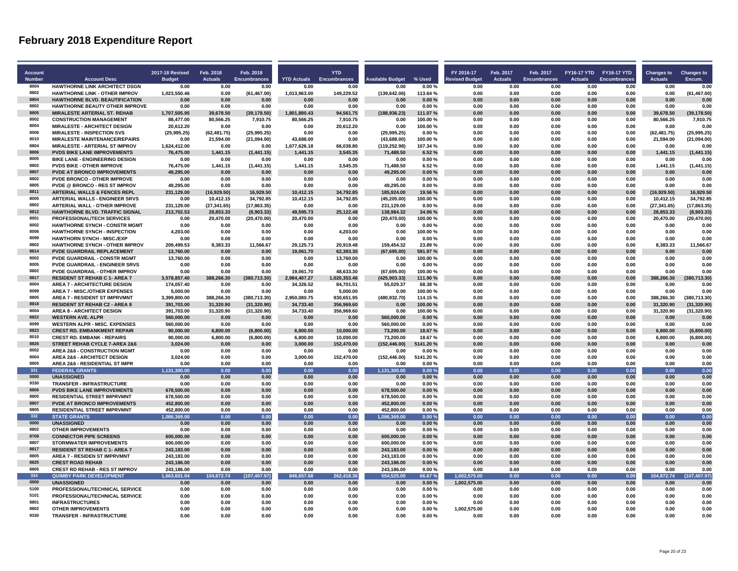# February 2018 Expenditure Report

| Account Number | Account Desc | 2017-18 Revised Budget | Feb. 2018 Actuals | Feb. 2018 Encumbrances | YTD Actuals | YTD Encumbrances | Available Budget | % Used | FY 2016-17 Revised Budget | Feb. 2017 Actuals | Feb. 2017 Encumbrances | FY16-17 YTD Actuals | FY16-17 YTD Encumbrances | Changes to Actuals | Changes to Encum. |
|---|---|---|---|---|---|---|---|---|---|---|---|---|---|---|---|
| 8004 | HAWTHORNE LINK ARCHITECT DSGN | 0.00 | 0.00 | 0.00 | 0.00 | 0.00 | 0.00 | 0.00 % | 0.00 | 0.00 | 0.00 | 0.00 | 0.00 | 0.00 | 0.00 |
| 8802 | HAWTHORNE LINK - OTHER IMPROV | 1,023,550.46 | 0.00 | (61,467.00) | 1,013,963.00 | 149,229.52 | (139,642.06) | 113.64 % | 0.00 | 0.00 | 0.00 | 0.00 | 0.00 | 0.00 | (61,467.00) |
| 8804 | HAWTHORNE BLVD. BEAUTIFICATION | 0.00 | 0.00 | 0.00 | 0.00 | 0.00 | 0.00 | 0.00 % | 0.00 | 0.00 | 0.00 | 0.00 | 0.00 | 0.00 | 0.00 |
| 8802 | HAWTHORNE BEAUTY OTHER IMPROVE | 0.00 | 0.00 | 0.00 | 0.00 | 0.00 | 0.00 | 0.00 % | 0.00 | 0.00 | 0.00 | 0.00 | 0.00 | 0.00 | 0.00 |
| 8805 | MIRALESTE ARTERIAL ST. REHAB | 1,707,505.95 | 39,678.50 | (39,178.50) | 1,801,880.43 | 94,561.75 | (188,936.23) | 111.07 % | 0.00 | 0.00 | 0.00 | 0.00 | 0.00 | 39,678.50 | (39,178.50) |
| 8002 | CONSTRUCTION MANAGEMENT | 88,477.00 | 80,566.25 | 7,910.75 | 80,566.25 | 7,910.75 | 0.00 | 100.00 % | 0.00 | 0.00 | 0.00 | 0.00 | 0.00 | 80,566.25 | 7,910.75 |
| 8004 | MIRALESTE - ARCHITECT DESIGN | 20,612.20 | 0.00 | 0.00 | 0.00 | 20,612.20 | 0.00 | 100.00 % | 0.00 | 0.00 | 0.00 | 0.00 | 0.00 | 0.00 | 0.00 |
| 8006 | MIRALESTE - INSPECTION SVS | (25,995.25) | (62,481.75) | (25,995.25) | 0.00 | 0.00 | (25,995.25) | 0.00 % | 0.00 | 0.00 | 0.00 | 0.00 | 0.00 | (62,481.75) | (25,995.25) |
| 8010 | MIRALESTE MAINTENANCE/REPAIRS | 0.00 | 21,594.00 | (21,094.00) | 43,688.00 | 0.00 | (43,688.00) | 100.00 % | 0.00 | 0.00 | 0.00 | 0.00 | 0.00 | 21,594.00 | (21,094.00) |
| 8804 | MIRALESTE - ARTERIAL ST IMPROV | 1,624,412.00 | 0.00 | 0.00 | 1,677,626.18 | 66,038.80 | (119,252.98) | 107.34 % | 0.00 | 0.00 | 0.00 | 0.00 | 0.00 | 0.00 | 0.00 |
| 8806 | PVDS BIKE LANE IMPROVEMENTS | 76,475.00 | 1,441.15 | (1,441.15) | 1,441.15 | 3,545.35 | 71,488.50 | 6.52 % | 0.00 | 0.00 | 0.00 | 0.00 | 0.00 | 1,441.15 | (1,441.15) |
| 8005 | BIKE LANE - ENGINEERING DESIGN | 0.00 | 0.00 | 0.00 | 0.00 | 0.00 | 0.00 | 0.00 % | 0.00 | 0.00 | 0.00 | 0.00 | 0.00 | 0.00 | 0.00 |
| 8802 | PVDS BIKE - OTHER IMPROVE | 76,475.00 | 1,441.15 | (1,441.15) | 1,441.15 | 3,545.35 | 71,488.50 | 6.52 % | 0.00 | 0.00 | 0.00 | 0.00 | 0.00 | 1,441.15 | (1,441.15) |
| 8807 | PVDE AT BRONCO IMPROVEMENTS | 49,295.00 | 0.00 | 0.00 | 0.00 | 0.00 | 49,295.00 | 0.00 % | 0.00 | 0.00 | 0.00 | 0.00 | 0.00 | 0.00 | 0.00 |
| 8802 | PVDE BRONCO - OTHER IMPROVE | 0.00 | 0.00 | 0.00 | 0.00 | 0.00 | 0.00 | 0.00 % | 0.00 | 0.00 | 0.00 | 0.00 | 0.00 | 0.00 | 0.00 |
| 8805 | PVDE @ BRONCO - RES ST IMPROV | 49,295.00 | 0.00 | 0.00 | 0.00 | 0.00 | 49,295.00 | 0.00 % | 0.00 | 0.00 | 0.00 | 0.00 | 0.00 | 0.00 | 0.00 |
| 8811 | ARTERIAL WALLS & FENCES REPL | 231,129.00 | (16,929.50) | 16,929.50 | 10,412.15 | 34,792.85 | 185,924.00 | 19.56 % | 0.00 | 0.00 | 0.00 | 0.00 | 0.00 | (16,929.50) | 16,929.50 |
| 8005 | ARTERIAL WALLS - ENGINEER SRVS | 0.00 | 10,412.15 | 34,792.85 | 10,412.15 | 34,792.85 | (45,205.00) | 100.00 % | 0.00 | 0.00 | 0.00 | 0.00 | 0.00 | 10,412.15 | 34,792.85 |
| 8802 | ARTERIAL WALL - OTHER IMPROVE | 231,129.00 | (27,341.65) | (17,863.35) | 0.00 | 0.00 | 231,129.00 | 0.00 % | 0.00 | 0.00 | 0.00 | 0.00 | 0.00 | (27,341.65) | (17,863.35) |
| 8812 | HAWTHORNE BLVD. TRAFFIC SIGNAL | 213,702.53 | 28,853.33 | (8,903.33) | 49,595.73 | 25,122.48 | 138,984.32 | 34.96 % | 0.00 | 0.00 | 0.00 | 0.00 | 0.00 | 28,853.33 | (8,903.33) |
| 8001 | PROFESSIONAL/TECH SERVICES | 0.00 | 20,470.00 | (20,470.00) | 20,470.00 | 0.00 | (20,470.00) | 100.00 % | 0.00 | 0.00 | 0.00 | 0.00 | 0.00 | 20,470.00 | (20,470.00) |
| 8002 | HAWTHORNE SYNCH - CONSTR MGMT | 0.00 | 0.00 | 0.00 | 0.00 | 0.00 | 0.00 | 0.00 % | 0.00 | 0.00 | 0.00 | 0.00 | 0.00 | 0.00 | 0.00 |
| 8006 | HAWTHORNE SYNCH - INSPECTION | 4,203.00 | 0.00 | 0.00 | 0.00 | 4,203.00 | 0.00 | 100.00 % | 0.00 | 0.00 | 0.00 | 0.00 | 0.00 | 0.00 | 0.00 |
| 8099 | HAWTHORN SYNCH - MISC./EXP | 0.00 | 0.00 | 0.00 | 0.00 | 0.00 | 0.00 | 0.00 % | 0.00 | 0.00 | 0.00 | 0.00 | 0.00 | 0.00 | 0.00 |
| 8802 | HAWTHORNE SYNCH - OTHER IMPROV | 209,499.53 | 8,383.33 | 11,566.67 | 29,125.73 | 20,919.48 | 159,454.32 | 23.89 % | 0.00 | 0.00 | 0.00 | 0.00 | 0.00 | 8,383.33 | 11,566.67 |
| 8814 | PVDE GUARDRAIL REPLACEMENT | 13,760.00 | 0.00 | 0.00 | 19,061.70 | 62,393.30 | (67,695.00) | 591.97 % | 0.00 | 0.00 | 0.00 | 0.00 | 0.00 | 0.00 | 0.00 |
| 8002 | PVDE GUARDRAIL - CONSTR MGMT | 13,760.00 | 0.00 | 0.00 | 0.00 | 13,760.00 | 0.00 | 100.00 % | 0.00 | 0.00 | 0.00 | 0.00 | 0.00 | 0.00 | 0.00 |
| 8005 | PVDE GUARDRAIL - ENGINEER SRVS | 0.00 | 0.00 | 0.00 | 0.00 | 0.00 | 0.00 | 0.00 % | 0.00 | 0.00 | 0.00 | 0.00 | 0.00 | 0.00 | 0.00 |
| 8802 | PVDE GUARDRAIL - OTHER IMPROV | 0.00 | 0.00 | 0.00 | 19,061.70 | 48,633.30 | (67,695.00) | 100.00 % | 0.00 | 0.00 | 0.00 | 0.00 | 0.00 | 0.00 | 0.00 |
| 8817 | RESIDENT ST REHAB C 1- AREA 7 | 3,578,857.40 | 388,266.30 | (380,713.30) | 2,984,407.27 | 1,020,353.46 | (425,903.33) | 111.90 % | 0.00 | 0.00 | 0.00 | 0.00 | 0.00 | 388,266.30 | (380,713.30) |
| 8004 | AREA 7 - ARCHITECTURE DESIGN | 174,057.40 | 0.00 | 0.00 | 34,326.52 | 84,701.51 | 55,029.37 | 68.38 % | 0.00 | 0.00 | 0.00 | 0.00 | 0.00 | 0.00 | 0.00 |
| 8099 | AREA 7 - MISC./OTHER EXPENSES | 5,000.00 | 0.00 | 0.00 | 0.00 | 5,000.00 | 0.00 | 100.00 % | 0.00 | 0.00 | 0.00 | 0.00 | 0.00 | 0.00 | 0.00 |
| 8805 | AREA 7 - RESIDENT ST IMPRVMNT | 3,399,800.00 | 388,266.30 | (380,713.30) | 2,950,080.75 | 930,651.95 | (480,932.70) | 114.15 % | 0.00 | 0.00 | 0.00 | 0.00 | 0.00 | 388,266.30 | (380,713.30) |
| 8818 | RESIDENT ST REHAB C2 - AREA 8 | 391,703.00 | 31,320.90 | (31,320.90) | 34,733.40 | 356,969.60 | 0.00 | 100.00 % | 0.00 | 0.00 | 0.00 | 0.00 | 0.00 | 31,320.90 | (31,320.90) |
| 8004 | AREA 8 - ARCHITECT DESIGN | 391,703.00 | 31,320.90 | (31,320.90) | 34,733.40 | 356,969.60 | 0.00 | 100.00 % | 0.00 | 0.00 | 0.00 | 0.00 | 0.00 | 31,320.90 | (31,320.90) |
| 8822 | WESTERN AVE. ALPR | 560,000.00 | 0.00 | 0.00 | 0.00 | 0.00 | 560,000.00 | 0.00 % | 0.00 | 0.00 | 0.00 | 0.00 | 0.00 | 0.00 | 0.00 |
| 8099 | WESTERN ALPR - MISC. EXPENSES | 560,000.00 | 0.00 | 0.00 | 0.00 | 0.00 | 560,000.00 | 0.00 % | 0.00 | 0.00 | 0.00 | 0.00 | 0.00 | 0.00 | 0.00 |
| 8823 | CREST RD. EMBANKMENT REPAIR | 90,000.00 | 6,800.00 | (6,800.00) | 6,800.00 | 10,000.00 | 73,200.00 | 18.67 % | 0.00 | 0.00 | 0.00 | 0.00 | 0.00 | 6,800.00 | (6,800.00) |
| 8010 | CREST RD. EMBANK - REPAIRS | 90,000.00 | 6,800.00 | (6,800.00) | 6,800.00 | 10,000.00 | 73,200.00 | 18.67 % | 0.00 | 0.00 | 0.00 | 0.00 | 0.00 | 6,800.00 | (6,800.00) |
| 8826 | STREET REHAB CYCLE 7-AREA 2&6 | 3,024.00 | 0.00 | 0.00 | 3,000.00 | 152,470.00 | (152,446.00) | 5141.20 % | 0.00 | 0.00 | 0.00 | 0.00 | 0.00 | 0.00 | 0.00 |
| 8002 | AREA 2&6 - CONSTRUCTION MGMT | 0.00 | 0.00 | 0.00 | 0.00 | 0.00 | 0.00 | 0.00 % | 0.00 | 0.00 | 0.00 | 0.00 | 0.00 | 0.00 | 0.00 |
| 8004 | AREA 2&6 - ARCHITECT DESIGN | 3,024.00 | 0.00 | 0.00 | 3,000.00 | 152,470.00 | (152,446.00) | 5141.20 % | 0.00 | 0.00 | 0.00 | 0.00 | 0.00 | 0.00 | 0.00 |
| 8805 | AREA 2&6 - RESIDENTIAL ST IMPR | 0.00 | 0.00 | 0.00 | 0.00 | 0.00 | 0.00 | 0.00 % | 0.00 | 0.00 | 0.00 | 0.00 | 0.00 | 0.00 | 0.00 |
| 331 | FEDERAL GRANTS | 1,131,300.00 | 0.00 | 0.00 | 0.00 | 0.00 | 1,131,300.00 | 0.00 % | 0.00 | 0.00 | 0.00 | 0.00 | 0.00 | 0.00 | 0.00 |
| 0000 | UNASSIGNED | 0.00 | 0.00 | 0.00 | 0.00 | 0.00 | 0.00 | 0.00 % | 0.00 | 0.00 | 0.00 | 0.00 | 0.00 | 0.00 | 0.00 |
| 9330 | TRANSFER - INFRASTRUCTURE | 0.00 | 0.00 | 0.00 | 0.00 | 0.00 | 0.00 | 0.00 % | 0.00 | 0.00 | 0.00 | 0.00 | 0.00 | 0.00 | 0.00 |
| 8806 | PVDS BIKE LANE IMPROVEMENTS | 678,500.00 | 0.00 | 0.00 | 0.00 | 0.00 | 678,500.00 | 0.00 % | 0.00 | 0.00 | 0.00 | 0.00 | 0.00 | 0.00 | 0.00 |
| 8805 | RESIDENTIAL STREET IMPRVMNT | 678,500.00 | 0.00 | 0.00 | 0.00 | 0.00 | 678,500.00 | 0.00 % | 0.00 | 0.00 | 0.00 | 0.00 | 0.00 | 0.00 | 0.00 |
| 8807 | PVDE AT BRONCO IMPROVEMENTS | 452,800.00 | 0.00 | 0.00 | 0.00 | 0.00 | 452,800.00 | 0.00 % | 0.00 | 0.00 | 0.00 | 0.00 | 0.00 | 0.00 | 0.00 |
| 8805 | RESIDENTIAL STREET IMPRVMNT | 452,800.00 | 0.00 | 0.00 | 0.00 | 0.00 | 452,800.00 | 0.00 % | 0.00 | 0.00 | 0.00 | 0.00 | 0.00 | 0.00 | 0.00 |
| 332 | STATE GRANTS | 1,086,369.00 | 0.00 | 0.00 | 0.00 | 0.00 | 1,086,369.00 | 0.00 % | 0.00 | 0.00 | 0.00 | 0.00 | 0.00 | 0.00 | 0.00 |
| 0000 | UNASSIGNED | 0.00 | 0.00 | 0.00 | 0.00 | 0.00 | 0.00 | 0.00 % | 0.00 | 0.00 | 0.00 | 0.00 | 0.00 | 0.00 | 0.00 |
| 8802 | OTHER IMPROVEMENTS | 0.00 | 0.00 | 0.00 | 0.00 | 0.00 | 0.00 | 0.00 % | 0.00 | 0.00 | 0.00 | 0.00 | 0.00 | 0.00 | 0.00 |
| 8709 | CONNECTOR PIPE SCREENS | 600,000.00 | 0.00 | 0.00 | 0.00 | 0.00 | 600,000.00 | 0.00 % | 0.00 | 0.00 | 0.00 | 0.00 | 0.00 | 0.00 | 0.00 |
| 8807 | STORMWATER IMPROVEMENTS | 600,000.00 | 0.00 | 0.00 | 0.00 | 0.00 | 600,000.00 | 0.00 % | 0.00 | 0.00 | 0.00 | 0.00 | 0.00 | 0.00 | 0.00 |
| 8817 | RESIDENT ST REHAB C 1- AREA 7 | 243,183.00 | 0.00 | 0.00 | 0.00 | 0.00 | 243,183.00 | 0.00 % | 0.00 | 0.00 | 0.00 | 0.00 | 0.00 | 0.00 | 0.00 |
| 8805 | AREA 7 - RESIDEN ST IMPRVMNT | 243,183.00 | 0.00 | 0.00 | 0.00 | 0.00 | 243,183.00 | 0.00 % | 0.00 | 0.00 | 0.00 | 0.00 | 0.00 | 0.00 | 0.00 |
| 8825 | CREST ROAD REHAB | 243,186.00 | 0.00 | 0.00 | 0.00 | 0.00 | 243,186.00 | 0.00 % | 0.00 | 0.00 | 0.00 | 0.00 | 0.00 | 0.00 | 0.00 |
| 8805 | CREST RD REHAB - RES ST IMPROV | 243,186.00 | 0.00 | 0.00 | 0.00 | 0.00 | 243,186.00 | 0.00 % | 0.00 | 0.00 | 0.00 | 0.00 | 0.00 | 0.00 | 0.00 |
| 334 | QUIMBY PARK DEVELOPMENT | 1,663,601.04 | 104,872.74 | (107,407.97) | 846,657.68 | 262,418.36 | 554,525.00 | 66.67 % | 1,002,575.00 | 0.00 | 0.00 | 0.00 | 0.00 | 104,872.74 | (107,407.97) |
| 0000 | UNASSIGNED | 0.00 | 0.00 | 0.00 | 0.00 | 0.00 | 0.00 | 0.00 % | 1,002,575.00 | 0.00 | 0.00 | 0.00 | 0.00 | 0.00 | 0.00 |
| 5100 | PROFESSIONAL/TECHNICAL SERVICE | 0.00 | 0.00 | 0.00 | 0.00 | 0.00 | 0.00 | 0.00 % | 0.00 | 0.00 | 0.00 | 0.00 | 0.00 | 0.00 | 0.00 |
| 5101 | PROFESSIONAL/TECHNICAL SERVICE | 0.00 | 0.00 | 0.00 | 0.00 | 0.00 | 0.00 | 0.00 % | 0.00 | 0.00 | 0.00 | 0.00 | 0.00 | 0.00 | 0.00 |
| 8801 | INFRASTRUCTURES | 0.00 | 0.00 | 0.00 | 0.00 | 0.00 | 0.00 | 0.00 % | 0.00 | 0.00 | 0.00 | 0.00 | 0.00 | 0.00 | 0.00 |
| 8802 | OTHER IMPROVEMENTS | 0.00 | 0.00 | 0.00 | 0.00 | 0.00 | 0.00 | 0.00 % | 1,002,575.00 | 0.00 | 0.00 | 0.00 | 0.00 | 0.00 | 0.00 |
| 9330 | TRANSFER - INFRASTRUCTURE | 0.00 | 0.00 | 0.00 | 0.00 | 0.00 | 0.00 | 0.00 % | 0.00 | 0.00 | 0.00 | 0.00 | 0.00 | 0.00 | 0.00 |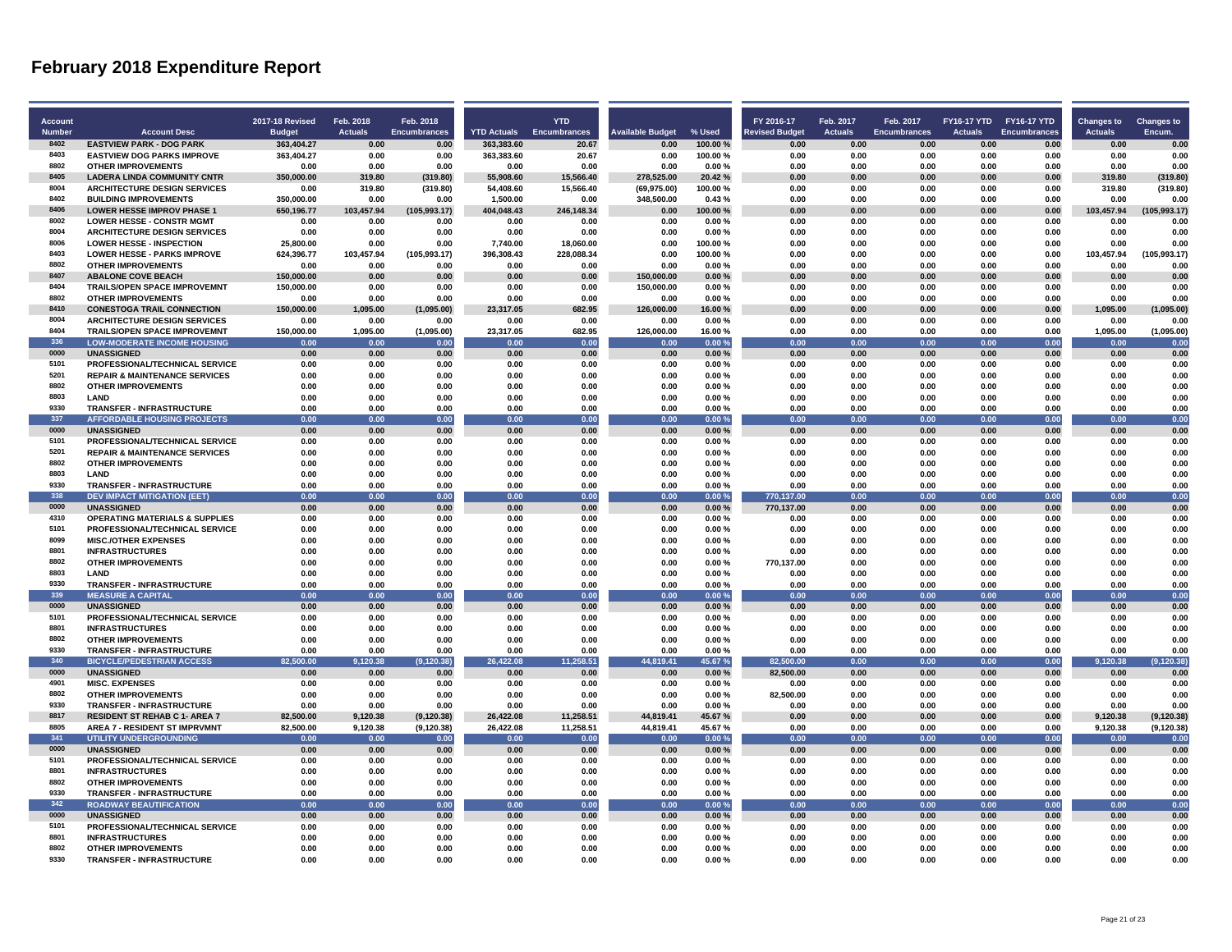# February 2018 Expenditure Report

| Account Number | Account Desc | 2017-18 Revised Budget | Feb. 2018 Actuals | Feb. 2018 Encumbrances | YTD Actuals | YTD Encumbrances | Available Budget | % Used | FY 2016-17 Revised Budget | Feb. 2017 Actuals | Feb. 2017 Encumbrances | FY16-17 YTD Actuals | FY16-17 YTD Encumbrances | Changes to Actuals | Changes to Encum. |
|---|---|---|---|---|---|---|---|---|---|---|---|---|---|---|---|
| 8402 | EASTVIEW PARK - DOG PARK | 363,404.27 | 0.00 | 0.00 | 363,383.60 | 20.67 | 0.00 | 100.00 % | 0.00 | 0.00 | 0.00 | 0.00 | 0.00 | 0.00 | 0.00 |
| 8403 | EASTVIEW DOG PARKS IMPROVE | 363,404.27 | 0.00 | 0.00 | 363,383.60 | 20.67 | 0.00 | 100.00 % | 0.00 | 0.00 | 0.00 | 0.00 | 0.00 | 0.00 | 0.00 |
| 8802 | OTHER IMPROVEMENTS | 0.00 | 0.00 | 0.00 | 0.00 | 0.00 | 0.00 | 0.00 % | 0.00 | 0.00 | 0.00 | 0.00 | 0.00 | 0.00 | 0.00 |
| 8405 | LADERA LINDA COMMUNITY CNTR | 350,000.00 | 319.80 | (319.80) | 55,908.60 | 15,566.40 | 278,525.00 | 20.42 % | 0.00 | 0.00 | 0.00 | 0.00 | 0.00 | 319.80 | (319.80) |
| 8004 | ARCHITECTURE DESIGN SERVICES | 0.00 | 319.80 | (319.80) | 54,408.60 | 15,566.40 | (69,975.00) | 100.00 % | 0.00 | 0.00 | 0.00 | 0.00 | 0.00 | 319.80 | (319.80) |
| 8402 | BUILDING IMPROVEMENTS | 350,000.00 | 0.00 | 0.00 | 1,500.00 | 0.00 | 348,500.00 | 0.43 % | 0.00 | 0.00 | 0.00 | 0.00 | 0.00 | 0.00 | 0.00 |
| 8406 | LOWER HESSE IMPROV PHASE 1 | 650,196.77 | 103,457.94 | (105,993.17) | 404,048.43 | 246,148.34 | 0.00 | 100.00 % | 0.00 | 0.00 | 0.00 | 0.00 | 0.00 | 103,457.94 | (105,993.17) |
| 8002 | LOWER HESSE - CONSTR MGMT | 0.00 | 0.00 | 0.00 | 0.00 | 0.00 | 0.00 | 0.00 % | 0.00 | 0.00 | 0.00 | 0.00 | 0.00 | 0.00 | 0.00 |
| 8004 | ARCHITECTURE DESIGN SERVICES | 0.00 | 0.00 | 0.00 | 0.00 | 0.00 | 0.00 | 0.00 % | 0.00 | 0.00 | 0.00 | 0.00 | 0.00 | 0.00 | 0.00 |
| 8006 | LOWER HESSE - INSPECTION | 25,800.00 | 0.00 | 0.00 | 7,740.00 | 18,060.00 | 0.00 | 100.00 % | 0.00 | 0.00 | 0.00 | 0.00 | 0.00 | 0.00 | 0.00 |
| 8403 | LOWER HESSE - PARKS IMPROVE | 624,396.77 | 103,457.94 | (105,993.17) | 396,308.43 | 228,088.34 | 0.00 | 100.00 % | 0.00 | 0.00 | 0.00 | 0.00 | 0.00 | 103,457.94 | (105,993.17) |
| 8802 | OTHER IMPROVEMENTS | 0.00 | 0.00 | 0.00 | 0.00 | 0.00 | 0.00 | 0.00 % | 0.00 | 0.00 | 0.00 | 0.00 | 0.00 | 0.00 | 0.00 |
| 8407 | ABALONE COVE BEACH | 150,000.00 | 0.00 | 0.00 | 0.00 | 0.00 | 150,000.00 | 0.00 % | 0.00 | 0.00 | 0.00 | 0.00 | 0.00 | 0.00 | 0.00 |
| 8404 | TRAILS/OPEN SPACE IMPROVEMNT | 150,000.00 | 0.00 | 0.00 | 0.00 | 0.00 | 150,000.00 | 0.00 % | 0.00 | 0.00 | 0.00 | 0.00 | 0.00 | 0.00 | 0.00 |
| 8802 | OTHER IMPROVEMENTS | 0.00 | 0.00 | 0.00 | 0.00 | 0.00 | 0.00 | 0.00 % | 0.00 | 0.00 | 0.00 | 0.00 | 0.00 | 0.00 | 0.00 |
| 8410 | CONESTOGA TRAIL CONNECTION | 150,000.00 | 1,095.00 | (1,095.00) | 23,317.05 | 682.95 | 126,000.00 | 16.00 % | 0.00 | 0.00 | 0.00 | 0.00 | 0.00 | 1,095.00 | (1,095.00) |
| 8004 | ARCHITECTURE DESIGN SERVICES | 0.00 | 0.00 | 0.00 | 0.00 | 0.00 | 0.00 | 0.00 % | 0.00 | 0.00 | 0.00 | 0.00 | 0.00 | 0.00 | 0.00 |
| 8404 | TRAILS/OPEN SPACE IMPROVEMNT | 150,000.00 | 1,095.00 | (1,095.00) | 23,317.05 | 682.95 | 126,000.00 | 16.00 % | 0.00 | 0.00 | 0.00 | 0.00 | 0.00 | 1,095.00 | (1,095.00) |
| 336 | LOW-MODERATE INCOME HOUSING | 0.00 | 0.00 | 0.00 | 0.00 | 0.00 | 0.00 | 0.00 % | 0.00 | 0.00 | 0.00 | 0.00 | 0.00 | 0.00 | 0.00 |
| 0000 | UNASSIGNED | 0.00 | 0.00 | 0.00 | 0.00 | 0.00 | 0.00 | 0.00 % | 0.00 | 0.00 | 0.00 | 0.00 | 0.00 | 0.00 | 0.00 |
| 5101 | PROFESSIONAL/TECHNICAL SERVICE | 0.00 | 0.00 | 0.00 | 0.00 | 0.00 | 0.00 | 0.00 % | 0.00 | 0.00 | 0.00 | 0.00 | 0.00 | 0.00 | 0.00 |
| 5201 | REPAIR & MAINTENANCE SERVICES | 0.00 | 0.00 | 0.00 | 0.00 | 0.00 | 0.00 | 0.00 % | 0.00 | 0.00 | 0.00 | 0.00 | 0.00 | 0.00 | 0.00 |
| 8802 | OTHER IMPROVEMENTS | 0.00 | 0.00 | 0.00 | 0.00 | 0.00 | 0.00 | 0.00 % | 0.00 | 0.00 | 0.00 | 0.00 | 0.00 | 0.00 | 0.00 |
| 8803 | LAND | 0.00 | 0.00 | 0.00 | 0.00 | 0.00 | 0.00 | 0.00 % | 0.00 | 0.00 | 0.00 | 0.00 | 0.00 | 0.00 | 0.00 |
| 9330 | TRANSFER - INFRASTRUCTURE | 0.00 | 0.00 | 0.00 | 0.00 | 0.00 | 0.00 | 0.00 % | 0.00 | 0.00 | 0.00 | 0.00 | 0.00 | 0.00 | 0.00 |
| 337 | AFFORDABLE HOUSING PROJECTS | 0.00 | 0.00 | 0.00 | 0.00 | 0.00 | 0.00 | 0.00 % | 0.00 | 0.00 | 0.00 | 0.00 | 0.00 | 0.00 | 0.00 |
| 0000 | UNASSIGNED | 0.00 | 0.00 | 0.00 | 0.00 | 0.00 | 0.00 | 0.00 % | 0.00 | 0.00 | 0.00 | 0.00 | 0.00 | 0.00 | 0.00 |
| 5101 | PROFESSIONAL/TECHNICAL SERVICE | 0.00 | 0.00 | 0.00 | 0.00 | 0.00 | 0.00 | 0.00 % | 0.00 | 0.00 | 0.00 | 0.00 | 0.00 | 0.00 | 0.00 |
| 5201 | REPAIR & MAINTENANCE SERVICES | 0.00 | 0.00 | 0.00 | 0.00 | 0.00 | 0.00 | 0.00 % | 0.00 | 0.00 | 0.00 | 0.00 | 0.00 | 0.00 | 0.00 |
| 8802 | OTHER IMPROVEMENTS | 0.00 | 0.00 | 0.00 | 0.00 | 0.00 | 0.00 | 0.00 % | 0.00 | 0.00 | 0.00 | 0.00 | 0.00 | 0.00 | 0.00 |
| 8803 | LAND | 0.00 | 0.00 | 0.00 | 0.00 | 0.00 | 0.00 | 0.00 % | 0.00 | 0.00 | 0.00 | 0.00 | 0.00 | 0.00 | 0.00 |
| 9330 | TRANSFER - INFRASTRUCTURE | 0.00 | 0.00 | 0.00 | 0.00 | 0.00 | 0.00 | 0.00 % | 0.00 | 0.00 | 0.00 | 0.00 | 0.00 | 0.00 | 0.00 |
| 338 | DEV IMPACT MITIGATION (EET) | 0.00 | 0.00 | 0.00 | 0.00 | 0.00 | 0.00 | 0.00 % | 770,137.00 | 0.00 | 0.00 | 0.00 | 0.00 | 0.00 | 0.00 |
| 0000 | UNASSIGNED | 0.00 | 0.00 | 0.00 | 0.00 | 0.00 | 0.00 | 0.00 % | 770,137.00 | 0.00 | 0.00 | 0.00 | 0.00 | 0.00 | 0.00 |
| 4310 | OPERATING MATERIALS & SUPPLIES | 0.00 | 0.00 | 0.00 | 0.00 | 0.00 | 0.00 | 0.00 % | 0.00 | 0.00 | 0.00 | 0.00 | 0.00 | 0.00 | 0.00 |
| 5101 | PROFESSIONAL/TECHNICAL SERVICE | 0.00 | 0.00 | 0.00 | 0.00 | 0.00 | 0.00 | 0.00 % | 0.00 | 0.00 | 0.00 | 0.00 | 0.00 | 0.00 | 0.00 |
| 8099 | MISC./OTHER EXPENSES | 0.00 | 0.00 | 0.00 | 0.00 | 0.00 | 0.00 | 0.00 % | 0.00 | 0.00 | 0.00 | 0.00 | 0.00 | 0.00 | 0.00 |
| 8801 | INFRASTRUCTURES | 0.00 | 0.00 | 0.00 | 0.00 | 0.00 | 0.00 | 0.00 % | 0.00 | 0.00 | 0.00 | 0.00 | 0.00 | 0.00 | 0.00 |
| 8802 | OTHER IMPROVEMENTS | 0.00 | 0.00 | 0.00 | 0.00 | 0.00 | 0.00 | 0.00 % | 770,137.00 | 0.00 | 0.00 | 0.00 | 0.00 | 0.00 | 0.00 |
| 8803 | LAND | 0.00 | 0.00 | 0.00 | 0.00 | 0.00 | 0.00 | 0.00 % | 0.00 | 0.00 | 0.00 | 0.00 | 0.00 | 0.00 | 0.00 |
| 9330 | TRANSFER - INFRASTRUCTURE | 0.00 | 0.00 | 0.00 | 0.00 | 0.00 | 0.00 | 0.00 % | 0.00 | 0.00 | 0.00 | 0.00 | 0.00 | 0.00 | 0.00 |
| 339 | MEASURE A CAPITAL | 0.00 | 0.00 | 0.00 | 0.00 | 0.00 | 0.00 | 0.00 % | 0.00 | 0.00 | 0.00 | 0.00 | 0.00 | 0.00 | 0.00 |
| 0000 | UNASSIGNED | 0.00 | 0.00 | 0.00 | 0.00 | 0.00 | 0.00 | 0.00 % | 0.00 | 0.00 | 0.00 | 0.00 | 0.00 | 0.00 | 0.00 |
| 5101 | PROFESSIONAL/TECHNICAL SERVICE | 0.00 | 0.00 | 0.00 | 0.00 | 0.00 | 0.00 | 0.00 % | 0.00 | 0.00 | 0.00 | 0.00 | 0.00 | 0.00 | 0.00 |
| 8801 | INFRASTRUCTURES | 0.00 | 0.00 | 0.00 | 0.00 | 0.00 | 0.00 | 0.00 % | 0.00 | 0.00 | 0.00 | 0.00 | 0.00 | 0.00 | 0.00 |
| 8802 | OTHER IMPROVEMENTS | 0.00 | 0.00 | 0.00 | 0.00 | 0.00 | 0.00 | 0.00 % | 0.00 | 0.00 | 0.00 | 0.00 | 0.00 | 0.00 | 0.00 |
| 9330 | TRANSFER - INFRASTRUCTURE | 0.00 | 0.00 | 0.00 | 0.00 | 0.00 | 0.00 | 0.00 % | 0.00 | 0.00 | 0.00 | 0.00 | 0.00 | 0.00 | 0.00 |
| 340 | BICYCLE/PEDESTRIAN ACCESS | 82,500.00 | 9,120.38 | (9,120.38) | 26,422.08 | 11,258.51 | 44,819.41 | 45.67 % | 82,500.00 | 0.00 | 0.00 | 0.00 | 0.00 | 9,120.38 | (9,120.38) |
| 0000 | UNASSIGNED | 0.00 | 0.00 | 0.00 | 0.00 | 0.00 | 0.00 | 0.00 % | 82,500.00 | 0.00 | 0.00 | 0.00 | 0.00 | 0.00 | 0.00 |
| 4901 | MISC. EXPENSES | 0.00 | 0.00 | 0.00 | 0.00 | 0.00 | 0.00 | 0.00 % | 0.00 | 0.00 | 0.00 | 0.00 | 0.00 | 0.00 | 0.00 |
| 8802 | OTHER IMPROVEMENTS | 0.00 | 0.00 | 0.00 | 0.00 | 0.00 | 0.00 | 0.00 % | 82,500.00 | 0.00 | 0.00 | 0.00 | 0.00 | 0.00 | 0.00 |
| 9330 | TRANSFER - INFRASTRUCTURE | 0.00 | 0.00 | 0.00 | 0.00 | 0.00 | 0.00 | 0.00 % | 0.00 | 0.00 | 0.00 | 0.00 | 0.00 | 0.00 | 0.00 |
| 8817 | RESIDENT ST REHAB C 1- AREA 7 | 82,500.00 | 9,120.38 | (9,120.38) | 26,422.08 | 11,258.51 | 44,819.41 | 45.67 % | 0.00 | 0.00 | 0.00 | 0.00 | 0.00 | 9,120.38 | (9,120.38) |
| 8805 | AREA 7 - RESIDENT ST IMPRVMNT | 82,500.00 | 9,120.38 | (9,120.38) | 26,422.08 | 11,258.51 | 44,819.41 | 45.67 % | 0.00 | 0.00 | 0.00 | 0.00 | 0.00 | 9,120.38 | (9,120.38) |
| 341 | UTILITY UNDERGROUNDING | 0.00 | 0.00 | 0.00 | 0.00 | 0.00 | 0.00 | 0.00 % | 0.00 | 0.00 | 0.00 | 0.00 | 0.00 | 0.00 | 0.00 |
| 0000 | UNASSIGNED | 0.00 | 0.00 | 0.00 | 0.00 | 0.00 | 0.00 | 0.00 % | 0.00 | 0.00 | 0.00 | 0.00 | 0.00 | 0.00 | 0.00 |
| 5101 | PROFESSIONAL/TECHNICAL SERVICE | 0.00 | 0.00 | 0.00 | 0.00 | 0.00 | 0.00 | 0.00 % | 0.00 | 0.00 | 0.00 | 0.00 | 0.00 | 0.00 | 0.00 |
| 8801 | INFRASTRUCTURES | 0.00 | 0.00 | 0.00 | 0.00 | 0.00 | 0.00 | 0.00 % | 0.00 | 0.00 | 0.00 | 0.00 | 0.00 | 0.00 | 0.00 |
| 8802 | OTHER IMPROVEMENTS | 0.00 | 0.00 | 0.00 | 0.00 | 0.00 | 0.00 | 0.00 % | 0.00 | 0.00 | 0.00 | 0.00 | 0.00 | 0.00 | 0.00 |
| 9330 | TRANSFER - INFRASTRUCTURE | 0.00 | 0.00 | 0.00 | 0.00 | 0.00 | 0.00 | 0.00 % | 0.00 | 0.00 | 0.00 | 0.00 | 0.00 | 0.00 | 0.00 |
| 342 | ROADWAY BEAUTIFICATION | 0.00 | 0.00 | 0.00 | 0.00 | 0.00 | 0.00 | 0.00 % | 0.00 | 0.00 | 0.00 | 0.00 | 0.00 | 0.00 | 0.00 |
| 0000 | UNASSIGNED | 0.00 | 0.00 | 0.00 | 0.00 | 0.00 | 0.00 | 0.00 % | 0.00 | 0.00 | 0.00 | 0.00 | 0.00 | 0.00 | 0.00 |
| 5101 | PROFESSIONAL/TECHNICAL SERVICE | 0.00 | 0.00 | 0.00 | 0.00 | 0.00 | 0.00 | 0.00 % | 0.00 | 0.00 | 0.00 | 0.00 | 0.00 | 0.00 | 0.00 |
| 8801 | INFRASTRUCTURES | 0.00 | 0.00 | 0.00 | 0.00 | 0.00 | 0.00 | 0.00 % | 0.00 | 0.00 | 0.00 | 0.00 | 0.00 | 0.00 | 0.00 |
| 8802 | OTHER IMPROVEMENTS | 0.00 | 0.00 | 0.00 | 0.00 | 0.00 | 0.00 | 0.00 % | 0.00 | 0.00 | 0.00 | 0.00 | 0.00 | 0.00 | 0.00 |
| 9330 | TRANSFER - INFRASTRUCTURE | 0.00 | 0.00 | 0.00 | 0.00 | 0.00 | 0.00 | 0.00 % | 0.00 | 0.00 | 0.00 | 0.00 | 0.00 | 0.00 | 0.00 |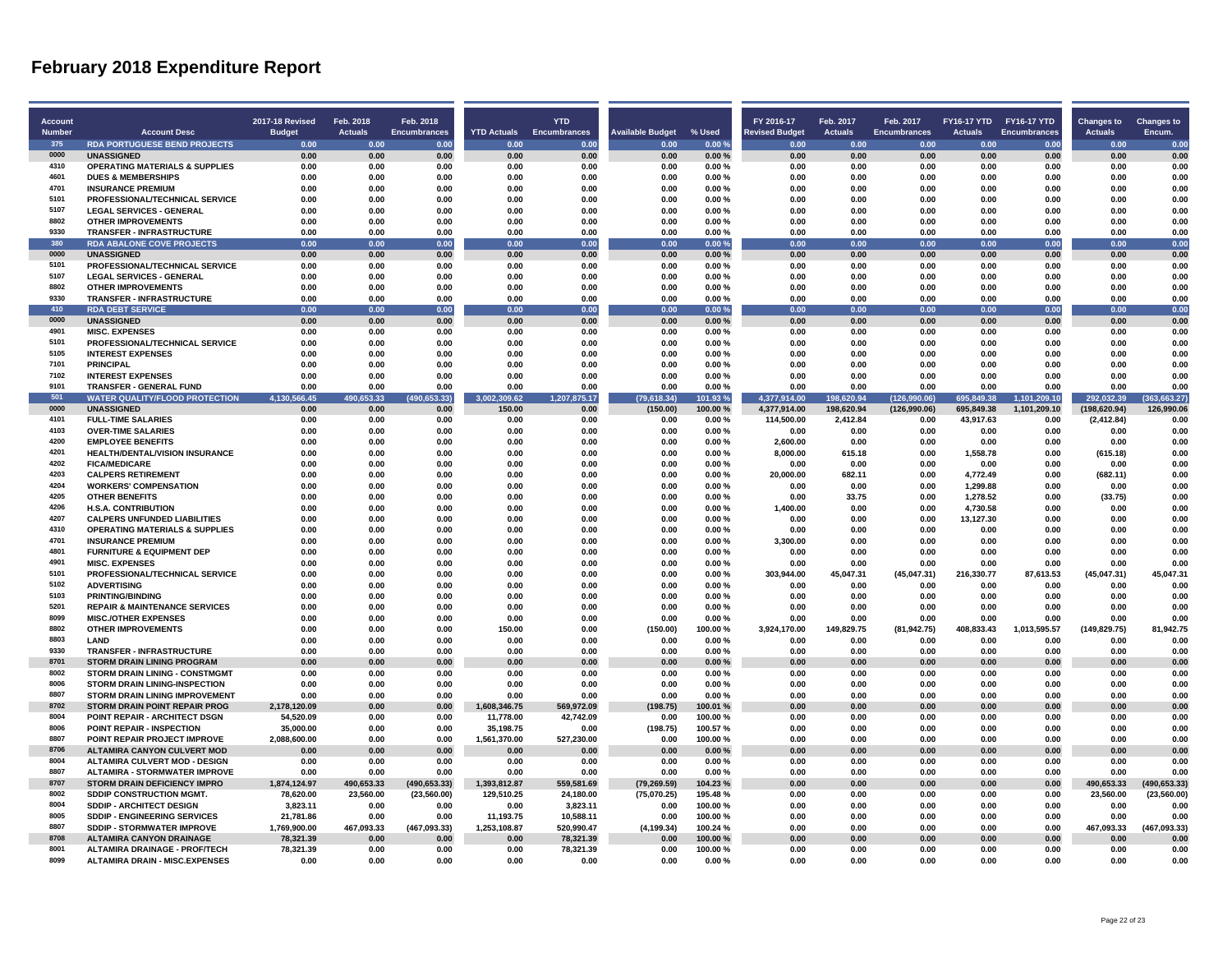# February 2018 Expenditure Report

| Account Number | Account Desc | 2017-18 Revised Budget | Feb. 2018 Actuals | Feb. 2018 Encumbrances | YTD Actuals | YTD Encumbrances | Available Budget | % Used | FY 2016-17 Revised Budget | Feb. 2017 Actuals | Feb. 2017 Encumbrances | FY16-17 YTD Actuals | FY16-17 YTD Encumbrances | Changes to Actuals | Changes to Encum. |
|---|---|---|---|---|---|---|---|---|---|---|---|---|---|---|---|
| 375 | RDA PORTUGUESE BEND PROJECTS | 0.00 | 0.00 | 0.00 | 0.00 | 0.00 | 0.00 | 0.00 % | 0.00 | 0.00 | 0.00 | 0.00 | 0.00 | 0.00 | 0.00 |
| 0000 | UNASSIGNED | 0.00 | 0.00 | 0.00 | 0.00 | 0.00 | 0.00 | 0.00 % | 0.00 | 0.00 | 0.00 | 0.00 | 0.00 | 0.00 | 0.00 |
| 4310 | OPERATING MATERIALS & SUPPLIES | 0.00 | 0.00 | 0.00 | 0.00 | 0.00 | 0.00 | 0.00 % | 0.00 | 0.00 | 0.00 | 0.00 | 0.00 | 0.00 | 0.00 |
| 4601 | DUES & MEMBERSHIPS | 0.00 | 0.00 | 0.00 | 0.00 | 0.00 | 0.00 | 0.00 % | 0.00 | 0.00 | 0.00 | 0.00 | 0.00 | 0.00 | 0.00 |
| 4701 | INSURANCE PREMIUM | 0.00 | 0.00 | 0.00 | 0.00 | 0.00 | 0.00 | 0.00 % | 0.00 | 0.00 | 0.00 | 0.00 | 0.00 | 0.00 | 0.00 |
| 5101 | PROFESSIONAL/TECHNICAL SERVICE | 0.00 | 0.00 | 0.00 | 0.00 | 0.00 | 0.00 | 0.00 % | 0.00 | 0.00 | 0.00 | 0.00 | 0.00 | 0.00 | 0.00 |
| 5107 | LEGAL SERVICES - GENERAL | 0.00 | 0.00 | 0.00 | 0.00 | 0.00 | 0.00 | 0.00 % | 0.00 | 0.00 | 0.00 | 0.00 | 0.00 | 0.00 | 0.00 |
| 8802 | OTHER IMPROVEMENTS | 0.00 | 0.00 | 0.00 | 0.00 | 0.00 | 0.00 | 0.00 % | 0.00 | 0.00 | 0.00 | 0.00 | 0.00 | 0.00 | 0.00 |
| 9330 | TRANSFER - INFRASTRUCTURE | 0.00 | 0.00 | 0.00 | 0.00 | 0.00 | 0.00 | 0.00 % | 0.00 | 0.00 | 0.00 | 0.00 | 0.00 | 0.00 | 0.00 |
| 380 | RDA ABALONE COVE PROJECTS | 0.00 | 0.00 | 0.00 | 0.00 | 0.00 | 0.00 | 0.00 % | 0.00 | 0.00 | 0.00 | 0.00 | 0.00 | 0.00 | 0.00 |
| 0000 | UNASSIGNED | 0.00 | 0.00 | 0.00 | 0.00 | 0.00 | 0.00 | 0.00 % | 0.00 | 0.00 | 0.00 | 0.00 | 0.00 | 0.00 | 0.00 |
| 5101 | PROFESSIONAL/TECHNICAL SERVICE | 0.00 | 0.00 | 0.00 | 0.00 | 0.00 | 0.00 | 0.00 % | 0.00 | 0.00 | 0.00 | 0.00 | 0.00 | 0.00 | 0.00 |
| 5107 | LEGAL SERVICES - GENERAL | 0.00 | 0.00 | 0.00 | 0.00 | 0.00 | 0.00 | 0.00 % | 0.00 | 0.00 | 0.00 | 0.00 | 0.00 | 0.00 | 0.00 |
| 8802 | OTHER IMPROVEMENTS | 0.00 | 0.00 | 0.00 | 0.00 | 0.00 | 0.00 | 0.00 % | 0.00 | 0.00 | 0.00 | 0.00 | 0.00 | 0.00 | 0.00 |
| 9330 | TRANSFER - INFRASTRUCTURE | 0.00 | 0.00 | 0.00 | 0.00 | 0.00 | 0.00 | 0.00 % | 0.00 | 0.00 | 0.00 | 0.00 | 0.00 | 0.00 | 0.00 |
| 410 | RDA DEBT SERVICE | 0.00 | 0.00 | 0.00 | 0.00 | 0.00 | 0.00 | 0.00 % | 0.00 | 0.00 | 0.00 | 0.00 | 0.00 | 0.00 | 0.00 |
| 0000 | UNASSIGNED | 0.00 | 0.00 | 0.00 | 0.00 | 0.00 | 0.00 | 0.00 % | 0.00 | 0.00 | 0.00 | 0.00 | 0.00 | 0.00 | 0.00 |
| 4901 | MISC. EXPENSES | 0.00 | 0.00 | 0.00 | 0.00 | 0.00 | 0.00 | 0.00 % | 0.00 | 0.00 | 0.00 | 0.00 | 0.00 | 0.00 | 0.00 |
| 5101 | PROFESSIONAL/TECHNICAL SERVICE | 0.00 | 0.00 | 0.00 | 0.00 | 0.00 | 0.00 | 0.00 % | 0.00 | 0.00 | 0.00 | 0.00 | 0.00 | 0.00 | 0.00 |
| 5105 | INTEREST EXPENSES | 0.00 | 0.00 | 0.00 | 0.00 | 0.00 | 0.00 | 0.00 % | 0.00 | 0.00 | 0.00 | 0.00 | 0.00 | 0.00 | 0.00 |
| 7101 | PRINCIPAL | 0.00 | 0.00 | 0.00 | 0.00 | 0.00 | 0.00 | 0.00 % | 0.00 | 0.00 | 0.00 | 0.00 | 0.00 | 0.00 | 0.00 |
| 7102 | INTEREST EXPENSES | 0.00 | 0.00 | 0.00 | 0.00 | 0.00 | 0.00 | 0.00 % | 0.00 | 0.00 | 0.00 | 0.00 | 0.00 | 0.00 | 0.00 |
| 9101 | TRANSFER - GENERAL FUND | 0.00 | 0.00 | 0.00 | 0.00 | 0.00 | 0.00 | 0.00 % | 0.00 | 0.00 | 0.00 | 0.00 | 0.00 | 0.00 | 0.00 |
| 501 | WATER QUALITY/FLOOD PROTECTION | 4,130,566.45 | 490,653.33 | (490,653.33) | 3,002,309.62 | 1,207,875.17 | (79,618.34) | 101.93 % | 4,377,914.00 | 198,620.94 | (126,990.06) | 695,849.38 | 1,101,209.10 | 292,032.39 | (363,663.27) |
| 0000 | UNASSIGNED | 0.00 | 0.00 | 0.00 | 150.00 | 0.00 | (150.00) | 100.00 % | 4,377,914.00 | 198,620.94 | (126,990.06) | 695,849.38 | 1,101,209.10 | (198,620.94) | 126,990.06 |
| 4101 | FULL-TIME SALARIES | 0.00 | 0.00 | 0.00 | 0.00 | 0.00 | 0.00 | 0.00 % | 114,500.00 | 2,412.84 | 0.00 | 43,917.63 | 0.00 | (2,412.84) | 0.00 |
| 4103 | OVER-TIME SALARIES | 0.00 | 0.00 | 0.00 | 0.00 | 0.00 | 0.00 | 0.00 % | 0.00 | 0.00 | 0.00 | 0.00 | 0.00 | 0.00 | 0.00 |
| 4200 | EMPLOYEE BENEFITS | 0.00 | 0.00 | 0.00 | 0.00 | 0.00 | 0.00 | 0.00 % | 2,600.00 | 0.00 | 0.00 | 0.00 | 0.00 | 0.00 | 0.00 |
| 4201 | HEALTH/DENTAL/VISION INSURANCE | 0.00 | 0.00 | 0.00 | 0.00 | 0.00 | 0.00 | 0.00 % | 8,000.00 | 615.18 | 0.00 | 1,558.78 | 0.00 | (615.18) | 0.00 |
| 4202 | FICA/MEDICARE | 0.00 | 0.00 | 0.00 | 0.00 | 0.00 | 0.00 | 0.00 % | 0.00 | 0.00 | 0.00 | 0.00 | 0.00 | 0.00 | 0.00 |
| 4203 | CALPERS RETIREMENT | 0.00 | 0.00 | 0.00 | 0.00 | 0.00 | 0.00 | 0.00 % | 20,000.00 | 682.11 | 0.00 | 4,772.49 | 0.00 | (682.11) | 0.00 |
| 4204 | WORKERS' COMPENSATION | 0.00 | 0.00 | 0.00 | 0.00 | 0.00 | 0.00 | 0.00 % | 0.00 | 0.00 | 0.00 | 1,299.88 | 0.00 | 0.00 | 0.00 |
| 4205 | OTHER BENEFITS | 0.00 | 0.00 | 0.00 | 0.00 | 0.00 | 0.00 | 0.00 % | 0.00 | 33.75 | 0.00 | 1,278.52 | 0.00 | (33.75) | 0.00 |
| 4206 | H.S.A. CONTRIBUTION | 0.00 | 0.00 | 0.00 | 0.00 | 0.00 | 0.00 | 0.00 % | 1,400.00 | 0.00 | 0.00 | 4,730.58 | 0.00 | 0.00 | 0.00 |
| 4207 | CALPERS UNFUNDED LIABILITIES | 0.00 | 0.00 | 0.00 | 0.00 | 0.00 | 0.00 | 0.00 % | 0.00 | 0.00 | 0.00 | 13,127.30 | 0.00 | 0.00 | 0.00 |
| 4310 | OPERATING MATERIALS & SUPPLIES | 0.00 | 0.00 | 0.00 | 0.00 | 0.00 | 0.00 | 0.00 % | 0.00 | 0.00 | 0.00 | 0.00 | 0.00 | 0.00 | 0.00 |
| 4701 | INSURANCE PREMIUM | 0.00 | 0.00 | 0.00 | 0.00 | 0.00 | 0.00 | 0.00 % | 3,300.00 | 0.00 | 0.00 | 0.00 | 0.00 | 0.00 | 0.00 |
| 4801 | FURNITURE & EQUIPMENT DEP | 0.00 | 0.00 | 0.00 | 0.00 | 0.00 | 0.00 | 0.00 % | 0.00 | 0.00 | 0.00 | 0.00 | 0.00 | 0.00 | 0.00 |
| 4901 | MISC. EXPENSES | 0.00 | 0.00 | 0.00 | 0.00 | 0.00 | 0.00 | 0.00 % | 0.00 | 0.00 | 0.00 | 0.00 | 0.00 | 0.00 | 0.00 |
| 5101 | PROFESSIONAL/TECHNICAL SERVICE | 0.00 | 0.00 | 0.00 | 0.00 | 0.00 | 0.00 | 0.00 % | 303,944.00 | 45,047.31 | (45,047.31) | 216,330.77 | 87,613.53 | (45,047.31) | 45,047.31 |
| 5102 | ADVERTISING | 0.00 | 0.00 | 0.00 | 0.00 | 0.00 | 0.00 | 0.00 % | 0.00 | 0.00 | 0.00 | 0.00 | 0.00 | 0.00 | 0.00 |
| 5103 | PRINTING/BINDING | 0.00 | 0.00 | 0.00 | 0.00 | 0.00 | 0.00 | 0.00 % | 0.00 | 0.00 | 0.00 | 0.00 | 0.00 | 0.00 | 0.00 |
| 5201 | REPAIR & MAINTENANCE SERVICES | 0.00 | 0.00 | 0.00 | 0.00 | 0.00 | 0.00 | 0.00 % | 0.00 | 0.00 | 0.00 | 0.00 | 0.00 | 0.00 | 0.00 |
| 8099 | MISC./OTHER EXPENSES | 0.00 | 0.00 | 0.00 | 0.00 | 0.00 | 0.00 | 0.00 % | 0.00 | 0.00 | 0.00 | 0.00 | 0.00 | 0.00 | 0.00 |
| 8802 | OTHER IMPROVEMENTS | 0.00 | 0.00 | 0.00 | 150.00 | 0.00 | (150.00) | 100.00 % | 3,924,170.00 | 149,829.75 | (81,942.75) | 408,833.43 | 1,013,595.57 | (149,829.75) | 81,942.75 |
| 8803 | LAND | 0.00 | 0.00 | 0.00 | 0.00 | 0.00 | 0.00 | 0.00 % | 0.00 | 0.00 | 0.00 | 0.00 | 0.00 | 0.00 | 0.00 |
| 9330 | TRANSFER - INFRASTRUCTURE | 0.00 | 0.00 | 0.00 | 0.00 | 0.00 | 0.00 | 0.00 % | 0.00 | 0.00 | 0.00 | 0.00 | 0.00 | 0.00 | 0.00 |
| 8701 | STORM DRAIN LINING PROGRAM | 0.00 | 0.00 | 0.00 | 0.00 | 0.00 | 0.00 | 0.00 % | 0.00 | 0.00 | 0.00 | 0.00 | 0.00 | 0.00 | 0.00 |
| 8002 | STORM DRAIN LINING - CONSTMGMT | 0.00 | 0.00 | 0.00 | 0.00 | 0.00 | 0.00 | 0.00 % | 0.00 | 0.00 | 0.00 | 0.00 | 0.00 | 0.00 | 0.00 |
| 8006 | STORM DRAIN LINING-INSPECTION | 0.00 | 0.00 | 0.00 | 0.00 | 0.00 | 0.00 | 0.00 % | 0.00 | 0.00 | 0.00 | 0.00 | 0.00 | 0.00 | 0.00 |
| 8807 | STORM DRAIN LINING IMPROVEMENT | 0.00 | 0.00 | 0.00 | 0.00 | 0.00 | 0.00 | 0.00 % | 0.00 | 0.00 | 0.00 | 0.00 | 0.00 | 0.00 | 0.00 |
| 8702 | STORM DRAIN POINT REPAIR PROG | 2,178,120.09 | 0.00 | 0.00 | 1,608,346.75 | 569,972.09 | (198.75) | 100.01 % | 0.00 | 0.00 | 0.00 | 0.00 | 0.00 | 0.00 | 0.00 |
| 8004 | POINT REPAIR - ARCHITECT DSGN | 54,520.09 | 0.00 | 0.00 | 11,778.00 | 42,742.09 | 0.00 | 100.00 % | 0.00 | 0.00 | 0.00 | 0.00 | 0.00 | 0.00 | 0.00 |
| 8006 | POINT REPAIR - INSPECTION | 35,000.00 | 0.00 | 0.00 | 35,198.75 | 0.00 | (198.75) | 100.57 % | 0.00 | 0.00 | 0.00 | 0.00 | 0.00 | 0.00 | 0.00 |
| 8807 | POINT REPAIR PROJECT IMPROVE | 2,088,600.00 | 0.00 | 0.00 | 1,561,370.00 | 527,230.00 | 0.00 | 100.00 % | 0.00 | 0.00 | 0.00 | 0.00 | 0.00 | 0.00 | 0.00 |
| 8706 | ALTAMIRA CANYON CULVERT MOD | 0.00 | 0.00 | 0.00 | 0.00 | 0.00 | 0.00 | 0.00 % | 0.00 | 0.00 | 0.00 | 0.00 | 0.00 | 0.00 | 0.00 |
| 8004 | ALTAMIRA CULVERT MOD - DESIGN | 0.00 | 0.00 | 0.00 | 0.00 | 0.00 | 0.00 | 0.00 % | 0.00 | 0.00 | 0.00 | 0.00 | 0.00 | 0.00 | 0.00 |
| 8807 | ALTAMIRA - STORMWATER IMPROVE | 0.00 | 0.00 | 0.00 | 0.00 | 0.00 | 0.00 | 0.00 % | 0.00 | 0.00 | 0.00 | 0.00 | 0.00 | 0.00 | 0.00 |
| 8707 | STORM DRAIN DEFICIENCY IMPRO | 1,874,124.97 | 490,653.33 | (490,653.33) | 1,393,812.87 | 559,581.69 | (79,269.59) | 104.23 % | 0.00 | 0.00 | 0.00 | 0.00 | 0.00 | 490,653.33 | (490,653.33) |
| 8002 | SDDIP CONSTRUCTION MGMT. | 78,620.00 | 23,560.00 | (23,560.00) | 129,510.25 | 24,180.00 | (75,070.25) | 195.48 % | 0.00 | 0.00 | 0.00 | 0.00 | 0.00 | 23,560.00 | (23,560.00) |
| 8004 | SDDIP - ARCHITECT DESIGN | 3,823.11 | 0.00 | 0.00 | 0.00 | 3,823.11 | 0.00 | 100.00 % | 0.00 | 0.00 | 0.00 | 0.00 | 0.00 | 0.00 | 0.00 |
| 8005 | SDDIP - ENGINEERING SERVICES | 21,781.86 | 0.00 | 0.00 | 11,193.75 | 10,588.11 | 0.00 | 100.00 % | 0.00 | 0.00 | 0.00 | 0.00 | 0.00 | 0.00 | 0.00 |
| 8807 | SDDIP - STORMWATER IMPROVE | 1,769,900.00 | 467,093.33 | (467,093.33) | 1,253,108.87 | 520,990.47 | (4,199.34) | 100.24 % | 0.00 | 0.00 | 0.00 | 0.00 | 0.00 | 467,093.33 | (467,093.33) |
| 8708 | ALTAMIRA CANYON DRAINAGE | 78,321.39 | 0.00 | 0.00 | 0.00 | 78,321.39 | 0.00 | 100.00 % | 0.00 | 0.00 | 0.00 | 0.00 | 0.00 | 0.00 | 0.00 |
| 8001 | ALTAMIRA DRAINAGE - PROF/TECH | 78,321.39 | 0.00 | 0.00 | 0.00 | 78,321.39 | 0.00 | 100.00 % | 0.00 | 0.00 | 0.00 | 0.00 | 0.00 | 0.00 | 0.00 |
| 8099 | ALTAMIRA DRAIN - MISC.EXPENSES | 0.00 | 0.00 | 0.00 | 0.00 | 0.00 | 0.00 | 0.00 % | 0.00 | 0.00 | 0.00 | 0.00 | 0.00 | 0.00 | 0.00 |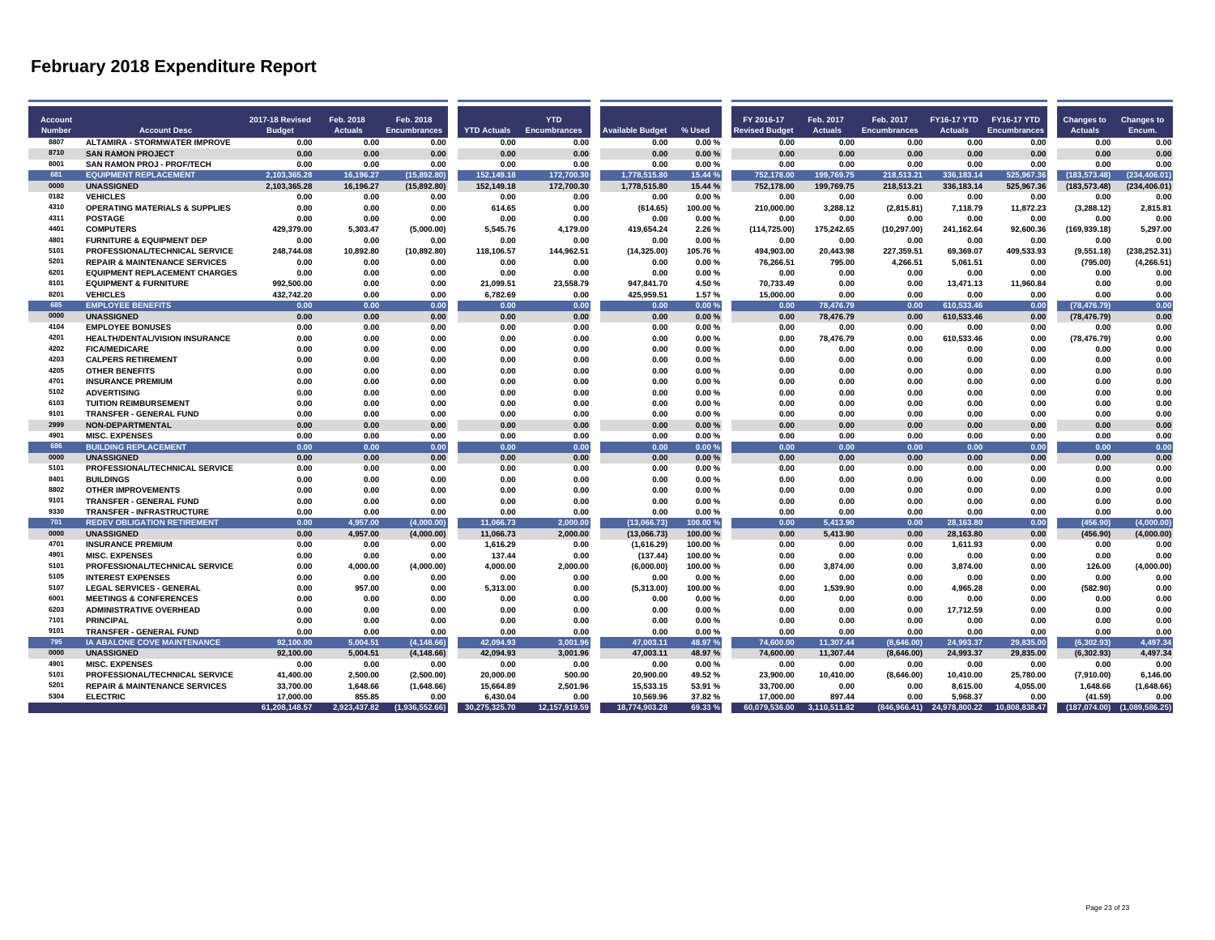# February 2018 Expenditure Report

| Account Number | Account Desc | 2017-18 Revised Budget | Feb. 2018 Actuals | Feb. 2018 Encumbrances | YTD Actuals | YTD Encumbrances | Available Budget | % Used | FY 2016-17 Revised Budget | Feb. 2017 Actuals | Feb. 2017 Encumbrances | FY16-17 YTD Actuals | FY16-17 YTD Encumbrances | Changes to Actuals | Changes to Encum. |
|---|---|---|---|---|---|---|---|---|---|---|---|---|---|---|---|
| 8807 | ALTAMIRA - STORMWATER IMPROVE | 0.00 | 0.00 | 0.00 | 0.00 | 0.00 | 0.00 | 0.00 % | 0.00 | 0.00 | 0.00 | 0.00 | 0.00 | 0.00 | 0.00 |
| 8710 | SAN RAMON PROJECT | 0.00 | 0.00 | 0.00 | 0.00 | 0.00 | 0.00 | 0.00 % | 0.00 | 0.00 | 0.00 | 0.00 | 0.00 | 0.00 | 0.00 |
| 8001 | SAN RAMON PROJ - PROF/TECH | 0.00 | 0.00 | 0.00 | 0.00 | 0.00 | 0.00 | 0.00 % | 0.00 | 0.00 | 0.00 | 0.00 | 0.00 | 0.00 | 0.00 |
| 681 | EQUIPMENT REPLACEMENT | 2,103,365.28 | 16,196.27 | (15,892.80) | 152,149.18 | 172,700.30 | 1,778,515.80 | 15.44 % | 752,178.00 | 199,769.75 | 218,513.21 | 336,183.14 | 525,967.36 | (183,573.48) | (234,406.01) |
| 0000 | UNASSIGNED | 2,103,365.28 | 16,196.27 | (15,892.80) | 152,149.18 | 172,700.30 | 1,778,515.80 | 15.44 % | 752,178.00 | 199,769.75 | 218,513.21 | 336,183.14 | 525,967.36 | (183,573.48) | (234,406.01) |
| 0182 | VEHICLES | 0.00 | 0.00 | 0.00 | 0.00 | 0.00 | 0.00 | 0.00 % | 0.00 | 0.00 | 0.00 | 0.00 | 0.00 | 0.00 | 0.00 |
| 4310 | OPERATING MATERIALS & SUPPLIES | 0.00 | 0.00 | 0.00 | 614.65 | 0.00 | (614.65) | 100.00 % | 210,000.00 | 3,288.12 | (2,815.81) | 7,118.79 | 11,872.23 | (3,288.12) | 2,815.81 |
| 4311 | POSTAGE | 0.00 | 0.00 | 0.00 | 0.00 | 0.00 | 0.00 | 0.00 % | 0.00 | 0.00 | 0.00 | 0.00 | 0.00 | 0.00 | 0.00 |
| 4401 | COMPUTERS | 429,379.00 | 5,303.47 | (5,000.00) | 5,545.76 | 4,179.00 | 419,654.24 | 2.26 % | (114,725.00) | 175,242.65 | (10,297.00) | 241,162.64 | 92,600.36 | (169,939.18) | 5,297.00 |
| 4801 | FURNITURE & EQUIPMENT DEP | 0.00 | 0.00 | 0.00 | 0.00 | 0.00 | 0.00 | 0.00 % | 0.00 | 0.00 | 0.00 | 0.00 | 0.00 | 0.00 | 0.00 |
| 5101 | PROFESSIONAL/TECHNICAL SERVICE | 248,744.08 | 10,892.80 | (10,892.80) | 118,106.57 | 144,962.51 | (14,325.00) | 105.76 % | 494,903.00 | 20,443.98 | 227,359.51 | 69,369.07 | 409,533.93 | (9,551.18) | (238,252.31) |
| 5201 | REPAIR & MAINTENANCE SERVICES | 0.00 | 0.00 | 0.00 | 0.00 | 0.00 | 0.00 | 0.00 % | 76,266.51 | 795.00 | 4,266.51 | 5,061.51 | 0.00 | (795.00) | (4,266.51) |
| 6201 | EQUIPMENT REPLACEMENT CHARGES | 0.00 | 0.00 | 0.00 | 0.00 | 0.00 | 0.00 | 0.00 % | 0.00 | 0.00 | 0.00 | 0.00 | 0.00 | 0.00 | 0.00 |
| 8101 | EQUIPMENT & FURNITURE | 992,500.00 | 0.00 | 0.00 | 21,099.51 | 23,558.79 | 947,841.70 | 4.50 % | 70,733.49 | 0.00 | 0.00 | 13,471.13 | 11,960.84 | 0.00 | 0.00 |
| 8201 | VEHICLES | 432,742.20 | 0.00 | 0.00 | 6,782.69 | 0.00 | 425,959.51 | 1.57 % | 15,000.00 | 0.00 | 0.00 | 0.00 | 0.00 | 0.00 | 0.00 |
| 685 | EMPLOYEE BENEFITS | 0.00 | 0.00 | 0.00 | 0.00 | 0.00 | 0.00 | 0.00 % | 0.00 | 78,476.79 | 0.00 | 610,533.46 | 0.00 | (78,476.79) | 0.00 |
| 0000 | UNASSIGNED | 0.00 | 0.00 | 0.00 | 0.00 | 0.00 | 0.00 | 0.00 % | 0.00 | 78,476.79 | 0.00 | 610,533.46 | 0.00 | (78,476.79) | 0.00 |
| 4104 | EMPLOYEE BONUSES | 0.00 | 0.00 | 0.00 | 0.00 | 0.00 | 0.00 | 0.00 % | 0.00 | 0.00 | 0.00 | 0.00 | 0.00 | 0.00 | 0.00 |
| 4201 | HEALTH/DENTAL/VISION INSURANCE | 0.00 | 0.00 | 0.00 | 0.00 | 0.00 | 0.00 | 0.00 % | 0.00 | 78,476.79 | 0.00 | 610,533.46 | 0.00 | (78,476.79) | 0.00 |
| 4202 | FICA/MEDICARE | 0.00 | 0.00 | 0.00 | 0.00 | 0.00 | 0.00 | 0.00 % | 0.00 | 0.00 | 0.00 | 0.00 | 0.00 | 0.00 | 0.00 |
| 4203 | CALPERS RETIREMENT | 0.00 | 0.00 | 0.00 | 0.00 | 0.00 | 0.00 | 0.00 % | 0.00 | 0.00 | 0.00 | 0.00 | 0.00 | 0.00 | 0.00 |
| 4205 | OTHER BENEFITS | 0.00 | 0.00 | 0.00 | 0.00 | 0.00 | 0.00 | 0.00 % | 0.00 | 0.00 | 0.00 | 0.00 | 0.00 | 0.00 | 0.00 |
| 4701 | INSURANCE PREMIUM | 0.00 | 0.00 | 0.00 | 0.00 | 0.00 | 0.00 | 0.00 % | 0.00 | 0.00 | 0.00 | 0.00 | 0.00 | 0.00 | 0.00 |
| 5102 | ADVERTISING | 0.00 | 0.00 | 0.00 | 0.00 | 0.00 | 0.00 | 0.00 % | 0.00 | 0.00 | 0.00 | 0.00 | 0.00 | 0.00 | 0.00 |
| 6103 | TUITION REIMBURSEMENT | 0.00 | 0.00 | 0.00 | 0.00 | 0.00 | 0.00 | 0.00 % | 0.00 | 0.00 | 0.00 | 0.00 | 0.00 | 0.00 | 0.00 |
| 9101 | TRANSFER - GENERAL FUND | 0.00 | 0.00 | 0.00 | 0.00 | 0.00 | 0.00 | 0.00 % | 0.00 | 0.00 | 0.00 | 0.00 | 0.00 | 0.00 | 0.00 |
| 2999 | NON-DEPARTMENTAL | 0.00 | 0.00 | 0.00 | 0.00 | 0.00 | 0.00 | 0.00 % | 0.00 | 0.00 | 0.00 | 0.00 | 0.00 | 0.00 | 0.00 |
| 4901 | MISC. EXPENSES | 0.00 | 0.00 | 0.00 | 0.00 | 0.00 | 0.00 | 0.00 % | 0.00 | 0.00 | 0.00 | 0.00 | 0.00 | 0.00 | 0.00 |
| 686 | BUILDING REPLACEMENT | 0.00 | 0.00 | 0.00 | 0.00 | 0.00 | 0.00 | 0.00 % | 0.00 | 0.00 | 0.00 | 0.00 | 0.00 | 0.00 | 0.00 |
| 0000 | UNASSIGNED | 0.00 | 0.00 | 0.00 | 0.00 | 0.00 | 0.00 | 0.00 % | 0.00 | 0.00 | 0.00 | 0.00 | 0.00 | 0.00 | 0.00 |
| 5101 | PROFESSIONAL/TECHNICAL SERVICE | 0.00 | 0.00 | 0.00 | 0.00 | 0.00 | 0.00 | 0.00 % | 0.00 | 0.00 | 0.00 | 0.00 | 0.00 | 0.00 | 0.00 |
| 8401 | BUILDINGS | 0.00 | 0.00 | 0.00 | 0.00 | 0.00 | 0.00 | 0.00 % | 0.00 | 0.00 | 0.00 | 0.00 | 0.00 | 0.00 | 0.00 |
| 8802 | OTHER IMPROVEMENTS | 0.00 | 0.00 | 0.00 | 0.00 | 0.00 | 0.00 | 0.00 % | 0.00 | 0.00 | 0.00 | 0.00 | 0.00 | 0.00 | 0.00 |
| 9101 | TRANSFER - GENERAL FUND | 0.00 | 0.00 | 0.00 | 0.00 | 0.00 | 0.00 | 0.00 % | 0.00 | 0.00 | 0.00 | 0.00 | 0.00 | 0.00 | 0.00 |
| 9330 | TRANSFER - INFRASTRUCTURE | 0.00 | 0.00 | 0.00 | 0.00 | 0.00 | 0.00 | 0.00 % | 0.00 | 0.00 | 0.00 | 0.00 | 0.00 | 0.00 | 0.00 |
| 701 | REDEV OBLIGATION RETIREMENT | 0.00 | 4,957.00 | (4,000.00) | 11,066.73 | 2,000.00 | (13,066.73) | 100.00 % | 0.00 | 5,413.90 | 0.00 | 28,163.80 | 0.00 | (456.90) | (4,000.00) |
| 0000 | UNASSIGNED | 0.00 | 4,957.00 | (4,000.00) | 11,066.73 | 2,000.00 | (13,066.73) | 100.00 % | 0.00 | 5,413.90 | 0.00 | 28,163.80 | 0.00 | (456.90) | (4,000.00) |
| 4701 | INSURANCE PREMIUM | 0.00 | 0.00 | 0.00 | 1,616.29 | 0.00 | (1,616.29) | 100.00 % | 0.00 | 0.00 | 0.00 | 1,611.93 | 0.00 | 0.00 | 0.00 |
| 4901 | MISC. EXPENSES | 0.00 | 0.00 | 0.00 | 137.44 | 0.00 | (137.44) | 100.00 % | 0.00 | 0.00 | 0.00 | 0.00 | 0.00 | 0.00 | 0.00 |
| 5101 | PROFESSIONAL/TECHNICAL SERVICE | 0.00 | 4,000.00 | (4,000.00) | 4,000.00 | 2,000.00 | (6,000.00) | 100.00 % | 0.00 | 3,874.00 | 0.00 | 3,874.00 | 0.00 | 126.00 | (4,000.00) |
| 5105 | INTEREST EXPENSES | 0.00 | 0.00 | 0.00 | 0.00 | 0.00 | 0.00 | 0.00 % | 0.00 | 0.00 | 0.00 | 0.00 | 0.00 | 0.00 | 0.00 |
| 5107 | LEGAL SERVICES - GENERAL | 0.00 | 957.00 | 0.00 | 5,313.00 | 0.00 | (5,313.00) | 100.00 % | 0.00 | 1,539.90 | 0.00 | 4,965.28 | 0.00 | (582.90) | 0.00 |
| 6001 | MEETINGS & CONFERENCES | 0.00 | 0.00 | 0.00 | 0.00 | 0.00 | 0.00 | 0.00 % | 0.00 | 0.00 | 0.00 | 0.00 | 0.00 | 0.00 | 0.00 |
| 6203 | ADMINISTRATIVE OVERHEAD | 0.00 | 0.00 | 0.00 | 0.00 | 0.00 | 0.00 | 0.00 % | 0.00 | 0.00 | 0.00 | 17,712.59 | 0.00 | 0.00 | 0.00 |
| 7101 | PRINCIPAL | 0.00 | 0.00 | 0.00 | 0.00 | 0.00 | 0.00 | 0.00 % | 0.00 | 0.00 | 0.00 | 0.00 | 0.00 | 0.00 | 0.00 |
| 9101 | TRANSFER - GENERAL FUND | 0.00 | 0.00 | 0.00 | 0.00 | 0.00 | 0.00 | 0.00 % | 0.00 | 0.00 | 0.00 | 0.00 | 0.00 | 0.00 | 0.00 |
| 795 | IA ABALONE COVE MAINTENANCE | 92,100.00 | 5,004.51 | (4,148.66) | 42,094.93 | 3,001.96 | 47,003.11 | 48.97 % | 74,600.00 | 11,307.44 | (8,646.00) | 24,993.37 | 29,835.00 | (6,302.93) | 4,497.34 |
| 0000 | UNASSIGNED | 92,100.00 | 5,004.51 | (4,148.66) | 42,094.93 | 3,001.96 | 47,003.11 | 48.97 % | 74,600.00 | 11,307.44 | (8,646.00) | 24,993.37 | 29,835.00 | (6,302.93) | 4,497.34 |
| 4901 | MISC. EXPENSES | 0.00 | 0.00 | 0.00 | 0.00 | 0.00 | 0.00 | 0.00 % | 0.00 | 0.00 | 0.00 | 0.00 | 0.00 | 0.00 | 0.00 |
| 5101 | PROFESSIONAL/TECHNICAL SERVICE | 41,400.00 | 2,500.00 | (2,500.00) | 20,000.00 | 500.00 | 20,900.00 | 49.52 % | 23,900.00 | 10,410.00 | (8,646.00) | 10,410.00 | 25,780.00 | (7,910.00) | 6,146.00 |
| 5201 | REPAIR & MAINTENANCE SERVICES | 33,700.00 | 1,648.66 | (1,648.66) | 15,664.89 | 2,501.96 | 15,533.15 | 53.91 % | 33,700.00 | 0.00 | 0.00 | 8,615.00 | 4,055.00 | 1,648.66 | (1,648.66) |
| 5304 | ELECTRIC | 17,000.00 | 855.85 | 0.00 | 6,430.04 | 0.00 | 10,569.96 | 37.82 % | 17,000.00 | 897.44 | 0.00 | 5,968.37 | 0.00 | (41.59) | 0.00 |
| | | 61,208,148.57 | 2,923,437.82 | (1,936,552.66) | 30,275,325.70 | 12,157,919.59 | 18,774,903.28 | 69.33 % | 60,079,536.00 | 3,110,511.82 | (846,966.41) | 24,978,800.22 | 10,808,838.47 | (187,074.00) | (1,089,586.25) |